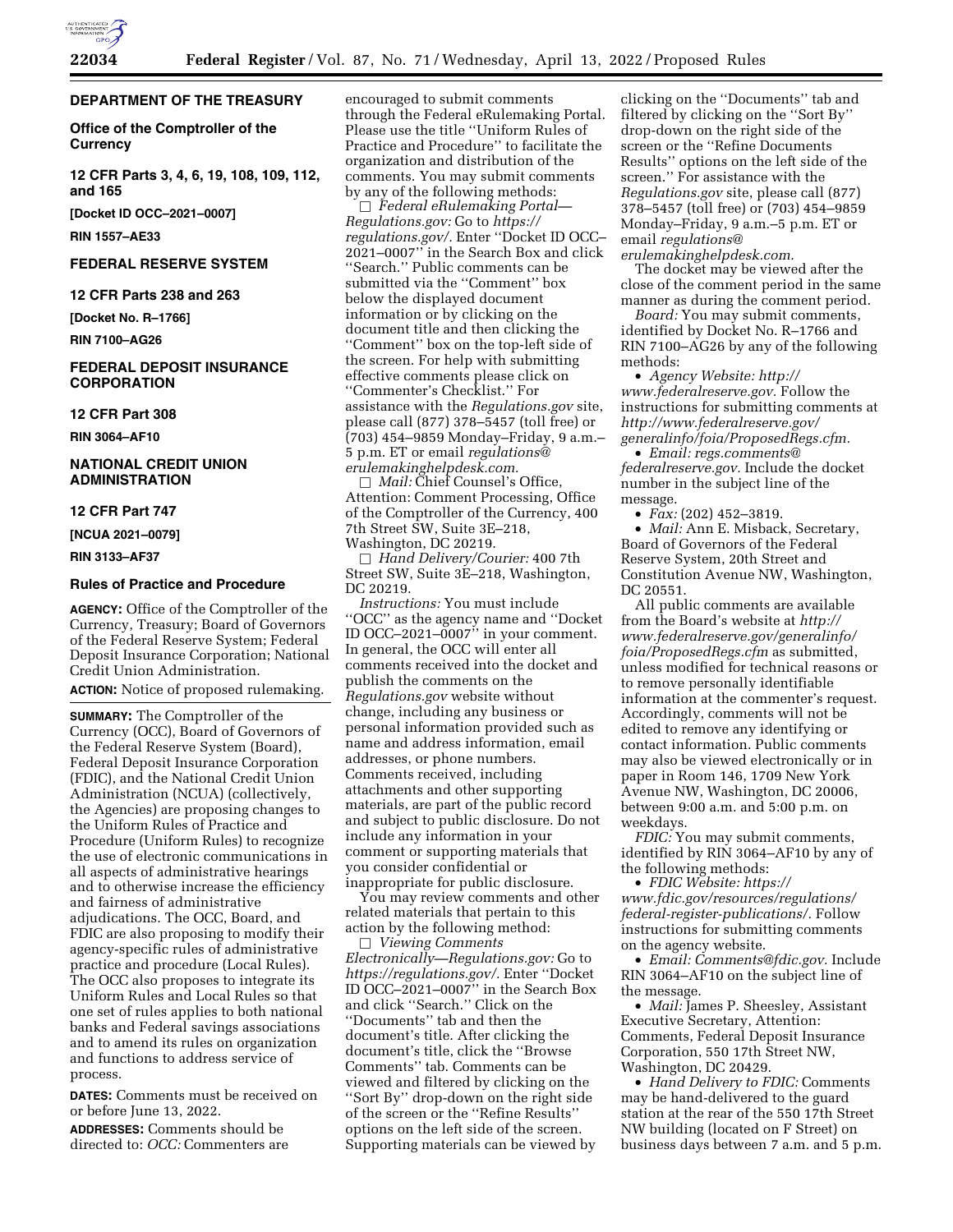## DEPARTMENT OF THE TREASURY

### Office of the Comptroller of the Currency

### 12 CFR Parts 3, 4, 6, 19, 108, 109, 112, and 165

**[Docket ID OCC–2021–0007]**

**RIN 1557–AE33**

## FEDERAL RESERVE SYSTEM

### 12 CFR Parts 238 and 263

**[Docket No. R–1766]**

**RIN 7100–AG26**

## FEDERAL DEPOSIT INSURANCE CORPORATION

### 12 CFR Part 308

**RIN 3064–AF10**

## NATIONAL CREDIT UNION ADMINISTRATION

### 12 CFR Part 747

**[NCUA 2021–0079]**

**RIN 3133–AF37**

## Rules of Practice and Procedure

**AGENCY:** Office of the Comptroller of the Currency, Treasury; Board of Governors of the Federal Reserve System; Federal Deposit Insurance Corporation; National Credit Union Administration.

**ACTION:** Notice of proposed rulemaking.

**SUMMARY:** The Comptroller of the Currency (OCC), Board of Governors of the Federal Reserve System (Board), Federal Deposit Insurance Corporation (FDIC), and the National Credit Union Administration (NCUA) (collectively, the Agencies) are proposing changes to the Uniform Rules of Practice and Procedure (Uniform Rules) to recognize the use of electronic communications in all aspects of administrative hearings and to otherwise increase the efficiency and fairness of administrative adjudications. The OCC, Board, and FDIC are also proposing to modify their agency-specific rules of administrative practice and procedure (Local Rules). The OCC also proposes to integrate its Uniform Rules and Local Rules so that one set of rules applies to both national banks and Federal savings associations and to amend its rules on organization and functions to address service of process.

**DATES:** Comments must be received on or before June 13, 2022.

**ADDRESSES:** Comments should be directed to: *OCC:* Commenters are encouraged to submit comments through the Federal eRulemaking Portal. Please use the title ''Uniform Rules of Practice and Procedure'' to facilitate the organization and distribution of the comments. You may submit comments by any of the following methods:

☐ *Federal eRulemaking Portal—Regulations.gov:* Go to *https://regulations.gov/.* Enter ''Docket ID OCC–2021–0007'' in the Search Box and click ''Search.'' Public comments can be submitted via the ''Comment'' box below the displayed document information or by clicking on the document title and then clicking the ''Comment'' box on the top-left side of the screen. For help with submitting effective comments please click on ''Commenter's Checklist.'' For assistance with the *Regulations.gov* site, please call (877) 378–5457 (toll free) or (703) 454–9859 Monday–Friday, 9 a.m.–5 p.m. ET or email *regulations@erulemakinghelpdesk.com.*

☐ *Mail:* Chief Counsel's Office, Attention: Comment Processing, Office of the Comptroller of the Currency, 400 7th Street SW, Suite 3E–218, Washington, DC 20219.

☐ *Hand Delivery/Courier:* 400 7th Street SW, Suite 3E–218, Washington, DC 20219.

*Instructions:* You must include ''OCC'' as the agency name and ''Docket ID OCC–2021–0007'' in your comment. In general, the OCC will enter all comments received into the docket and publish the comments on the *Regulations.gov* website without change, including any business or personal information provided such as name and address information, email addresses, or phone numbers. Comments received, including attachments and other supporting materials, are part of the public record and subject to public disclosure. Do not include any information in your comment or supporting materials that you consider confidential or inappropriate for public disclosure.

You may review comments and other related materials that pertain to this action by the following method:

☐ *Viewing Comments Electronically—Regulations.gov:* Go to *https://regulations.gov/.* Enter ''Docket ID OCC–2021–0007'' in the Search Box and click ''Search.'' Click on the ''Documents'' tab and then the document's title. After clicking the document's title, click the ''Browse Comments'' tab. Comments can be viewed and filtered by clicking on the ''Sort By'' drop-down on the right side of the screen or the ''Refine Results'' options on the left side of the screen. Supporting materials can be viewed by clicking on the ''Documents'' tab and filtered by clicking on the ''Sort By'' drop-down on the right side of the screen or the ''Refine Documents Results'' options on the left side of the screen.'' For assistance with the *Regulations.gov* site, please call (877) 378–5457 (toll free) or (703) 454–9859 Monday–Friday, 9 a.m.–5 p.m. ET or email *regulations@erulemakinghelpdesk.com.*

The docket may be viewed after the close of the comment period in the same manner as during the comment period.

*Board:* You may submit comments, identified by Docket No. R–1766 and RIN 7100–AG26 by any of the following methods:

- *Agency Website: http://www.federalreserve.gov.* Follow the instructions for submitting comments at *http://www.federalreserve.gov/generalinfo/foia/ProposedRegs.cfm.*
- *Email: regs.comments@federalreserve.gov.* Include the docket number in the subject line of the message.
- *Fax:* (202) 452–3819.
- *Mail:* Ann E. Misback, Secretary, Board of Governors of the Federal Reserve System, 20th Street and Constitution Avenue NW, Washington, DC 20551.

All public comments are available from the Board's website at *http://www.federalreserve.gov/generalinfo/foia/ProposedRegs.cfm* as submitted, unless modified for technical reasons or to remove personally identifiable information at the commenter's request. Accordingly, comments will not be edited to remove any identifying or contact information. Public comments may also be viewed electronically or in paper in Room 146, 1709 New York Avenue NW, Washington, DC 20006, between 9:00 a.m. and 5:00 p.m. on weekdays.

*FDIC:* You may submit comments, identified by RIN 3064–AF10 by any of the following methods:

- *FDIC Website: https://www.fdic.gov/resources/regulations/federal-register-publications/.* Follow instructions for submitting comments on the agency website.
- *Email: Comments@fdic.gov.* Include RIN 3064–AF10 on the subject line of the message.
- *Mail:* James P. Sheesley, Assistant Executive Secretary, Attention: Comments, Federal Deposit Insurance Corporation, 550 17th Street NW, Washington, DC 20429.
- *Hand Delivery to FDIC:* Comments may be hand-delivered to the guard station at the rear of the 550 17th Street NW building (located on F Street) on business days between 7 a.m. and 5 p.m.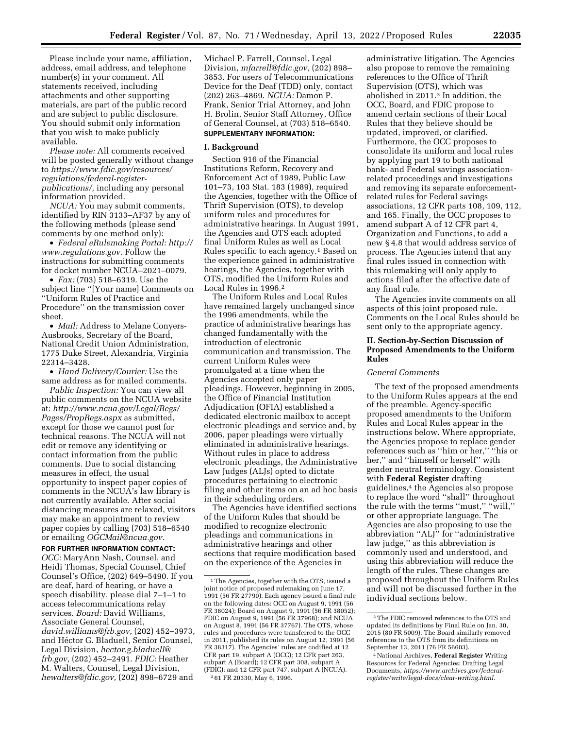Please include your name, affiliation, address, email address, and telephone number(s) in your comment. All statements received, including attachments and other supporting materials, are part of the public record and are subject to public disclosure. You should submit only information that you wish to make publicly available.

*Please note:* All comments received will be posted generally without change to *https://www.fdic.gov/resources/regulations/federal-register-publications/,* including any personal information provided.

*NCUA:* You may submit comments, identified by RIN 3133–AF37 by any of the following methods (please send comments by one method only):

• *Federal eRulemaking Portal: http://www.regulations.gov.* Follow the instructions for submitting comments for docket number NCUA–2021–0079.

• *Fax:* (703) 518–6319. Use the subject line ''[Your name] Comments on ''Uniform Rules of Practice and Procedure'' on the transmission cover sheet.

• *Mail:* Address to Melane Conyers-Ausbrooks, Secretary of the Board, National Credit Union Administration, 1775 Duke Street, Alexandria, Virginia 22314–3428.

• *Hand Delivery/Courier:* Use the same address as for mailed comments.

*Public Inspection:* You can view all public comments on the NCUA website at: *http://www.ncua.gov/Legal/Regs/Pages/PropRegs.aspx* as submitted, except for those we cannot post for technical reasons. The NCUA will not edit or remove any identifying or contact information from the public comments. Due to social distancing measures in effect, the usual opportunity to inspect paper copies of comments in the NCUA's law library is not currently available. After social distancing measures are relaxed, visitors may make an appointment to review paper copies by calling (703) 518–6540 or emailing *OGCMail@ncua.gov.*

**FOR FURTHER INFORMATION CONTACT:**

*OCC:* MaryAnn Nash, Counsel, and Heidi Thomas, Special Counsel, Chief Counsel's Office, (202) 649–5490. If you are deaf, hard of hearing, or have a speech disability, please dial 7–1–1 to access telecommunications relay services. *Board:* David Williams, Associate General Counsel, *david.williams@frb.gov,* (202) 452–3973, and Héctor G. Bladuell, Senior Counsel, Legal Division, *hector.g.bladuell@frb.gov,* (202) 452–2491. *FDIC:* Heather M. Walters, Counsel, Legal Division, *hewalters@fdic.gov,* (202) 898–6729 and Michael P. Farrell, Counsel, Legal Division, *mfarrell@fdic.gov,* (202) 898–3853. For users of Telecommunications Device for the Deaf (TDD) only, contact (202) 263–4869. *NCUA:* Damon P. Frank, Senior Trial Attorney, and John H. Brolin, Senior Staff Attorney, Office of General Counsel, at (703) 518–6540.

**SUPPLEMENTARY INFORMATION:**

## I. Background

Section 916 of the Financial Institutions Reform, Recovery and Enforcement Act of 1989, Public Law 101–73, 103 Stat. 183 (1989), required the Agencies, together with the Office of Thrift Supervision (OTS), to develop uniform rules and procedures for administrative hearings. In August 1991, the Agencies and OTS each adopted final Uniform Rules as well as Local Rules specific to each agency.[1] Based on the experience gained in administrative hearings, the Agencies, together with OTS, modified the Uniform Rules and Local Rules in 1996.[2]

The Uniform Rules and Local Rules have remained largely unchanged since the 1996 amendments, while the practice of administrative hearings has changed fundamentally with the introduction of electronic communication and transmission. The current Uniform Rules were promulgated at a time when the Agencies accepted only paper pleadings. However, beginning in 2005, the Office of Financial Institution Adjudication (OFIA) established a dedicated electronic mailbox to accept electronic pleadings and service and, by 2006, paper pleadings were virtually eliminated in administrative hearings. Without rules in place to address electronic pleadings, the Administrative Law Judges (ALJs) opted to dictate procedures pertaining to electronic filing and other items on an ad hoc basis in their scheduling orders.

The Agencies have identified sections of the Uniform Rules that should be modified to recognize electronic pleadings and communications in administrative hearings and other sections that require modification based on the experience of the Agencies in administrative litigation. The Agencies also propose to remove the remaining references to the Office of Thrift Supervision (OTS), which was abolished in 2011.[3] In addition, the OCC, Board, and FDIC propose to amend certain sections of their Local Rules that they believe should be updated, improved, or clarified. Furthermore, the OCC proposes to consolidate its uniform and local rules by applying part 19 to both national bank- and Federal savings association-related proceedings and investigations and removing its separate enforcement-related rules for Federal savings associations, 12 CFR parts 108, 109, 112, and 165. Finally, the OCC proposes to amend subpart A of 12 CFR part 4, Organization and Functions, to add a new § 4.8 that would address service of process. The Agencies intend that any final rules issued in connection with this rulemaking will only apply to actions filed after the effective date of any final rule.

The Agencies invite comments on all aspects of this joint proposed rule. Comments on the Local Rules should be sent only to the appropriate agency.

## II. Section-by-Section Discussion of Proposed Amendments to the Uniform Rules

### *General Comments*

The text of the proposed amendments to the Uniform Rules appears at the end of the preamble. Agency-specific proposed amendments to the Uniform Rules and Local Rules appear in the instructions below. Where appropriate, the Agencies propose to replace gender references such as ''him or her,'' ''his or her,'' and ''himself or herself'' with gender neutral terminology. Consistent with **Federal Register** drafting guidelines,[4] the Agencies also propose to replace the word ''shall'' throughout the rule with the terms ''must,'' ''will,'' or other appropriate language. The Agencies are also proposing to use the abbreviation ''ALJ'' for ''administrative law judge,'' as this abbreviation is commonly used and understood, and using this abbreviation will reduce the length of the rules. These changes are proposed throughout the Uniform Rules and will not be discussed further in the individual sections below.

---

[1] The Agencies, together with the OTS, issued a joint notice of proposed rulemaking on June 17, 1991 (56 FR 27790). Each agency issued a final rule on the following dates: OCC on August 9, 1991 (56 FR 38024); Board on August 9, 1991 (56 FR 38052); FDIC on August 9, 1991 (56 FR 37968); and NCUA on August 8, 1991 (56 FR 37767). The OTS, whose rules and procedures were transferred to the OCC in 2011, published its rules on August 12, 1991 (56 FR 38317). The Agencies' rules are codified at 12 CFR part 19, subpart A (OCC); 12 CFR part 263, subpart A (Board); 12 CFR part 308, subpart A (FDIC); and 12 CFR part 747, subpart A (NCUA).

[2] 61 FR 20330, May 6, 1996.

[3] The FDIC removed references to the OTS and updated its definitions by Final Rule on Jan. 30, 2015 (80 FR 5009). The Board similarly removed references to the OTS from its definitions on September 13, 2011 (76 FR 56603).

[4] National Archives, **Federal Register** Writing Resources for Federal Agencies: Drafting Legal Documents, *https://www.archives.gov/federal-register/write/legal-docs/clear-writing.html.*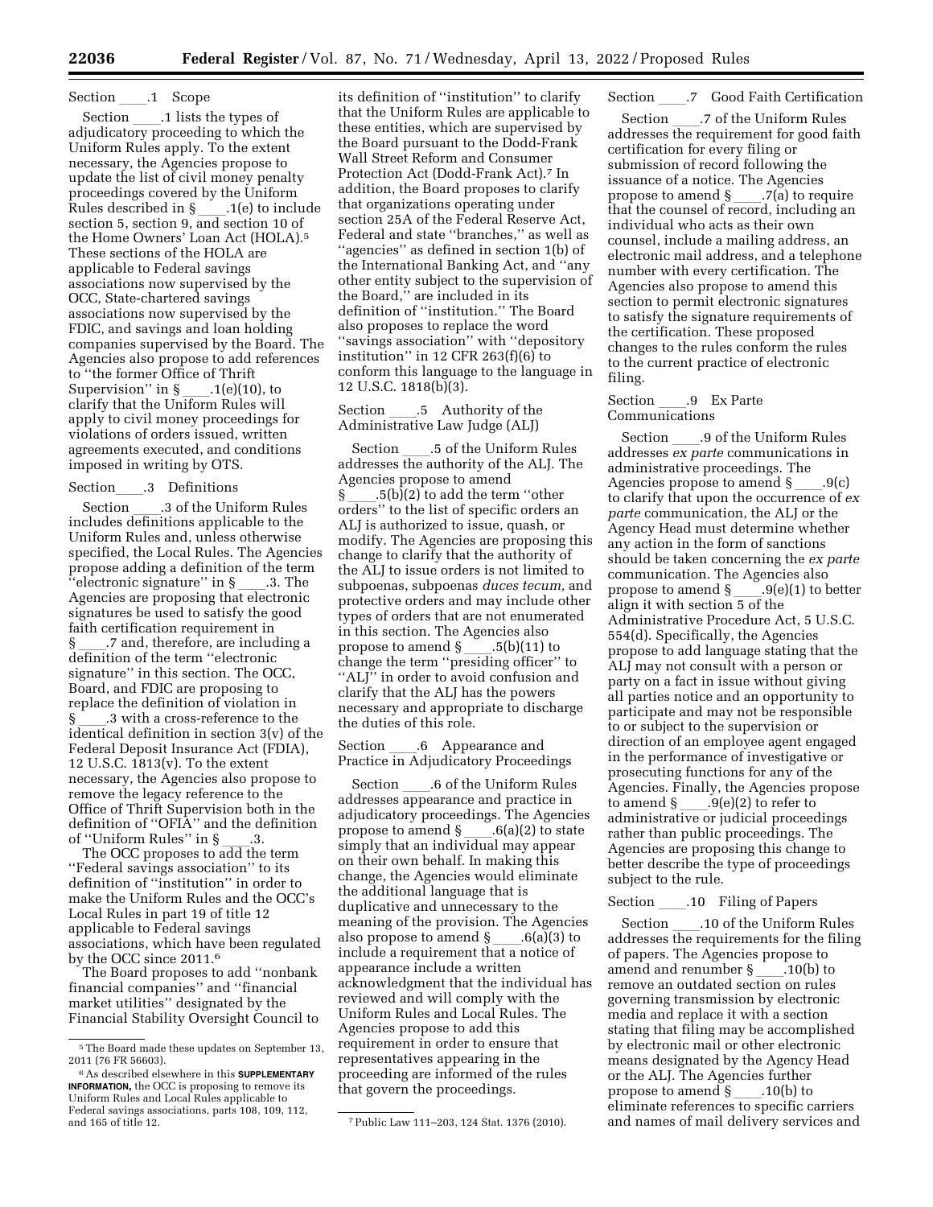Section ____.1 Scope

Section ____.1 lists the types of adjudicatory proceeding to which the Uniform Rules apply. To the extent necessary, the Agencies propose to update the list of civil money penalty proceedings covered by the Uniform Rules described in § ____.1(e) to include section 5, section 9, and section 10 of the Home Owners' Loan Act (HOLA).[5] These sections of the HOLA are applicable to Federal savings associations now supervised by the OCC, State-chartered savings associations now supervised by the FDIC, and savings and loan holding companies supervised by the Board. The Agencies also propose to add references to "the former Office of Thrift Supervision" in § ____.1(e)(10), to clarify that the Uniform Rules will apply to civil money proceedings for violations of orders issued, written agreements executed, and conditions imposed in writing by OTS.

Section ____.3 Definitions

Section ____.3 of the Uniform Rules includes definitions applicable to the Uniform Rules and, unless otherwise specified, the Local Rules. The Agencies propose adding a definition of the term "electronic signature" in § ____.3. The Agencies are proposing that electronic signatures be used to satisfy the good faith certification requirement in § ____.7 and, therefore, are including a definition of the term "electronic signature" in this section. The OCC, Board, and FDIC are proposing to replace the definition of violation in § ____.3 with a cross-reference to the identical definition in section 3(v) of the Federal Deposit Insurance Act (FDIA), 12 U.S.C. 1813(v). To the extent necessary, the Agencies also propose to remove the legacy reference to the Office of Thrift Supervision both in the definition of "OFIA" and the definition of "Uniform Rules" in § ____.3.

The OCC proposes to add the term "Federal savings association" to its definition of "institution" in order to make the Uniform Rules and the OCC's Local Rules in part 19 of title 12 applicable to Federal savings associations, which have been regulated by the OCC since 2011.[6]

The Board proposes to add "nonbank financial companies" and "financial market utilities" designated by the Financial Stability Oversight Council to its definition of "institution" to clarify that the Uniform Rules are applicable to these entities, which are supervised by the Board pursuant to the Dodd-Frank Wall Street Reform and Consumer Protection Act (Dodd-Frank Act).[7] In addition, the Board proposes to clarify that organizations operating under section 25A of the Federal Reserve Act, Federal and state "branches," as well as "agencies" as defined in section 1(b) of the International Banking Act, and "any other entity subject to the supervision of the Board," are included in its definition of "institution." The Board also proposes to replace the word "savings association" with "depository institution" in 12 CFR 263(f)(6) to conform this language to the language in 12 U.S.C. 1818(b)(3).

Section ____.5 Authority of the Administrative Law Judge (ALJ)

Section ____.5 of the Uniform Rules addresses the authority of the ALJ. The Agencies propose to amend § ____.5(b)(2) to add the term "other orders" to the list of specific orders an ALJ is authorized to issue, quash, or modify. The Agencies are proposing this change to clarify that the authority of the ALJ to issue orders is not limited to subpoenas, subpoenas *duces tecum,* and protective orders and may include other types of orders that are not enumerated in this section. The Agencies also propose to amend § ____.5(b)(11) to change the term "presiding officer" to "ALJ" in order to avoid confusion and clarify that the ALJ has the powers necessary and appropriate to discharge the duties of this role.

Section ____.6 Appearance and Practice in Adjudicatory Proceedings

Section ____.6 of the Uniform Rules addresses appearance and practice in adjudicatory proceedings. The Agencies propose to amend § ____.6(a)(2) to state simply that an individual may appear on their own behalf. In making this change, the Agencies would eliminate the additional language that is duplicative and unnecessary to the meaning of the provision. The Agencies also propose to amend § ____.6(a)(3) to include a requirement that a notice of appearance include a written acknowledgment that the individual has reviewed and will comply with the Uniform Rules and Local Rules. The Agencies propose to add this requirement in order to ensure that representatives appearing in the proceeding are informed of the rules that govern the proceedings.

Section ____.7 Good Faith Certification

Section ____.7 of the Uniform Rules addresses the requirement for good faith certification for every filing or submission of record following the issuance of a notice. The Agencies propose to amend § ____.7(a) to require that the counsel of record, including an individual who acts as their own counsel, include a mailing address, an electronic mail address, and a telephone number with every certification. The Agencies also propose to amend this section to permit electronic signatures to satisfy the signature requirements of the certification. These proposed changes to the rules conform the rules to the current practice of electronic filing.

Section ____.9 Ex Parte Communications

Section ____.9 of the Uniform Rules addresses *ex parte* communications in administrative proceedings. The Agencies propose to amend § ____.9(c) to clarify that upon the occurrence of *ex parte* communication, the ALJ or the Agency Head must determine whether any action in the form of sanctions should be taken concerning the *ex parte* communication. The Agencies also propose to amend § ____.9(e)(1) to better align it with section 5 of the Administrative Procedure Act, 5 U.S.C. 554(d). Specifically, the Agencies propose to add language stating that the ALJ may not consult with a person or party on a fact in issue without giving all parties notice and an opportunity to participate and may not be responsible to or subject to the supervision or direction of an employee agent engaged in the performance of investigative or prosecuting functions for any of the Agencies. Finally, the Agencies propose to amend § ____.9(e)(2) to refer to administrative or judicial proceedings rather than public proceedings. The Agencies are proposing this change to better describe the type of proceedings subject to the rule.

Section ____.10 Filing of Papers

Section ____.10 of the Uniform Rules addresses the requirements for the filing of papers. The Agencies propose to amend and renumber § ____.10(b) to remove an outdated section on rules governing transmission by electronic media and replace it with a section stating that filing may be accomplished by electronic mail or other electronic means designated by the Agency Head or the ALJ. The Agencies further propose to amend § ____.10(b) to eliminate references to specific carriers and names of mail delivery services and

[5] The Board made these updates on September 13, 2011 (76 FR 56603).

[6] As described elsewhere in this **SUPPLEMENTARY INFORMATION,** the OCC is proposing to remove its Uniform Rules and Local Rules applicable to Federal savings associations, parts 108, 109, 112, and 165 of title 12.

[7] Public Law 111–203, 124 Stat. 1376 (2010).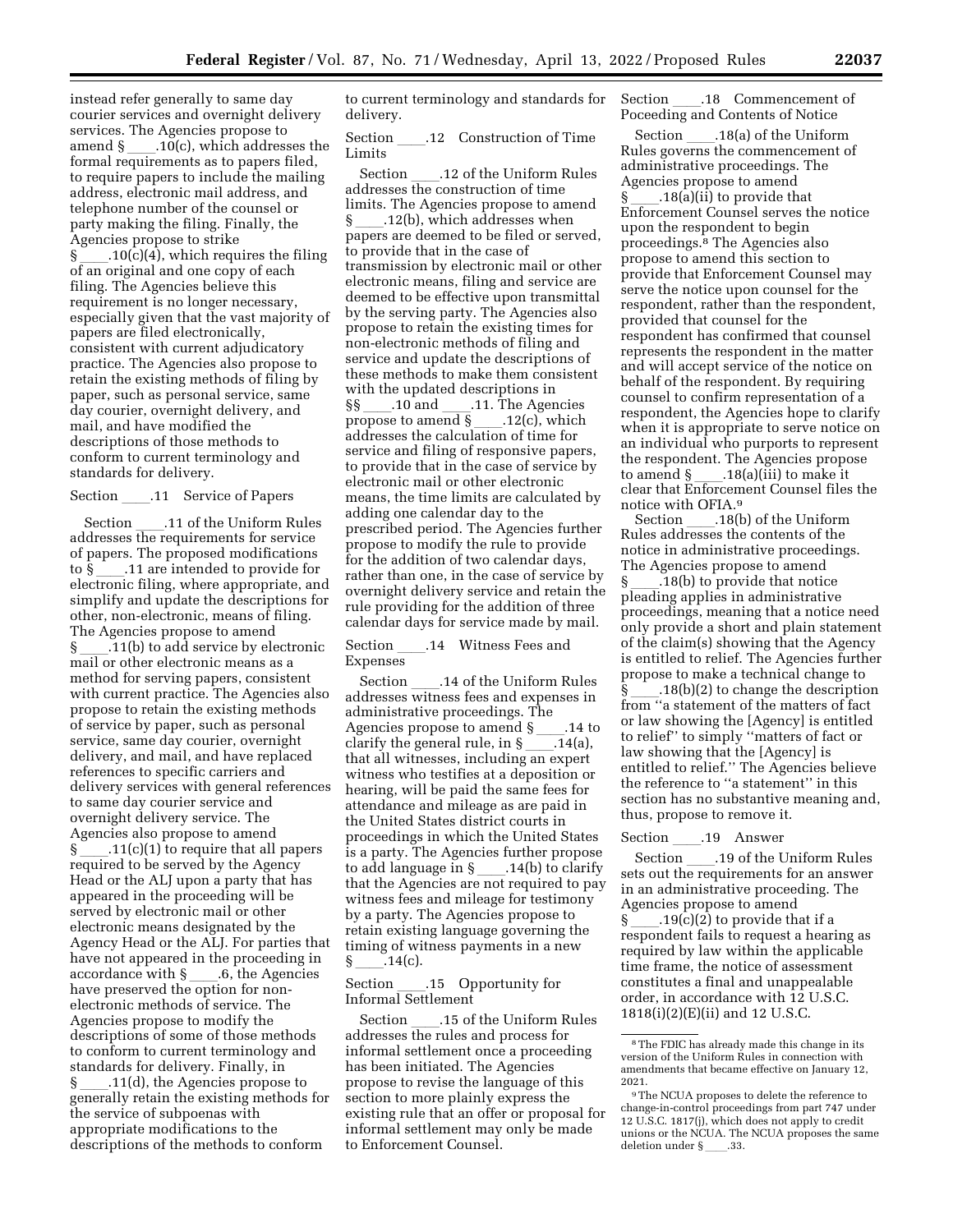instead refer generally to same day courier services and overnight delivery services. The Agencies propose to amend § ____.10(c), which addresses the formal requirements as to papers filed, to require papers to include the mailing address, electronic mail address, and telephone number of the counsel or party making the filing. Finally, the Agencies propose to strike § ____.10(c)(4), which requires the filing of an original and one copy of each filing. The Agencies believe this requirement is no longer necessary, especially given that the vast majority of papers are filed electronically, consistent with current adjudicatory practice. The Agencies also propose to retain the existing methods of filing by paper, such as personal service, same day courier, overnight delivery, and mail, and have modified the descriptions of those methods to conform to current terminology and standards for delivery.

Section ____.11 Service of Papers

Section ____.11 of the Uniform Rules addresses the requirements for service of papers. The proposed modifications to § ____.11 are intended to provide for electronic filing, where appropriate, and simplify and update the descriptions for other, non-electronic, means of filing. The Agencies propose to amend § ____.11(b) to add service by electronic mail or other electronic means as a method for serving papers, consistent with current practice. The Agencies also propose to retain the existing methods of service by paper, such as personal service, same day courier, overnight delivery, and mail, and have replaced references to specific carriers and delivery services with general references to same day courier service and overnight delivery service. The Agencies also propose to amend § ____.11(c)(1) to require that all papers required to be served by the Agency Head or the ALJ upon a party that has appeared in the proceeding will be served by electronic mail or other electronic means designated by the Agency Head or the ALJ. For parties that have not appeared in the proceeding in accordance with § ____.6, the Agencies have preserved the option for non-electronic methods of service. The Agencies propose to modify the descriptions of some of those methods to conform to current terminology and standards for delivery. Finally, in § ____.11(d), the Agencies propose to generally retain the existing methods for the service of subpoenas with appropriate modifications to the descriptions of the methods to conform to current terminology and standards for delivery.

Section ____.12 Construction of Time Limits

Section ____.12 of the Uniform Rules addresses the construction of time limits. The Agencies propose to amend § ____.12(b), which addresses when papers are deemed to be filed or served, to provide that in the case of transmission by electronic mail or other electronic means, filing and service are deemed to be effective upon transmittal by the serving party. The Agencies also propose to retain the existing times for non-electronic methods of filing and service and update the descriptions of these methods to make them consistent with the updated descriptions in §§ ____.10 and ____.11. The Agencies propose to amend § ____.12(c), which addresses the calculation of time for service and filing of responsive papers, to provide that in the case of service by electronic mail or other electronic means, the time limits are calculated by adding one calendar day to the prescribed period. The Agencies further propose to modify the rule to provide for the addition of two calendar days, rather than one, in the case of service by overnight delivery service and retain the rule providing for the addition of three calendar days for service made by mail.

Section ____.14 Witness Fees and Expenses

Section ____.14 of the Uniform Rules addresses witness fees and expenses in administrative proceedings. The Agencies propose to amend § ____.14 to clarify the general rule, in § ____.14(a), that all witnesses, including an expert witness who testifies at a deposition or hearing, will be paid the same fees for attendance and mileage as are paid in the United States district courts in proceedings in which the United States is a party. The Agencies further propose to add language in § ____.14(b) to clarify that the Agencies are not required to pay witness fees and mileage for testimony by a party. The Agencies propose to retain existing language governing the timing of witness payments in a new § ____.14(c).

Section ____.15 Opportunity for Informal Settlement

Section ____.15 of the Uniform Rules addresses the rules and process for informal settlement once a proceeding has been initiated. The Agencies propose to revise the language of this section to more plainly express the existing rule that an offer or proposal for informal settlement may only be made to Enforcement Counsel.

Section ____.18 Commencement of Poceeding and Contents of Notice

Section ____.18(a) of the Uniform Rules governs the commencement of administrative proceedings. The Agencies propose to amend § ____.18(a)(ii) to provide that Enforcement Counsel serves the notice upon the respondent to begin proceedings.[8] The Agencies also propose to amend this section to provide that Enforcement Counsel may serve the notice upon counsel for the respondent, rather than the respondent, provided that counsel for the respondent has confirmed that counsel represents the respondent in the matter and will accept service of the notice on behalf of the respondent. By requiring counsel to confirm representation of a respondent, the Agencies hope to clarify when it is appropriate to serve notice on an individual who purports to represent the respondent. The Agencies propose to amend § ____.18(a)(iii) to make it clear that Enforcement Counsel files the notice with OFIA.[9]

Section ____.18(b) of the Uniform Rules addresses the contents of the notice in administrative proceedings. The Agencies propose to amend § ____.18(b) to provide that notice pleading applies in administrative proceedings, meaning that a notice need only provide a short and plain statement of the claim(s) showing that the Agency is entitled to relief. The Agencies further propose to make a technical change to § ____.18(b)(2) to change the description from "a statement of the matters of fact or law showing the [Agency] is entitled to relief" to simply "matters of fact or law showing that the [Agency] is entitled to relief." The Agencies believe the reference to "a statement" in this section has no substantive meaning and, thus, propose to remove it.

Section ____.19 Answer

Section ____.19 of the Uniform Rules sets out the requirements for an answer in an administrative proceeding. The Agencies propose to amend § ____.19(c)(2) to provide that if a respondent fails to request a hearing as required by law within the applicable time frame, the notice of assessment constitutes a final and unappealable order, in accordance with 12 U.S.C. 1818(i)(2)(E)(ii) and 12 U.S.C.

[8] The FDIC has already made this change in its version of the Uniform Rules in connection with amendments that became effective on January 12, 2021.

[9] The NCUA proposes to delete the reference to change-in-control proceedings from part 747 under 12 U.S.C. 1817(j), which does not apply to credit unions or the NCUA. The NCUA proposes the same deletion under § ____.33.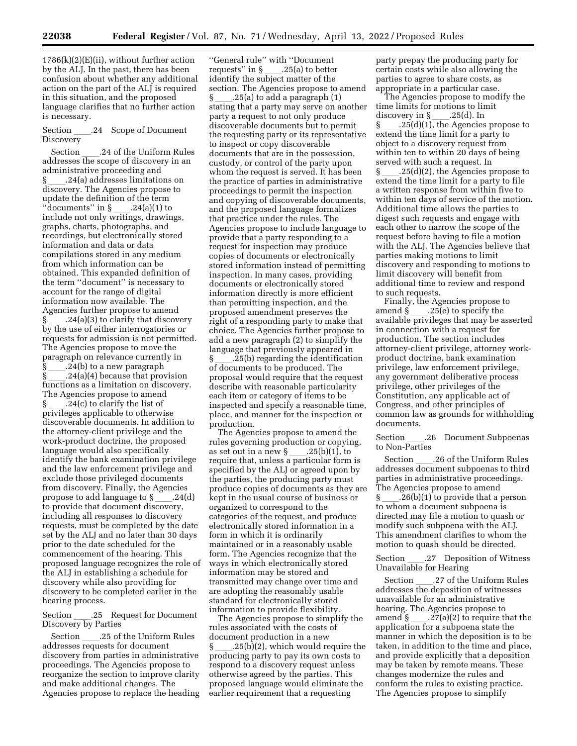1786(k)(2)(E)(ii), without further action by the ALJ. In the past, there has been confusion about whether any additional action on the part of the ALJ is required in this situation, and the proposed language clarifies that no further action is necessary.

### Section ____.24 Scope of Document Discovery

Section ____.24 of the Uniform Rules addresses the scope of discovery in an administrative proceeding and § ____.24(a) addresses limitations on discovery. The Agencies propose to update the definition of the term ''documents'' in § ____.24(a)(1) to include not only writings, drawings, graphs, charts, photographs, and recordings, but electronically stored information and data or data compilations stored in any medium from which information can be obtained. This expanded definition of the term ''document'' is necessary to account for the range of digital information now available. The Agencies further propose to amend § ____.24(a)(3) to clarify that discovery by the use of either interrogatories or requests for admission is not permitted. The Agencies propose to move the paragraph on relevance currently in § ____.24(b) to a new paragraph § ____.24(a)(4) because that provision functions as a limitation on discovery. The Agencies propose to amend § ____.24(c) to clarify the list of privileges applicable to otherwise discoverable documents. In addition to the attorney-client privilege and the work-product doctrine, the proposed language would also specifically identify the bank examination privilege and the law enforcement privilege and exclude those privileged documents from discovery. Finally, the Agencies propose to add language to § ____.24(d) to provide that document discovery, including all responses to discovery requests, must be completed by the date set by the ALJ and no later than 30 days prior to the date scheduled for the commencement of the hearing. This proposed language recognizes the role of the ALJ in establishing a schedule for discovery while also providing for discovery to be completed earlier in the hearing process.

### Section ____.25 Request for Document Discovery by Parties

Section ____.25 of the Uniform Rules addresses requests for document discovery from parties in administrative proceedings. The Agencies propose to reorganize the section to improve clarity and make additional changes. The Agencies propose to replace the heading ''General rule'' with ''Document requests'' in § ____.25(a) to better identify the subject matter of the section. The Agencies propose to amend § ____.25(a) to add a paragraph (1) stating that a party may serve on another party a request to not only produce discoverable documents but to permit the requesting party or its representative to inspect or copy discoverable documents that are in the possession, custody, or control of the party upon whom the request is served. It has been the practice of parties in administrative proceedings to permit the inspection and copying of discoverable documents, and the proposed language formalizes that practice under the rules. The Agencies propose to include language to provide that a party responding to a request for inspection may produce copies of documents or electronically stored information instead of permitting inspection. In many cases, providing documents or electronically stored information directly is more efficient than permitting inspection, and the proposed amendment preserves the right of a responding party to make that choice. The Agencies further propose to add a new paragraph (2) to simplify the language that previously appeared in § ____.25(b) regarding the identification of documents to be produced. The proposal would require that the request describe with reasonable particularity each item or category of items to be inspected and specify a reasonable time, place, and manner for the inspection or production.

The Agencies propose to amend the rules governing production or copying, as set out in a new § ____.25(b)(1), to require that, unless a particular form is specified by the ALJ or agreed upon by the parties, the producing party must produce copies of documents as they are kept in the usual course of business or organized to correspond to the categories of the request, and produce electronically stored information in a form in which it is ordinarily maintained or in a reasonably usable form. The Agencies recognize that the ways in which electronically stored information may be stored and transmitted may change over time and are adopting the reasonably usable standard for electronically stored information to provide flexibility.

The Agencies propose to simplify the rules associated with the costs of document production in a new § ____.25(b)(2), which would require the producing party to pay its own costs to respond to a discovery request unless otherwise agreed by the parties. This proposed language would eliminate the earlier requirement that a requesting party prepay the producing party for certain costs while also allowing the parties to agree to share costs, as appropriate in a particular case.

The Agencies propose to modify the time limits for motions to limit discovery in § ____.25(d). In § ____.25(d)(1), the Agencies propose to extend the time limit for a party to object to a discovery request from within ten to within 20 days of being served with such a request. In § ____.25(d)(2), the Agencies propose to extend the time limit for a party to file a written response from within five to within ten days of service of the motion. Additional time allows the parties to digest such requests and engage with each other to narrow the scope of the request before having to file a motion with the ALJ. The Agencies believe that parties making motions to limit discovery and responding to motions to limit discovery will benefit from additional time to review and respond to such requests.

Finally, the Agencies propose to amend § ____.25(e) to specify the available privileges that may be asserted in connection with a request for production. The section includes attorney-client privilege, attorney work-product doctrine, bank examination privilege, law enforcement privilege, any government deliberative process privilege, other privileges of the Constitution, any applicable act of Congress, and other principles of common law as grounds for withholding documents.

### Section ____.26 Document Subpoenas to Non-Parties

Section ____.26 of the Uniform Rules addresses document subpoenas to third parties in administrative proceedings. The Agencies propose to amend § ____.26(b)(1) to provide that a person to whom a document subpoena is directed may file a motion to quash or modify such subpoena with the ALJ. This amendment clarifies to whom the motion to quash should be directed.

### Section ____.27 Deposition of Witness Unavailable for Hearing

Section ____.27 of the Uniform Rules addresses the deposition of witnesses unavailable for an administrative hearing. The Agencies propose to amend § ____.27(a)(2) to require that the application for a subpoena state the manner in which the deposition is to be taken, in addition to the time and place, and provide explicitly that a deposition may be taken by remote means. These changes modernize the rules and conform the rules to existing practice. The Agencies propose to simplify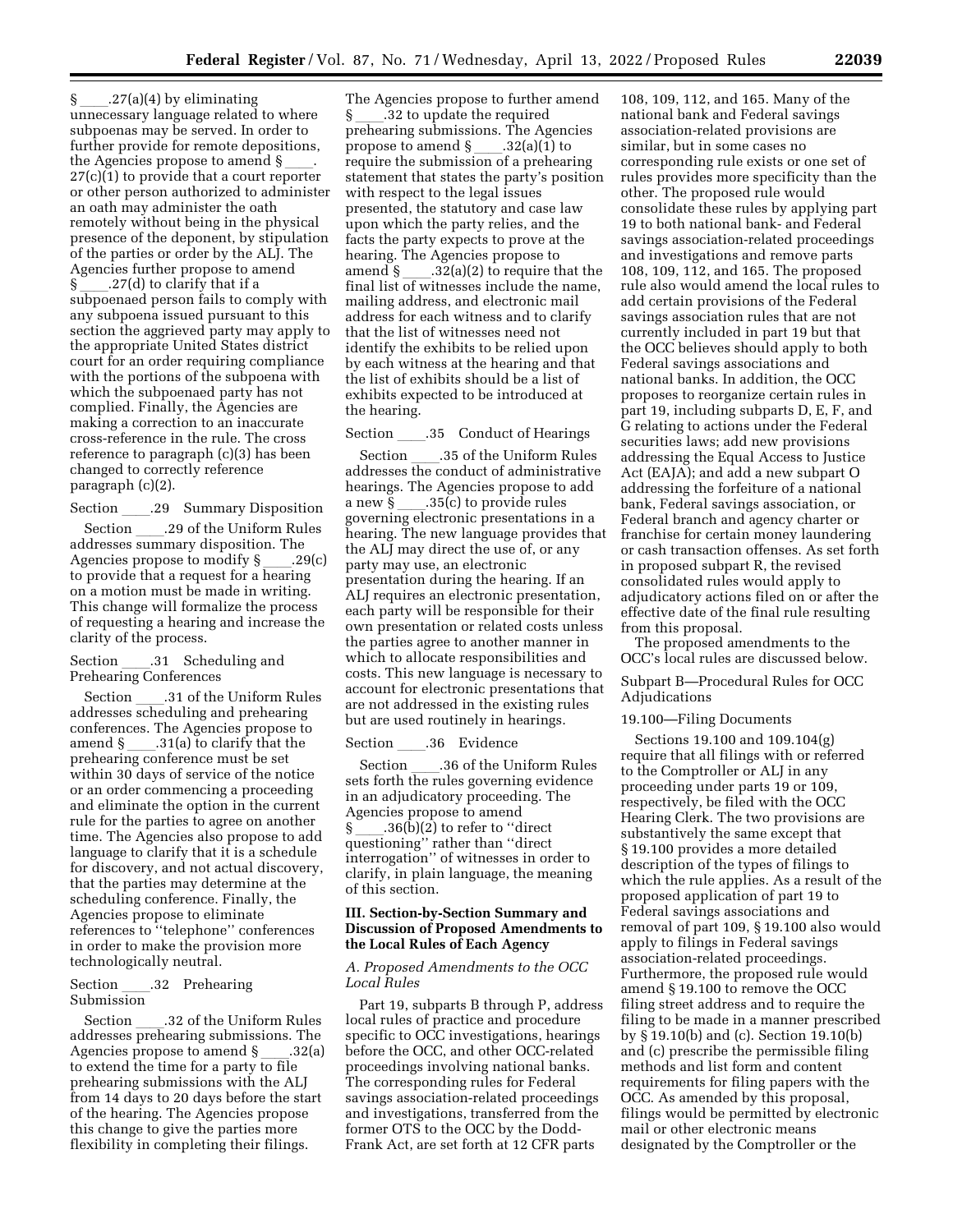§ ____.27(a)(4) by eliminating unnecessary language related to where subpoenas may be served. In order to further provide for remote depositions, the Agencies propose to amend § ____.27(c)(1) to provide that a court reporter or other person authorized to administer an oath may administer the oath remotely without being in the physical presence of the deponent, by stipulation of the parties or order by the ALJ. The Agencies further propose to amend § ____.27(d) to clarify that if a subpoenaed person fails to comply with any subpoena issued pursuant to this section the aggrieved party may apply to the appropriate United States district court for an order requiring compliance with the portions of the subpoena with which the subpoenaed party has not complied. Finally, the Agencies are making a correction to an inaccurate cross-reference in the rule. The cross reference to paragraph (c)(3) has been changed to correctly reference paragraph (c)(2).

Section ____.29 Summary Disposition

Section ____.29 of the Uniform Rules addresses summary disposition. The Agencies propose to modify § ____.29(c) to provide that a request for a hearing on a motion must be made in writing. This change will formalize the process of requesting a hearing and increase the clarity of the process.

Section ____.31 Scheduling and Prehearing Conferences

Section ____.31 of the Uniform Rules addresses scheduling and prehearing conferences. The Agencies propose to amend § ____.31(a) to clarify that the prehearing conference must be set within 30 days of service of the notice or an order commencing a proceeding and eliminate the option in the current rule for the parties to agree on another time. The Agencies also propose to add language to clarify that it is a schedule for discovery, and not actual discovery, that the parties may determine at the scheduling conference. Finally, the Agencies propose to eliminate references to "telephone" conferences in order to make the provision more technologically neutral.

Section ____.32 Prehearing Submission

Section ____.32 of the Uniform Rules addresses prehearing submissions. The Agencies propose to amend § ____.32(a) to extend the time for a party to file prehearing submissions with the ALJ from 14 days to 20 days before the start of the hearing. The Agencies propose this change to give the parties more flexibility in completing their filings. The Agencies propose to further amend § ____.32 to update the required prehearing submissions. The Agencies propose to amend § ____.32(a)(1) to require the submission of a prehearing statement that states the party's position with respect to the legal issues presented, the statutory and case law upon which the party relies, and the facts the party expects to prove at the hearing. The Agencies propose to amend § ____.32(a)(2) to require that the final list of witnesses include the name, mailing address, and electronic mail address for each witness and to clarify that the list of witnesses need not identify the exhibits to be relied upon by each witness at the hearing and that the list of exhibits should be a list of exhibits expected to be introduced at the hearing.

Section ____.35 Conduct of Hearings

Section ____.35 of the Uniform Rules addresses the conduct of administrative hearings. The Agencies propose to add a new § ____.35(c) to provide rules governing electronic presentations in a hearing. The new language provides that the ALJ may direct the use of, or any party may use, an electronic presentation during the hearing. If an ALJ requires an electronic presentation, each party will be responsible for their own presentation or related costs unless the parties agree to another manner in which to allocate responsibilities and costs. This new language is necessary to account for electronic presentations that are not addressed in the existing rules but are used routinely in hearings.

Section ____.36 Evidence

Section ____.36 of the Uniform Rules sets forth the rules governing evidence in an adjudicatory proceeding. The Agencies propose to amend § ____.36(b)(2) to refer to "direct questioning" rather than "direct interrogation" of witnesses in order to clarify, in plain language, the meaning of this section.

### III. Section-by-Section Summary and Discussion of Proposed Amendments to the Local Rules of Each Agency

#### *A. Proposed Amendments to the OCC Local Rules*

Part 19, subparts B through P, address local rules of practice and procedure specific to OCC investigations, hearings before the OCC, and other OCC-related proceedings involving national banks. The corresponding rules for Federal savings association-related proceedings and investigations, transferred from the former OTS to the OCC by the Dodd-Frank Act, are set forth at 12 CFR parts 108, 109, 112, and 165. Many of the national bank and Federal savings association-related provisions are similar, but in some cases no corresponding rule exists or one set of rules provides more specificity than the other. The proposed rule would consolidate these rules by applying part 19 to both national bank- and Federal savings association-related proceedings and investigations and remove parts 108, 109, 112, and 165. The proposed rule also would amend the local rules to add certain provisions of the Federal savings association rules that are not currently included in part 19 but that the OCC believes should apply to both Federal savings associations and national banks. In addition, the OCC proposes to reorganize certain rules in part 19, including subparts D, E, F, and G relating to actions under the Federal securities laws; add new provisions addressing the Equal Access to Justice Act (EAJA); and add a new subpart O addressing the forfeiture of a national bank, Federal savings association, or Federal branch and agency charter or franchise for certain money laundering or cash transaction offenses. As set forth in proposed subpart R, the revised consolidated rules would apply to adjudicatory actions filed on or after the effective date of the final rule resulting from this proposal.

The proposed amendments to the OCC's local rules are discussed below.

Subpart B—Procedural Rules for OCC Adjudications

19.100—Filing Documents

Sections 19.100 and 109.104(g) require that all filings with or referred to the Comptroller or ALJ in any proceeding under parts 19 or 109, respectively, be filed with the OCC Hearing Clerk. The two provisions are substantively the same except that § 19.100 provides a more detailed description of the types of filings to which the rule applies. As a result of the proposed application of part 19 to Federal savings associations and removal of part 109, § 19.100 also would apply to filings in Federal savings association-related proceedings. Furthermore, the proposed rule would amend § 19.100 to remove the OCC filing street address and to require the filing to be made in a manner prescribed by § 19.10(b) and (c). Section 19.10(b) and (c) prescribe the permissible filing methods and list form and content requirements for filing papers with the OCC. As amended by this proposal, filings would be permitted by electronic mail or other electronic means designated by the Comptroller or the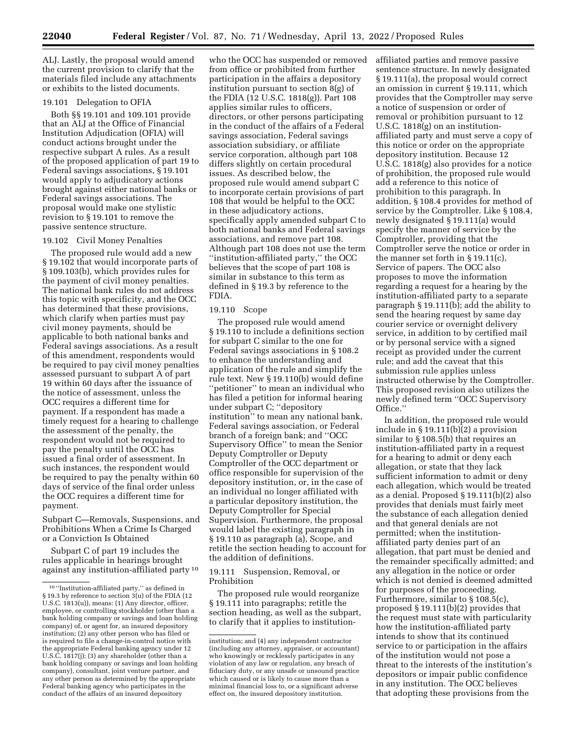ALJ. Lastly, the proposal would amend the current provision to clarify that the materials filed include any attachments or exhibits to the listed documents.

19.101 Delegation to OFIA

Both §§ 19.101 and 109.101 provide that an ALJ at the Office of Financial Institution Adjudication (OFIA) will conduct actions brought under the respective subpart A rules. As a result of the proposed application of part 19 to Federal savings associations, § 19.101 would apply to adjudicatory actions brought against either national banks or Federal savings associations. The proposal would make one stylistic revision to § 19.101 to remove the passive sentence structure.

19.102 Civil Money Penalties

The proposed rule would add a new § 19.102 that would incorporate parts of § 109.103(b), which provides rules for the payment of civil money penalties. The national bank rules do not address this topic with specificity, and the OCC has determined that these provisions, which clarify when parties must pay civil money payments, should be applicable to both national banks and Federal savings associations. As a result of this amendment, respondents would be required to pay civil money penalties assessed pursuant to subpart A of part 19 within 60 days after the issuance of the notice of assessment, unless the OCC requires a different time for payment. If a respondent has made a timely request for a hearing to challenge the assessment of the penalty, the respondent would not be required to pay the penalty until the OCC has issued a final order of assessment. In such instances, the respondent would be required to pay the penalty within 60 days of service of the final order unless the OCC requires a different time for payment.

Subpart C—Removals, Suspensions, and Prohibitions When a Crime Is Charged or a Conviction Is Obtained

Subpart C of part 19 includes the rules applicable in hearings brought against any institution-affiliated party [10] who the OCC has suspended or removed from office or prohibited from further participation in the affairs a depository institution pursuant to section 8(g) of the FDIA (12 U.S.C. 1818(g)). Part 108 applies similar rules to officers, directors, or other persons participating in the conduct of the affairs of a Federal savings association, Federal savings association subsidiary, or affiliate service corporation, although part 108 differs slightly on certain procedural issues. As described below, the proposed rule would amend subpart C to incorporate certain provisions of part 108 that would be helpful to the OCC in these adjudicatory actions, specifically apply amended subpart C to both national banks and Federal savings associations, and remove part 108. Although part 108 does not use the term ''institution-affiliated party,'' the OCC believes that the scope of part 108 is similar in substance to this term as defined in § 19.3 by reference to the FDIA.

19.110 Scope

The proposed rule would amend § 19.110 to include a definitions section for subpart C similar to the one for Federal savings associations in § 108.2 to enhance the understanding and application of the rule and simplify the rule text. New § 19.110(b) would define ''petitioner'' to mean an individual who has filed a petition for informal hearing under subpart C; ''depository institution'' to mean any national bank, Federal savings association, or Federal branch of a foreign bank; and ''OCC Supervisory Office'' to mean the Senior Deputy Comptroller or Deputy Comptroller of the OCC department or office responsible for supervision of the depository institution, or, in the case of an individual no longer affiliated with a particular depository institution, the Deputy Comptroller for Special Supervision. Furthermore, the proposal would label the existing paragraph in § 19.110 as paragraph (a), Scope, and retitle the section heading to account for the addition of definitions.

19.111 Suspension, Removal, or Prohibition

The proposed rule would reorganize § 19.111 into paragraphs; retitle the section heading, as well as the subpart, to clarify that it applies to institution-affiliated parties and remove passive sentence structure. In newly designated § 19.111(a), the proposal would correct an omission in current § 19.111, which provides that the Comptroller may serve a notice of suspension or order of removal or prohibition pursuant to 12 U.S.C. 1818(g) on an institution-affiliated party and must serve a copy of this notice or order on the appropriate depository institution. Because 12 U.S.C. 1818(g) also provides for a notice of prohibition, the proposed rule would add a reference to this notice of prohibition to this paragraph. In addition, § 108.4 provides for method of service by the Comptroller. Like § 108.4, newly designated § 19.111(a) would specify the manner of service by the Comptroller, providing that the Comptroller serve the notice or order in the manner set forth in § 19.11(c), Service of papers. The OCC also proposes to move the information regarding a request for a hearing by the institution-affiliated party to a separate paragraph § 19.111(b); add the ability to send the hearing request by same day courier service or overnight delivery service, in addition to by certified mail or by personal service with a signed receipt as provided under the current rule; and add the caveat that this submission rule applies unless instructed otherwise by the Comptroller. This proposed revision also utilizes the newly defined term ''OCC Supervisory Office.''

In addition, the proposed rule would include in § 19.111(b)(2) a provision similar to § 108.5(b) that requires an institution-affiliated party in a request for a hearing to admit or deny each allegation, or state that they lack sufficient information to admit or deny each allegation, which would be treated as a denial. Proposed § 19.111(b)(2) also provides that denials must fairly meet the substance of each allegation denied and that general denials are not permitted; when the institution-affiliated party denies part of an allegation, that part must be denied and the remainder specifically admitted; and any allegation in the notice or order which is not denied is deemed admitted for purposes of the proceeding. Furthermore, similar to § 108.5(c), proposed § 19.111(b)(2) provides that the request must state with particularity how the institution-affiliated party intends to show that its continued service to or participation in the affairs of the institution would not pose a threat to the interests of the institution's depositors or impair public confidence in any institution. The OCC believes that adopting these provisions from the

[10] ''Institution-affiliated party,'' as defined in § 19.3 by reference to section 3(u) of the FDIA (12 U.S.C. 1813(u)), means: (1) Any director, officer, employee, or controlling stockholder (other than a bank holding company or savings and loan holding company) of, or agent for, an insured depository institution; (2) any other person who has filed or is required to file a change-in-control notice with the appropriate Federal banking agency under 12 U.S.C. 1817(j); (3) any shareholder (other than a bank holding company or savings and loan holding company), consultant, joint venture partner, and any other person as determined by the appropriate Federal banking agency who participates in the conduct of the affairs of an insured depository institution; and (4) any independent contractor (including any attorney, appraiser, or accountant) who knowingly or recklessly participates in any violation of any law or regulation, any breach of fiduciary duty, or any unsafe or unsound practice which caused or is likely to cause more than a minimal financial loss to, or a significant adverse effect on, the insured depository institution.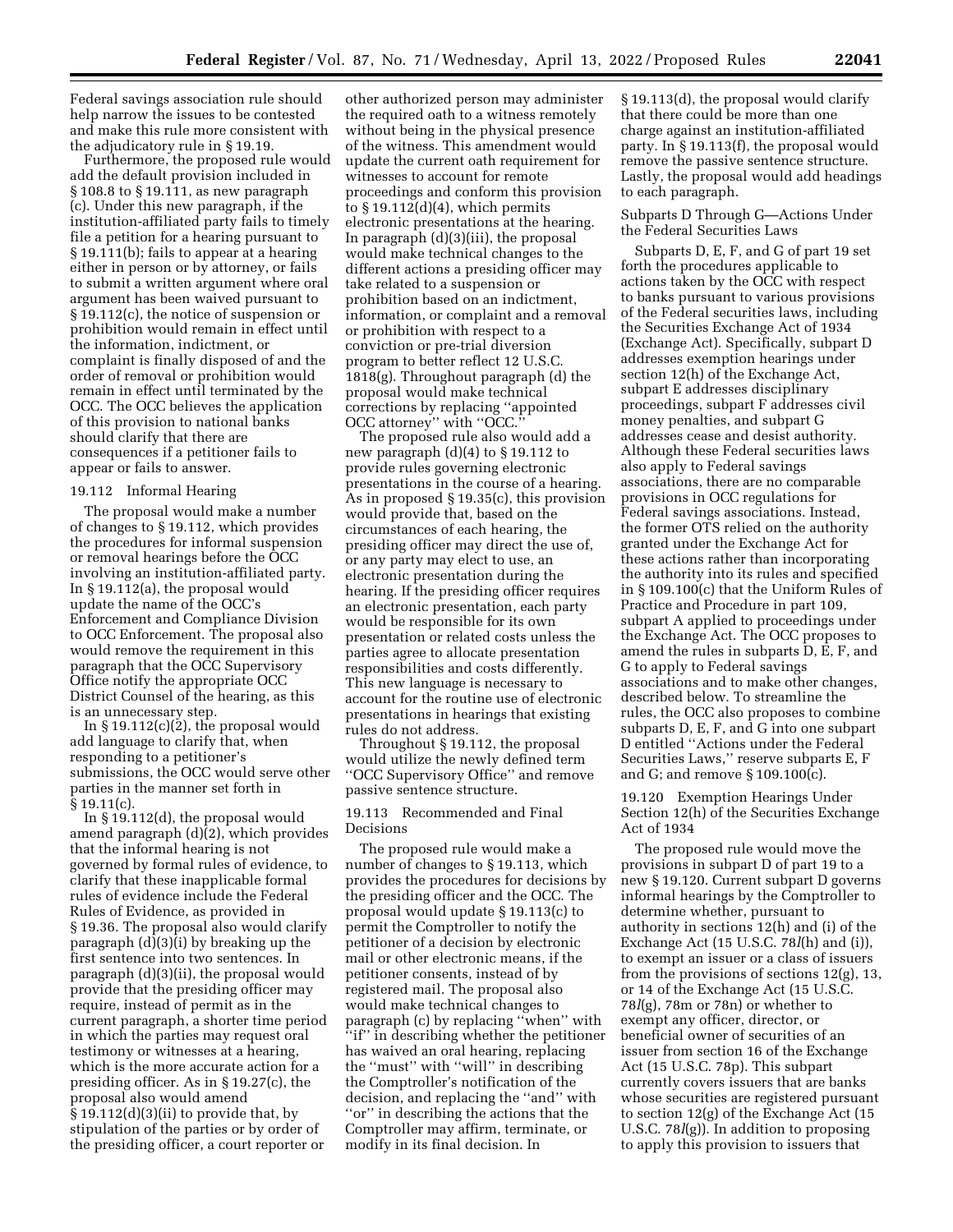Federal savings association rule should help narrow the issues to be contested and make this rule more consistent with the adjudicatory rule in § 19.19.

Furthermore, the proposed rule would add the default provision included in § 108.8 to § 19.111, as new paragraph (c). Under this new paragraph, if the institution-affiliated party fails to timely file a petition for a hearing pursuant to § 19.111(b); fails to appear at a hearing either in person or by attorney, or fails to submit a written argument where oral argument has been waived pursuant to § 19.112(c), the notice of suspension or prohibition would remain in effect until the information, indictment, or complaint is finally disposed of and the order of removal or prohibition would remain in effect until terminated by the OCC. The OCC believes the application of this provision to national banks should clarify that there are consequences if a petitioner fails to appear or fails to answer.

### 19.112 Informal Hearing

The proposal would make a number of changes to § 19.112, which provides the procedures for informal suspension or removal hearings before the OCC involving an institution-affiliated party. In § 19.112(a), the proposal would update the name of the OCC's Enforcement and Compliance Division to OCC Enforcement. The proposal also would remove the requirement in this paragraph that the OCC Supervisory Office notify the appropriate OCC District Counsel of the hearing, as this is an unnecessary step.

In § 19.112(c)(2), the proposal would add language to clarify that, when responding to a petitioner's submissions, the OCC would serve other parties in the manner set forth in § 19.11(c).

In § 19.112(d), the proposal would amend paragraph (d)(2), which provides that the informal hearing is not governed by formal rules of evidence, to clarify that these inapplicable formal rules of evidence include the Federal Rules of Evidence, as provided in § 19.36. The proposal also would clarify paragraph (d)(3)(i) by breaking up the first sentence into two sentences. In paragraph (d)(3)(ii), the proposal would provide that the presiding officer may require, instead of permit as in the current paragraph, a shorter time period in which the parties may request oral testimony or witnesses at a hearing, which is the more accurate action for a presiding officer. As in § 19.27(c), the proposal also would amend § 19.112(d)(3)(ii) to provide that, by stipulation of the parties or by order of the presiding officer, a court reporter or other authorized person may administer the required oath to a witness remotely without being in the physical presence of the witness. This amendment would update the current oath requirement for witnesses to account for remote proceedings and conform this provision to § 19.112(d)(4), which permits electronic presentations at the hearing. In paragraph (d)(3)(iii), the proposal would make technical changes to the different actions a presiding officer may take related to a suspension or prohibition based on an indictment, information, or complaint and a removal or prohibition with respect to a conviction or pre-trial diversion program to better reflect 12 U.S.C. 1818(g). Throughout paragraph (d) the proposal would make technical corrections by replacing "appointed OCC attorney" with "OCC."

The proposed rule also would add a new paragraph (d)(4) to § 19.112 to provide rules governing electronic presentations in the course of a hearing. As in proposed § 19.35(c), this provision would provide that, based on the circumstances of each hearing, the presiding officer may direct the use of, or any party may elect to use, an electronic presentation during the hearing. If the presiding officer requires an electronic presentation, each party would be responsible for its own presentation or related costs unless the parties agree to allocate presentation responsibilities and costs differently. This new language is necessary to account for the routine use of electronic presentations in hearings that existing rules do not address.

Throughout § 19.112, the proposal would utilize the newly defined term "OCC Supervisory Office" and remove passive sentence structure.

### 19.113 Recommended and Final Decisions

The proposed rule would make a number of changes to § 19.113, which provides the procedures for decisions by the presiding officer and the OCC. The proposal would update § 19.113(c) to permit the Comptroller to notify the petitioner of a decision by electronic mail or other electronic means, if the petitioner consents, instead of by registered mail. The proposal also would make technical changes to paragraph (c) by replacing "when" with "if" in describing whether the petitioner has waived an oral hearing, replacing the "must" with "will" in describing the Comptroller's notification of the decision, and replacing the "and" with "or" in describing the actions that the Comptroller may affirm, terminate, or modify in its final decision. In § 19.113(d), the proposal would clarify that there could be more than one charge against an institution-affiliated party. In § 19.113(f), the proposal would remove the passive sentence structure. Lastly, the proposal would add headings to each paragraph.

### Subparts D Through G—Actions Under the Federal Securities Laws

Subparts D, E, F, and G of part 19 set forth the procedures applicable to actions taken by the OCC with respect to banks pursuant to various provisions of the Federal securities laws, including the Securities Exchange Act of 1934 (Exchange Act). Specifically, subpart D addresses exemption hearings under section 12(h) of the Exchange Act, subpart E addresses disciplinary proceedings, subpart F addresses civil money penalties, and subpart G addresses cease and desist authority. Although these Federal securities laws also apply to Federal savings associations, there are no comparable provisions in OCC regulations for Federal savings associations. Instead, the former OTS relied on the authority granted under the Exchange Act for these actions rather than incorporating the authority into its rules and specified in § 109.100(c) that the Uniform Rules of Practice and Procedure in part 109, subpart A applied to proceedings under the Exchange Act. The OCC proposes to amend the rules in subparts D, E, F, and G to apply to Federal savings associations and to make other changes, described below. To streamline the rules, the OCC also proposes to combine subparts D, E, F, and G into one subpart D entitled "Actions under the Federal Securities Laws," reserve subparts E, F and G; and remove § 109.100(c).

### 19.120 Exemption Hearings Under Section 12(h) of the Securities Exchange Act of 1934

The proposed rule would move the provisions in subpart D of part 19 to a new § 19.120. Current subpart D governs informal hearings by the Comptroller to determine whether, pursuant to authority in sections 12(h) and (i) of the Exchange Act (15 U.S.C. 78*l*(h) and (i)), to exempt an issuer or a class of issuers from the provisions of sections 12(g), 13, or 14 of the Exchange Act (15 U.S.C. 78*l*(g), 78m or 78n) or whether to exempt any officer, director, or beneficial owner of securities of an issuer from section 16 of the Exchange Act (15 U.S.C. 78p). This subpart currently covers issuers that are banks whose securities are registered pursuant to section 12(g) of the Exchange Act (15 U.S.C. 78*l*(g)). In addition to proposing to apply this provision to issuers that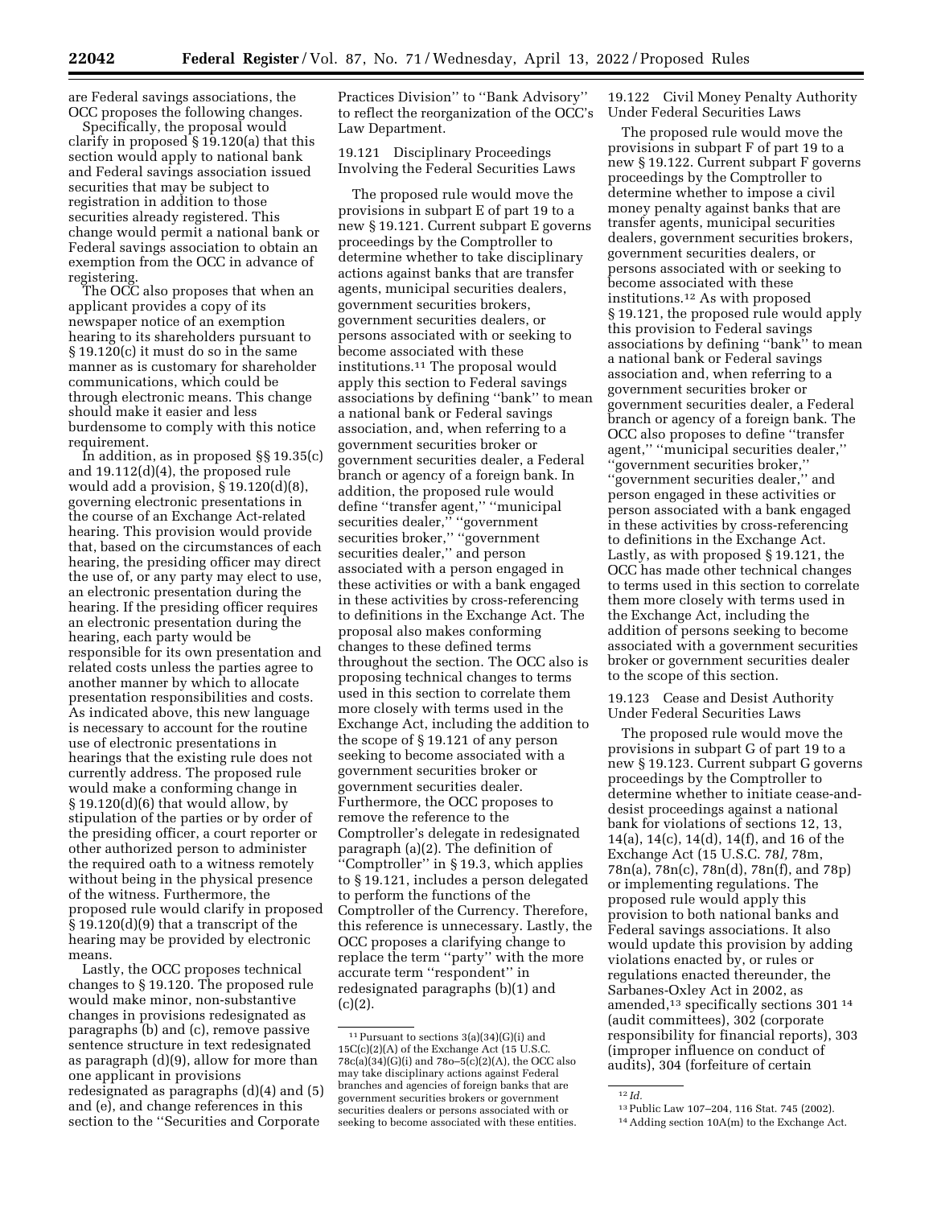are Federal savings associations, the OCC proposes the following changes.

Specifically, the proposal would clarify in proposed § 19.120(a) that this section would apply to national bank and Federal savings association issued securities that may be subject to registration in addition to those securities already registered. This change would permit a national bank or Federal savings association to obtain an exemption from the OCC in advance of registering.

The OCC also proposes that when an applicant provides a copy of its newspaper notice of an exemption hearing to its shareholders pursuant to § 19.120(c) it must do so in the same manner as is customary for shareholder communications, which could be through electronic means. This change should make it easier and less burdensome to comply with this notice requirement.

In addition, as in proposed §§ 19.35(c) and 19.112(d)(4), the proposed rule would add a provision, § 19.120(d)(8), governing electronic presentations in the course of an Exchange Act-related hearing. This provision would provide that, based on the circumstances of each hearing, the presiding officer may direct the use of, or any party may elect to use, an electronic presentation during the hearing. If the presiding officer requires an electronic presentation during the hearing, each party would be responsible for its own presentation and related costs unless the parties agree to another manner by which to allocate presentation responsibilities and costs. As indicated above, this new language is necessary to account for the routine use of electronic presentations in hearings that the existing rule does not currently address. The proposed rule would make a conforming change in § 19.120(d)(6) that would allow, by stipulation of the parties or by order of the presiding officer, a court reporter or other authorized person to administer the required oath to a witness remotely without being in the physical presence of the witness. Furthermore, the proposed rule would clarify in proposed § 19.120(d)(9) that a transcript of the hearing may be provided by electronic means.

Lastly, the OCC proposes technical changes to § 19.120. The proposed rule would make minor, non-substantive changes in provisions redesignated as paragraphs (b) and (c), remove passive sentence structure in text redesignated as paragraph (d)(9), allow for more than one applicant in provisions redesignated as paragraphs (d)(4) and (5) and (e), and change references in this section to the ''Securities and Corporate Practices Division'' to ''Bank Advisory'' to reflect the reorganization of the OCC's Law Department.

### 19.121 Disciplinary Proceedings Involving the Federal Securities Laws

The proposed rule would move the provisions in subpart E of part 19 to a new § 19.121. Current subpart E governs proceedings by the Comptroller to determine whether to take disciplinary actions against banks that are transfer agents, municipal securities dealers, government securities brokers, government securities dealers, or persons associated with or seeking to become associated with these institutions.[11] The proposal would apply this section to Federal savings associations by defining ''bank'' to mean a national bank or Federal savings association, and, when referring to a government securities broker or government securities dealer, a Federal branch or agency of a foreign bank. In addition, the proposed rule would define ''transfer agent,'' ''municipal securities dealer,'' ''government securities broker,'' ''government securities dealer,'' and person associated with a person engaged in these activities or with a bank engaged in these activities by cross-referencing to definitions in the Exchange Act. The proposal also makes conforming changes to these defined terms throughout the section. The OCC also is proposing technical changes to terms used in this section to correlate them more closely with terms used in the Exchange Act, including the addition to the scope of § 19.121 of any person seeking to become associated with a government securities broker or government securities dealer. Furthermore, the OCC proposes to remove the reference to the Comptroller's delegate in redesignated paragraph (a)(2). The definition of ''Comptroller'' in § 19.3, which applies to § 19.121, includes a person delegated to perform the functions of the Comptroller of the Currency. Therefore, this reference is unnecessary. Lastly, the OCC proposes a clarifying change to replace the term ''party'' with the more accurate term ''respondent'' in redesignated paragraphs (b)(1) and (c)(2).

### 19.122 Civil Money Penalty Authority Under Federal Securities Laws

The proposed rule would move the provisions in subpart F of part 19 to a new § 19.122. Current subpart F governs proceedings by the Comptroller to determine whether to impose a civil money penalty against banks that are transfer agents, municipal securities dealers, government securities brokers, government securities dealers, or persons associated with or seeking to become associated with these institutions.[12] As with proposed § 19.121, the proposed rule would apply this provision to Federal savings associations by defining ''bank'' to mean a national bank or Federal savings association and, when referring to a government securities broker or government securities dealer, a Federal branch or agency of a foreign bank. The OCC also proposes to define ''transfer agent,'' ''municipal securities dealer,'' ''government securities broker,'' ''government securities dealer,'' and person engaged in these activities or person associated with a bank engaged in these activities by cross-referencing to definitions in the Exchange Act. Lastly, as with proposed § 19.121, the OCC has made other technical changes to terms used in this section to correlate them more closely with terms used in the Exchange Act, including the addition of persons seeking to become associated with a government securities broker or government securities dealer to the scope of this section.

### 19.123 Cease and Desist Authority Under Federal Securities Laws

The proposed rule would move the provisions in subpart G of part 19 to a new § 19.123. Current subpart G governs proceedings by the Comptroller to determine whether to initiate cease-and-desist proceedings against a national bank for violations of sections 12, 13, 14(a), 14(c), 14(d), 14(f), and 16 of the Exchange Act (15 U.S.C. 78*l*, 78m, 78n(a), 78n(c), 78n(d), 78n(f), and 78p) or implementing regulations. The proposed rule would apply this provision to both national banks and Federal savings associations. It also would update this provision by adding violations enacted by, or rules or regulations enacted thereunder, the Sarbanes-Oxley Act in 2002, as amended,[13] specifically sections 301[14] (audit committees), 302 (corporate responsibility for financial reports), 303 (improper influence on conduct of audits), 304 (forfeiture of certain

---

[11] Pursuant to sections 3(a)(34)(G)(i) and 15C(c)(2)(A) of the Exchange Act (15 U.S.C. 78c(a)(34)(G)(i) and 78o–5(c)(2)(A), the OCC also may take disciplinary actions against Federal branches and agencies of foreign banks that are government securities brokers or government securities dealers or persons associated with or seeking to become associated with these entities.

[12] *Id.*

[13] Public Law 107–204, 116 Stat. 745 (2002).

[14] Adding section 10A(m) to the Exchange Act.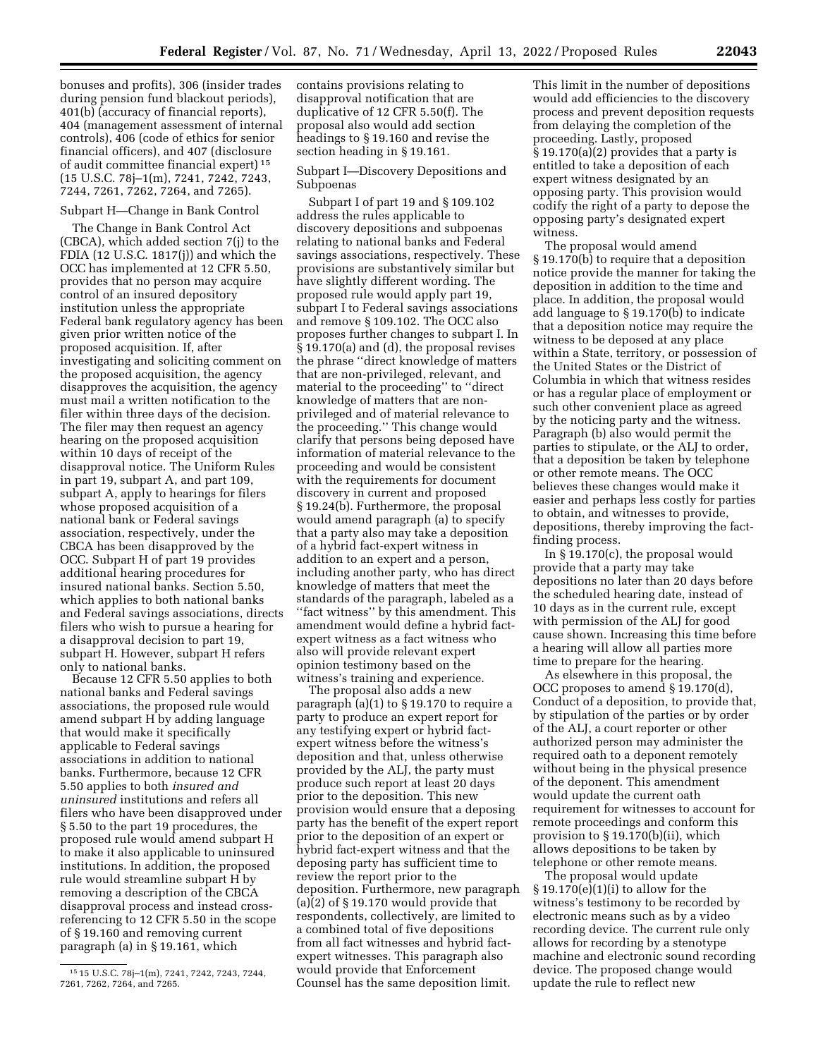bonuses and profits), 306 (insider trades during pension fund blackout periods), 401(b) (accuracy of financial reports), 404 (management assessment of internal controls), 406 (code of ethics for senior financial officers), and 407 (disclosure of audit committee financial expert) [15] (15 U.S.C. 78j–1(m), 7241, 7242, 7243, 7244, 7261, 7262, 7264, and 7265).

Subpart H—Change in Bank Control

The Change in Bank Control Act (CBCA), which added section 7(j) to the FDIA (12 U.S.C. 1817(j)) and which the OCC has implemented at 12 CFR 5.50, provides that no person may acquire control of an insured depository institution unless the appropriate Federal bank regulatory agency has been given prior written notice of the proposed acquisition. If, after investigating and soliciting comment on the proposed acquisition, the agency disapproves the acquisition, the agency must mail a written notification to the filer within three days of the decision. The filer may then request an agency hearing on the proposed acquisition within 10 days of receipt of the disapproval notice. The Uniform Rules in part 19, subpart A, and part 109, subpart A, apply to hearings for filers whose proposed acquisition of a national bank or Federal savings association, respectively, under the CBCA has been disapproved by the OCC. Subpart H of part 19 provides additional hearing procedures for insured national banks. Section 5.50, which applies to both national banks and Federal savings associations, directs filers who wish to pursue a hearing for a disapproval decision to part 19, subpart H. However, subpart H refers only to national banks.

Because 12 CFR 5.50 applies to both national banks and Federal savings associations, the proposed rule would amend subpart H by adding language that would make it specifically applicable to Federal savings associations in addition to national banks. Furthermore, because 12 CFR 5.50 applies to both *insured and uninsured* institutions and refers all filers who have been disapproved under § 5.50 to the part 19 procedures, the proposed rule would amend subpart H to make it also applicable to uninsured institutions. In addition, the proposed rule would streamline subpart H by removing a description of the CBCA disapproval process and instead cross-referencing to 12 CFR 5.50 in the scope of § 19.160 and removing current paragraph (a) in § 19.161, which contains provisions relating to disapproval notification that are duplicative of 12 CFR 5.50(f). The proposal also would add section headings to § 19.160 and revise the section heading in § 19.161.

Subpart I—Discovery Depositions and Subpoenas

Subpart I of part 19 and § 109.102 address the rules applicable to discovery depositions and subpoenas relating to national banks and Federal savings associations, respectively. These provisions are substantively similar but have slightly different wording. The proposed rule would apply part 19, subpart I to Federal savings associations and remove § 109.102. The OCC also proposes further changes to subpart I. In § 19.170(a) and (d), the proposal revises the phrase ''direct knowledge of matters that are non-privileged, relevant, and material to the proceeding'' to ''direct knowledge of matters that are non-privileged and of material relevance to the proceeding.'' This change would clarify that persons being deposed have information of material relevance to the proceeding and would be consistent with the requirements for document discovery in current and proposed § 19.24(b). Furthermore, the proposal would amend paragraph (a) to specify that a party also may take a deposition of a hybrid fact-expert witness in addition to an expert and a person, including another party, who has direct knowledge of matters that meet the standards of the paragraph, labeled as a ''fact witness'' by this amendment. This amendment would define a hybrid fact-expert witness as a fact witness who also will provide relevant expert opinion testimony based on the witness's training and experience.

The proposal also adds a new paragraph (a)(1) to § 19.170 to require a party to produce an expert report for any testifying expert or hybrid fact-expert witness before the witness's deposition and that, unless otherwise provided by the ALJ, the party must produce such report at least 20 days prior to the deposition. This new provision would ensure that a deposing party has the benefit of the expert report prior to the deposition of an expert or hybrid fact-expert witness and that the deposing party has sufficient time to review the report prior to the deposition. Furthermore, new paragraph (a)(2) of § 19.170 would provide that respondents, collectively, are limited to a combined total of five depositions from all fact witnesses and hybrid fact-expert witnesses. This paragraph also would provide that Enforcement Counsel has the same deposition limit. This limit in the number of depositions would add efficiencies to the discovery process and prevent deposition requests from delaying the completion of the proceeding. Lastly, proposed § 19.170(a)(2) provides that a party is entitled to take a deposition of each expert witness designated by an opposing party. This provision would codify the right of a party to depose the opposing party's designated expert witness.

The proposal would amend § 19.170(b) to require that a deposition notice provide the manner for taking the deposition in addition to the time and place. In addition, the proposal would add language to § 19.170(b) to indicate that a deposition notice may require the witness to be deposed at any place within a State, territory, or possession of the United States or the District of Columbia in which that witness resides or has a regular place of employment or such other convenient place as agreed by the noticing party and the witness. Paragraph (b) also would permit the parties to stipulate, or the ALJ to order, that a deposition be taken by telephone or other remote means. The OCC believes these changes would make it easier and perhaps less costly for parties to obtain, and witnesses to provide, depositions, thereby improving the fact-finding process.

In § 19.170(c), the proposal would provide that a party may take depositions no later than 20 days before the scheduled hearing date, instead of 10 days as in the current rule, except with permission of the ALJ for good cause shown. Increasing this time before a hearing will allow all parties more time to prepare for the hearing.

As elsewhere in this proposal, the OCC proposes to amend § 19.170(d), Conduct of a deposition, to provide that, by stipulation of the parties or by order of the ALJ, a court reporter or other authorized person may administer the required oath to a deponent remotely without being in the physical presence of the deponent. This amendment would update the current oath requirement for witnesses to account for remote proceedings and conform this provision to § 19.170(b)(ii), which allows depositions to be taken by telephone or other remote means.

The proposal would update § 19.170(e)(1)(i) to allow for the witness's testimony to be recorded by electronic means such as by a video recording device. The current rule only allows for recording by a stenotype machine and electronic sound recording device. The proposed change would update the rule to reflect new

[15] 15 U.S.C. 78j–1(m), 7241, 7242, 7243, 7244, 7261, 7262, 7264, and 7265.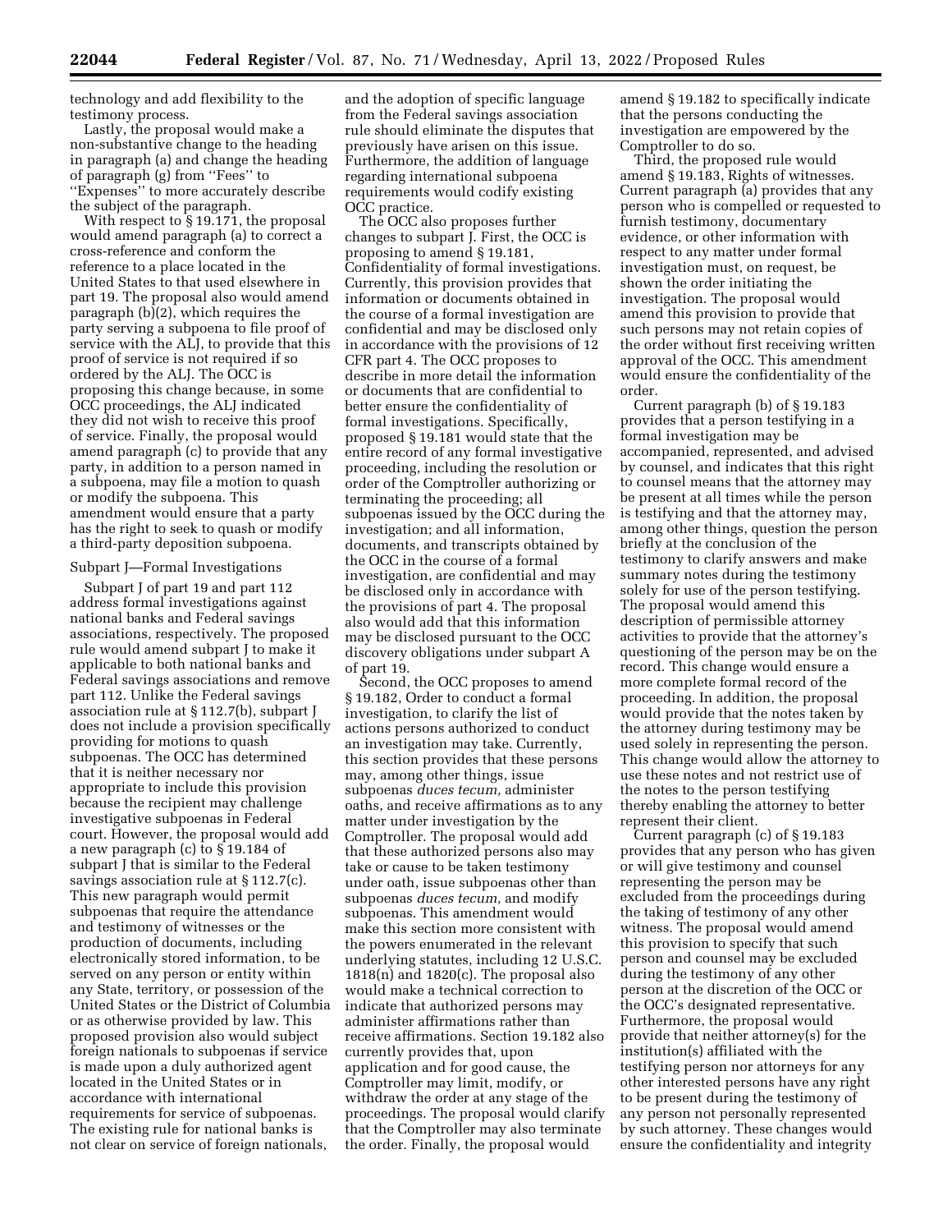technology and add flexibility to the testimony process.

Lastly, the proposal would make a non-substantive change to the heading in paragraph (a) and change the heading of paragraph (g) from ''Fees'' to ''Expenses'' to more accurately describe the subject of the paragraph.

With respect to § 19.171, the proposal would amend paragraph (a) to correct a cross-reference and conform the reference to a place located in the United States to that used elsewhere in part 19. The proposal also would amend paragraph (b)(2), which requires the party serving a subpoena to file proof of service with the ALJ, to provide that this proof of service is not required if so ordered by the ALJ. The OCC is proposing this change because, in some OCC proceedings, the ALJ indicated they did not wish to receive this proof of service. Finally, the proposal would amend paragraph (c) to provide that any party, in addition to a person named in a subpoena, may file a motion to quash or modify the subpoena. This amendment would ensure that a party has the right to seek to quash or modify a third-party deposition subpoena.

### Subpart J—Formal Investigations

Subpart J of part 19 and part 112 address formal investigations against national banks and Federal savings associations, respectively. The proposed rule would amend subpart J to make it applicable to both national banks and Federal savings associations and remove part 112. Unlike the Federal savings association rule at § 112.7(b), subpart J does not include a provision specifically providing for motions to quash subpoenas. The OCC has determined that it is neither necessary nor appropriate to include this provision because the recipient may challenge investigative subpoenas in Federal court. However, the proposal would add a new paragraph (c) to § 19.184 of subpart J that is similar to the Federal savings association rule at § 112.7(c). This new paragraph would permit subpoenas that require the attendance and testimony of witnesses or the production of documents, including electronically stored information, to be served on any person or entity within any State, territory, or possession of the United States or the District of Columbia or as otherwise provided by law. This proposed provision also would subject foreign nationals to subpoenas if service is made upon a duly authorized agent located in the United States or in accordance with international requirements for service of subpoenas. The existing rule for national banks is not clear on service of foreign nationals, and the adoption of specific language from the Federal savings association rule should eliminate the disputes that previously have arisen on this issue. Furthermore, the addition of language regarding international subpoena requirements would codify existing OCC practice.

The OCC also proposes further changes to subpart J. First, the OCC is proposing to amend § 19.181, Confidentiality of formal investigations. Currently, this provision provides that information or documents obtained in the course of a formal investigation are confidential and may be disclosed only in accordance with the provisions of 12 CFR part 4. The OCC proposes to describe in more detail the information or documents that are confidential to better ensure the confidentiality of formal investigations. Specifically, proposed § 19.181 would state that the entire record of any formal investigative proceeding, including the resolution or order of the Comptroller authorizing or terminating the proceeding; all subpoenas issued by the OCC during the investigation; and all information, documents, and transcripts obtained by the OCC in the course of a formal investigation, are confidential and may be disclosed only in accordance with the provisions of part 4. The proposal also would add that this information may be disclosed pursuant to the OCC discovery obligations under subpart A of part 19.

Second, the OCC proposes to amend § 19.182, Order to conduct a formal investigation, to clarify the list of actions persons authorized to conduct an investigation may take. Currently, this section provides that these persons may, among other things, issue subpoenas *duces tecum,* administer oaths, and receive affirmations as to any matter under investigation by the Comptroller. The proposal would add that these authorized persons also may take or cause to be taken testimony under oath, issue subpoenas other than subpoenas *duces tecum,* and modify subpoenas. This amendment would make this section more consistent with the powers enumerated in the relevant underlying statutes, including 12 U.S.C. 1818(n) and 1820(c). The proposal also would make a technical correction to indicate that authorized persons may administer affirmations rather than receive affirmations. Section 19.182 also currently provides that, upon application and for good cause, the Comptroller may limit, modify, or withdraw the order at any stage of the proceedings. The proposal would clarify that the Comptroller may also terminate the order. Finally, the proposal would amend § 19.182 to specifically indicate that the persons conducting the investigation are empowered by the Comptroller to do so.

Third, the proposed rule would amend § 19.183, Rights of witnesses. Current paragraph (a) provides that any person who is compelled or requested to furnish testimony, documentary evidence, or other information with respect to any matter under formal investigation must, on request, be shown the order initiating the investigation. The proposal would amend this provision to provide that such persons may not retain copies of the order without first receiving written approval of the OCC. This amendment would ensure the confidentiality of the order.

Current paragraph (b) of § 19.183 provides that a person testifying in a formal investigation may be accompanied, represented, and advised by counsel, and indicates that this right to counsel means that the attorney may be present at all times while the person is testifying and that the attorney may, among other things, question the person briefly at the conclusion of the testimony to clarify answers and make summary notes during the testimony solely for use of the person testifying. The proposal would amend this description of permissible attorney activities to provide that the attorney's questioning of the person may be on the record. This change would ensure a more complete formal record of the proceeding. In addition, the proposal would provide that the notes taken by the attorney during testimony may be used solely in representing the person. This change would allow the attorney to use these notes and not restrict use of the notes to the person testifying thereby enabling the attorney to better represent their client.

Current paragraph (c) of § 19.183 provides that any person who has given or will give testimony and counsel representing the person may be excluded from the proceedings during the taking of testimony of any other witness. The proposal would amend this provision to specify that such person and counsel may be excluded during the testimony of any other person at the discretion of the OCC or the OCC's designated representative. Furthermore, the proposal would provide that neither attorney(s) for the institution(s) affiliated with the testifying person nor attorneys for any other interested persons have any right to be present during the testimony of any person not personally represented by such attorney. These changes would ensure the confidentiality and integrity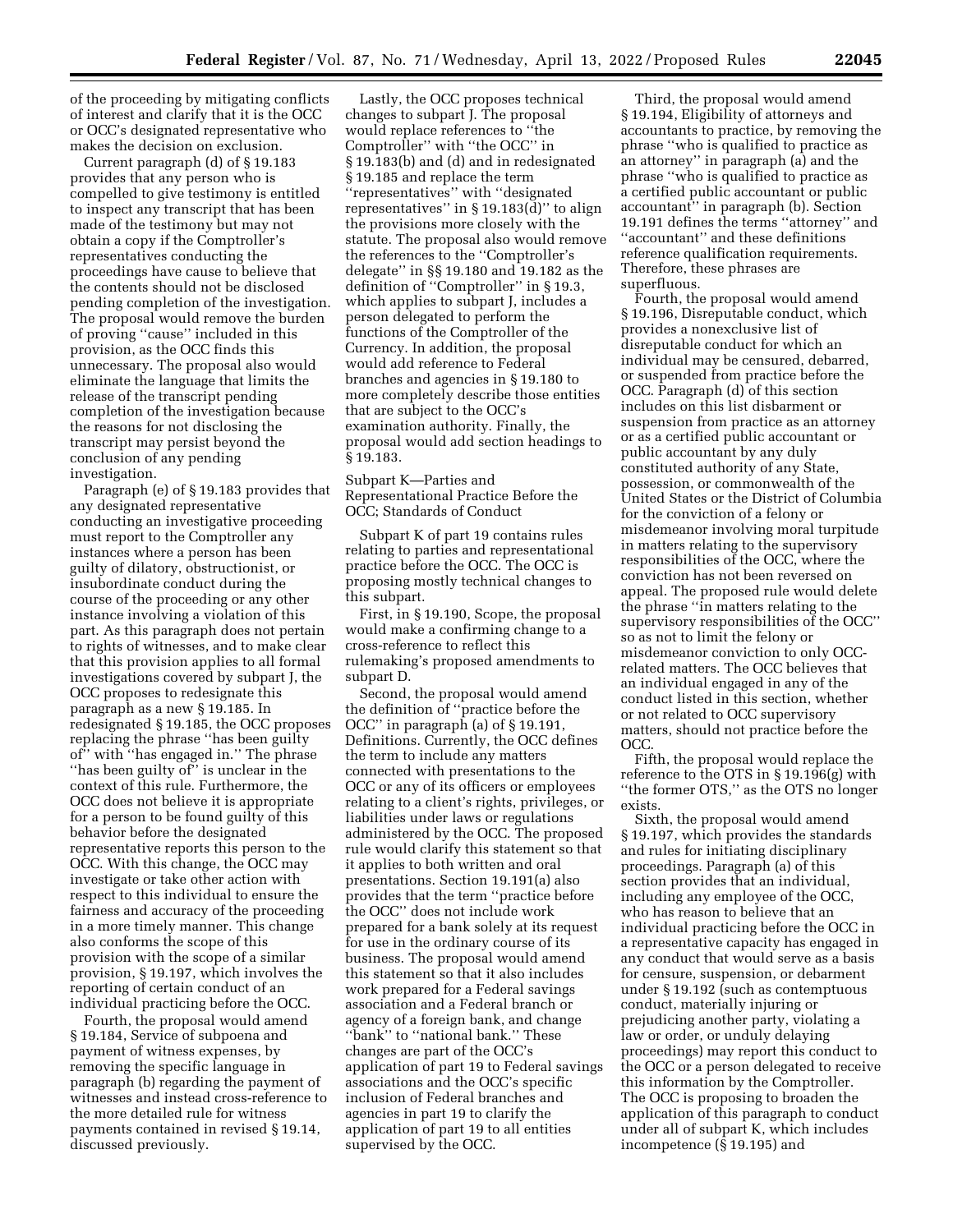of the proceeding by mitigating conflicts of interest and clarify that it is the OCC or OCC's designated representative who makes the decision on exclusion.

Current paragraph (d) of § 19.183 provides that any person who is compelled to give testimony is entitled to inspect any transcript that has been made of the testimony but may not obtain a copy if the Comptroller's representatives conducting the proceedings have cause to believe that the contents should not be disclosed pending completion of the investigation. The proposal would remove the burden of proving "cause" included in this provision, as the OCC finds this unnecessary. The proposal also would eliminate the language that limits the release of the transcript pending completion of the investigation because the reasons for not disclosing the transcript may persist beyond the conclusion of any pending investigation.

Paragraph (e) of § 19.183 provides that any designated representative conducting an investigative proceeding must report to the Comptroller any instances where a person has been guilty of dilatory, obstructionist, or insubordinate conduct during the course of the proceeding or any other instance involving a violation of this part. As this paragraph does not pertain to rights of witnesses, and to make clear that this provision applies to all formal investigations covered by subpart J, the OCC proposes to redesignate this paragraph as a new § 19.185. In redesignated § 19.185, the OCC proposes replacing the phrase "has been guilty of" with "has engaged in." The phrase "has been guilty of" is unclear in the context of this rule. Furthermore, the OCC does not believe it is appropriate for a person to be found guilty of this behavior before the designated representative reports this person to the OCC. With this change, the OCC may investigate or take other action with respect to this individual to ensure the fairness and accuracy of the proceeding in a more timely manner. This change also conforms the scope of this provision with the scope of a similar provision, § 19.197, which involves the reporting of certain conduct of an individual practicing before the OCC.

Fourth, the proposal would amend § 19.184, Service of subpoena and payment of witness expenses, by removing the specific language in paragraph (b) regarding the payment of witnesses and instead cross-reference to the more detailed rule for witness payments contained in revised § 19.14, discussed previously.

Lastly, the OCC proposes technical changes to subpart J. The proposal would replace references to "the Comptroller" with "the OCC" in § 19.183(b) and (d) and in redesignated § 19.185 and replace the term "representatives" with "designated representatives" in § 19.183(d)" to align the provisions more closely with the statute. The proposal also would remove the references to the "Comptroller's delegate" in §§ 19.180 and 19.182 as the definition of "Comptroller" in § 19.3, which applies to subpart J, includes a person delegated to perform the functions of the Comptroller of the Currency. In addition, the proposal would add reference to Federal branches and agencies in § 19.180 to more completely describe those entities that are subject to the OCC's examination authority. Finally, the proposal would add section headings to § 19.183.

Subpart K—Parties and Representational Practice Before the OCC; Standards of Conduct

Subpart K of part 19 contains rules relating to parties and representational practice before the OCC. The OCC is proposing mostly technical changes to this subpart.

First, in § 19.190, Scope, the proposal would make a confirming change to a cross-reference to reflect this rulemaking's proposed amendments to subpart D.

Second, the proposal would amend the definition of "practice before the OCC" in paragraph (a) of § 19.191, Definitions. Currently, the OCC defines the term to include any matters connected with presentations to the OCC or any of its officers or employees relating to a client's rights, privileges, or liabilities under laws or regulations administered by the OCC. The proposed rule would clarify this statement so that it applies to both written and oral presentations. Section 19.191(a) also provides that the term "practice before the OCC" does not include work prepared for a bank solely at its request for use in the ordinary course of its business. The proposal would amend this statement so that it also includes work prepared for a Federal savings association and a Federal branch or agency of a foreign bank, and change "bank" to "national bank." These changes are part of the OCC's application of part 19 to Federal savings associations and the OCC's specific inclusion of Federal branches and agencies in part 19 to clarify the application of part 19 to all entities supervised by the OCC.

Third, the proposal would amend § 19.194, Eligibility of attorneys and accountants to practice, by removing the phrase "who is qualified to practice as an attorney" in paragraph (a) and the phrase "who is qualified to practice as a certified public accountant or public accountant" in paragraph (b). Section 19.191 defines the terms "attorney" and "accountant" and these definitions reference qualification requirements. Therefore, these phrases are superfluous.

Fourth, the proposal would amend § 19.196, Disreputable conduct, which provides a nonexclusive list of disreputable conduct for which an individual may be censured, debarred, or suspended from practice before the OCC. Paragraph (d) of this section includes on this list disbarment or suspension from practice as an attorney or as a certified public accountant or public accountant by any duly constituted authority of any State, possession, or commonwealth of the United States or the District of Columbia for the conviction of a felony or misdemeanor involving moral turpitude in matters relating to the supervisory responsibilities of the OCC, where the conviction has not been reversed on appeal. The proposed rule would delete the phrase "in matters relating to the supervisory responsibilities of the OCC" so as not to limit the felony or misdemeanor conviction to only OCC-related matters. The OCC believes that an individual engaged in any of the conduct listed in this section, whether or not related to OCC supervisory matters, should not practice before the OCC.

Fifth, the proposal would replace the reference to the OTS in § 19.196(g) with "the former OTS," as the OTS no longer exists.

Sixth, the proposal would amend § 19.197, which provides the standards and rules for initiating disciplinary proceedings. Paragraph (a) of this section provides that an individual, including any employee of the OCC, who has reason to believe that an individual practicing before the OCC in a representative capacity has engaged in any conduct that would serve as a basis for censure, suspension, or debarment under § 19.192 (such as contemptuous conduct, materially injuring or prejudicing another party, violating a law or order, or unduly delaying proceedings) may report this conduct to the OCC or a person delegated to receive this information by the Comptroller. The OCC is proposing to broaden the application of this paragraph to conduct under all of subpart K, which includes incompetence (§ 19.195) and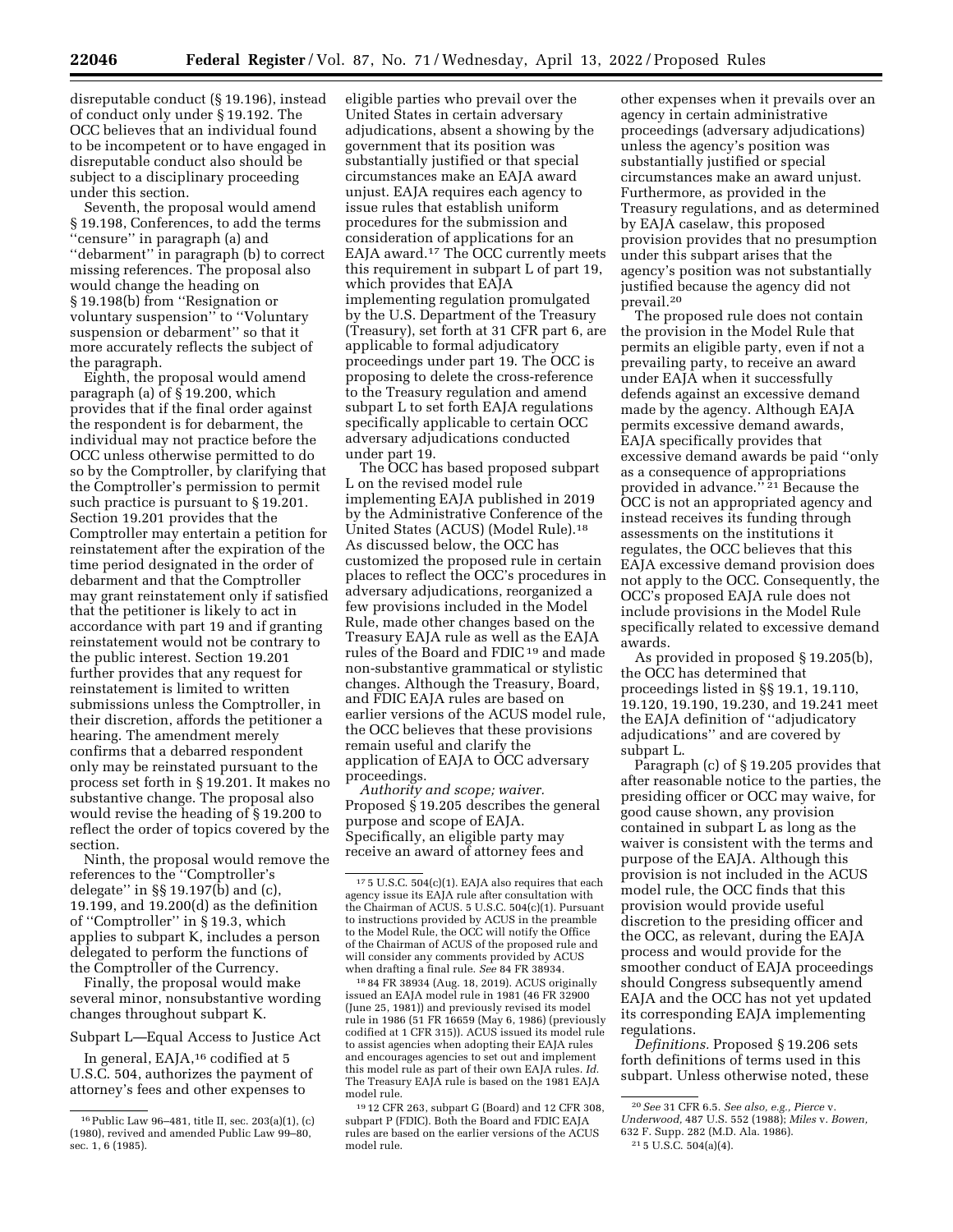disreputable conduct (§ 19.196), instead of conduct only under § 19.192. The OCC believes that an individual found to be incompetent or to have engaged in disreputable conduct also should be subject to a disciplinary proceeding under this section.

Seventh, the proposal would amend § 19.198, Conferences, to add the terms "censure" in paragraph (a) and "debarment" in paragraph (b) to correct missing references. The proposal also would change the heading on § 19.198(b) from "Resignation or voluntary suspension" to "Voluntary suspension or debarment" so that it more accurately reflects the subject of the paragraph.

Eighth, the proposal would amend paragraph (a) of § 19.200, which provides that if the final order against the respondent is for debarment, the individual may not practice before the OCC unless otherwise permitted to do so by the Comptroller, by clarifying that the Comptroller's permission to permit such practice is pursuant to § 19.201. Section 19.201 provides that the Comptroller may entertain a petition for reinstatement after the expiration of the time period designated in the order of debarment and that the Comptroller may grant reinstatement only if satisfied that the petitioner is likely to act in accordance with part 19 and if granting reinstatement would not be contrary to the public interest. Section 19.201 further provides that any request for reinstatement is limited to written submissions unless the Comptroller, in their discretion, affords the petitioner a hearing. The amendment merely confirms that a debarred respondent only may be reinstated pursuant to the process set forth in § 19.201. It makes no substantive change. The proposal also would revise the heading of § 19.200 to reflect the order of topics covered by the section.

Ninth, the proposal would remove the references to the "Comptroller's delegate" in §§ 19.197(b) and (c), 19.199, and 19.200(d) as the definition of "Comptroller" in § 19.3, which applies to subpart K, includes a person delegated to perform the functions of the Comptroller of the Currency.

Finally, the proposal would make several minor, nonsubstantive wording changes throughout subpart K.

Subpart L—Equal Access to Justice Act

In general, EAJA,[16] codified at 5 U.S.C. 504, authorizes the payment of attorney's fees and other expenses to eligible parties who prevail over the United States in certain adversary adjudications, absent a showing by the government that its position was substantially justified or that special circumstances make an EAJA award unjust. EAJA requires each agency to issue rules that establish uniform procedures for the submission and consideration of applications for an EAJA award.[17] The OCC currently meets this requirement in subpart L of part 19, which provides that EAJA implementing regulation promulgated by the U.S. Department of the Treasury (Treasury), set forth at 31 CFR part 6, are applicable to formal adjudicatory proceedings under part 19. The OCC is proposing to delete the cross-reference to the Treasury regulation and amend subpart L to set forth EAJA regulations specifically applicable to certain OCC adversary adjudications conducted under part 19.

The OCC has based proposed subpart L on the revised model rule implementing EAJA published in 2019 by the Administrative Conference of the United States (ACUS) (Model Rule).[18] As discussed below, the OCC has customized the proposed rule in certain places to reflect the OCC's procedures in adversary adjudications, reorganized a few provisions included in the Model Rule, made other changes based on the Treasury EAJA rule as well as the EAJA rules of the Board and FDIC[19] and made non-substantive grammatical or stylistic changes. Although the Treasury, Board, and FDIC EAJA rules are based on earlier versions of the ACUS model rule, the OCC believes that these provisions remain useful and clarify the application of EAJA to OCC adversary proceedings.

*Authority and scope; waiver.* Proposed § 19.205 describes the general purpose and scope of EAJA. Specifically, an eligible party may receive an award of attorney fees and other expenses when it prevails over an agency in certain administrative proceedings (adversary adjudications) unless the agency's position was substantially justified or special circumstances make an award unjust. Furthermore, as provided in the Treasury regulations, and as determined by EAJA caselaw, this proposed provision provides that no presumption under this subpart arises that the agency's position was not substantially justified because the agency did not prevail.[20]

The proposed rule does not contain the provision in the Model Rule that permits an eligible party, even if not a prevailing party, to receive an award under EAJA when it successfully defends against an excessive demand made by the agency. Although EAJA permits excessive demand awards, EAJA specifically provides that excessive demand awards be paid "only as a consequence of appropriations provided in advance."[21] Because the OCC is not an appropriated agency and instead receives its funding through assessments on the institutions it regulates, the OCC believes that this EAJA excessive demand provision does not apply to the OCC. Consequently, the OCC's proposed EAJA rule does not include provisions in the Model Rule specifically related to excessive demand awards.

As provided in proposed § 19.205(b), the OCC has determined that proceedings listed in §§ 19.1, 19.110, 19.120, 19.190, 19.230, and 19.241 meet the EAJA definition of "adjudicatory adjudications" and are covered by subpart L.

Paragraph (c) of § 19.205 provides that after reasonable notice to the parties, the presiding officer or OCC may waive, for good cause shown, any provision contained in subpart L as long as the waiver is consistent with the terms and purpose of the EAJA. Although this provision is not included in the ACUS model rule, the OCC finds that this provision would provide useful discretion to the presiding officer and the OCC, as relevant, during the EAJA process and would provide for the smoother conduct of EAJA proceedings should Congress subsequently amend EAJA and the OCC has not yet updated its corresponding EAJA implementing regulations.

*Definitions.* Proposed § 19.206 sets forth definitions of terms used in this subpart. Unless otherwise noted, these

---

[16] Public Law 96–481, title II, sec. 203(a)(1), (c) (1980), revived and amended Public Law 99–80, sec. 1, 6 (1985).

[17] 5 U.S.C. 504(c)(1). EAJA also requires that each agency issue its EAJA rule after consultation with the Chairman of ACUS. 5 U.S.C. 504(c)(1). Pursuant to instructions provided by ACUS in the preamble to the Model Rule, the OCC will notify the Office of the Chairman of ACUS of the proposed rule and will consider any comments provided by ACUS when drafting a final rule. *See* 84 FR 38934.

[18] 84 FR 38934 (Aug. 18, 2019). ACUS originally issued an EAJA model rule in 1981 (46 FR 32900 (June 25, 1981)) and previously revised its model rule in 1986 (51 FR 16659 (May 6, 1986) (previously codified at 1 CFR 315)). ACUS issued its model rule to assist agencies when adopting their EAJA rules and encourages agencies to set out and implement this model rule as part of their own EAJA rules. *Id.* The Treasury EAJA rule is based on the 1981 EAJA model rule.

[19] 12 CFR 263, subpart G (Board) and 12 CFR 308, subpart P (FDIC). Both the Board and FDIC EAJA rules are based on the earlier versions of the ACUS model rule.

[20] *See* 31 CFR 6.5. *See also, e.g., Pierce* v. *Underwood,* 487 U.S. 552 (1988); *Miles* v. *Bowen,* 632 F. Supp. 282 (M.D. Ala. 1986).

[21] 5 U.S.C. 504(a)(4).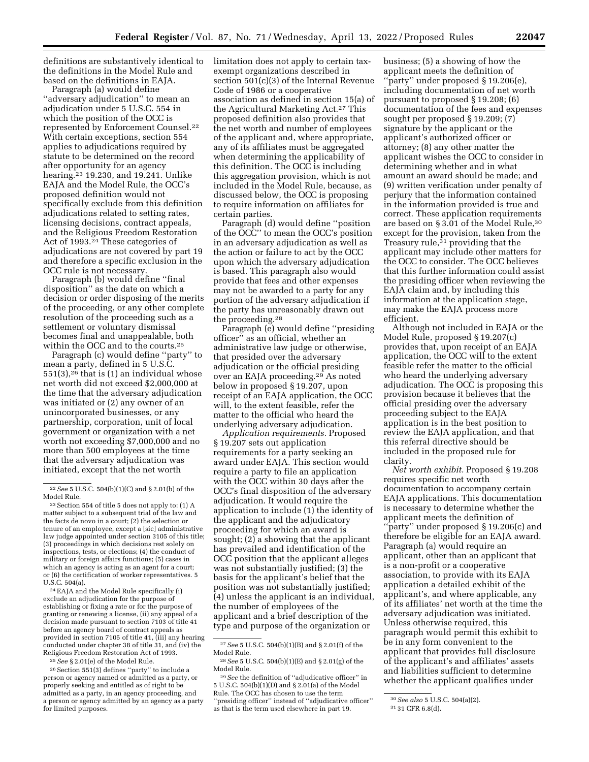definitions are substantively identical to the definitions in the Model Rule and based on the definitions in EAJA.

Paragraph (a) would define ''adversary adjudication'' to mean an adjudication under 5 U.S.C. 554 in which the position of the OCC is represented by Enforcement Counsel.[22] With certain exceptions, section 554 applies to adjudications required by statute to be determined on the record after opportunity for an agency hearing.[23] 19.230, and 19.241. Unlike EAJA and the Model Rule, the OCC's proposed definition would not specifically exclude from this definition adjudications related to setting rates, licensing decisions, contract appeals, and the Religious Freedom Restoration Act of 1993.[24] These categories of adjudications are not covered by part 19 and therefore a specific exclusion in the OCC rule is not necessary.

Paragraph (b) would define ''final disposition'' as the date on which a decision or order disposing of the merits of the proceeding, or any other complete resolution of the proceeding such as a settlement or voluntary dismissal becomes final and unappealable, both within the OCC and to the courts.[25]

Paragraph (c) would define ''party'' to mean a party, defined in 5 U.S.C. 551(3),[26] that is (1) an individual whose net worth did not exceed $2,000,000 at the time that the adversary adjudication was initiated or (2) any owner of an unincorporated businesses, or any partnership, corporation, unit of local government or organization with a net worth not exceeding $7,000,000 and no more than 500 employees at the time that the adversary adjudication was initiated, except that the net worth limitation does not apply to certain tax-exempt organizations described in section 501(c)(3) of the Internal Revenue Code of 1986 or a cooperative association as defined in section 15(a) of the Agricultural Marketing Act.[27] This proposed definition also provides that the net worth and number of employees of the applicant and, where appropriate, any of its affiliates must be aggregated when determining the applicability of this definition. The OCC is including this aggregation provision, which is not included in the Model Rule, because, as discussed below, the OCC is proposing to require information on affiliates for certain parties.

Paragraph (d) would define ''position of the OCC'' to mean the OCC's position in an adversary adjudication as well as the action or failure to act by the OCC upon which the adversary adjudication is based. This paragraph also would provide that fees and other expenses may not be awarded to a party for any portion of the adversary adjudication if the party has unreasonably drawn out the proceeding.[28]

Paragraph (e) would define ''presiding officer'' as an official, whether an administrative law judge or otherwise, that presided over the adversary adjudication or the official presiding over an EAJA proceeding.[29] As noted below in proposed § 19.207, upon receipt of an EAJA application, the OCC will, to the extent feasible, refer the matter to the official who heard the underlying adversary adjudication.

*Application requirements.* Proposed § 19.207 sets out application requirements for a party seeking an award under EAJA. This section would require a party to file an application with the OCC within 30 days after the OCC's final disposition of the adversary adjudication. It would require the application to include (1) the identity of the applicant and the adjudicatory proceeding for which an award is sought; (2) a showing that the applicant has prevailed and identification of the OCC position that the applicant alleges was not substantially justified; (3) the basis for the applicant's belief that the position was not substantially justified; (4) unless the applicant is an individual, the number of employees of the applicant and a brief description of the type and purpose of the organization or business; (5) a showing of how the applicant meets the definition of ''party'' under proposed § 19.206(e), including documentation of net worth pursuant to proposed § 19.208; (6) documentation of the fees and expenses sought per proposed § 19.209; (7) signature by the applicant or the applicant's authorized officer or attorney; (8) any other matter the applicant wishes the OCC to consider in determining whether and in what amount an award should be made; and (9) written verification under penalty of perjury that the information contained in the information provided is true and correct. These application requirements are based on § 3.01 of the Model Rule,[30] except for the provision, taken from the Treasury rule,[31] providing that the applicant may include other matters for the OCC to consider. The OCC believes that this further information could assist the presiding officer when reviewing the EAJA claim and, by including this information at the application stage, may make the EAJA process more efficient.

Although not included in EAJA or the Model Rule, proposed § 19.207(c) provides that, upon receipt of an EAJA application, the OCC will to the extent feasible refer the matter to the official who heard the underlying adversary adjudication. The OCC is proposing this provision because it believes that the official presiding over the adversary proceeding subject to the EAJA application is in the best position to review the EAJA application, and that this referral directive should be included in the proposed rule for clarity.

*Net worth exhibit.* Proposed § 19.208 requires specific net worth documentation to accompany certain EAJA applications. This documentation is necessary to determine whether the applicant meets the definition of ''party'' under proposed § 19.206(c) and therefore be eligible for an EAJA award. Paragraph (a) would require an applicant, other than an applicant that is a non-profit or a cooperative association, to provide with its EAJA application a detailed exhibit of the applicant's, and where applicable, any of its affiliates' net worth at the time the adversary adjudication was initiated. Unless otherwise required, this paragraph would permit this exhibit to be in any form convenient to the applicant that provides full disclosure of the applicant's and affiliates' assets and liabilities sufficient to determine whether the applicant qualifies under

---

[22] *See* 5 U.S.C. 504(b)(1)(C) and § 2.01(b) of the Model Rule.

[23] Section 554 of title 5 does not apply to: (1) A matter subject to a subsequent trial of the law and the facts de novo in a court; (2) the selection or tenure of an employee, except a [sic] administrative law judge appointed under section 3105 of this title; (3) proceedings in which decisions rest solely on inspections, tests, or elections; (4) the conduct of military or foreign affairs functions; (5) cases in which an agency is acting as an agent for a court; or (6) the certification of worker representatives. 5 U.S.C. 504(a).

[24] EAJA and the Model Rule specifically (i) exclude an adjudication for the purpose of establishing or fixing a rate or for the purpose of granting or renewing a license, (ii) any appeal of a decision made pursuant to section 7103 of title 41 before an agency board of contract appeals as provided in section 7105 of title 41, (iii) any hearing conducted under chapter 38 of title 31, and (iv) the Religious Freedom Restoration Act of 1993.

[25] *See* § 2.01(e) of the Model Rule.

[26] Section 551(3) defines ''party'' to include a person or agency named or admitted as a party, or properly seeking and entitled as of right to be admitted as a party, in an agency proceeding, and a person or agency admitted by an agency as a party for limited purposes.

[27] *See* 5 U.S.C. 504(b)(1)(B) and § 2.01(f) of the Model Rule.

[28] *See* 5 U.S.C. 504(b)(1)(E) and § 2.01(g) of the Model Rule.

[29] *See* the definition of ''adjudicative officer'' in 5 U.S.C. 504(b)(1)(D) and § 2.01(a) of the Model Rule. The OCC has chosen to use the term ''presiding officer'' instead of ''adjudicative officer'' as that is the term used elsewhere in part 19.

[30] *See also* 5 U.S.C. 504(a)(2).

[31] 31 CFR 6.8(d).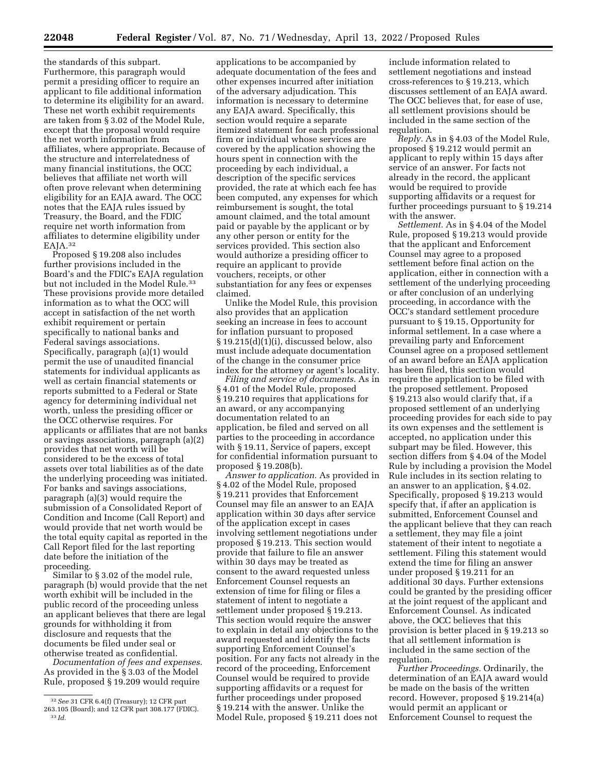the standards of this subpart. Furthermore, this paragraph would permit a presiding officer to require an applicant to file additional information to determine its eligibility for an award. These net worth exhibit requirements are taken from § 3.02 of the Model Rule, except that the proposal would require the net worth information from affiliates, where appropriate. Because of the structure and interrelatedness of many financial institutions, the OCC believes that affiliate net worth will often prove relevant when determining eligibility for an EAJA award. The OCC notes that the EAJA rules issued by Treasury, the Board, and the FDIC require net worth information from affiliates to determine eligibility under EAJA.[32]

Proposed § 19.208 also includes further provisions included in the Board's and the FDIC's EAJA regulation but not included in the Model Rule.[33] These provisions provide more detailed information as to what the OCC will accept in satisfaction of the net worth exhibit requirement or pertain specifically to national banks and Federal savings associations. Specifically, paragraph (a)(1) would permit the use of unaudited financial statements for individual applicants as well as certain financial statements or reports submitted to a Federal or State agency for determining individual net worth, unless the presiding officer or the OCC otherwise requires. For applicants or affiliates that are not banks or savings associations, paragraph (a)(2) provides that net worth will be considered to be the excess of total assets over total liabilities as of the date the underlying proceeding was initiated. For banks and savings associations, paragraph (a)(3) would require the submission of a Consolidated Report of Condition and Income (Call Report) and would provide that net worth would be the total equity capital as reported in the Call Report filed for the last reporting date before the initiation of the proceeding.

Similar to § 3.02 of the model rule, paragraph (b) would provide that the net worth exhibit will be included in the public record of the proceeding unless an applicant believes that there are legal grounds for withholding it from disclosure and requests that the documents be filed under seal or otherwise treated as confidential.

*Documentation of fees and expenses.* As provided in the § 3.03 of the Model Rule, proposed § 19.209 would require applications to be accompanied by adequate documentation of the fees and other expenses incurred after initiation of the adversary adjudication. This information is necessary to determine any EAJA award. Specifically, this section would require a separate itemized statement for each professional firm or individual whose services are covered by the application showing the hours spent in connection with the proceeding by each individual, a description of the specific services provided, the rate at which each fee has been computed, any expenses for which reimbursement is sought, the total amount claimed, and the total amount paid or payable by the applicant or by any other person or entity for the services provided. This section also would authorize a presiding officer to require an applicant to provide vouchers, receipts, or other substantiation for any fees or expenses claimed.

Unlike the Model Rule, this provision also provides that an application seeking an increase in fees to account for inflation pursuant to proposed § 19.215(d)(1)(i), discussed below, also must include adequate documentation of the change in the consumer price index for the attorney or agent's locality.

*Filing and service of documents.* As in § 4.01 of the Model Rule, proposed § 19.210 requires that applications for an award, or any accompanying documentation related to an application, be filed and served on all parties to the proceeding in accordance with § 19.11, Service of papers, except for confidential information pursuant to proposed § 19.208(b).

*Answer to application.* As provided in § 4.02 of the Model Rule, proposed § 19.211 provides that Enforcement Counsel may file an answer to an EAJA application within 30 days after service of the application except in cases involving settlement negotiations under proposed § 19.213. This section would provide that failure to file an answer within 30 days may be treated as consent to the award requested unless Enforcement Counsel requests an extension of time for filing or files a statement of intent to negotiate a settlement under proposed § 19.213. This section would require the answer to explain in detail any objections to the award requested and identify the facts supporting Enforcement Counsel's position. For any facts not already in the record of the proceeding, Enforcement Counsel would be required to provide supporting affidavits or a request for further proceedings under proposed § 19.214 with the answer. Unlike the Model Rule, proposed § 19.211 does not include information related to settlement negotiations and instead cross-references to § 19.213, which discusses settlement of an EAJA award. The OCC believes that, for ease of use, all settlement provisions should be included in the same section of the regulation.

*Reply.* As in § 4.03 of the Model Rule, proposed § 19.212 would permit an applicant to reply within 15 days after service of an answer. For facts not already in the record, the applicant would be required to provide supporting affidavits or a request for further proceedings pursuant to § 19.214 with the answer.

*Settlement.* As in § 4.04 of the Model Rule, proposed § 19.213 would provide that the applicant and Enforcement Counsel may agree to a proposed settlement before final action on the application, either in connection with a settlement of the underlying proceeding or after conclusion of an underlying proceeding, in accordance with the OCC's standard settlement procedure pursuant to § 19.15, Opportunity for informal settlement. In a case where a prevailing party and Enforcement Counsel agree on a proposed settlement of an award before an EAJA application has been filed, this section would require the application to be filed with the proposed settlement. Proposed § 19.213 also would clarify that, if a proposed settlement of an underlying proceeding provides for each side to pay its own expenses and the settlement is accepted, no application under this subpart may be filed. However, this section differs from § 4.04 of the Model Rule by including a provision the Model Rule includes in its section relating to an answer to an application, § 4.02. Specifically, proposed § 19.213 would specify that, if after an application is submitted, Enforcement Counsel and the applicant believe that they can reach a settlement, they may file a joint statement of their intent to negotiate a settlement. Filing this statement would extend the time for filing an answer under proposed § 19.211 for an additional 30 days. Further extensions could be granted by the presiding officer at the joint request of the applicant and Enforcement Counsel. As indicated above, the OCC believes that this provision is better placed in § 19.213 so that all settlement information is included in the same section of the regulation.

*Further Proceedings.* Ordinarily, the determination of an EAJA award would be made on the basis of the written record. However, proposed § 19.214(a) would permit an applicant or Enforcement Counsel to request the

---

[32] *See* 31 CFR 6.4(f) (Treasury); 12 CFR part 263.105 (Board); and 12 CFR part 308.177 (FDIC).

[33] *Id.*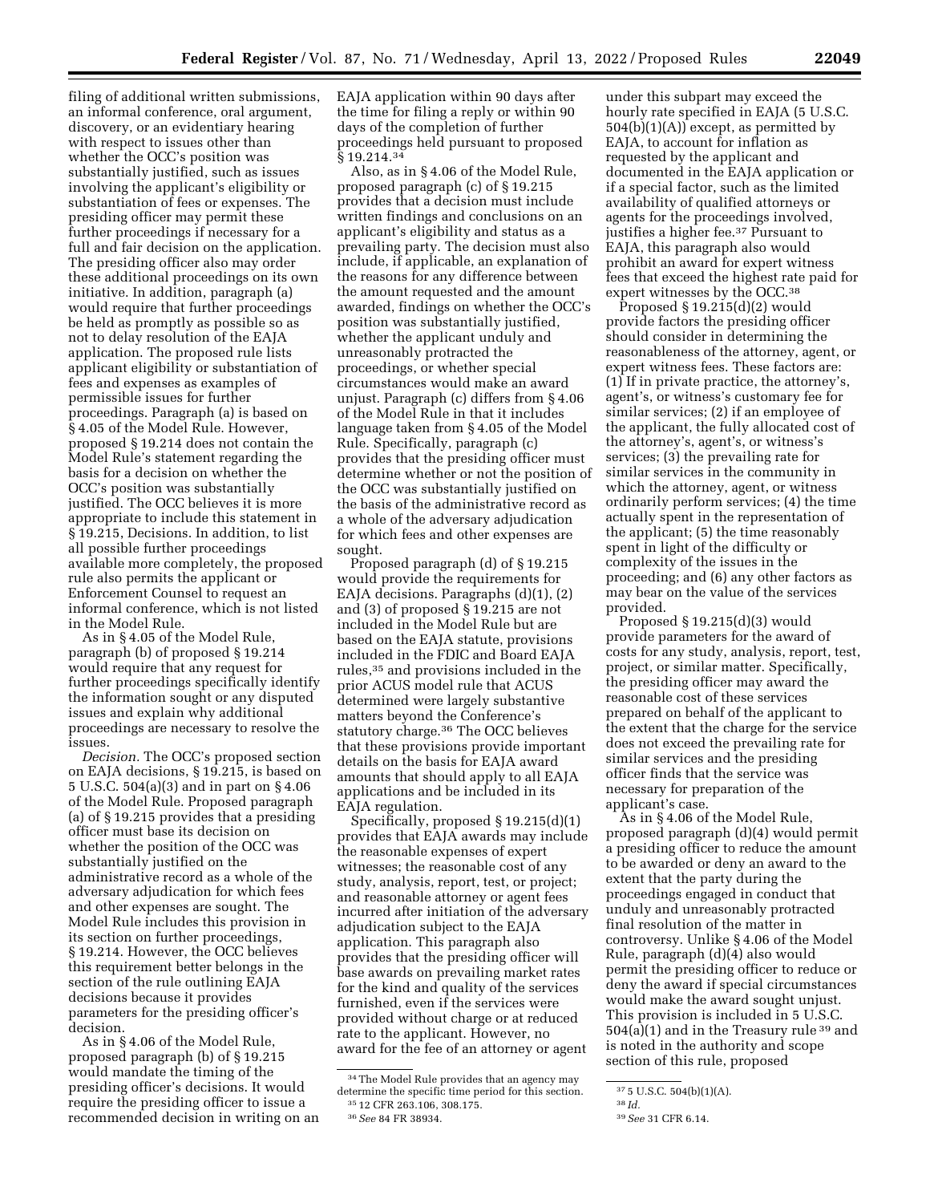filing of additional written submissions, an informal conference, oral argument, discovery, or an evidentiary hearing with respect to issues other than whether the OCC's position was substantially justified, such as issues involving the applicant's eligibility or substantiation of fees or expenses. The presiding officer may permit these further proceedings if necessary for a full and fair decision on the application. The presiding officer also may order these additional proceedings on its own initiative. In addition, paragraph (a) would require that further proceedings be held as promptly as possible so as not to delay resolution of the EAJA application. The proposed rule lists applicant eligibility or substantiation of fees and expenses as examples of permissible issues for further proceedings. Paragraph (a) is based on § 4.05 of the Model Rule. However, proposed § 19.214 does not contain the Model Rule's statement regarding the basis for a decision on whether the OCC's position was substantially justified. The OCC believes it is more appropriate to include this statement in § 19.215, Decisions. In addition, to list all possible further proceedings available more completely, the proposed rule also permits the applicant or Enforcement Counsel to request an informal conference, which is not listed in the Model Rule.

As in § 4.05 of the Model Rule, paragraph (b) of proposed § 19.214 would require that any request for further proceedings specifically identify the information sought or any disputed issues and explain why additional proceedings are necessary to resolve the issues.

*Decision.* The OCC's proposed section on EAJA decisions, § 19.215, is based on 5 U.S.C. 504(a)(3) and in part on § 4.06 of the Model Rule. Proposed paragraph (a) of § 19.215 provides that a presiding officer must base its decision on whether the position of the OCC was substantially justified on the administrative record as a whole of the adversary adjudication for which fees and other expenses are sought. The Model Rule includes this provision in its section on further proceedings, § 19.214. However, the OCC believes this requirement better belongs in the section of the rule outlining EAJA decisions because it provides parameters for the presiding officer's decision.

As in § 4.06 of the Model Rule, proposed paragraph (b) of § 19.215 would mandate the timing of the presiding officer's decisions. It would require the presiding officer to issue a recommended decision in writing on an EAJA application within 90 days after the time for filing a reply or within 90 days of the completion of further proceedings held pursuant to proposed § 19.214.[34]

Also, as in § 4.06 of the Model Rule, proposed paragraph (c) of § 19.215 provides that a decision must include written findings and conclusions on an applicant's eligibility and status as a prevailing party. The decision must also include, if applicable, an explanation of the reasons for any difference between the amount requested and the amount awarded, findings on whether the OCC's position was substantially justified, whether the applicant unduly and unreasonably protracted the proceedings, or whether special circumstances would make an award unjust. Paragraph (c) differs from § 4.06 of the Model Rule in that it includes language taken from § 4.05 of the Model Rule. Specifically, paragraph (c) provides that the presiding officer must determine whether or not the position of the OCC was substantially justified on the basis of the administrative record as a whole of the adversary adjudication for which fees and other expenses are sought.

Proposed paragraph (d) of § 19.215 would provide the requirements for EAJA decisions. Paragraphs (d)(1), (2) and (3) of proposed § 19.215 are not included in the Model Rule but are based on the EAJA statute, provisions included in the FDIC and Board EAJA rules,[35] and provisions included in the prior ACUS model rule that ACUS determined were largely substantive matters beyond the Conference's statutory charge.[36] The OCC believes that these provisions provide important details on the basis for EAJA award amounts that should apply to all EAJA applications and be included in its EAJA regulation.

Specifically, proposed § 19.215(d)(1) provides that EAJA awards may include the reasonable expenses of expert witnesses; the reasonable cost of any study, analysis, report, test, or project; and reasonable attorney or agent fees incurred after initiation of the adversary adjudication subject to the EAJA application. This paragraph also provides that the presiding officer will base awards on prevailing market rates for the kind and quality of the services furnished, even if the services were provided without charge or at reduced rate to the applicant. However, no award for the fee of an attorney or agent under this subpart may exceed the hourly rate specified in EAJA (5 U.S.C. 504(b)(1)(A)) except, as permitted by EAJA, to account for inflation as requested by the applicant and documented in the EAJA application or if a special factor, such as the limited availability of qualified attorneys or agents for the proceedings involved, justifies a higher fee.[37] Pursuant to EAJA, this paragraph also would prohibit an award for expert witness fees that exceed the highest rate paid for expert witnesses by the OCC.[38]

Proposed § 19.215(d)(2) would provide factors the presiding officer should consider in determining the reasonableness of the attorney, agent, or expert witness fees. These factors are: (1) If in private practice, the attorney's, agent's, or witness's customary fee for similar services; (2) if an employee of the applicant, the fully allocated cost of the attorney's, agent's, or witness's services; (3) the prevailing rate for similar services in the community in which the attorney, agent, or witness ordinarily perform services; (4) the time actually spent in the representation of the applicant; (5) the time reasonably spent in light of the difficulty or complexity of the issues in the proceeding; and (6) any other factors as may bear on the value of the services provided.

Proposed § 19.215(d)(3) would provide parameters for the award of costs for any study, analysis, report, test, project, or similar matter. Specifically, the presiding officer may award the reasonable cost of these services prepared on behalf of the applicant to the extent that the charge for the service does not exceed the prevailing rate for similar services and the presiding officer finds that the service was necessary for preparation of the applicant's case.

As in § 4.06 of the Model Rule, proposed paragraph (d)(4) would permit a presiding officer to reduce the amount to be awarded or deny an award to the extent that the party during the proceedings engaged in conduct that unduly and unreasonably protracted final resolution of the matter in controversy. Unlike § 4.06 of the Model Rule, paragraph (d)(4) also would permit the presiding officer to reduce or deny the award if special circumstances would make the award sought unjust. This provision is included in 5 U.S.C. 504(a)(1) and in the Treasury rule[39] and is noted in the authority and scope section of this rule, proposed

---

[34] The Model Rule provides that an agency may determine the specific time period for this section.

[35] 12 CFR 263.106, 308.175.

[36] *See* 84 FR 38934.

[37] 5 U.S.C. 504(b)(1)(A).

[38] *Id.*

[39] *See* 31 CFR 6.14.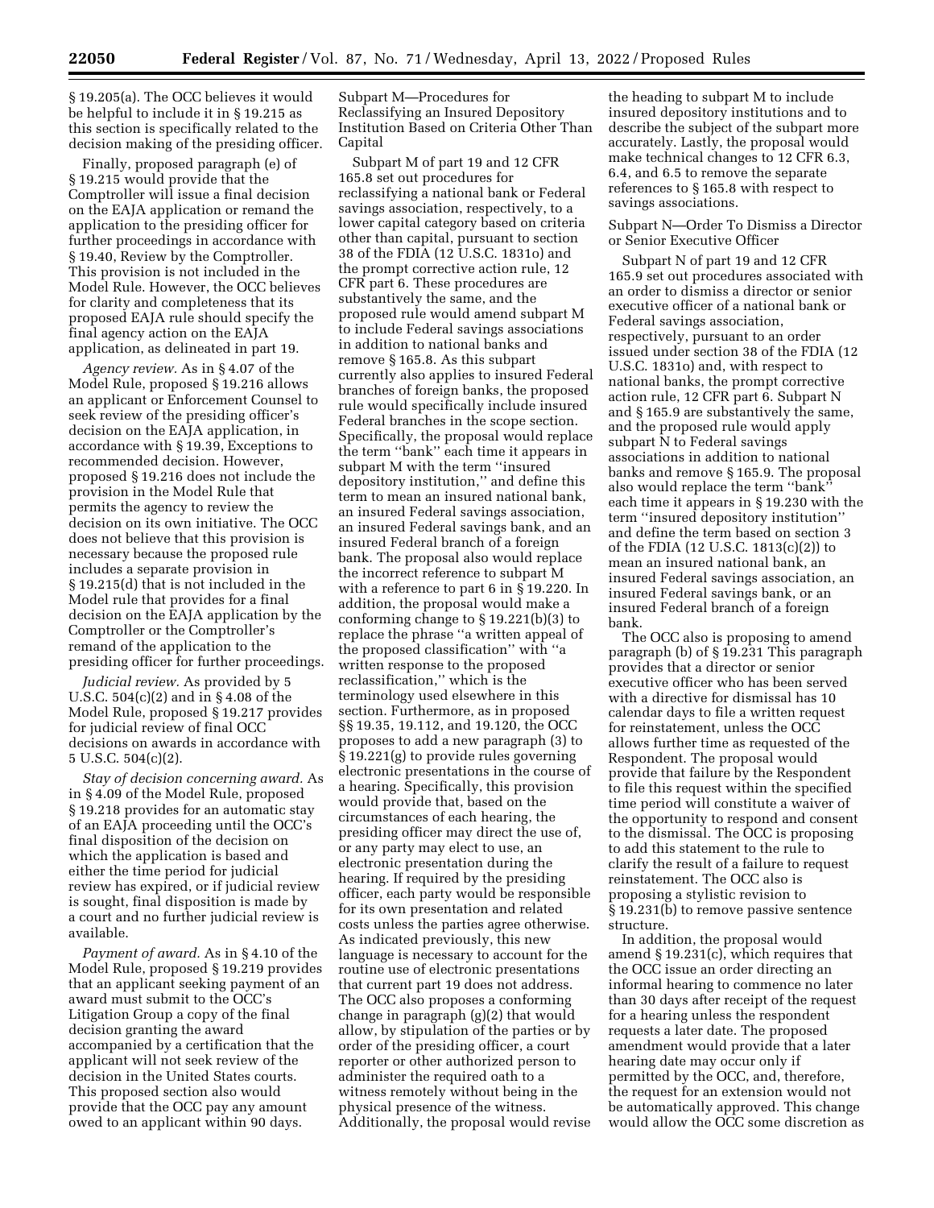§ 19.205(a). The OCC believes it would be helpful to include it in § 19.215 as this section is specifically related to the decision making of the presiding officer.

Finally, proposed paragraph (e) of § 19.215 would provide that the Comptroller will issue a final decision on the EAJA application or remand the application to the presiding officer for further proceedings in accordance with § 19.40, Review by the Comptroller. This provision is not included in the Model Rule. However, the OCC believes for clarity and completeness that its proposed EAJA rule should specify the final agency action on the EAJA application, as delineated in part 19.

*Agency review.* As in § 4.07 of the Model Rule, proposed § 19.216 allows an applicant or Enforcement Counsel to seek review of the presiding officer's decision on the EAJA application, in accordance with § 19.39, Exceptions to recommended decision. However, proposed § 19.216 does not include the provision in the Model Rule that permits the agency to review the decision on its own initiative. The OCC does not believe that this provision is necessary because the proposed rule includes a separate provision in § 19.215(d) that is not included in the Model rule that provides for a final decision on the EAJA application by the Comptroller or the Comptroller's remand of the application to the presiding officer for further proceedings.

*Judicial review.* As provided by 5 U.S.C. 504(c)(2) and in § 4.08 of the Model Rule, proposed § 19.217 provides for judicial review of final OCC decisions on awards in accordance with 5 U.S.C. 504(c)(2).

*Stay of decision concerning award.* As in § 4.09 of the Model Rule, proposed § 19.218 provides for an automatic stay of an EAJA proceeding until the OCC's final disposition of the decision on which the application is based and either the time period for judicial review has expired, or if judicial review is sought, final disposition is made by a court and no further judicial review is available.

*Payment of award.* As in § 4.10 of the Model Rule, proposed § 19.219 provides that an applicant seeking payment of an award must submit to the OCC's Litigation Group a copy of the final decision granting the award accompanied by a certification that the applicant will not seek review of the decision in the United States courts. This proposed section also would provide that the OCC pay any amount owed to an applicant within 90 days.

Subpart M—Procedures for Reclassifying an Insured Depository Institution Based on Criteria Other Than Capital

Subpart M of part 19 and 12 CFR 165.8 set out procedures for reclassifying a national bank or Federal savings association, respectively, to a lower capital category based on criteria other than capital, pursuant to section 38 of the FDIA (12 U.S.C. 1831o) and the prompt corrective action rule, 12 CFR part 6. These procedures are substantively the same, and the proposed rule would amend subpart M to include Federal savings associations in addition to national banks and remove § 165.8. As this subpart currently also applies to insured Federal branches of foreign banks, the proposed rule would specifically include insured Federal branches in the scope section. Specifically, the proposal would replace the term ''bank'' each time it appears in subpart M with the term ''insured depository institution,'' and define this term to mean an insured national bank, an insured Federal savings association, an insured Federal savings bank, and an insured Federal branch of a foreign bank. The proposal also would replace the incorrect reference to subpart M with a reference to part 6 in § 19.220. In addition, the proposal would make a conforming change to § 19.221(b)(3) to replace the phrase ''a written appeal of the proposed classification'' with ''a written response to the proposed reclassification,'' which is the terminology used elsewhere in this section. Furthermore, as in proposed §§ 19.35, 19.112, and 19.120, the OCC proposes to add a new paragraph (3) to § 19.221(g) to provide rules governing electronic presentations in the course of a hearing. Specifically, this provision would provide that, based on the circumstances of each hearing, the presiding officer may direct the use of, or any party may elect to use, an electronic presentation during the hearing. If required by the presiding officer, each party would be responsible for its own presentation and related costs unless the parties agree otherwise. As indicated previously, this new language is necessary to account for the routine use of electronic presentations that current part 19 does not address. The OCC also proposes a conforming change in paragraph (g)(2) that would allow, by stipulation of the parties or by order of the presiding officer, a court reporter or other authorized person to administer the required oath to a witness remotely without being in the physical presence of the witness. Additionally, the proposal would revise the heading to subpart M to include insured depository institutions and to describe the subject of the subpart more accurately. Lastly, the proposal would make technical changes to 12 CFR 6.3, 6.4, and 6.5 to remove the separate references to § 165.8 with respect to savings associations.

Subpart N—Order To Dismiss a Director or Senior Executive Officer

Subpart N of part 19 and 12 CFR 165.9 set out procedures associated with an order to dismiss a director or senior executive officer of a national bank or Federal savings association, respectively, pursuant to an order issued under section 38 of the FDIA (12 U.S.C. 1831o) and, with respect to national banks, the prompt corrective action rule, 12 CFR part 6. Subpart N and § 165.9 are substantively the same, and the proposed rule would apply subpart N to Federal savings associations in addition to national banks and remove § 165.9. The proposal also would replace the term ''bank'' each time it appears in § 19.230 with the term ''insured depository institution'' and define the term based on section 3 of the FDIA (12 U.S.C. 1813(c)(2)) to mean an insured national bank, an insured Federal savings association, an insured Federal savings bank, or an insured Federal branch of a foreign bank.

The OCC also is proposing to amend paragraph (b) of § 19.231 This paragraph provides that a director or senior executive officer who has been served with a directive for dismissal has 10 calendar days to file a written request for reinstatement, unless the OCC allows further time as requested of the Respondent. The proposal would provide that failure by the Respondent to file this request within the specified time period will constitute a waiver of the opportunity to respond and consent to the dismissal. The OCC is proposing to add this statement to the rule to clarify the result of a failure to request reinstatement. The OCC also is proposing a stylistic revision to § 19.231(b) to remove passive sentence structure.

In addition, the proposal would amend § 19.231(c), which requires that the OCC issue an order directing an informal hearing to commence no later than 30 days after receipt of the request for a hearing unless the respondent requests a later date. The proposed amendment would provide that a later hearing date may occur only if permitted by the OCC, and, therefore, the request for an extension would not be automatically approved. This change would allow the OCC some discretion as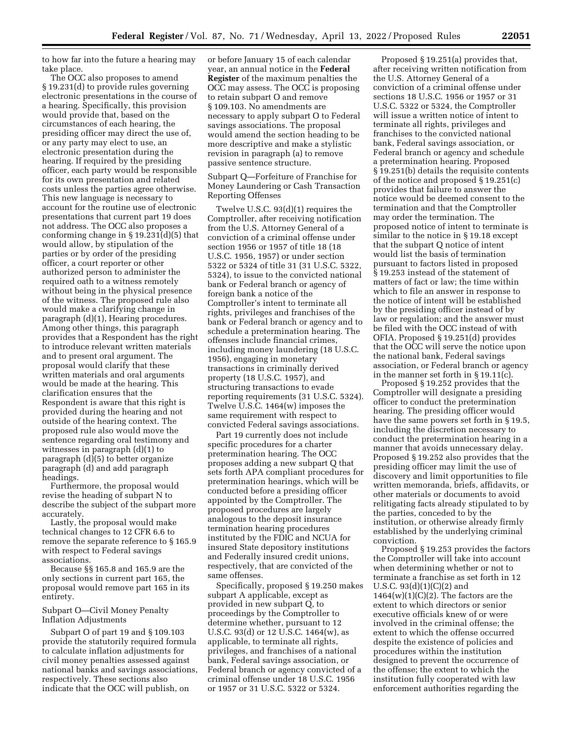to how far into the future a hearing may take place.

The OCC also proposes to amend § 19.231(d) to provide rules governing electronic presentations in the course of a hearing. Specifically, this provision would provide that, based on the circumstances of each hearing, the presiding officer may direct the use of, or any party may elect to use, an electronic presentation during the hearing. If required by the presiding officer, each party would be responsible for its own presentation and related costs unless the parties agree otherwise. This new language is necessary to account for the routine use of electronic presentations that current part 19 does not address. The OCC also proposes a conforming change in § 19.231(d)(5) that would allow, by stipulation of the parties or by order of the presiding officer, a court reporter or other authorized person to administer the required oath to a witness remotely without being in the physical presence of the witness. The proposed rule also would make a clarifying change in paragraph (d)(1), Hearing procedures. Among other things, this paragraph provides that a Respondent has the right to introduce relevant written materials and to present oral argument. The proposal would clarify that these written materials and oral arguments would be made at the hearing. This clarification ensures that the Respondent is aware that this right is provided during the hearing and not outside of the hearing context. The proposed rule also would move the sentence regarding oral testimony and witnesses in paragraph (d)(1) to paragraph (d)(5) to better organize paragraph (d) and add paragraph headings.

Furthermore, the proposal would revise the heading of subpart N to describe the subject of the subpart more accurately.

Lastly, the proposal would make technical changes to 12 CFR 6.6 to remove the separate reference to § 165.9 with respect to Federal savings associations.

Because §§ 165.8 and 165.9 are the only sections in current part 165, the proposal would remove part 165 in its entirety.

Subpart O—Civil Money Penalty Inflation Adjustments

Subpart O of part 19 and § 109.103 provide the statutorily required formula to calculate inflation adjustments for civil money penalties assessed against national banks and savings associations, respectively. These sections also indicate that the OCC will publish, on or before January 15 of each calendar year, an annual notice in the **Federal Register** of the maximum penalties the OCC may assess. The OCC is proposing to retain subpart O and remove § 109.103. No amendments are necessary to apply subpart O to Federal savings associations. The proposal would amend the section heading to be more descriptive and make a stylistic revision in paragraph (a) to remove passive sentence structure.

Subpart Q—Forfeiture of Franchise for Money Laundering or Cash Transaction Reporting Offenses

Twelve U.S.C. 93(d)(1) requires the Comptroller, after receiving notification from the U.S. Attorney General of a conviction of a criminal offense under section 1956 or 1957 of title 18 (18 U.S.C. 1956, 1957) or under section 5322 or 5324 of title 31 (31 U.S.C. 5322, 5324), to issue to the convicted national bank or Federal branch or agency of foreign bank a notice of the Comptroller's intent to terminate all rights, privileges and franchises of the bank or Federal branch or agency and to schedule a pretermination hearing. The offenses include financial crimes, including money laundering (18 U.S.C. 1956), engaging in monetary transactions in criminally derived property (18 U.S.C. 1957), and structuring transactions to evade reporting requirements (31 U.S.C. 5324). Twelve U.S.C. 1464(w) imposes the same requirement with respect to convicted Federal savings associations.

Part 19 currently does not include specific procedures for a charter pretermination hearing. The OCC proposes adding a new subpart Q that sets forth APA compliant procedures for pretermination hearings, which will be conducted before a presiding officer appointed by the Comptroller. The proposed procedures are largely analogous to the deposit insurance termination hearing procedures instituted by the FDIC and NCUA for insured State depository institutions and Federally insured credit unions, respectively, that are convicted of the same offenses.

Specifically, proposed § 19.250 makes subpart A applicable, except as provided in new subpart Q, to proceedings by the Comptroller to determine whether, pursuant to 12 U.S.C. 93(d) or 12 U.S.C. 1464(w), as applicable, to terminate all rights, privileges, and franchises of a national bank, Federal savings association, or Federal branch or agency convicted of a criminal offense under 18 U.S.C. 1956 or 1957 or 31 U.S.C. 5322 or 5324.

Proposed § 19.251(a) provides that, after receiving written notification from the U.S. Attorney General of a conviction of a criminal offense under sections 18 U.S.C. 1956 or 1957 or 31 U.S.C. 5322 or 5324, the Comptroller will issue a written notice of intent to terminate all rights, privileges and franchises to the convicted national bank, Federal savings association, or Federal branch or agency and schedule a pretermination hearing. Proposed § 19.251(b) details the requisite contents of the notice and proposed § 19.251(c) provides that failure to answer the notice would be deemed consent to the termination and that the Comptroller may order the termination. The proposed notice of intent to terminate is similar to the notice in § 19.18 except that the subpart Q notice of intent would list the basis of termination pursuant to factors listed in proposed § 19.253 instead of the statement of matters of fact or law; the time within which to file an answer in response to the notice of intent will be established by the presiding officer instead of by law or regulation; and the answer must be filed with the OCC instead of with OFIA. Proposed § 19.251(d) provides that the OCC will serve the notice upon the national bank, Federal savings association, or Federal branch or agency in the manner set forth in § 19.11(c).

Proposed § 19.252 provides that the Comptroller will designate a presiding officer to conduct the pretermination hearing. The presiding officer would have the same powers set forth in § 19.5, including the discretion necessary to conduct the pretermination hearing in a manner that avoids unnecessary delay. Proposed § 19.252 also provides that the presiding officer may limit the use of discovery and limit opportunities to file written memoranda, briefs, affidavits, or other materials or documents to avoid relitigating facts already stipulated to by the parties, conceded to by the institution, or otherwise already firmly established by the underlying criminal conviction.

Proposed § 19.253 provides the factors the Comptroller will take into account when determining whether or not to terminate a franchise as set forth in 12 U.S.C. 93(d)(1)(C)(2) and 1464(w)(1)(C)(2). The factors are the extent to which directors or senior executive officials knew of or were involved in the criminal offense; the extent to which the offense occurred despite the existence of policies and procedures within the institution designed to prevent the occurrence of the offense; the extent to which the institution fully cooperated with law enforcement authorities regarding the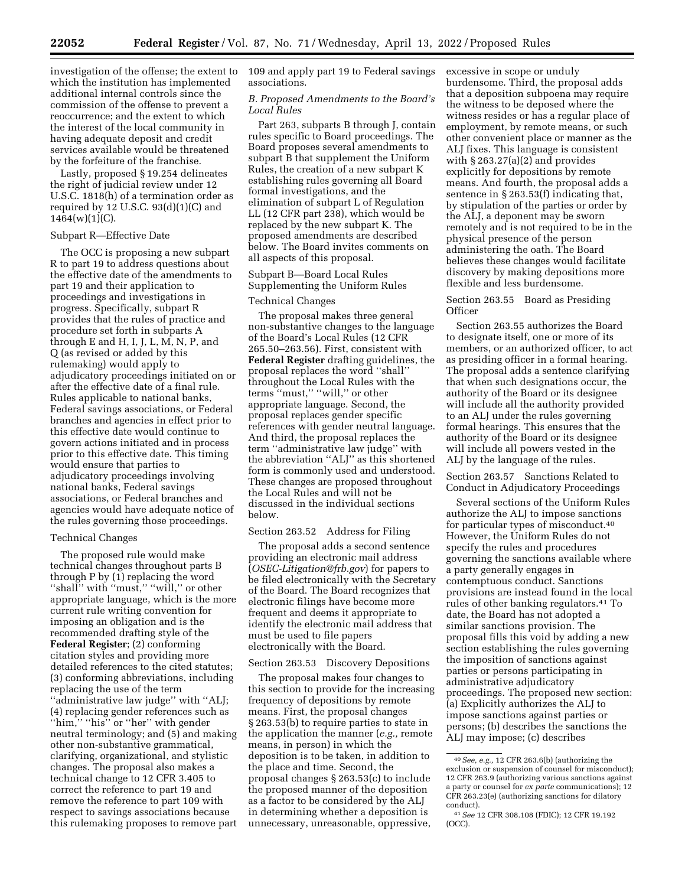investigation of the offense; the extent to which the institution has implemented additional internal controls since the commission of the offense to prevent a reoccurrence; and the extent to which the interest of the local community in having adequate deposit and credit services available would be threatened by the forfeiture of the franchise.

Lastly, proposed § 19.254 delineates the right of judicial review under 12 U.S.C. 1818(h) of a termination order as required by 12 U.S.C. 93(d)(1)(C) and 1464(w)(1)(C).

Subpart R—Effective Date

The OCC is proposing a new subpart R to part 19 to address questions about the effective date of the amendments to part 19 and their application to proceedings and investigations in progress. Specifically, subpart R provides that the rules of practice and procedure set forth in subparts A through E and H, I, J, L, M, N, P, and Q (as revised or added by this rulemaking) would apply to adjudicatory proceedings initiated on or after the effective date of a final rule. Rules applicable to national banks, Federal savings associations, or Federal branches and agencies in effect prior to this effective date would continue to govern actions initiated and in process prior to this effective date. This timing would ensure that parties to adjudicatory proceedings involving national banks, Federal savings associations, or Federal branches and agencies would have adequate notice of the rules governing those proceedings.

Technical Changes

The proposed rule would make technical changes throughout parts B through P by (1) replacing the word ''shall'' with ''must,'' ''will,'' or other appropriate language, which is the more current rule writing convention for imposing an obligation and is the recommended drafting style of the **Federal Register**; (2) conforming citation styles and providing more detailed references to the cited statutes; (3) conforming abbreviations, including replacing the use of the term ''administrative law judge'' with ''ALJ; (4) replacing gender references such as ''him,'' ''his'' or ''her'' with gender neutral terminology; and (5) and making other non-substantive grammatical, clarifying, organizational, and stylistic changes. The proposal also makes a technical change to 12 CFR 3.405 to correct the reference to part 19 and remove the reference to part 109 with respect to savings associations because this rulemaking proposes to remove part 109 and apply part 19 to Federal savings associations.

*B. Proposed Amendments to the Board's Local Rules*

Part 263, subparts B through J, contain rules specific to Board proceedings. The Board proposes several amendments to subpart B that supplement the Uniform Rules, the creation of a new subpart K establishing rules governing all Board formal investigations, and the elimination of subpart L of Regulation LL (12 CFR part 238), which would be replaced by the new subpart K. The proposed amendments are described below. The Board invites comments on all aspects of this proposal.

Subpart B—Board Local Rules Supplementing the Uniform Rules

Technical Changes

The proposal makes three general non-substantive changes to the language of the Board's Local Rules (12 CFR 265.50–263.56). First, consistent with **Federal Register** drafting guidelines, the proposal replaces the word ''shall'' throughout the Local Rules with the terms ''must,'' ''will,'' or other appropriate language. Second, the proposal replaces gender specific references with gender neutral language. And third, the proposal replaces the term ''administrative law judge'' with the abbreviation ''ALJ'' as this shortened form is commonly used and understood. These changes are proposed throughout the Local Rules and will not be discussed in the individual sections below.

Section 263.52 Address for Filing

The proposal adds a second sentence providing an electronic mail address (*OSEC-Litigation@frb.gov*) for papers to be filed electronically with the Secretary of the Board. The Board recognizes that electronic filings have become more frequent and deems it appropriate to identify the electronic mail address that must be used to file papers electronically with the Board.

Section 263.53 Discovery Depositions

The proposal makes four changes to this section to provide for the increasing frequency of depositions by remote means. First, the proposal changes § 263.53(b) to require parties to state in the application the manner (*e.g.,* remote means, in person) in which the deposition is to be taken, in addition to the place and time. Second, the proposal changes § 263.53(c) to include the proposed manner of the deposition as a factor to be considered by the ALJ in determining whether a deposition is unnecessary, unreasonable, oppressive, excessive in scope or unduly burdensome. Third, the proposal adds that a deposition subpoena may require the witness to be deposed where the witness resides or has a regular place of employment, by remote means, or such other convenient place or manner as the ALJ fixes. This language is consistent with § 263.27(a)(2) and provides explicitly for depositions by remote means. And fourth, the proposal adds a sentence in § 263.53(f) indicating that, by stipulation of the parties or order by the ALJ, a deponent may be sworn remotely and is not required to be in the physical presence of the person administering the oath. The Board believes these changes would facilitate discovery by making depositions more flexible and less burdensome.

Section 263.55 Board as Presiding Officer

Section 263.55 authorizes the Board to designate itself, one or more of its members, or an authorized officer, to act as presiding officer in a formal hearing. The proposal adds a sentence clarifying that when such designations occur, the authority of the Board or its designee will include all the authority provided to an ALJ under the rules governing formal hearings. This ensures that the authority of the Board or its designee will include all powers vested in the ALJ by the language of the rules.

Section 263.57 Sanctions Related to Conduct in Adjudicatory Proceedings

Several sections of the Uniform Rules authorize the ALJ to impose sanctions for particular types of misconduct.[40] However, the Uniform Rules do not specify the rules and procedures governing the sanctions available where a party generally engages in contemptuous conduct. Sanctions provisions are instead found in the local rules of other banking regulators.[41] To date, the Board has not adopted a similar sanctions provision. The proposal fills this void by adding a new section establishing the rules governing the imposition of sanctions against parties or persons participating in administrative adjudicatory proceedings. The proposed new section: (a) Explicitly authorizes the ALJ to impose sanctions against parties or persons; (b) describes the sanctions the ALJ may impose; (c) describes

---

[40] *See, e.g.,* 12 CFR 263.6(b) (authorizing the exclusion or suspension of counsel for misconduct); 12 CFR 263.9 (authorizing various sanctions against a party or counsel for *ex parte* communications); 12 CFR 263.23(e) (authorizing sanctions for dilatory conduct).

[41] *See* 12 CFR 308.108 (FDIC); 12 CFR 19.192 (OCC).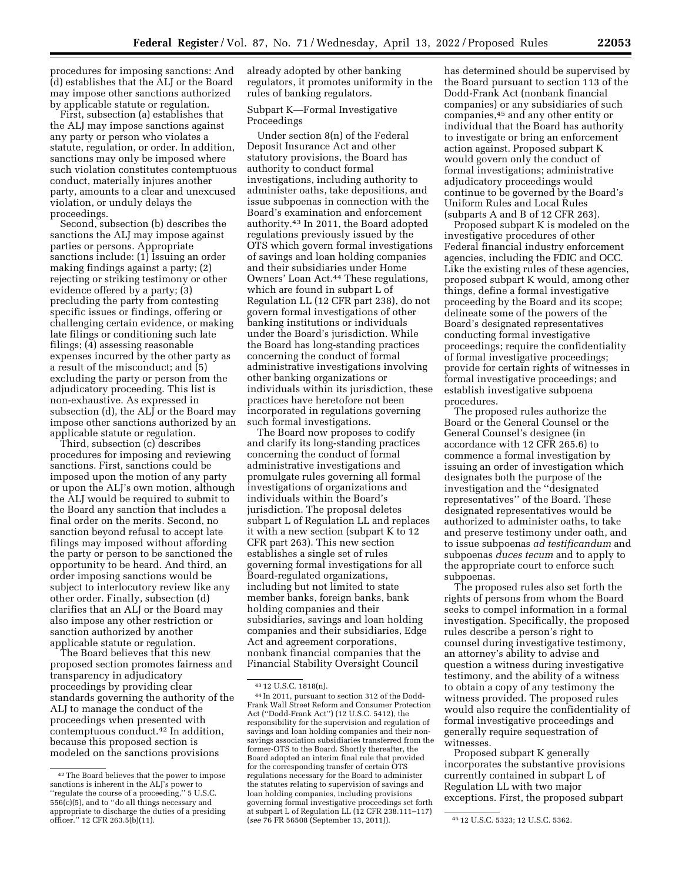procedures for imposing sanctions: And (d) establishes that the ALJ or the Board may impose other sanctions authorized by applicable statute or regulation.

First, subsection (a) establishes that the ALJ may impose sanctions against any party or person who violates a statute, regulation, or order. In addition, sanctions may only be imposed where such violation constitutes contemptuous conduct, materially injures another party, amounts to a clear and unexcused violation, or unduly delays the proceedings.

Second, subsection (b) describes the sanctions the ALJ may impose against parties or persons. Appropriate sanctions include: (1) Issuing an order making findings against a party; (2) rejecting or striking testimony or other evidence offered by a party; (3) precluding the party from contesting specific issues or findings, offering or challenging certain evidence, or making late filings or conditioning such late filings; (4) assessing reasonable expenses incurred by the other party as a result of the misconduct; and (5) excluding the party or person from the adjudicatory proceeding. This list is non-exhaustive. As expressed in subsection (d), the ALJ or the Board may impose other sanctions authorized by an applicable statute or regulation.

Third, subsection (c) describes procedures for imposing and reviewing sanctions. First, sanctions could be imposed upon the motion of any party or upon the ALJ's own motion, although the ALJ would be required to submit to the Board any sanction that includes a final order on the merits. Second, no sanction beyond refusal to accept late filings may imposed without affording the party or person to be sanctioned the opportunity to be heard. And third, an order imposing sanctions would be subject to interlocutory review like any other order. Finally, subsection (d) clarifies that an ALJ or the Board may also impose any other restriction or sanction authorized by another applicable statute or regulation.

The Board believes that this new proposed section promotes fairness and transparency in adjudicatory proceedings by providing clear standards governing the authority of the ALJ to manage the conduct of the proceedings when presented with contemptuous conduct.[42] In addition, because this proposed section is modeled on the sanctions provisions already adopted by other banking regulators, it promotes uniformity in the rules of banking regulators.

Subpart K—Formal Investigative Proceedings

Under section 8(n) of the Federal Deposit Insurance Act and other statutory provisions, the Board has authority to conduct formal investigations, including authority to administer oaths, take depositions, and issue subpoenas in connection with the Board's examination and enforcement authority.[43] In 2011, the Board adopted regulations previously issued by the OTS which govern formal investigations of savings and loan holding companies and their subsidiaries under Home Owners' Loan Act.[44] These regulations, which are found in subpart L of Regulation LL (12 CFR part 238), do not govern formal investigations of other banking institutions or individuals under the Board's jurisdiction. While the Board has long-standing practices concerning the conduct of formal administrative investigations involving other banking organizations or individuals within its jurisdiction, these practices have heretofore not been incorporated in regulations governing such formal investigations.

The Board now proposes to codify and clarify its long-standing practices concerning the conduct of formal administrative investigations and promulgate rules governing all formal investigations of organizations and individuals within the Board's jurisdiction. The proposal deletes subpart L of Regulation LL and replaces it with a new section (subpart K to 12 CFR part 263). This new section establishes a single set of rules governing formal investigations for all Board-regulated organizations, including but not limited to state member banks, foreign banks, bank holding companies and their subsidiaries, savings and loan holding companies and their subsidiaries, Edge Act and agreement corporations, nonbank financial companies that the Financial Stability Oversight Council has determined should be supervised by the Board pursuant to section 113 of the Dodd-Frank Act (nonbank financial companies) or any subsidiaries of such companies,[45] and any other entity or individual that the Board has authority to investigate or bring an enforcement action against. Proposed subpart K would govern only the conduct of formal investigations; administrative adjudicatory proceedings would continue to be governed by the Board's Uniform Rules and Local Rules (subparts A and B of 12 CFR 263).

Proposed subpart K is modeled on the investigative procedures of other Federal financial industry enforcement agencies, including the FDIC and OCC. Like the existing rules of these agencies, proposed subpart K would, among other things, define a formal investigative proceeding by the Board and its scope; delineate some of the powers of the Board's designated representatives conducting formal investigative proceedings; require the confidentiality of formal investigative proceedings; provide for certain rights of witnesses in formal investigative proceedings; and establish investigative subpoena procedures.

The proposed rules authorize the Board or the General Counsel or the General Counsel's designee (in accordance with 12 CFR 265.6) to commence a formal investigation by issuing an order of investigation which designates both the purpose of the investigation and the "designated representatives" of the Board. These designated representatives would be authorized to administer oaths, to take and preserve testimony under oath, and to issue subpoenas *ad testificandum* and subpoenas *duces tecum* and to apply to the appropriate court to enforce such subpoenas.

The proposed rules also set forth the rights of persons from whom the Board seeks to compel information in a formal investigation. Specifically, the proposed rules describe a person's right to counsel during investigative testimony, an attorney's ability to advise and question a witness during investigative testimony, and the ability of a witness to obtain a copy of any testimony the witness provided. The proposed rules would also require the confidentiality of formal investigative proceedings and generally require sequestration of witnesses.

Proposed subpart K generally incorporates the substantive provisions currently contained in subpart L of Regulation LL with two major exceptions. First, the proposed subpart

---

[42] The Board believes that the power to impose sanctions is inherent in the ALJ's power to "regulate the course of a proceeding," 5 U.S.C. 556(c)(5), and to "do all things necessary and appropriate to discharge the duties of a presiding officer." 12 CFR 263.5(b)(11).

[43] 12 U.S.C. 1818(n).

[44] In 2011, pursuant to section 312 of the Dodd-Frank Wall Street Reform and Consumer Protection Act ("Dodd-Frank Act") (12 U.S.C. 5412), the responsibility for the supervision and regulation of savings and loan holding companies and their non-savings association subsidiaries transferred from the former-OTS to the Board. Shortly thereafter, the Board adopted an interim final rule that provided for the corresponding transfer of certain OTS regulations necessary for the Board to administer the statutes relating to supervision of savings and loan holding companies, including provisions governing formal investigative proceedings set forth at subpart L of Regulation LL (12 CFR 238.111–117) (*see* 76 FR 56508 (September 13, 2011)).

[45] 12 U.S.C. 5323; 12 U.S.C. 5362.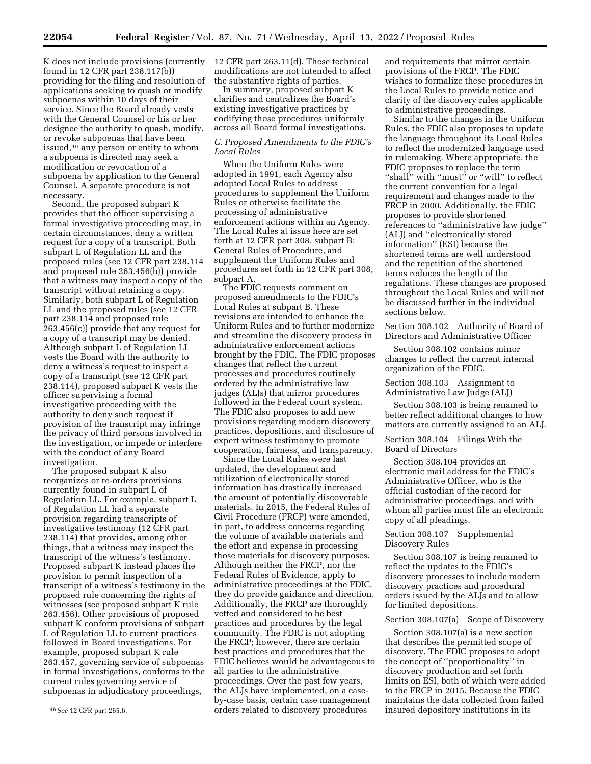K does not include provisions (currently found in 12 CFR part 238.117(b)) providing for the filing and resolution of applications seeking to quash or modify subpoenas within 10 days of their service. Since the Board already vests with the General Counsel or his or her designee the authority to quash, modify, or revoke subpoenas that have been issued,[46] any person or entity to whom a subpoena is directed may seek a modification or revocation of a subpoena by application to the General Counsel. A separate procedure is not necessary.

Second, the proposed subpart K provides that the officer supervising a formal investigative proceeding may, in certain circumstances, deny a written request for a copy of a transcript. Both subpart L of Regulation LL and the proposed rules (see 12 CFR part 238.114 and proposed rule 263.456(b)) provide that a witness may inspect a copy of the transcript without retaining a copy. Similarly, both subpart L of Regulation LL and the proposed rules (see 12 CFR part 238.114 and proposed rule 263.456(c)) provide that any request for a copy of a transcript may be denied. Although subpart L of Regulation LL vests the Board with the authority to deny a witness's request to inspect a copy of a transcript (see 12 CFR part 238.114), proposed subpart K vests the officer supervising a formal investigative proceeding with the authority to deny such request if provision of the transcript may infringe the privacy of third persons involved in the investigation, or impede or interfere with the conduct of any Board investigation.

The proposed subpart K also reorganizes or re-orders provisions currently found in subpart L of Regulation LL. For example, subpart L of Regulation LL had a separate provision regarding transcripts of investigative testimony (12 CFR part 238.114) that provides, among other things, that a witness may inspect the transcript of the witness's testimony. Proposed subpart K instead places the provision to permit inspection of a transcript of a witness's testimony in the proposed rule concerning the rights of witnesses (see proposed subpart K rule 263.456). Other provisions of proposed subpart K conform provisions of subpart L of Regulation LL to current practices followed in Board investigations. For example, proposed subpart K rule 263.457, governing service of subpoenas in formal investigations, conforms to the current rules governing service of subpoenas in adjudicatory proceedings, 12 CFR part 263.11(d). These technical modifications are not intended to affect the substantive rights of parties.

In summary, proposed subpart K clarifies and centralizes the Board's existing investigative practices by codifying those procedures uniformly across all Board formal investigations.

### *C. Proposed Amendments to the FDIC's Local Rules*

When the Uniform Rules were adopted in 1991, each Agency also adopted Local Rules to address procedures to supplement the Uniform Rules or otherwise facilitate the processing of administrative enforcement actions within an Agency. The Local Rules at issue here are set forth at 12 CFR part 308, subpart B: General Rules of Procedure, and supplement the Uniform Rules and procedures set forth in 12 CFR part 308, subpart A.

The FDIC requests comment on proposed amendments to the FDIC's Local Rules at subpart B. These revisions are intended to enhance the Uniform Rules and to further modernize and streamline the discovery process in administrative enforcement actions brought by the FDIC. The FDIC proposes changes that reflect the current processes and procedures routinely ordered by the administrative law judges (ALJs) that mirror procedures followed in the Federal court system. The FDIC also proposes to add new provisions regarding modern discovery practices, depositions, and disclosure of expert witness testimony to promote cooperation, fairness, and transparency.

Since the Local Rules were last updated, the development and utilization of electronically stored information has drastically increased the amount of potentially discoverable materials. In 2015, the Federal Rules of Civil Procedure (FRCP) were amended, in part, to address concerns regarding the volume of available materials and the effort and expense in processing those materials for discovery purposes. Although neither the FRCP, nor the Federal Rules of Evidence, apply to administrative proceedings at the FDIC, they do provide guidance and direction. Additionally, the FRCP are thoroughly vetted and considered to be best practices and procedures by the legal community. The FDIC is not adopting the FRCP; however, there are certain best practices and procedures that the FDIC believes would be advantageous to all parties to the administrative proceedings. Over the past few years, the ALJs have implemented, on a case-by-case basis, certain case management orders related to discovery procedures and requirements that mirror certain provisions of the FRCP. The FDIC wishes to formalize these procedures in the Local Rules to provide notice and clarity of the discovery rules applicable to administrative proceedings.

Similar to the changes in the Uniform Rules, the FDIC also proposes to update the language throughout its Local Rules to reflect the modernized language used in rulemaking. Where appropriate, the FDIC proposes to replace the term "shall" with "must" or "will" to reflect the current convention for a legal requirement and changes made to the FRCP in 2000. Additionally, the FDIC proposes to provide shortened references to "administrative law judge" (ALJ) and "electronically stored information" (ESI) because the shortened terms are well understood and the repetition of the shortened terms reduces the length of the regulations. These changes are proposed throughout the Local Rules and will not be discussed further in the individual sections below.

Section 308.102 Authority of Board of Directors and Administrative Officer

Section 308.102 contains minor changes to reflect the current internal organization of the FDIC.

Section 308.103 Assignment to Administrative Law Judge (ALJ)

Section 308.103 is being renamed to better reflect additional changes to how matters are currently assigned to an ALJ.

Section 308.104 Filings With the Board of Directors

Section 308.104 provides an electronic mail address for the FDIC's Administrative Officer, who is the official custodian of the record for administrative proceedings, and with whom all parties must file an electronic copy of all pleadings.

Section 308.107 Supplemental Discovery Rules

Section 308.107 is being renamed to reflect the updates to the FDIC's discovery processes to include modern discovery practices and procedural orders issued by the ALJs and to allow for limited depositions.

Section 308.107(a) Scope of Discovery

Section 308.107(a) is a new section that describes the permitted scope of discovery. The FDIC proposes to adopt the concept of "proportionality" in discovery production and set forth limits on ESI, both of which were added to the FRCP in 2015. Because the FDIC maintains the data collected from failed insured depository institutions in its

[46] *See* 12 CFR part 265.6.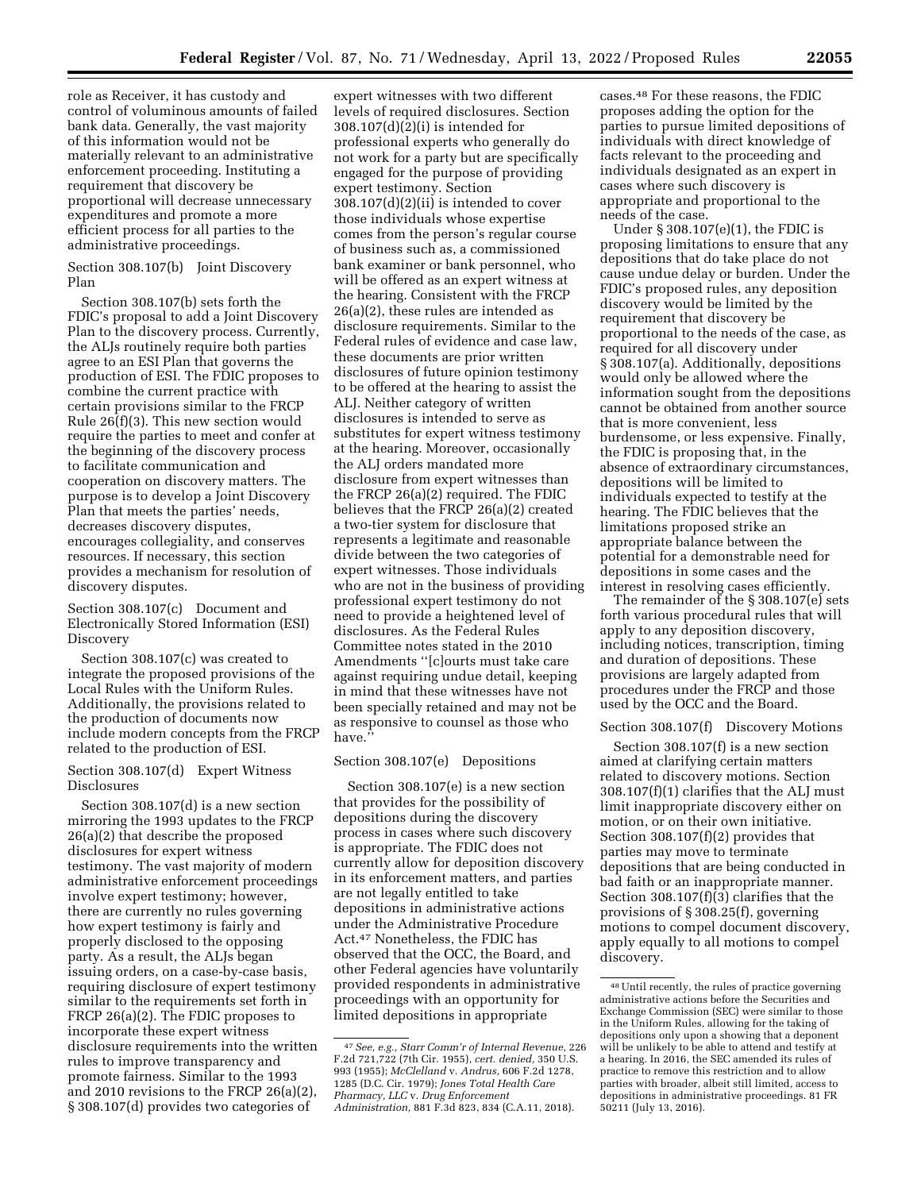role as Receiver, it has custody and control of voluminous amounts of failed bank data. Generally, the vast majority of this information would not be materially relevant to an administrative enforcement proceeding. Instituting a requirement that discovery be proportional will decrease unnecessary expenditures and promote a more efficient process for all parties to the administrative proceedings.

### Section 308.107(b) Joint Discovery Plan

Section 308.107(b) sets forth the FDIC's proposal to add a Joint Discovery Plan to the discovery process. Currently, the ALJs routinely require both parties agree to an ESI Plan that governs the production of ESI. The FDIC proposes to combine the current practice with certain provisions similar to the FRCP Rule 26(f)(3). This new section would require the parties to meet and confer at the beginning of the discovery process to facilitate communication and cooperation on discovery matters. The purpose is to develop a Joint Discovery Plan that meets the parties' needs, decreases discovery disputes, encourages collegiality, and conserves resources. If necessary, this section provides a mechanism for resolution of discovery disputes.

### Section 308.107(c) Document and Electronically Stored Information (ESI) Discovery

Section 308.107(c) was created to integrate the proposed provisions of the Local Rules with the Uniform Rules. Additionally, the provisions related to the production of documents now include modern concepts from the FRCP related to the production of ESI.

### Section 308.107(d) Expert Witness Disclosures

Section 308.107(d) is a new section mirroring the 1993 updates to the FRCP 26(a)(2) that describe the proposed disclosures for expert witness testimony. The vast majority of modern administrative enforcement proceedings involve expert testimony; however, there are currently no rules governing how expert testimony is fairly and properly disclosed to the opposing party. As a result, the ALJs began issuing orders, on a case-by-case basis, requiring disclosure of expert testimony similar to the requirements set forth in FRCP 26(a)(2). The FDIC proposes to incorporate these expert witness disclosure requirements into the written rules to improve transparency and promote fairness. Similar to the 1993 and 2010 revisions to the FRCP 26(a)(2), § 308.107(d) provides two categories of expert witnesses with two different levels of required disclosures. Section 308.107(d)(2)(i) is intended for professional experts who generally do not work for a party but are specifically engaged for the purpose of providing expert testimony. Section 308.107(d)(2)(ii) is intended to cover those individuals whose expertise comes from the person's regular course of business such as, a commissioned bank examiner or bank personnel, who will be offered as an expert witness at the hearing. Consistent with the FRCP 26(a)(2), these rules are intended as disclosure requirements. Similar to the Federal rules of evidence and case law, these documents are prior written disclosures of future opinion testimony to be offered at the hearing to assist the ALJ. Neither category of written disclosures is intended to serve as substitutes for expert witness testimony at the hearing. Moreover, occasionally the ALJ orders mandated more disclosure from expert witnesses than the FRCP 26(a)(2) required. The FDIC believes that the FRCP 26(a)(2) created a two-tier system for disclosure that represents a legitimate and reasonable divide between the two categories of expert witnesses. Those individuals who are not in the business of providing professional expert testimony do not need to provide a heightened level of disclosures. As the Federal Rules Committee notes stated in the 2010 Amendments "[c]ourts must take care against requiring undue detail, keeping in mind that these witnesses have not been specially retained and may not be as responsive to counsel as those who have."

### Section 308.107(e) Depositions

Section 308.107(e) is a new section that provides for the possibility of depositions during the discovery process in cases where such discovery is appropriate. The FDIC does not currently allow for deposition discovery in its enforcement matters, and parties are not legally entitled to take depositions in administrative actions under the Administrative Procedure Act.[47] Nonetheless, the FDIC has observed that the OCC, the Board, and other Federal agencies have voluntarily provided respondents in administrative proceedings with an opportunity for limited depositions in appropriate cases.[48] For these reasons, the FDIC proposes adding the option for the parties to pursue limited depositions of individuals with direct knowledge of facts relevant to the proceeding and individuals designated as an expert in cases where such discovery is appropriate and proportional to the needs of the case.

Under § 308.107(e)(1), the FDIC is proposing limitations to ensure that any depositions that do take place do not cause undue delay or burden. Under the FDIC's proposed rules, any deposition discovery would be limited by the requirement that discovery be proportional to the needs of the case, as required for all discovery under § 308.107(a). Additionally, depositions would only be allowed where the information sought from the depositions cannot be obtained from another source that is more convenient, less burdensome, or less expensive. Finally, the FDIC is proposing that, in the absence of extraordinary circumstances, depositions will be limited to individuals expected to testify at the hearing. The FDIC believes that the limitations proposed strike an appropriate balance between the potential for a demonstrable need for depositions in some cases and the interest in resolving cases efficiently.

The remainder of the § 308.107(e) sets forth various procedural rules that will apply to any deposition discovery, including notices, transcription, timing and duration of depositions. These provisions are largely adapted from procedures under the FRCP and those used by the OCC and the Board.

### Section 308.107(f) Discovery Motions

Section 308.107(f) is a new section aimed at clarifying certain matters related to discovery motions. Section 308.107(f)(1) clarifies that the ALJ must limit inappropriate discovery either on motion, or on their own initiative. Section 308.107(f)(2) provides that parties may move to terminate depositions that are being conducted in bad faith or an inappropriate manner. Section 308.107(f)(3) clarifies that the provisions of § 308.25(f), governing motions to compel document discovery, apply equally to all motions to compel discovery.

---

[47] *See, e.g., Starr Comm'r of Internal Revenue,* 226 F.2d 721,722 (7th Cir. 1955), *cert. denied,* 350 U.S. 993 (1955); *McClelland* v. *Andrus,* 606 F.2d 1278, 1285 (D.C. Cir. 1979); *Jones Total Health Care Pharmacy, LLC* v. *Drug Enforcement Administration,* 881 F.3d 823, 834 (C.A.11, 2018).

[48] Until recently, the rules of practice governing administrative actions before the Securities and Exchange Commission (SEC) were similar to those in the Uniform Rules, allowing for the taking of depositions only upon a showing that a deponent will be unlikely to be able to attend and testify at a hearing. In 2016, the SEC amended its rules of practice to remove this restriction and to allow parties with broader, albeit still limited, access to depositions in administrative proceedings. 81 FR 50211 (July 13, 2016).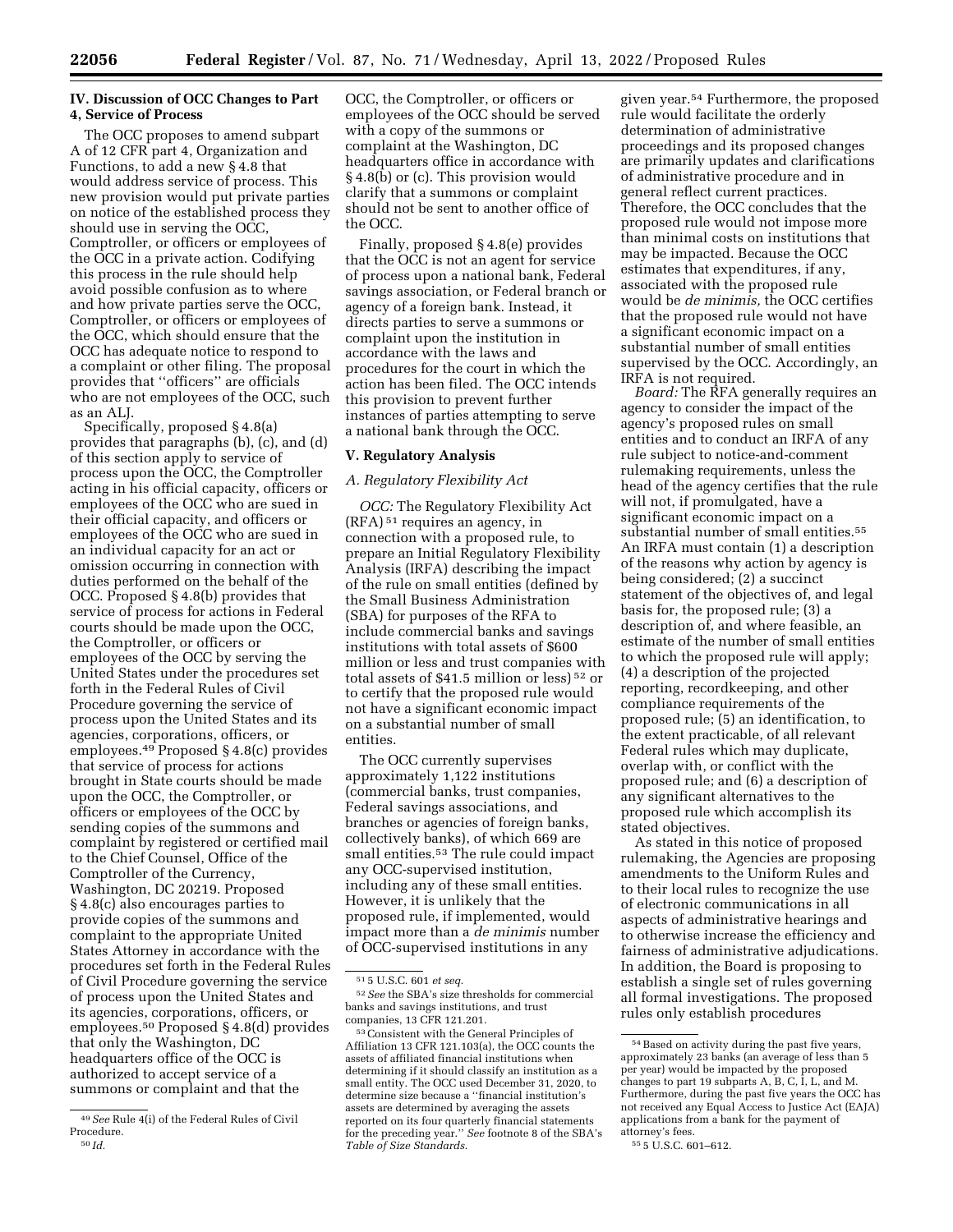## IV. Discussion of OCC Changes to Part 4, Service of Process

The OCC proposes to amend subpart A of 12 CFR part 4, Organization and Functions, to add a new § 4.8 that would address service of process. This new provision would put private parties on notice of the established process they should use in serving the OCC, Comptroller, or officers or employees of the OCC in a private action. Codifying this process in the rule should help avoid possible confusion as to where and how private parties serve the OCC, Comptroller, or officers or employees of the OCC, which should ensure that the OCC has adequate notice to respond to a complaint or other filing. The proposal provides that ''officers'' are officials who are not employees of the OCC, such as an ALJ.

Specifically, proposed § 4.8(a) provides that paragraphs (b), (c), and (d) of this section apply to service of process upon the OCC, the Comptroller acting in his official capacity, officers or employees of the OCC who are sued in their official capacity, and officers or employees of the OCC who are sued in an individual capacity for an act or omission occurring in connection with duties performed on the behalf of the OCC. Proposed § 4.8(b) provides that service of process for actions in Federal courts should be made upon the OCC, the Comptroller, or officers or employees of the OCC by serving the United States under the procedures set forth in the Federal Rules of Civil Procedure governing the service of process upon the United States and its agencies, corporations, officers, or employees.[49] Proposed § 4.8(c) provides that service of process for actions brought in State courts should be made upon the OCC, the Comptroller, or officers or employees of the OCC by sending copies of the summons and complaint by registered or certified mail to the Chief Counsel, Office of the Comptroller of the Currency, Washington, DC 20219. Proposed § 4.8(c) also encourages parties to provide copies of the summons and complaint to the appropriate United States Attorney in accordance with the procedures set forth in the Federal Rules of Civil Procedure governing the service of process upon the United States and its agencies, corporations, officers, or employees.[50] Proposed § 4.8(d) provides that only the Washington, DC headquarters office of the OCC is authorized to accept service of a summons or complaint and that the OCC, the Comptroller, or officers or employees of the OCC should be served with a copy of the summons or complaint at the Washington, DC headquarters office in accordance with § 4.8(b) or (c). This provision would clarify that a summons or complaint should not be sent to another office of the OCC.

Finally, proposed § 4.8(e) provides that the OCC is not an agent for service of process upon a national bank, Federal savings association, or Federal branch or agency of a foreign bank. Instead, it directs parties to serve a summons or complaint upon the institution in accordance with the laws and procedures for the court in which the action has been filed. The OCC intends this provision to prevent further instances of parties attempting to serve a national bank through the OCC.

## V. Regulatory Analysis

### A. Regulatory Flexibility Act

*OCC:* The Regulatory Flexibility Act (RFA)[51] requires an agency, in connection with a proposed rule, to prepare an Initial Regulatory Flexibility Analysis (IRFA) describing the impact of the rule on small entities (defined by the Small Business Administration (SBA) for purposes of the RFA to include commercial banks and savings institutions with total assets of $600 million or less and trust companies with total assets of $41.5 million or less)[52] or to certify that the proposed rule would not have a significant economic impact on a substantial number of small entities.

The OCC currently supervises approximately 1,122 institutions (commercial banks, trust companies, Federal savings associations, and branches or agencies of foreign banks, collectively banks), of which 669 are small entities.[53] The rule could impact any OCC-supervised institution, including any of these small entities. However, it is unlikely that the proposed rule, if implemented, would impact more than a *de minimis* number of OCC-supervised institutions in any given year.[54] Furthermore, the proposed rule would facilitate the orderly determination of administrative proceedings and its proposed changes are primarily updates and clarifications of administrative procedure and in general reflect current practices. Therefore, the OCC concludes that the proposed rule would not impose more than minimal costs on institutions that may be impacted. Because the OCC estimates that expenditures, if any, associated with the proposed rule would be *de minimis,* the OCC certifies that the proposed rule would not have a significant economic impact on a substantial number of small entities supervised by the OCC. Accordingly, an IRFA is not required.

*Board:* The RFA generally requires an agency to consider the impact of the agency's proposed rules on small entities and to conduct an IRFA of any rule subject to notice-and-comment rulemaking requirements, unless the head of the agency certifies that the rule will not, if promulgated, have a significant economic impact on a substantial number of small entities.[55] An IRFA must contain (1) a description of the reasons why action by agency is being considered; (2) a succinct statement of the objectives of, and legal basis for, the proposed rule; (3) a description of, and where feasible, an estimate of the number of small entities to which the proposed rule will apply; (4) a description of the projected reporting, recordkeeping, and other compliance requirements of the proposed rule; (5) an identification, to the extent practicable, of all relevant Federal rules which may duplicate, overlap with, or conflict with the proposed rule; and (6) a description of any significant alternatives to the proposed rule which accomplish its stated objectives.

As stated in this notice of proposed rulemaking, the Agencies are proposing amendments to the Uniform Rules and to their local rules to recognize the use of electronic communications in all aspects of administrative hearings and to otherwise increase the efficiency and fairness of administrative adjudications. In addition, the Board is proposing to establish a single set of rules governing all formal investigations. The proposed rules only establish procedures

---

[49] *See* Rule 4(i) of the Federal Rules of Civil Procedure.

[50] *Id.*

[51] 5 U.S.C. 601 *et seq.*

[52] *See* the SBA's size thresholds for commercial banks and savings institutions, and trust companies, 13 CFR 121.201.

[53] Consistent with the General Principles of Affiliation 13 CFR 121.103(a), the OCC counts the assets of affiliated financial institutions when determining if it should classify an institution as a small entity. The OCC used December 31, 2020, to determine size because a ''financial institution's assets are determined by averaging the assets reported on its four quarterly financial statements for the preceding year.'' *See* footnote 8 of the SBA's *Table of Size Standards.*

[54] Based on activity during the past five years, approximately 23 banks (an average of less than 5 per year) would be impacted by the proposed changes to part 19 subparts A, B, C, I, L, and M. Furthermore, during the past five years the OCC has not received any Equal Access to Justice Act (EAJA) applications from a bank for the payment of attorney's fees.

[55] 5 U.S.C. 601–612.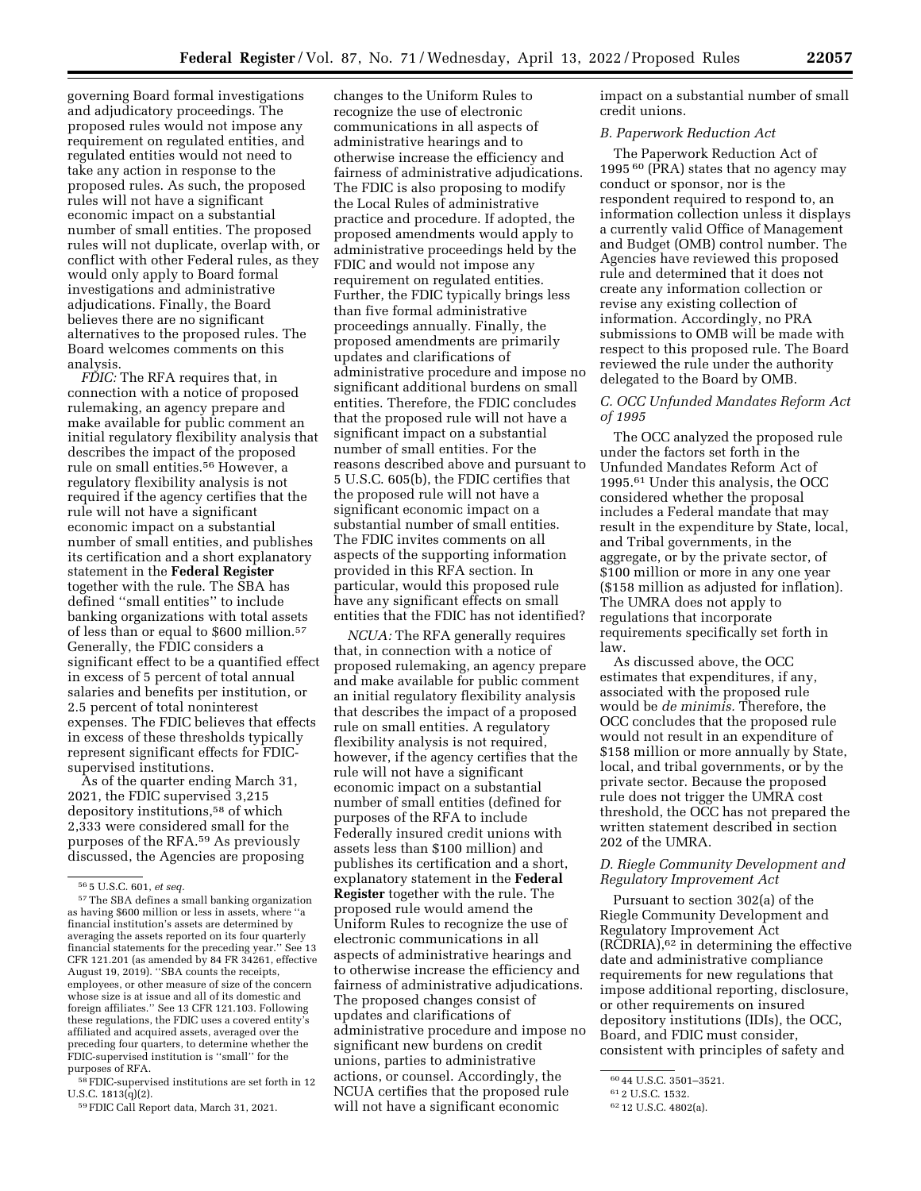governing Board formal investigations and adjudicatory proceedings. The proposed rules would not impose any requirement on regulated entities, and regulated entities would not need to take any action in response to the proposed rules. As such, the proposed rules will not have a significant economic impact on a substantial number of small entities. The proposed rules will not duplicate, overlap with, or conflict with other Federal rules, as they would only apply to Board formal investigations and administrative adjudications. Finally, the Board believes there are no significant alternatives to the proposed rules. The Board welcomes comments on this analysis.

*FDIC:* The RFA requires that, in connection with a notice of proposed rulemaking, an agency prepare and make available for public comment an initial regulatory flexibility analysis that describes the impact of the proposed rule on small entities.[56] However, a regulatory flexibility analysis is not required if the agency certifies that the rule will not have a significant economic impact on a substantial number of small entities, and publishes its certification and a short explanatory statement in the **Federal Register** together with the rule. The SBA has defined ''small entities'' to include banking organizations with total assets of less than or equal to $600 million.[57] Generally, the FDIC considers a significant effect to be a quantified effect in excess of 5 percent of total annual salaries and benefits per institution, or 2.5 percent of total noninterest expenses. The FDIC believes that effects in excess of these thresholds typically represent significant effects for FDIC-supervised institutions.

As of the quarter ending March 31, 2021, the FDIC supervised 3,215 depository institutions,[58] of which 2,333 were considered small for the purposes of the RFA.[59] As previously discussed, the Agencies are proposing changes to the Uniform Rules to recognize the use of electronic communications in all aspects of administrative hearings and to otherwise increase the efficiency and fairness of administrative adjudications. The FDIC is also proposing to modify the Local Rules of administrative practice and procedure. If adopted, the proposed amendments would apply to administrative proceedings held by the FDIC and would not impose any requirement on regulated entities. Further, the FDIC typically brings less than five formal administrative proceedings annually. Finally, the proposed amendments are primarily updates and clarifications of administrative procedure and impose no significant additional burdens on small entities. Therefore, the FDIC concludes that the proposed rule will not have a significant impact on a substantial number of small entities. For the reasons described above and pursuant to 5 U.S.C. 605(b), the FDIC certifies that the proposed rule will not have a significant economic impact on a substantial number of small entities. The FDIC invites comments on all aspects of the supporting information provided in this RFA section. In particular, would this proposed rule have any significant effects on small entities that the FDIC has not identified?

*NCUA:* The RFA generally requires that, in connection with a notice of proposed rulemaking, an agency prepare and make available for public comment an initial regulatory flexibility analysis that describes the impact of a proposed rule on small entities. A regulatory flexibility analysis is not required, however, if the agency certifies that the rule will not have a significant economic impact on a substantial number of small entities (defined for purposes of the RFA to include Federally insured credit unions with assets less than $100 million) and publishes its certification and a short, explanatory statement in the **Federal Register** together with the rule. The proposed rule would amend the Uniform Rules to recognize the use of electronic communications in all aspects of administrative hearings and to otherwise increase the efficiency and fairness of administrative adjudications. The proposed changes consist of updates and clarifications of administrative procedure and impose no significant new burdens on credit unions, parties to administrative actions, or counsel. Accordingly, the NCUA certifies that the proposed rule will not have a significant economic impact on a substantial number of small credit unions.

### B. Paperwork Reduction Act

The Paperwork Reduction Act of 1995[60] (PRA) states that no agency may conduct or sponsor, nor is the respondent required to respond to, an information collection unless it displays a currently valid Office of Management and Budget (OMB) control number. The Agencies have reviewed this proposed rule and determined that it does not create any information collection or revise any existing collection of information. Accordingly, no PRA submissions to OMB will be made with respect to this proposed rule. The Board reviewed the rule under the authority delegated to the Board by OMB.

### C. OCC Unfunded Mandates Reform Act of 1995

The OCC analyzed the proposed rule under the factors set forth in the Unfunded Mandates Reform Act of 1995.[61] Under this analysis, the OCC considered whether the proposal includes a Federal mandate that may result in the expenditure by State, local, and Tribal governments, in the aggregate, or by the private sector, of $100 million or more in any one year ($158 million as adjusted for inflation). The UMRA does not apply to regulations that incorporate requirements specifically set forth in law.

As discussed above, the OCC estimates that expenditures, if any, associated with the proposed rule would be *de minimis.* Therefore, the OCC concludes that the proposed rule would not result in an expenditure of $158 million or more annually by State, local, and tribal governments, or by the private sector. Because the proposed rule does not trigger the UMRA cost threshold, the OCC has not prepared the written statement described in section 202 of the UMRA.

### D. Riegle Community Development and Regulatory Improvement Act

Pursuant to section 302(a) of the Riegle Community Development and Regulatory Improvement Act (RCDRIA),[62] in determining the effective date and administrative compliance requirements for new regulations that impose additional reporting, disclosure, or other requirements on insured depository institutions (IDIs), the OCC, Board, and FDIC must consider, consistent with principles of safety and

---

[56] 5 U.S.C. 601, *et seq.*

[57] The SBA defines a small banking organization as having $600 million or less in assets, where ''a financial institution's assets are determined by averaging the assets reported on its four quarterly financial statements for the preceding year.'' See 13 CFR 121.201 (as amended by 84 FR 34261, effective August 19, 2019). ''SBA counts the receipts, employees, or other measure of size of the concern whose size is at issue and all of its domestic and foreign affiliates.'' See 13 CFR 121.103. Following these regulations, the FDIC uses a covered entity's affiliated and acquired assets, averaged over the preceding four quarters, to determine whether the FDIC-supervised institution is ''small'' for the purposes of RFA.

[58] FDIC-supervised institutions are set forth in 12 U.S.C. 1813(q)(2).

[59] FDIC Call Report data, March 31, 2021.

[60] 44 U.S.C. 3501–3521.

[61] 2 U.S.C. 1532.

[62] 12 U.S.C. 4802(a).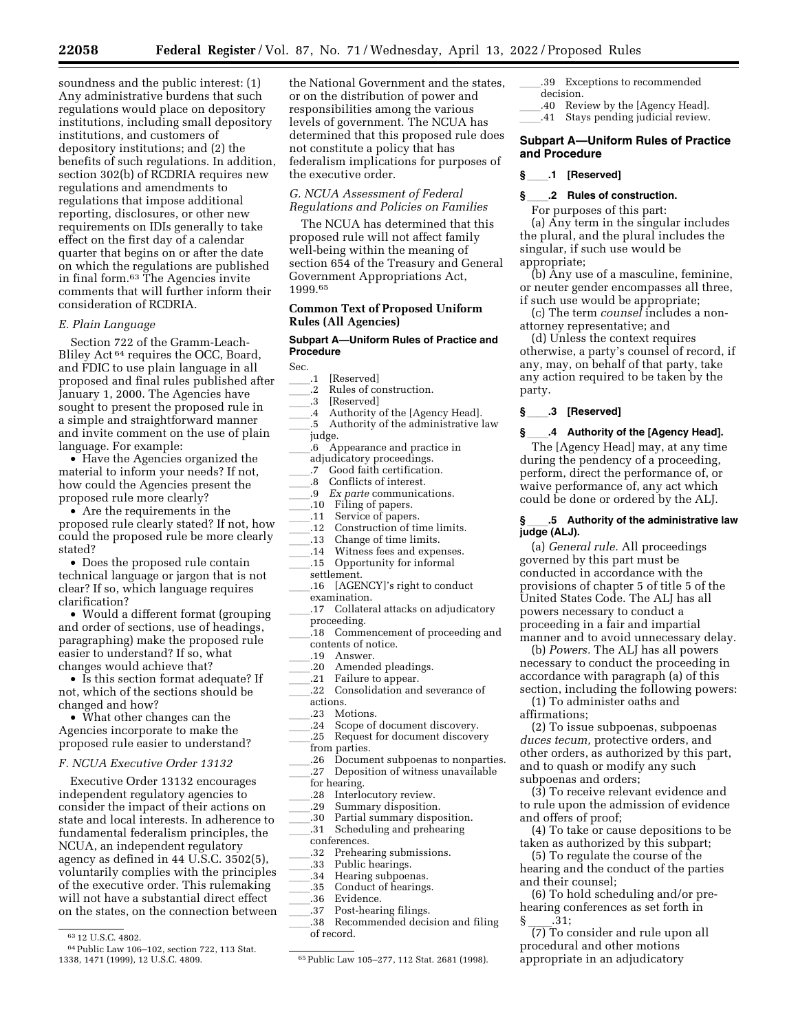soundness and the public interest: (1) Any administrative burdens that such regulations would place on depository institutions, including small depository institutions, and customers of depository institutions; and (2) the benefits of such regulations. In addition, section 302(b) of RCDRIA requires new regulations and amendments to regulations that impose additional reporting, disclosures, or other new requirements on IDIs generally to take effect on the first day of a calendar quarter that begins on or after the date on which the regulations are published in final form.[63] The Agencies invite comments that will further inform their consideration of RCDRIA.

### E. Plain Language

Section 722 of the Gramm-Leach-Bliley Act [64] requires the OCC, Board, and FDIC to use plain language in all proposed and final rules published after January 1, 2000. The Agencies have sought to present the proposed rule in a simple and straightforward manner and invite comment on the use of plain language. For example:

- Have the Agencies organized the material to inform your needs? If not, how could the Agencies present the proposed rule more clearly?
- Are the requirements in the proposed rule clearly stated? If not, how could the proposed rule be more clearly stated?
- Does the proposed rule contain technical language or jargon that is not clear? If so, which language requires clarification?
- Would a different format (grouping and order of sections, use of headings, paragraphing) make the proposed rule easier to understand? If so, what changes would achieve that?
- Is this section format adequate? If not, which of the sections should be changed and how?
- What other changes can the Agencies incorporate to make the proposed rule easier to understand?

### F. NCUA Executive Order 13132

Executive Order 13132 encourages independent regulatory agencies to consider the impact of their actions on state and local interests. In adherence to fundamental federalism principles, the NCUA, an independent regulatory agency as defined in 44 U.S.C. 3502(5), voluntarily complies with the principles of the executive order. This rulemaking will not have a substantial direct effect on the states, on the connection between the National Government and the states, or on the distribution of power and responsibilities among the various levels of government. The NCUA has determined that this proposed rule does not constitute a policy that has federalism implications for purposes of the executive order.

### G. NCUA Assessment of Federal Regulations and Policies on Families

The NCUA has determined that this proposed rule will not affect family well-being within the meaning of section 654 of the Treasury and General Government Appropriations Act, 1999.[65]

## Common Text of Proposed Uniform Rules (All Agencies)

### Subpart A—Uniform Rules of Practice and Procedure

Sec.

____.1 [Reserved]
____.2 Rules of construction.
____.3 [Reserved]
____.4 Authority of the [Agency Head].
____.5 Authority of the administrative law judge.
____.6 Appearance and practice in adjudicatory proceedings.
____.7 Good faith certification.
____.8 Conflicts of interest.
____.9 *Ex parte* communications.
____.10 Filing of papers.
____.11 Service of papers.
____.12 Construction of time limits.
____.13 Change of time limits.
____.14 Witness fees and expenses.
____.15 Opportunity for informal settlement.
____.16 [AGENCY]'s right to conduct examination.
____.17 Collateral attacks on adjudicatory proceeding.
____.18 Commencement of proceeding and contents of notice.
____.19 Answer.
____.20 Amended pleadings.
____.21 Failure to appear.
____.22 Consolidation and severance of actions.
____.23 Motions.
____.24 Scope of document discovery.
____.25 Request for document discovery from parties.
____.26 Document subpoenas to nonparties.
____.27 Deposition of witness unavailable for hearing.
____.28 Interlocutory review.
____.29 Summary disposition.
____.30 Partial summary disposition.
____.31 Scheduling and prehearing conferences.
____.32 Prehearing submissions.
____.33 Public hearings.
____.34 Hearing subpoenas.
____.35 Conduct of hearings.
____.36 Evidence.
____.37 Post-hearing filings.
____.38 Recommended decision and filing of record.
____.39 Exceptions to recommended decision.
____.40 Review by the [Agency Head].
____.41 Stays pending judicial review.

### Subpart A—Uniform Rules of Practice and Procedure

#### § ____.1 [Reserved]

#### § ____.2 Rules of construction.

For purposes of this part:

(a) Any term in the singular includes the plural, and the plural includes the singular, if such use would be appropriate;

(b) Any use of a masculine, feminine, or neuter gender encompasses all three, if such use would be appropriate;

(c) The term *counsel* includes a non-attorney representative; and

(d) Unless the context requires otherwise, a party's counsel of record, if any, may, on behalf of that party, take any action required to be taken by the party.

#### § ____.3 [Reserved]

#### § ____.4 Authority of the [Agency Head].

The [Agency Head] may, at any time during the pendency of a proceeding, perform, direct the performance of, or waive performance of, any act which could be done or ordered by the ALJ.

#### § ____.5 Authority of the administrative law judge (ALJ).

(a) *General rule.* All proceedings governed by this part must be conducted in accordance with the provisions of chapter 5 of title 5 of the United States Code. The ALJ has all powers necessary to conduct a proceeding in a fair and impartial manner and to avoid unnecessary delay.

(b) *Powers.* The ALJ has all powers necessary to conduct the proceeding in accordance with paragraph (a) of this section, including the following powers:

(1) To administer oaths and affirmations;

(2) To issue subpoenas, subpoenas *duces tecum,* protective orders, and other orders, as authorized by this part, and to quash or modify any such subpoenas and orders;

(3) To receive relevant evidence and to rule upon the admission of evidence and offers of proof;

(4) To take or cause depositions to be taken as authorized by this subpart;

(5) To regulate the course of the hearing and the conduct of the parties and their counsel;

(6) To hold scheduling and/or pre-hearing conferences as set forth in § ____.31;

(7) To consider and rule upon all procedural and other motions appropriate in an adjudicatory

---

[63] 12 U.S.C. 4802.

[64] Public Law 106–102, section 722, 113 Stat. 1338, 1471 (1999), 12 U.S.C. 4809.

[65] Public Law 105–277, 112 Stat. 2681 (1998).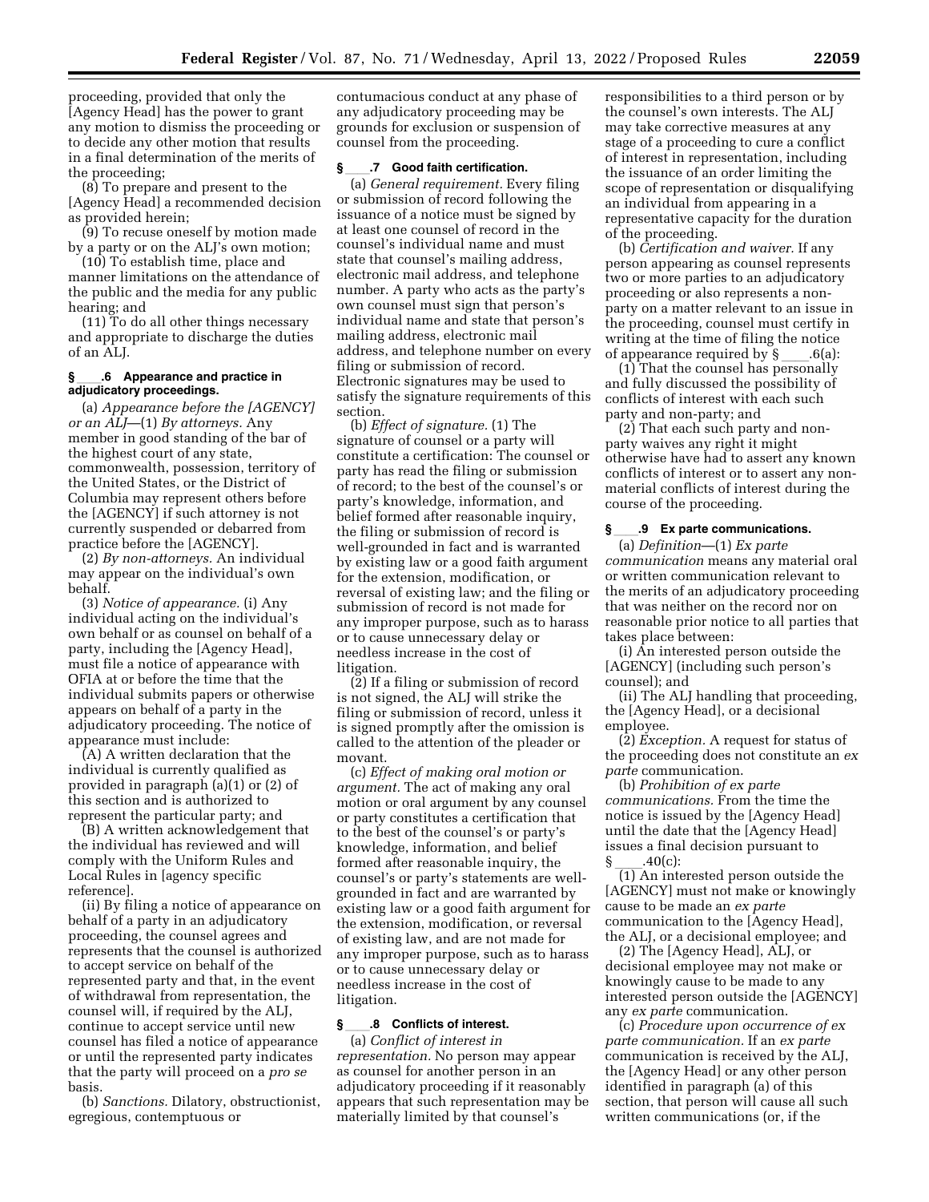proceeding, provided that only the [Agency Head] has the power to grant any motion to dismiss the proceeding or to decide any other motion that results in a final determination of the merits of the proceeding;

(8) To prepare and present to the [Agency Head] a recommended decision as provided herein;

(9) To recuse oneself by motion made by a party or on the ALJ's own motion;

(10) To establish time, place and manner limitations on the attendance of the public and the media for any public hearing; and

(11) To do all other things necessary and appropriate to discharge the duties of an ALJ.

### § ____.6 Appearance and practice in adjudicatory proceedings.

(a) *Appearance before the [AGENCY] or an ALJ*—(1) *By attorneys.* Any member in good standing of the bar of the highest court of any state, commonwealth, possession, territory of the United States, or the District of Columbia may represent others before the [AGENCY] if such attorney is not currently suspended or debarred from practice before the [AGENCY].

(2) *By non-attorneys.* An individual may appear on the individual's own behalf.

(3) *Notice of appearance.* (i) Any individual acting on the individual's own behalf or as counsel on behalf of a party, including the [Agency Head], must file a notice of appearance with OFIA at or before the time that the individual submits papers or otherwise appears on behalf of a party in the adjudicatory proceeding. The notice of appearance must include:

(A) A written declaration that the individual is currently qualified as provided in paragraph (a)(1) or (2) of this section and is authorized to represent the particular party; and

(B) A written acknowledgement that the individual has reviewed and will comply with the Uniform Rules and Local Rules in [agency specific reference].

(ii) By filing a notice of appearance on behalf of a party in an adjudicatory proceeding, the counsel agrees and represents that the counsel is authorized to accept service on behalf of the represented party and that, in the event of withdrawal from representation, the counsel will, if required by the ALJ, continue to accept service until new counsel has filed a notice of appearance or until the represented party indicates that the party will proceed on a *pro se* basis.

(b) *Sanctions.* Dilatory, obstructionist, egregious, contemptuous or contumacious conduct at any phase of any adjudicatory proceeding may be grounds for exclusion or suspension of counsel from the proceeding.

### § ____.7 Good faith certification.

(a) *General requirement.* Every filing or submission of record following the issuance of a notice must be signed by at least one counsel of record in the counsel's individual name and must state that counsel's mailing address, electronic mail address, and telephone number. A party who acts as the party's own counsel must sign that person's individual name and state that person's mailing address, electronic mail address, and telephone number on every filing or submission of record. Electronic signatures may be used to satisfy the signature requirements of this section.

(b) *Effect of signature.* (1) The signature of counsel or a party will constitute a certification: The counsel or party has read the filing or submission of record; to the best of the counsel's or party's knowledge, information, and belief formed after reasonable inquiry, the filing or submission of record is well-grounded in fact and is warranted by existing law or a good faith argument for the extension, modification, or reversal of existing law; and the filing or submission of record is not made for any improper purpose, such as to harass or to cause unnecessary delay or needless increase in the cost of litigation.

(2) If a filing or submission of record is not signed, the ALJ will strike the filing or submission of record, unless it is signed promptly after the omission is called to the attention of the pleader or movant.

(c) *Effect of making oral motion or argument.* The act of making any oral motion or oral argument by any counsel or party constitutes a certification that to the best of the counsel's or party's knowledge, information, and belief formed after reasonable inquiry, the counsel's or party's statements are well-grounded in fact and are warranted by existing law or a good faith argument for the extension, modification, or reversal of existing law, and are not made for any improper purpose, such as to harass or to cause unnecessary delay or needless increase in the cost of litigation.

### § ____.8 Conflicts of interest.

(a) *Conflict of interest in representation.* No person may appear as counsel for another person in an adjudicatory proceeding if it reasonably appears that such representation may be materially limited by that counsel's responsibilities to a third person or by the counsel's own interests. The ALJ may take corrective measures at any stage of a proceeding to cure a conflict of interest in representation, including the issuance of an order limiting the scope of representation or disqualifying an individual from appearing in a representative capacity for the duration of the proceeding.

(b) *Certification and waiver.* If any person appearing as counsel represents two or more parties to an adjudicatory proceeding or also represents a non-party on a matter relevant to an issue in the proceeding, counsel must certify in writing at the time of filing the notice of appearance required by § ____.6(a):

(1) That the counsel has personally and fully discussed the possibility of conflicts of interest with each such party and non-party; and

(2) That each such party and non-party waives any right it might otherwise have had to assert any known conflicts of interest or to assert any non-material conflicts of interest during the course of the proceeding.

### § ____.9 Ex parte communications.

(a) *Definition*—(1) *Ex parte communication* means any material oral or written communication relevant to the merits of an adjudicatory proceeding that was neither on the record nor on reasonable prior notice to all parties that takes place between:

(i) An interested person outside the [AGENCY] (including such person's counsel); and

(ii) The ALJ handling that proceeding, the [Agency Head], or a decisional employee.

(2) *Exception.* A request for status of the proceeding does not constitute an *ex parte* communication.

(b) *Prohibition of ex parte communications.* From the time the notice is issued by the [Agency Head] until the date that the [Agency Head] issues a final decision pursuant to § ____.40(c):

(1) An interested person outside the [AGENCY] must not make or knowingly cause to be made an *ex parte* communication to the [Agency Head], the ALJ, or a decisional employee; and

(2) The [Agency Head], ALJ, or decisional employee may not make or knowingly cause to be made to any interested person outside the [AGENCY] any *ex parte* communication.

(c) *Procedure upon occurrence of ex parte communication.* If an *ex parte* communication is received by the ALJ, the [Agency Head] or any other person identified in paragraph (a) of this section, that person will cause all such written communications (or, if the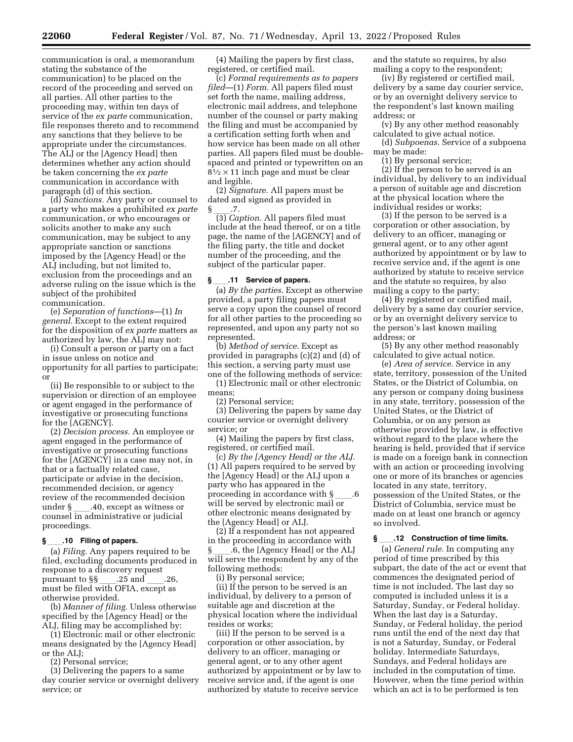communication is oral, a memorandum stating the substance of the communication) to be placed on the record of the proceeding and served on all parties. All other parties to the proceeding may, within ten days of service of the *ex parte* communication, file responses thereto and to recommend any sanctions that they believe to be appropriate under the circumstances. The ALJ or the [Agency Head] then determines whether any action should be taken concerning the *ex parte* communication in accordance with paragraph (d) of this section.

(d) *Sanctions.* Any party or counsel to a party who makes a prohibited *ex parte* communication, or who encourages or solicits another to make any such communication, may be subject to any appropriate sanction or sanctions imposed by the [Agency Head] or the ALJ including, but not limited to, exclusion from the proceedings and an adverse ruling on the issue which is the subject of the prohibited communication.

(e) *Separation of functions*—(1) *In general.* Except to the extent required for the disposition of *ex parte* matters as authorized by law, the ALJ may not:

(i) Consult a person or party on a fact in issue unless on notice and opportunity for all parties to participate; or

(ii) Be responsible to or subject to the supervision or direction of an employee or agent engaged in the performance of investigative or prosecuting functions for the [AGENCY].

(2) *Decision process.* An employee or agent engaged in the performance of investigative or prosecuting functions for the [AGENCY] in a case may not, in that or a factually related case, participate or advise in the decision, recommended decision, or agency review of the recommended decision under § ____.40, except as witness or counsel in administrative or judicial proceedings.

### § ____.10 Filing of papers.

(a) *Filing.* Any papers required to be filed, excluding documents produced in response to a discovery request pursuant to §§ ____.25 and ____.26, must be filed with OFIA, except as otherwise provided.

(b) *Manner of filing.* Unless otherwise specified by the [Agency Head] or the ALJ, filing may be accomplished by:

(1) Electronic mail or other electronic means designated by the [Agency Head] or the ALJ;

(2) Personal service;

(3) Delivering the papers to a same day courier service or overnight delivery service; or

(4) Mailing the papers by first class, registered, or certified mail.

(c) *Formal requirements as to papers filed*—(1) *Form.* All papers filed must set forth the name, mailing address, electronic mail address, and telephone number of the counsel or party making the filing and must be accompanied by a certification setting forth when and how service has been made on all other parties. All papers filed must be double-spaced and printed or typewritten on an $8\frac{1}{2} \times 11$ inch page and must be clear and legible.

(2) *Signature.* All papers must be dated and signed as provided in § ____.7.

(3) *Caption.* All papers filed must include at the head thereof, or on a title page, the name of the [AGENCY] and of the filing party, the title and docket number of the proceeding, and the subject of the particular paper.

### § ____.11 Service of papers.

(a) *By the parties.* Except as otherwise provided, a party filing papers must serve a copy upon the counsel of record for all other parties to the proceeding so represented, and upon any party not so represented.

(b) *Method of service.* Except as provided in paragraphs (c)(2) and (d) of this section, a serving party must use one of the following methods of service:

(1) Electronic mail or other electronic means;

(2) Personal service;

(3) Delivering the papers by same day courier service or overnight delivery service; or

(4) Mailing the papers by first class, registered, or certified mail.

(c) *By the [Agency Head] or the ALJ.* (1) All papers required to be served by the [Agency Head] or the ALJ upon a party who has appeared in the proceeding in accordance with § ____.6 will be served by electronic mail or other electronic means designated by the [Agency Head] or ALJ.

(2) If a respondent has not appeared in the proceeding in accordance with § ____.6, the [Agency Head] or the ALJ will serve the respondent by any of the following methods:

(i) By personal service;

(ii) If the person to be served is an individual, by delivery to a person of suitable age and discretion at the physical location where the individual resides or works;

(iii) If the person to be served is a corporation or other association, by delivery to an officer, managing or general agent, or to any other agent authorized by appointment or by law to receive service and, if the agent is one authorized by statute to receive service and the statute so requires, by also mailing a copy to the respondent;

(iv) By registered or certified mail, delivery by a same day courier service, or by an overnight delivery service to the respondent's last known mailing address; or

(v) By any other method reasonably calculated to give actual notice.

(d) *Subpoenas.* Service of a subpoena may be made:

(1) By personal service;

(2) If the person to be served is an individual, by delivery to an individual a person of suitable age and discretion at the physical location where the individual resides or works;

(3) If the person to be served is a corporation or other association, by delivery to an officer, managing or general agent, or to any other agent authorized by appointment or by law to receive service and, if the agent is one authorized by statute to receive service and the statute so requires, by also mailing a copy to the party;

(4) By registered or certified mail, delivery by a same day courier service, or by an overnight delivery service to the person's last known mailing address; or

(5) By any other method reasonably calculated to give actual notice.

(e) *Area of service.* Service in any state, territory, possession of the United States, or the District of Columbia, on any person or company doing business in any state, territory, possession of the United States, or the District of Columbia, or on any person as otherwise provided by law, is effective without regard to the place where the hearing is held, provided that if service is made on a foreign bank in connection with an action or proceeding involving one or more of its branches or agencies located in any state, territory, possession of the United States, or the District of Columbia, service must be made on at least one branch or agency so involved.

### § ____.12 Construction of time limits.

(a) *General rule.* In computing any period of time prescribed by this subpart, the date of the act or event that commences the designated period of time is not included. The last day so computed is included unless it is a Saturday, Sunday, or Federal holiday. When the last day is a Saturday, Sunday, or Federal holiday, the period runs until the end of the next day that is not a Saturday, Sunday, or Federal holiday. Intermediate Saturdays, Sundays, and Federal holidays are included in the computation of time. However, when the time period within which an act is to be performed is ten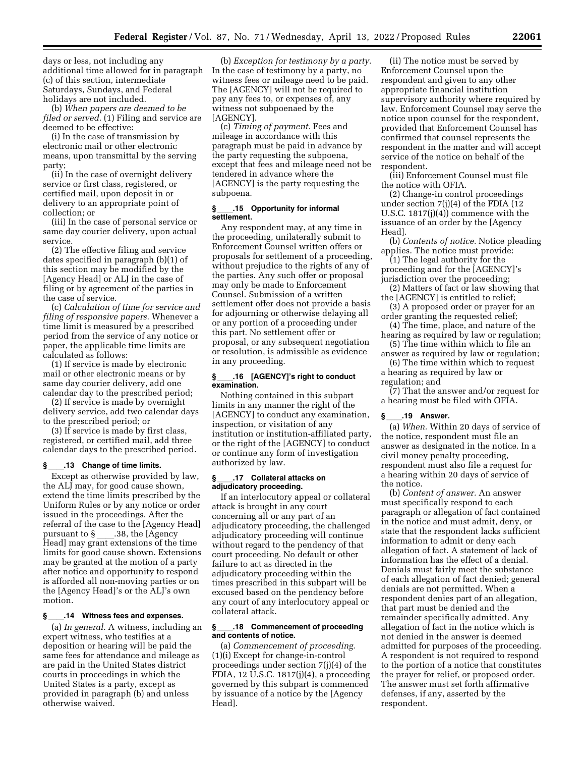days or less, not including any additional time allowed for in paragraph (c) of this section, intermediate Saturdays, Sundays, and Federal holidays are not included.

(b) *When papers are deemed to be filed or served.* (1) Filing and service are deemed to be effective:

(i) In the case of transmission by electronic mail or other electronic means, upon transmittal by the serving party;

(ii) In the case of overnight delivery service or first class, registered, or certified mail, upon deposit in or delivery to an appropriate point of collection; or

(iii) In the case of personal service or same day courier delivery, upon actual service.

(2) The effective filing and service dates specified in paragraph (b)(1) of this section may be modified by the [Agency Head] or ALJ in the case of filing or by agreement of the parties in the case of service.

(c) *Calculation of time for service and filing of responsive papers.* Whenever a time limit is measured by a prescribed period from the service of any notice or paper, the applicable time limits are calculated as follows:

(1) If service is made by electronic mail or other electronic means or by same day courier delivery, add one calendar day to the prescribed period;

(2) If service is made by overnight delivery service, add two calendar days to the prescribed period; or

(3) If service is made by first class, registered, or certified mail, add three calendar days to the prescribed period.

**§ ____.13 Change of time limits.**

Except as otherwise provided by law, the ALJ may, for good cause shown, extend the time limits prescribed by the Uniform Rules or by any notice or order issued in the proceedings. After the referral of the case to the [Agency Head] pursuant to § ____.38, the [Agency Head] may grant extensions of the time limits for good cause shown. Extensions may be granted at the motion of a party after notice and opportunity to respond is afforded all non-moving parties or on the [Agency Head]'s or the ALJ's own motion.

**§ ____.14 Witness fees and expenses.**

(a) *In general.* A witness, including an expert witness, who testifies at a deposition or hearing will be paid the same fees for attendance and mileage as are paid in the United States district courts in proceedings in which the United States is a party, except as provided in paragraph (b) and unless otherwise waived.

(b) *Exception for testimony by a party.* In the case of testimony by a party, no witness fees or mileage need to be paid. The [AGENCY] will not be required to pay any fees to, or expenses of, any witness not subpoenaed by the [AGENCY].

(c) *Timing of payment.* Fees and mileage in accordance with this paragraph must be paid in advance by the party requesting the subpoena, except that fees and mileage need not be tendered in advance where the [AGENCY] is the party requesting the subpoena.

**§ ____.15 Opportunity for informal settlement.**

Any respondent may, at any time in the proceeding, unilaterally submit to Enforcement Counsel written offers or proposals for settlement of a proceeding, without prejudice to the rights of any of the parties. Any such offer or proposal may only be made to Enforcement Counsel. Submission of a written settlement offer does not provide a basis for adjourning or otherwise delaying all or any portion of a proceeding under this part. No settlement offer or proposal, or any subsequent negotiation or resolution, is admissible as evidence in any proceeding.

**§ ____.16 [AGENCY]'s right to conduct examination.**

Nothing contained in this subpart limits in any manner the right of the [AGENCY] to conduct any examination, inspection, or visitation of any institution or institution-affiliated party, or the right of the [AGENCY] to conduct or continue any form of investigation authorized by law.

**§ ____.17 Collateral attacks on adjudicatory proceeding.**

If an interlocutory appeal or collateral attack is brought in any court concerning all or any part of an adjudicatory proceeding, the challenged adjudicatory proceeding will continue without regard to the pendency of that court proceeding. No default or other failure to act as directed in the adjudicatory proceeding within the times prescribed in this subpart will be excused based on the pendency before any court of any interlocutory appeal or collateral attack.

**§ ____.18 Commencement of proceeding and contents of notice.**

(a) *Commencement of proceeding.* (1)(i) Except for change-in-control proceedings under section 7(j)(4) of the FDIA, 12 U.S.C. 1817(j)(4), a proceeding governed by this subpart is commenced by issuance of a notice by the [Agency Head].

(ii) The notice must be served by Enforcement Counsel upon the respondent and given to any other appropriate financial institution supervisory authority where required by law. Enforcement Counsel may serve the notice upon counsel for the respondent, provided that Enforcement Counsel has confirmed that counsel represents the respondent in the matter and will accept service of the notice on behalf of the respondent.

(iii) Enforcement Counsel must file the notice with OFIA.

(2) Change-in control proceedings under section 7(j)(4) of the FDIA (12 U.S.C. 1817(j)(4)) commence with the issuance of an order by the [Agency Head].

(b) *Contents of notice.* Notice pleading applies. The notice must provide:

(1) The legal authority for the proceeding and for the [AGENCY]'s jurisdiction over the proceeding;

(2) Matters of fact or law showing that the [AGENCY] is entitled to relief;

(3) A proposed order or prayer for an order granting the requested relief;

(4) The time, place, and nature of the hearing as required by law or regulation;

(5) The time within which to file an answer as required by law or regulation;

(6) The time within which to request a hearing as required by law or regulation; and

(7) That the answer and/or request for a hearing must be filed with OFIA.

**§ ____.19 Answer.**

(a) *When.* Within 20 days of service of the notice, respondent must file an answer as designated in the notice. In a civil money penalty proceeding, respondent must also file a request for a hearing within 20 days of service of the notice.

(b) *Content of answer.* An answer must specifically respond to each paragraph or allegation of fact contained in the notice and must admit, deny, or state that the respondent lacks sufficient information to admit or deny each allegation of fact. A statement of lack of information has the effect of a denial. Denials must fairly meet the substance of each allegation of fact denied; general denials are not permitted. When a respondent denies part of an allegation, that part must be denied and the remainder specifically admitted. Any allegation of fact in the notice which is not denied in the answer is deemed admitted for purposes of the proceeding. A respondent is not required to respond to the portion of a notice that constitutes the prayer for relief, or proposed order. The answer must set forth affirmative defenses, if any, asserted by the respondent.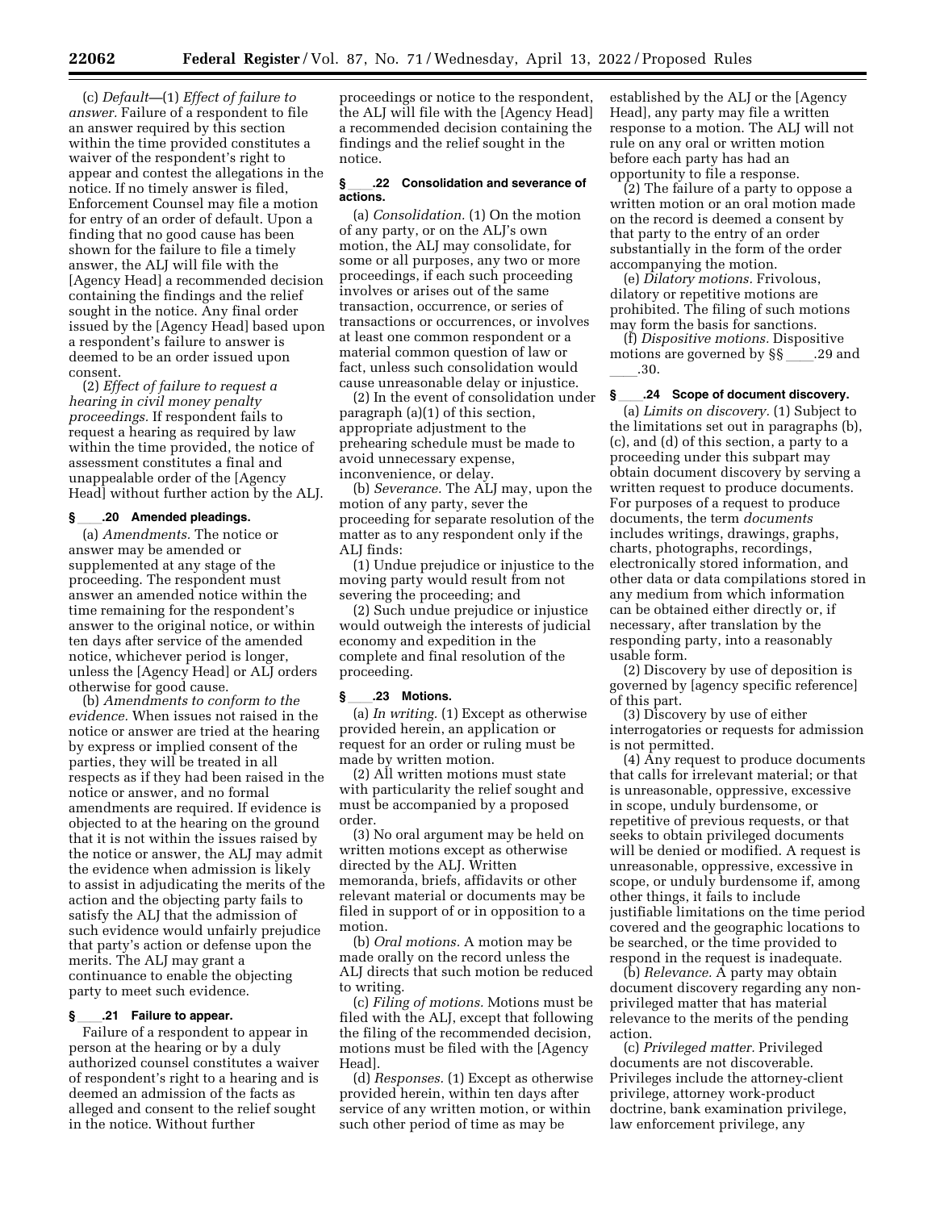(c) *Default*—(1) *Effect of failure to answer.* Failure of a respondent to file an answer required by this section within the time provided constitutes a waiver of the respondent's right to appear and contest the allegations in the notice. If no timely answer is filed, Enforcement Counsel may file a motion for entry of an order of default. Upon a finding that no good cause has been shown for the failure to file a timely answer, the ALJ will file with the [Agency Head] a recommended decision containing the findings and the relief sought in the notice. Any final order issued by the [Agency Head] based upon a respondent's failure to answer is deemed to be an order issued upon consent.

(2) *Effect of failure to request a hearing in civil money penalty proceedings.* If respondent fails to request a hearing as required by law within the time provided, the notice of assessment constitutes a final and unappealable order of the [Agency Head] without further action by the ALJ.

### § ____.20 Amended pleadings.

(a) *Amendments.* The notice or answer may be amended or supplemented at any stage of the proceeding. The respondent must answer an amended notice within the time remaining for the respondent's answer to the original notice, or within ten days after service of the amended notice, whichever period is longer, unless the [Agency Head] or ALJ orders otherwise for good cause.

(b) *Amendments to conform to the evidence.* When issues not raised in the notice or answer are tried at the hearing by express or implied consent of the parties, they will be treated in all respects as if they had been raised in the notice or answer, and no formal amendments are required. If evidence is objected to at the hearing on the ground that it is not within the issues raised by the notice or answer, the ALJ may admit the evidence when admission is likely to assist in adjudicating the merits of the action and the objecting party fails to satisfy the ALJ that the admission of such evidence would unfairly prejudice that party's action or defense upon the merits. The ALJ may grant a continuance to enable the objecting party to meet such evidence.

### § ____.21 Failure to appear.

Failure of a respondent to appear in person at the hearing or by a duly authorized counsel constitutes a waiver of respondent's right to a hearing and is deemed an admission of the facts as alleged and consent to the relief sought in the notice. Without further proceedings or notice to the respondent, the ALJ will file with the [Agency Head] a recommended decision containing the findings and the relief sought in the notice.

### § ____.22 Consolidation and severance of actions.

(a) *Consolidation.* (1) On the motion of any party, or on the ALJ's own motion, the ALJ may consolidate, for some or all purposes, any two or more proceedings, if each such proceeding involves or arises out of the same transaction, occurrence, or series of transactions or occurrences, or involves at least one common respondent or a material common question of law or fact, unless such consolidation would cause unreasonable delay or injustice.

(2) In the event of consolidation under paragraph (a)(1) of this section, appropriate adjustment to the prehearing schedule must be made to avoid unnecessary expense, inconvenience, or delay.

(b) *Severance.* The ALJ may, upon the motion of any party, sever the proceeding for separate resolution of the matter as to any respondent only if the ALJ finds:

(1) Undue prejudice or injustice to the moving party would result from not severing the proceeding; and

(2) Such undue prejudice or injustice would outweigh the interests of judicial economy and expedition in the complete and final resolution of the proceeding.

### § ____.23 Motions.

(a) *In writing.* (1) Except as otherwise provided herein, an application or request for an order or ruling must be made by written motion.

(2) All written motions must state with particularity the relief sought and must be accompanied by a proposed order.

(3) No oral argument may be held on written motions except as otherwise directed by the ALJ. Written memoranda, briefs, affidavits or other relevant material or documents may be filed in support of or in opposition to a motion.

(b) *Oral motions.* A motion may be made orally on the record unless the ALJ directs that such motion be reduced to writing.

(c) *Filing of motions.* Motions must be filed with the ALJ, except that following the filing of the recommended decision, motions must be filed with the [Agency Head].

(d) *Responses.* (1) Except as otherwise provided herein, within ten days after service of any written motion, or within such other period of time as may be established by the ALJ or the [Agency Head], any party may file a written response to a motion. The ALJ will not rule on any oral or written motion before each party has had an opportunity to file a response.

(2) The failure of a party to oppose a written motion or an oral motion made on the record is deemed a consent by that party to the entry of an order substantially in the form of the order accompanying the motion.

(e) *Dilatory motions.* Frivolous, dilatory or repetitive motions are prohibited. The filing of such motions may form the basis for sanctions.

(f) *Dispositive motions.* Dispositive motions are governed by §§ ____.29 and ____.30.

### § ____.24 Scope of document discovery.

(a) *Limits on discovery.* (1) Subject to the limitations set out in paragraphs (b), (c), and (d) of this section, a party to a proceeding under this subpart may obtain document discovery by serving a written request to produce documents. For purposes of a request to produce documents, the term *documents* includes writings, drawings, graphs, charts, photographs, recordings, electronically stored information, and other data or data compilations stored in any medium from which information can be obtained either directly or, if necessary, after translation by the responding party, into a reasonably usable form.

(2) Discovery by use of deposition is governed by [agency specific reference] of this part.

(3) Discovery by use of either interrogatories or requests for admission is not permitted.

(4) Any request to produce documents that calls for irrelevant material; or that is unreasonable, oppressive, excessive in scope, unduly burdensome, or repetitive of previous requests, or that seeks to obtain privileged documents will be denied or modified. A request is unreasonable, oppressive, excessive in scope, or unduly burdensome if, among other things, it fails to include justifiable limitations on the time period covered and the geographic locations to be searched, or the time provided to respond in the request is inadequate.

(b) *Relevance.* A party may obtain document discovery regarding any non-privileged matter that has material relevance to the merits of the pending action.

(c) *Privileged matter.* Privileged documents are not discoverable. Privileges include the attorney-client privilege, attorney work-product doctrine, bank examination privilege, law enforcement privilege, any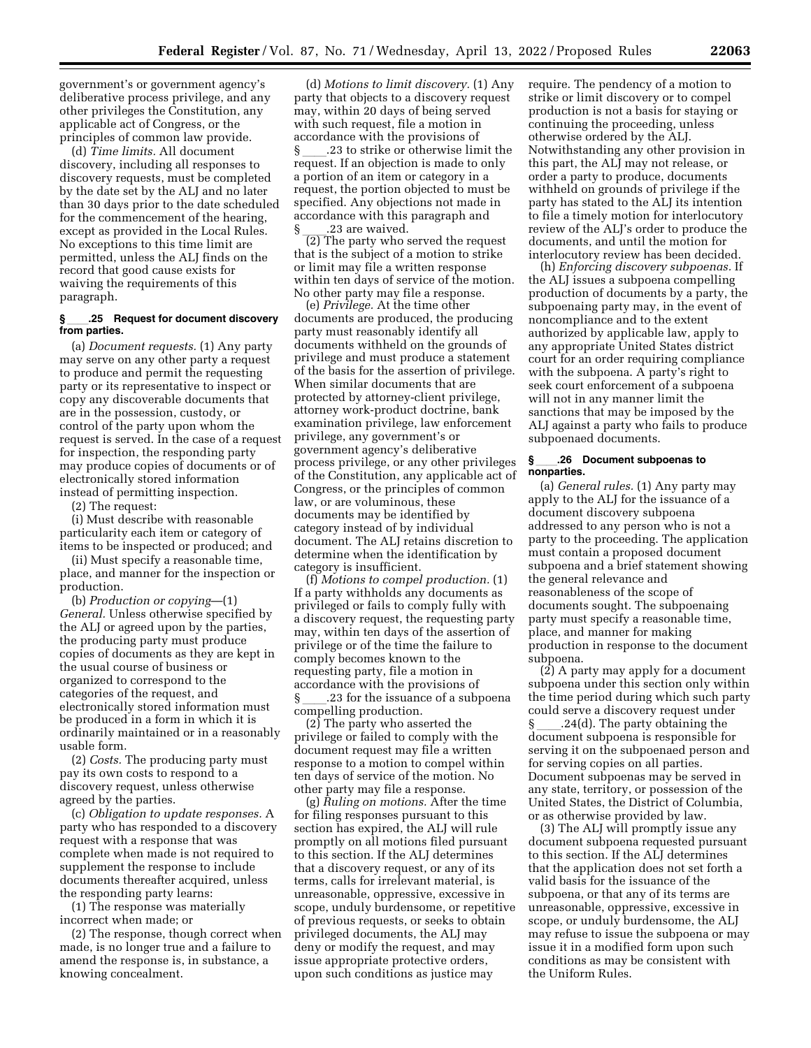government's or government agency's deliberative process privilege, and any other privileges the Constitution, any applicable act of Congress, or the principles of common law provide.

(d) *Time limits.* All document discovery, including all responses to discovery requests, must be completed by the date set by the ALJ and no later than 30 days prior to the date scheduled for the commencement of the hearing, except as provided in the Local Rules. No exceptions to this time limit are permitted, unless the ALJ finds on the record that good cause exists for waiving the requirements of this paragraph.

**§ ____.25 Request for document discovery from parties.**

(a) *Document requests.* (1) Any party may serve on any other party a request to produce and permit the requesting party or its representative to inspect or copy any discoverable documents that are in the possession, custody, or control of the party upon whom the request is served. In the case of a request for inspection, the responding party may produce copies of documents or of electronically stored information instead of permitting inspection.

(2) The request:

(i) Must describe with reasonable particularity each item or category of items to be inspected or produced; and

(ii) Must specify a reasonable time, place, and manner for the inspection or production.

(b) *Production or copying*—(1) *General.* Unless otherwise specified by the ALJ or agreed upon by the parties, the producing party must produce copies of documents as they are kept in the usual course of business or organized to correspond to the categories of the request, and electronically stored information must be produced in a form in which it is ordinarily maintained or in a reasonably usable form.

(2) *Costs.* The producing party must pay its own costs to respond to a discovery request, unless otherwise agreed by the parties.

(c) *Obligation to update responses.* A party who has responded to a discovery request with a response that was complete when made is not required to supplement the response to include documents thereafter acquired, unless the responding party learns:

(1) The response was materially incorrect when made; or

(2) The response, though correct when made, is no longer true and a failure to amend the response is, in substance, a knowing concealment.

(d) *Motions to limit discovery.* (1) Any party that objects to a discovery request may, within 20 days of being served with such request, file a motion in accordance with the provisions of § ____.23 to strike or otherwise limit the request. If an objection is made to only a portion of an item or category in a request, the portion objected to must be specified. Any objections not made in accordance with this paragraph and § ____.23 are waived.

(2) The party who served the request that is the subject of a motion to strike or limit may file a written response within ten days of service of the motion. No other party may file a response.

(e) *Privilege.* At the time other documents are produced, the producing party must reasonably identify all documents withheld on the grounds of privilege and must produce a statement of the basis for the assertion of privilege. When similar documents that are protected by attorney-client privilege, attorney work-product doctrine, bank examination privilege, law enforcement privilege, any government's or government agency's deliberative process privilege, or any other privileges of the Constitution, any applicable act of Congress, or the principles of common law, or are voluminous, these documents may be identified by category instead of by individual document. The ALJ retains discretion to determine when the identification by category is insufficient.

(f) *Motions to compel production.* (1) If a party withholds any documents as privileged or fails to comply fully with a discovery request, the requesting party may, within ten days of the assertion of privilege or of the time the failure to comply becomes known to the requesting party, file a motion in accordance with the provisions of § ____.23 for the issuance of a subpoena compelling production.

(2) The party who asserted the privilege or failed to comply with the document request may file a written response to a motion to compel within ten days of service of the motion. No other party may file a response.

(g) *Ruling on motions.* After the time for filing responses pursuant to this section has expired, the ALJ will rule promptly on all motions filed pursuant to this section. If the ALJ determines that a discovery request, or any of its terms, calls for irrelevant material, is unreasonable, oppressive, excessive in scope, unduly burdensome, or repetitive of previous requests, or seeks to obtain privileged documents, the ALJ may deny or modify the request, and may issue appropriate protective orders, upon such conditions as justice may require. The pendency of a motion to strike or limit discovery or to compel production is not a basis for staying or continuing the proceeding, unless otherwise ordered by the ALJ. Notwithstanding any other provision in this part, the ALJ may not release, or order a party to produce, documents withheld on grounds of privilege if the party has stated to the ALJ its intention to file a timely motion for interlocutory review of the ALJ's order to produce the documents, and until the motion for interlocutory review has been decided.

(h) *Enforcing discovery subpoenas.* If the ALJ issues a subpoena compelling production of documents by a party, the subpoenaing party may, in the event of noncompliance and to the extent authorized by applicable law, apply to any appropriate United States district court for an order requiring compliance with the subpoena. A party's right to seek court enforcement of a subpoena will not in any manner limit the sanctions that may be imposed by the ALJ against a party who fails to produce subpoenaed documents.

**§ ____.26 Document subpoenas to nonparties.**

(a) *General rules.* (1) Any party may apply to the ALJ for the issuance of a document discovery subpoena addressed to any person who is not a party to the proceeding. The application must contain a proposed document subpoena and a brief statement showing the general relevance and reasonableness of the scope of documents sought. The subpoenaing party must specify a reasonable time, place, and manner for making production in response to the document subpoena.

(2) A party may apply for a document subpoena under this section only within the time period during which such party could serve a discovery request under § ____.24(d). The party obtaining the document subpoena is responsible for serving it on the subpoenaed person and for serving copies on all parties. Document subpoenas may be served in any state, territory, or possession of the United States, the District of Columbia, or as otherwise provided by law.

(3) The ALJ will promptly issue any document subpoena requested pursuant to this section. If the ALJ determines that the application does not set forth a valid basis for the issuance of the subpoena, or that any of its terms are unreasonable, oppressive, excessive in scope, or unduly burdensome, the ALJ may refuse to issue the subpoena or may issue it in a modified form upon such conditions as may be consistent with the Uniform Rules.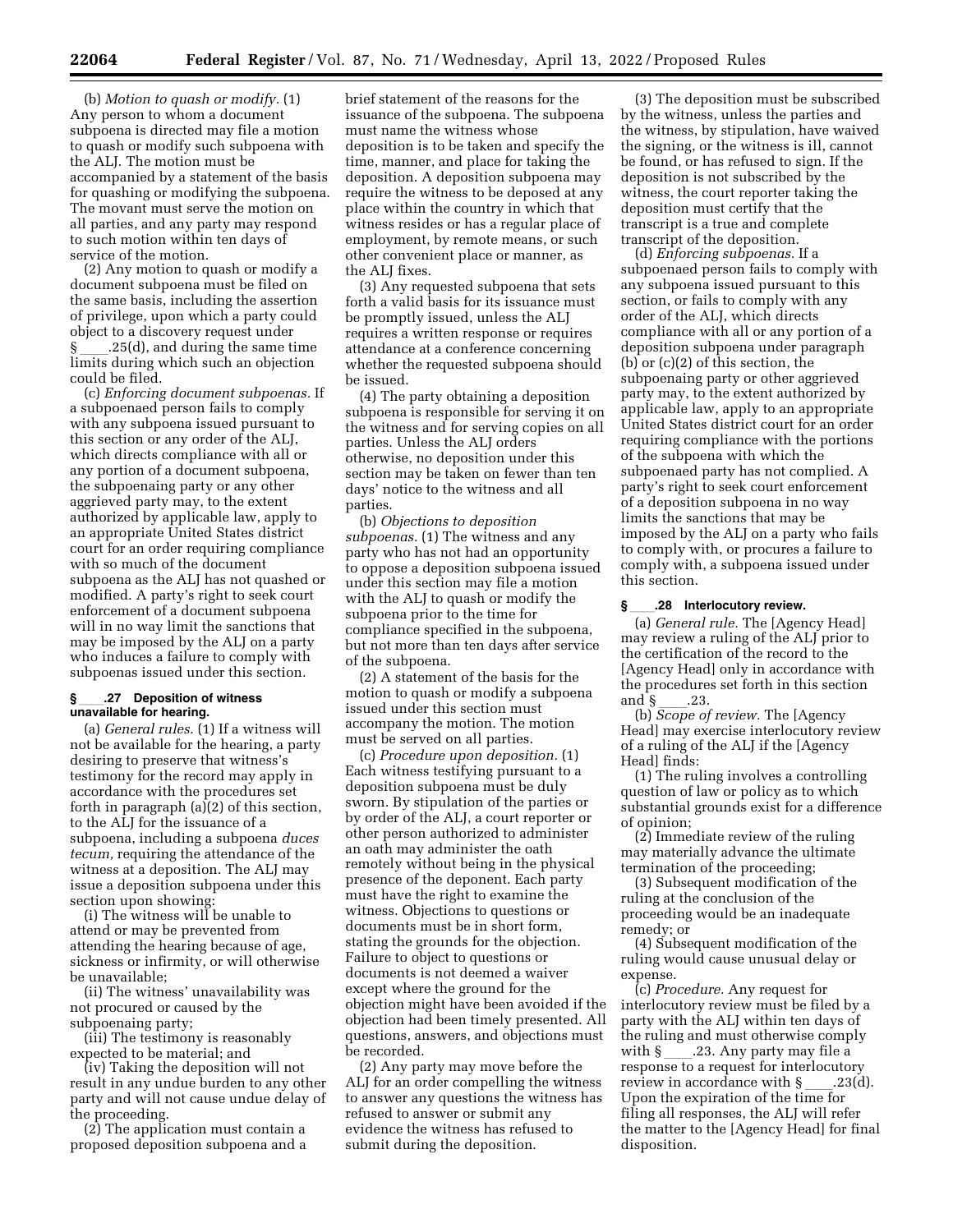(b) *Motion to quash or modify.* (1) Any person to whom a document subpoena is directed may file a motion to quash or modify such subpoena with the ALJ. The motion must be accompanied by a statement of the basis for quashing or modifying the subpoena. The movant must serve the motion on all parties, and any party may respond to such motion within ten days of service of the motion.

(2) Any motion to quash or modify a document subpoena must be filed on the same basis, including the assertion of privilege, upon which a party could object to a discovery request under § ____.25(d), and during the same time limits during which such an objection could be filed.

(c) *Enforcing document subpoenas.* If a subpoenaed person fails to comply with any subpoena issued pursuant to this section or any order of the ALJ, which directs compliance with all or any portion of a document subpoena, the subpoenaing party or any other aggrieved party may, to the extent authorized by applicable law, apply to an appropriate United States district court for an order requiring compliance with so much of the document subpoena as the ALJ has not quashed or modified. A party's right to seek court enforcement of a document subpoena will in no way limit the sanctions that may be imposed by the ALJ on a party who induces a failure to comply with subpoenas issued under this section.

### § ____.27 Deposition of witness unavailable for hearing.

(a) *General rules.* (1) If a witness will not be available for the hearing, a party desiring to preserve that witness's testimony for the record may apply in accordance with the procedures set forth in paragraph (a)(2) of this section, to the ALJ for the issuance of a subpoena, including a subpoena *duces tecum,* requiring the attendance of the witness at a deposition. The ALJ may issue a deposition subpoena under this section upon showing:

(i) The witness will be unable to attend or may be prevented from attending the hearing because of age, sickness or infirmity, or will otherwise be unavailable;

(ii) The witness' unavailability was not procured or caused by the subpoenaing party;

(iii) The testimony is reasonably expected to be material; and

(iv) Taking the deposition will not result in any undue burden to any other party and will not cause undue delay of the proceeding.

(2) The application must contain a proposed deposition subpoena and a brief statement of the reasons for the issuance of the subpoena. The subpoena must name the witness whose deposition is to be taken and specify the time, manner, and place for taking the deposition. A deposition subpoena may require the witness to be deposed at any place within the country in which that witness resides or has a regular place of employment, by remote means, or such other convenient place or manner, as the ALJ fixes.

(3) Any requested subpoena that sets forth a valid basis for its issuance must be promptly issued, unless the ALJ requires a written response or requires attendance at a conference concerning whether the requested subpoena should be issued.

(4) The party obtaining a deposition subpoena is responsible for serving it on the witness and for serving copies on all parties. Unless the ALJ orders otherwise, no deposition under this section may be taken on fewer than ten days' notice to the witness and all parties.

(b) *Objections to deposition subpoenas.* (1) The witness and any party who has not had an opportunity to oppose a deposition subpoena issued under this section may file a motion with the ALJ to quash or modify the subpoena prior to the time for compliance specified in the subpoena, but not more than ten days after service of the subpoena.

(2) A statement of the basis for the motion to quash or modify a subpoena issued under this section must accompany the motion. The motion must be served on all parties.

(c) *Procedure upon deposition.* (1) Each witness testifying pursuant to a deposition subpoena must be duly sworn. By stipulation of the parties or by order of the ALJ, a court reporter or other person authorized to administer an oath may administer the oath remotely without being in the physical presence of the deponent. Each party must have the right to examine the witness. Objections to questions or documents must be in short form, stating the grounds for the objection. Failure to object to questions or documents is not deemed a waiver except where the ground for the objection might have been avoided if the objection had been timely presented. All questions, answers, and objections must be recorded.

(2) Any party may move before the ALJ for an order compelling the witness to answer any questions the witness has refused to answer or submit any evidence the witness has refused to submit during the deposition.

(3) The deposition must be subscribed by the witness, unless the parties and the witness, by stipulation, have waived the signing, or the witness is ill, cannot be found, or has refused to sign. If the deposition is not subscribed by the witness, the court reporter taking the deposition must certify that the transcript is a true and complete transcript of the deposition.

(d) *Enforcing subpoenas.* If a subpoenaed person fails to comply with any subpoena issued pursuant to this section, or fails to comply with any order of the ALJ, which directs compliance with all or any portion of a deposition subpoena under paragraph (b) or (c)(2) of this section, the subpoenaing party or other aggrieved party may, to the extent authorized by applicable law, apply to an appropriate United States district court for an order requiring compliance with the portions of the subpoena with which the subpoenaed party has not complied. A party's right to seek court enforcement of a deposition subpoena in no way limits the sanctions that may be imposed by the ALJ on a party who fails to comply with, or procures a failure to comply with, a subpoena issued under this section.

### § ____.28 Interlocutory review.

(a) *General rule.* The [Agency Head] may review a ruling of the ALJ prior to the certification of the record to the [Agency Head] only in accordance with the procedures set forth in this section and § ____.23.

(b) *Scope of review.* The [Agency Head] may exercise interlocutory review of a ruling of the ALJ if the [Agency Head] finds:

(1) The ruling involves a controlling question of law or policy as to which substantial grounds exist for a difference of opinion;

(2) Immediate review of the ruling may materially advance the ultimate termination of the proceeding;

(3) Subsequent modification of the ruling at the conclusion of the proceeding would be an inadequate remedy; or

(4) Subsequent modification of the ruling would cause unusual delay or expense.

(c) *Procedure.* Any request for interlocutory review must be filed by a party with the ALJ within ten days of the ruling and must otherwise comply with § ____.23. Any party may file a response to a request for interlocutory review in accordance with § ____.23(d). Upon the expiration of the time for filing all responses, the ALJ will refer the matter to the [Agency Head] for final disposition.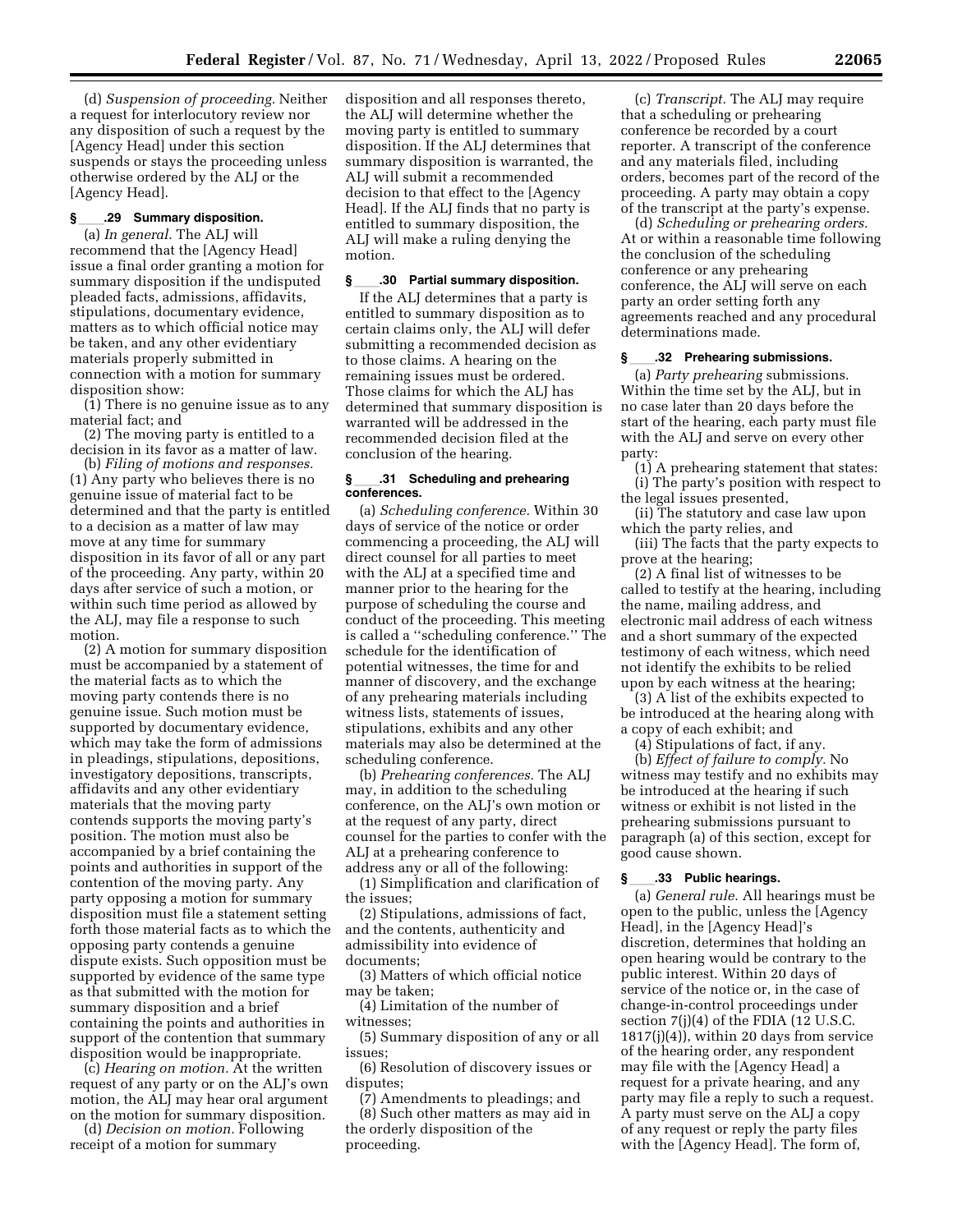(d) *Suspension of proceeding.* Neither a request for interlocutory review nor any disposition of such a request by the [Agency Head] under this section suspends or stays the proceeding unless otherwise ordered by the ALJ or the [Agency Head].

### § ____.29 Summary disposition.

(a) *In general.* The ALJ will recommend that the [Agency Head] issue a final order granting a motion for summary disposition if the undisputed pleaded facts, admissions, affidavits, stipulations, documentary evidence, matters as to which official notice may be taken, and any other evidentiary materials properly submitted in connection with a motion for summary disposition show:

(1) There is no genuine issue as to any material fact; and

(2) The moving party is entitled to a decision in its favor as a matter of law.

(b) *Filing of motions and responses.* (1) Any party who believes there is no genuine issue of material fact to be determined and that the party is entitled to a decision as a matter of law may move at any time for summary disposition in its favor of all or any part of the proceeding. Any party, within 20 days after service of such a motion, or within such time period as allowed by the ALJ, may file a response to such motion.

(2) A motion for summary disposition must be accompanied by a statement of the material facts as to which the moving party contends there is no genuine issue. Such motion must be supported by documentary evidence, which may take the form of admissions in pleadings, stipulations, depositions, investigatory depositions, transcripts, affidavits and any other evidentiary materials that the moving party contends supports the moving party's position. The motion must also be accompanied by a brief containing the points and authorities in support of the contention of the moving party. Any party opposing a motion for summary disposition must file a statement setting forth those material facts as to which the opposing party contends a genuine dispute exists. Such opposition must be supported by evidence of the same type as that submitted with the motion for summary disposition and a brief containing the points and authorities in support of the contention that summary disposition would be inappropriate.

(c) *Hearing on motion.* At the written request of any party or on the ALJ's own motion, the ALJ may hear oral argument on the motion for summary disposition.

(d) *Decision on motion.* Following receipt of a motion for summary disposition and all responses thereto, the ALJ will determine whether the moving party is entitled to summary disposition. If the ALJ determines that summary disposition is warranted, the ALJ will submit a recommended decision to that effect to the [Agency Head]. If the ALJ finds that no party is entitled to summary disposition, the ALJ will make a ruling denying the motion.

### § ____.30 Partial summary disposition.

If the ALJ determines that a party is entitled to summary disposition as to certain claims only, the ALJ will defer submitting a recommended decision as to those claims. A hearing on the remaining issues must be ordered. Those claims for which the ALJ has determined that summary disposition is warranted will be addressed in the recommended decision filed at the conclusion of the hearing.

### § ____.31 Scheduling and prehearing conferences.

(a) *Scheduling conference.* Within 30 days of service of the notice or order commencing a proceeding, the ALJ will direct counsel for all parties to meet with the ALJ at a specified time and manner prior to the hearing for the purpose of scheduling the course and conduct of the proceeding. This meeting is called a ''scheduling conference.'' The schedule for the identification of potential witnesses, the time for and manner of discovery, and the exchange of any prehearing materials including witness lists, statements of issues, stipulations, exhibits and any other materials may also be determined at the scheduling conference.

(b) *Prehearing conferences.* The ALJ may, in addition to the scheduling conference, on the ALJ's own motion or at the request of any party, direct counsel for the parties to confer with the ALJ at a prehearing conference to address any or all of the following:

(1) Simplification and clarification of the issues;

(2) Stipulations, admissions of fact, and the contents, authenticity and admissibility into evidence of documents;

(3) Matters of which official notice may be taken;

(4) Limitation of the number of witnesses;

(5) Summary disposition of any or all issues;

(6) Resolution of discovery issues or disputes;

(7) Amendments to pleadings; and

(8) Such other matters as may aid in the orderly disposition of the proceeding.

(c) *Transcript.* The ALJ may require that a scheduling or prehearing conference be recorded by a court reporter. A transcript of the conference and any materials filed, including orders, becomes part of the record of the proceeding. A party may obtain a copy of the transcript at the party's expense.

(d) *Scheduling or prehearing orders.* At or within a reasonable time following the conclusion of the scheduling conference or any prehearing conference, the ALJ will serve on each party an order setting forth any agreements reached and any procedural determinations made.

### § ____.32 Prehearing submissions.

(a) *Party prehearing submissions.* Within the time set by the ALJ, but in no case later than 20 days before the start of the hearing, each party must file with the ALJ and serve on every other party:

(1) A prehearing statement that states:

(i) The party's position with respect to the legal issues presented,

(ii) The statutory and case law upon which the party relies, and

(iii) The facts that the party expects to prove at the hearing;

(2) A final list of witnesses to be called to testify at the hearing, including the name, mailing address, and electronic mail address of each witness and a short summary of the expected testimony of each witness, which need not identify the exhibits to be relied upon by each witness at the hearing;

(3) A list of the exhibits expected to be introduced at the hearing along with a copy of each exhibit; and

(4) Stipulations of fact, if any.

(b) *Effect of failure to comply.* No witness may testify and no exhibits may be introduced at the hearing if such witness or exhibit is not listed in the prehearing submissions pursuant to paragraph (a) of this section, except for good cause shown.

### § ____.33 Public hearings.

(a) *General rule.* All hearings must be open to the public, unless the [Agency Head], in the [Agency Head]'s discretion, determines that holding an open hearing would be contrary to the public interest. Within 20 days of service of the notice or, in the case of change-in-control proceedings under section 7(j)(4) of the FDIA (12 U.S.C. 1817(j)(4)), within 20 days from service of the hearing order, any respondent may file with the [Agency Head] a request for a private hearing, and any party may file a reply to such a request. A party must serve on the ALJ a copy of any request or reply the party files with the [Agency Head]. The form of,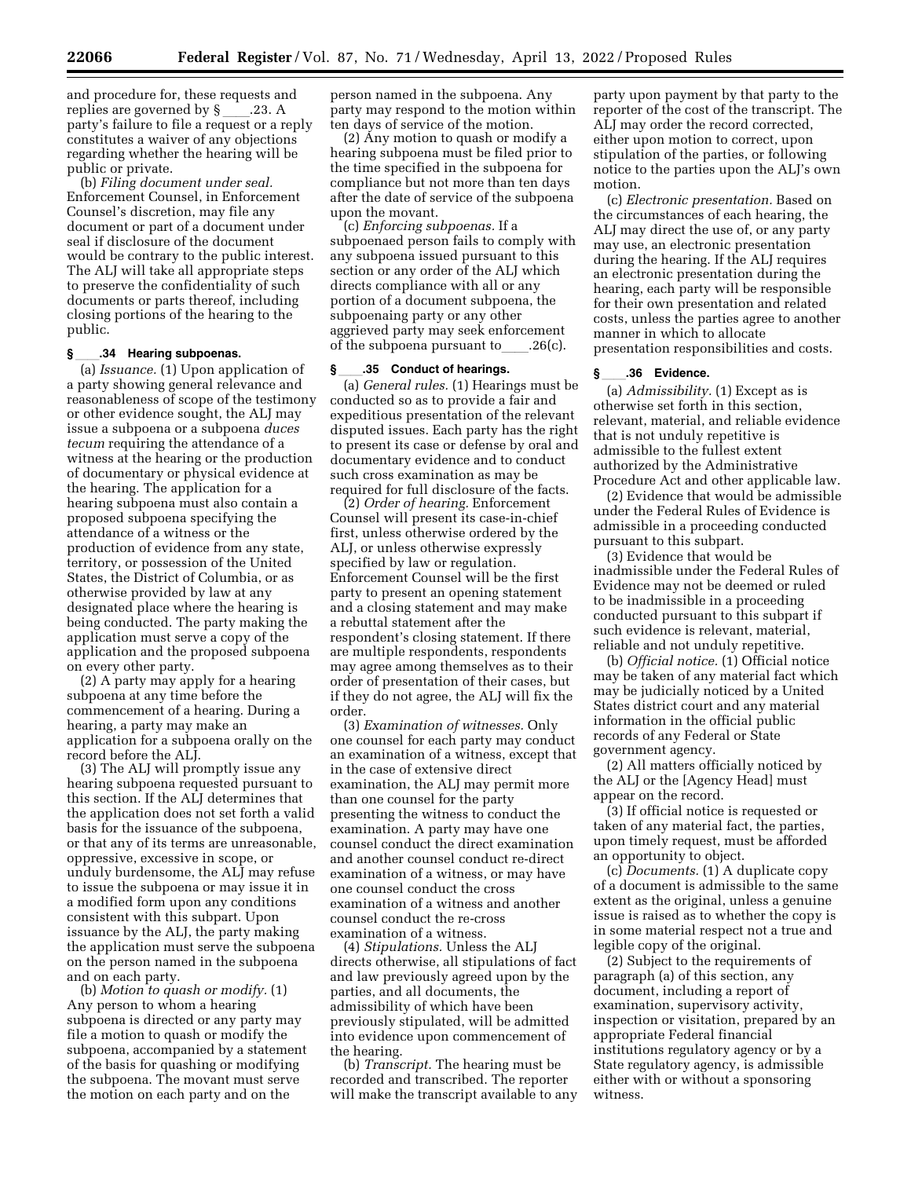and procedure for, these requests and replies are governed by § ____.23. A party's failure to file a request or a reply constitutes a waiver of any objections regarding whether the hearing will be public or private.

(b) *Filing document under seal.* Enforcement Counsel, in Enforcement Counsel's discretion, may file any document or part of a document under seal if disclosure of the document would be contrary to the public interest. The ALJ will take all appropriate steps to preserve the confidentiality of such documents or parts thereof, including closing portions of the hearing to the public.

### § ____.34 Hearing subpoenas.

(a) *Issuance.* (1) Upon application of a party showing general relevance and reasonableness of scope of the testimony or other evidence sought, the ALJ may issue a subpoena or a subpoena *duces tecum* requiring the attendance of a witness at the hearing or the production of documentary or physical evidence at the hearing. The application for a hearing subpoena must also contain a proposed subpoena specifying the attendance of a witness or the production of evidence from any state, territory, or possession of the United States, the District of Columbia, or as otherwise provided by law at any designated place where the hearing is being conducted. The party making the application must serve a copy of the application and the proposed subpoena on every other party.

(2) A party may apply for a hearing subpoena at any time before the commencement of a hearing. During a hearing, a party may make an application for a subpoena orally on the record before the ALJ.

(3) The ALJ will promptly issue any hearing subpoena requested pursuant to this section. If the ALJ determines that the application does not set forth a valid basis for the issuance of the subpoena, or that any of its terms are unreasonable, oppressive, excessive in scope, or unduly burdensome, the ALJ may refuse to issue the subpoena or may issue it in a modified form upon any conditions consistent with this subpart. Upon issuance by the ALJ, the party making the application must serve the subpoena on the person named in the subpoena and on each party.

(b) *Motion to quash or modify.* (1) Any person to whom a hearing subpoena is directed or any party may file a motion to quash or modify the subpoena, accompanied by a statement of the basis for quashing or modifying the subpoena. The movant must serve the motion on each party and on the person named in the subpoena. Any party may respond to the motion within ten days of service of the motion.

(2) Any motion to quash or modify a hearing subpoena must be filed prior to the time specified in the subpoena for compliance but not more than ten days after the date of service of the subpoena upon the movant.

(c) *Enforcing subpoenas.* If a subpoenaed person fails to comply with any subpoena issued pursuant to this section or any order of the ALJ which directs compliance with all or any portion of a document subpoena, the subpoenaing party or any other aggrieved party may seek enforcement of the subpoena pursuant to ____.26(c).

### § ____.35 Conduct of hearings.

(a) *General rules.* (1) Hearings must be conducted so as to provide a fair and expeditious presentation of the relevant disputed issues. Each party has the right to present its case or defense by oral and documentary evidence and to conduct such cross examination as may be required for full disclosure of the facts.

(2) *Order of hearing.* Enforcement Counsel will present its case-in-chief first, unless otherwise ordered by the ALJ, or unless otherwise expressly specified by law or regulation. Enforcement Counsel will be the first party to present an opening statement and a closing statement and may make a rebuttal statement after the respondent's closing statement. If there are multiple respondents, respondents may agree among themselves as to their order of presentation of their cases, but if they do not agree, the ALJ will fix the order.

(3) *Examination of witnesses.* Only one counsel for each party may conduct an examination of a witness, except that in the case of extensive direct examination, the ALJ may permit more than one counsel for the party presenting the witness to conduct the examination. A party may have one counsel conduct the direct examination and another counsel conduct re-direct examination of a witness, or may have one counsel conduct the cross examination of a witness and another counsel conduct the re-cross examination of a witness.

(4) *Stipulations.* Unless the ALJ directs otherwise, all stipulations of fact and law previously agreed upon by the parties, and all documents, the admissibility of which have been previously stipulated, will be admitted into evidence upon commencement of the hearing.

(b) *Transcript.* The hearing must be recorded and transcribed. The reporter will make the transcript available to any party upon payment by that party to the reporter of the cost of the transcript. The ALJ may order the record corrected, either upon motion to correct, upon stipulation of the parties, or following notice to the parties upon the ALJ's own motion.

(c) *Electronic presentation.* Based on the circumstances of each hearing, the ALJ may direct the use of, or any party may use, an electronic presentation during the hearing. If the ALJ requires an electronic presentation during the hearing, each party will be responsible for their own presentation and related costs, unless the parties agree to another manner in which to allocate presentation responsibilities and costs.

### § ____.36 Evidence.

(a) *Admissibility.* (1) Except as is otherwise set forth in this section, relevant, material, and reliable evidence that is not unduly repetitive is admissible to the fullest extent authorized by the Administrative Procedure Act and other applicable law.

(2) Evidence that would be admissible under the Federal Rules of Evidence is admissible in a proceeding conducted pursuant to this subpart.

(3) Evidence that would be inadmissible under the Federal Rules of Evidence may not be deemed or ruled to be inadmissible in a proceeding conducted pursuant to this subpart if such evidence is relevant, material, reliable and not unduly repetitive.

(b) *Official notice.* (1) Official notice may be taken of any material fact which may be judicially noticed by a United States district court and any material information in the official public records of any Federal or State government agency.

(2) All matters officially noticed by the ALJ or the [Agency Head] must appear on the record.

(3) If official notice is requested or taken of any material fact, the parties, upon timely request, must be afforded an opportunity to object.

(c) *Documents.* (1) A duplicate copy of a document is admissible to the same extent as the original, unless a genuine issue is raised as to whether the copy is in some material respect not a true and legible copy of the original.

(2) Subject to the requirements of paragraph (a) of this section, any document, including a report of examination, supervisory activity, inspection or visitation, prepared by an appropriate Federal financial institutions regulatory agency or by a State regulatory agency, is admissible either with or without a sponsoring witness.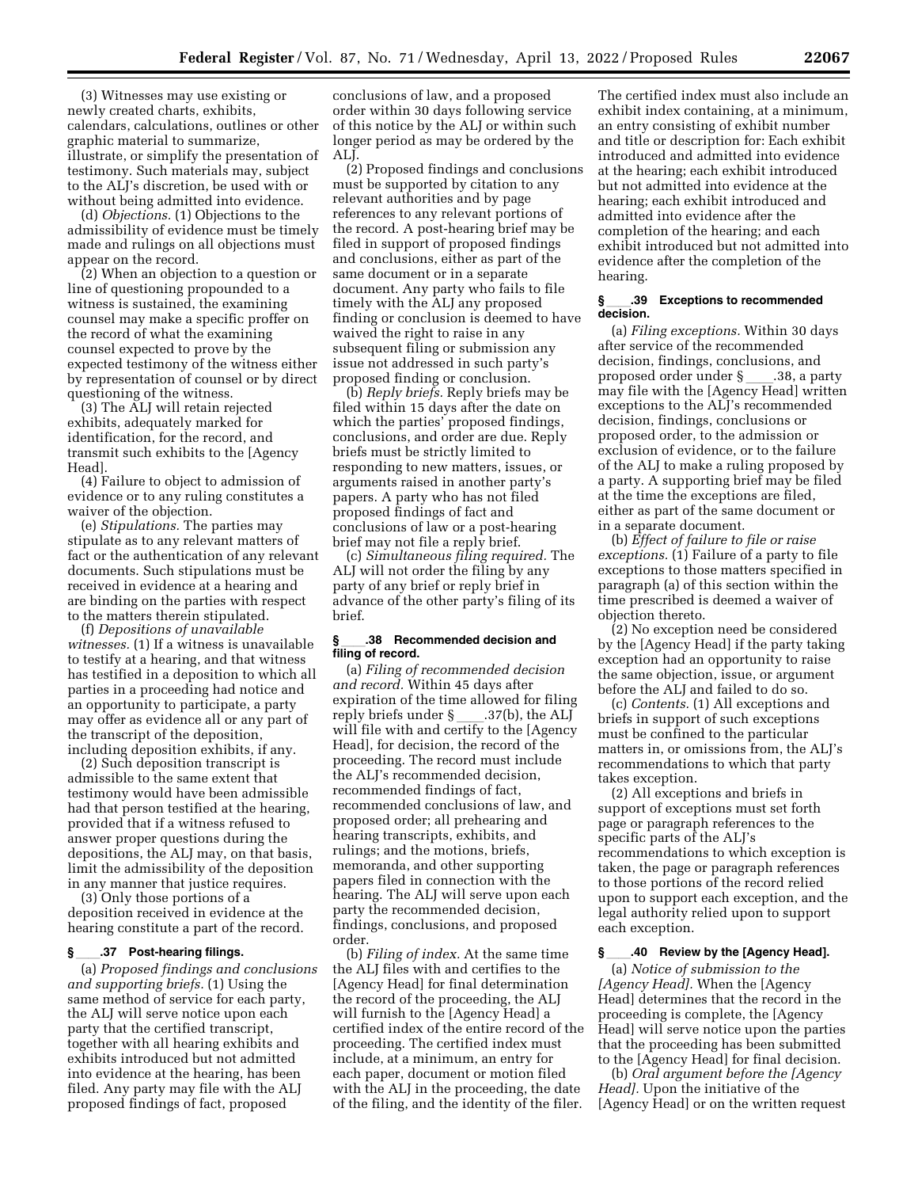(3) Witnesses may use existing or newly created charts, exhibits, calendars, calculations, outlines or other graphic material to summarize, illustrate, or simplify the presentation of testimony. Such materials may, subject to the ALJ's discretion, be used with or without being admitted into evidence.

(d) *Objections.* (1) Objections to the admissibility of evidence must be timely made and rulings on all objections must appear on the record.

(2) When an objection to a question or line of questioning propounded to a witness is sustained, the examining counsel may make a specific proffer on the record of what the examining counsel expected to prove by the expected testimony of the witness either by representation of counsel or by direct questioning of the witness.

(3) The ALJ will retain rejected exhibits, adequately marked for identification, for the record, and transmit such exhibits to the [Agency Head].

(4) Failure to object to admission of evidence or to any ruling constitutes a waiver of the objection.

(e) *Stipulations.* The parties may stipulate as to any relevant matters of fact or the authentication of any relevant documents. Such stipulations must be received in evidence at a hearing and are binding on the parties with respect to the matters therein stipulated.

(f) *Depositions of unavailable witnesses.* (1) If a witness is unavailable to testify at a hearing, and that witness has testified in a deposition to which all parties in a proceeding had notice and an opportunity to participate, a party may offer as evidence all or any part of the transcript of the deposition, including deposition exhibits, if any.

(2) Such deposition transcript is admissible to the same extent that testimony would have been admissible had that person testified at the hearing, provided that if a witness refused to answer proper questions during the depositions, the ALJ may, on that basis, limit the admissibility of the deposition in any manner that justice requires.

(3) Only those portions of a deposition received in evidence at the hearing constitute a part of the record.

### § ____.37 Post-hearing filings.

(a) *Proposed findings and conclusions and supporting briefs.* (1) Using the same method of service for each party, the ALJ will serve notice upon each party that the certified transcript, together with all hearing exhibits and exhibits introduced but not admitted into evidence at the hearing, has been filed. Any party may file with the ALJ proposed findings of fact, proposed conclusions of law, and a proposed order within 30 days following service of this notice by the ALJ or within such longer period as may be ordered by the ALJ.

(2) Proposed findings and conclusions must be supported by citation to any relevant authorities and by page references to any relevant portions of the record. A post-hearing brief may be filed in support of proposed findings and conclusions, either as part of the same document or in a separate document. Any party who fails to file timely with the ALJ any proposed finding or conclusion is deemed to have waived the right to raise in any subsequent filing or submission any issue not addressed in such party's proposed finding or conclusion.

(b) *Reply briefs.* Reply briefs may be filed within 15 days after the date on which the parties' proposed findings, conclusions, and order are due. Reply briefs must be strictly limited to responding to new matters, issues, or arguments raised in another party's papers. A party who has not filed proposed findings of fact and conclusions of law or a post-hearing brief may not file a reply brief.

(c) *Simultaneous filing required.* The ALJ will not order the filing by any party of any brief or reply brief in advance of the other party's filing of its brief.

### § ____.38 Recommended decision and filing of record.

(a) *Filing of recommended decision and record.* Within 45 days after expiration of the time allowed for filing reply briefs under § ____.37(b), the ALJ will file with and certify to the [Agency Head], for decision, the record of the proceeding. The record must include the ALJ's recommended decision, recommended findings of fact, recommended conclusions of law, and proposed order; all prehearing and hearing transcripts, exhibits, and rulings; and the motions, briefs, memoranda, and other supporting papers filed in connection with the hearing. The ALJ will serve upon each party the recommended decision, findings, conclusions, and proposed order.

(b) *Filing of index.* At the same time the ALJ files with and certifies to the [Agency Head] for final determination the record of the proceeding, the ALJ will furnish to the [Agency Head] a certified index of the entire record of the proceeding. The certified index must include, at a minimum, an entry for each paper, document or motion filed with the ALJ in the proceeding, the date of the filing, and the identity of the filer. The certified index must also include an exhibit index containing, at a minimum, an entry consisting of exhibit number and title or description for: Each exhibit introduced and admitted into evidence at the hearing; each exhibit introduced but not admitted into evidence at the hearing; each exhibit introduced and admitted into evidence after the completion of the hearing; and each exhibit introduced but not admitted into evidence after the completion of the hearing.

### § ____.39 Exceptions to recommended decision.

(a) *Filing exceptions.* Within 30 days after service of the recommended decision, findings, conclusions, and proposed order under § ____.38, a party may file with the [Agency Head] written exceptions to the ALJ's recommended decision, findings, conclusions or proposed order, to the admission or exclusion of evidence, or to the failure of the ALJ to make a ruling proposed by a party. A supporting brief may be filed at the time the exceptions are filed, either as part of the same document or in a separate document.

(b) *Effect of failure to file or raise exceptions.* (1) Failure of a party to file exceptions to those matters specified in paragraph (a) of this section within the time prescribed is deemed a waiver of objection thereto.

(2) No exception need be considered by the [Agency Head] if the party taking exception had an opportunity to raise the same objection, issue, or argument before the ALJ and failed to do so.

(c) *Contents.* (1) All exceptions and briefs in support of such exceptions must be confined to the particular matters in, or omissions from, the ALJ's recommendations to which that party takes exception.

(2) All exceptions and briefs in support of exceptions must set forth page or paragraph references to the specific parts of the ALJ's recommendations to which exception is taken, the page or paragraph references to those portions of the record relied upon to support each exception, and the legal authority relied upon to support each exception.

### § ____.40 Review by the [Agency Head].

(a) *Notice of submission to the [Agency Head].* When the [Agency Head] determines that the record in the proceeding is complete, the [Agency Head] will serve notice upon the parties that the proceeding has been submitted to the [Agency Head] for final decision.

(b) *Oral argument before the [Agency Head].* Upon the initiative of the [Agency Head] or on the written request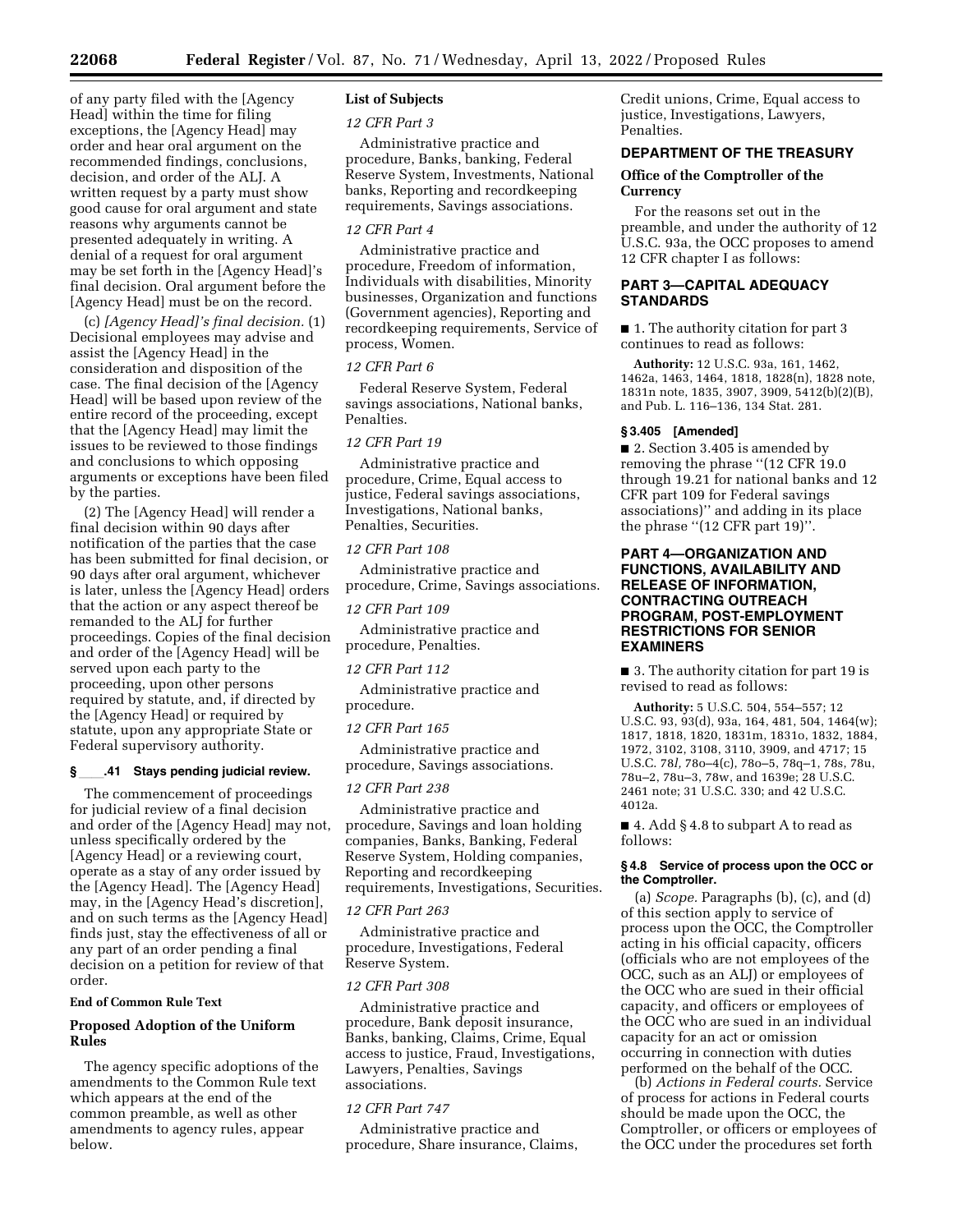of any party filed with the [Agency Head] within the time for filing exceptions, the [Agency Head] may order and hear oral argument on the recommended findings, conclusions, decision, and order of the ALJ. A written request by a party must show good cause for oral argument and state reasons why arguments cannot be presented adequately in writing. A denial of a request for oral argument may be set forth in the [Agency Head]'s final decision. Oral argument before the [Agency Head] must be on the record.

(c) *[Agency Head]'s final decision.* (1) Decisional employees may advise and assist the [Agency Head] in the consideration and disposition of the case. The final decision of the [Agency Head] will be based upon review of the entire record of the proceeding, except that the [Agency Head] may limit the issues to be reviewed to those findings and conclusions to which opposing arguments or exceptions have been filed by the parties.

(2) The [Agency Head] will render a final decision within 90 days after notification of the parties that the case has been submitted for final decision, or 90 days after oral argument, whichever is later, unless the [Agency Head] orders that the action or any aspect thereof be remanded to the ALJ for further proceedings. Copies of the final decision and order of the [Agency Head] will be served upon each party to the proceeding, upon other persons required by statute, and, if directed by the [Agency Head] or required by statute, upon any appropriate State or Federal supervisory authority.

### § ____.41 Stays pending judicial review.

The commencement of proceedings for judicial review of a final decision and order of the [Agency Head] may not, unless specifically ordered by the [Agency Head] or a reviewing court, operate as a stay of any order issued by the [Agency Head]. The [Agency Head] may, in the [Agency Head's discretion], and on such terms as the [Agency Head] finds just, stay the effectiveness of all or any part of an order pending a final decision on a petition for review of that order.

**End of Common Rule Text**

## Proposed Adoption of the Uniform Rules

The agency specific adoptions of the amendments to the Common Rule text which appears at the end of the common preamble, as well as other amendments to agency rules, appear below.

## List of Subjects

*12 CFR Part 3*

Administrative practice and procedure, Banks, banking, Federal Reserve System, Investments, National banks, Reporting and recordkeeping requirements, Savings associations.

*12 CFR Part 4*

Administrative practice and procedure, Freedom of information, Individuals with disabilities, Minority businesses, Organization and functions (Government agencies), Reporting and recordkeeping requirements, Service of process, Women.

*12 CFR Part 6*

Federal Reserve System, Federal savings associations, National banks, Penalties.

*12 CFR Part 19*

Administrative practice and procedure, Crime, Equal access to justice, Federal savings associations, Investigations, National banks, Penalties, Securities.

*12 CFR Part 108*

Administrative practice and procedure, Crime, Savings associations.

*12 CFR Part 109*

Administrative practice and procedure, Penalties.

*12 CFR Part 112*

Administrative practice and procedure.

*12 CFR Part 165*

Administrative practice and procedure, Savings associations.

*12 CFR Part 238*

Administrative practice and procedure, Savings and loan holding companies, Banks, Banking, Federal Reserve System, Holding companies, Reporting and recordkeeping requirements, Investigations, Securities.

*12 CFR Part 263*

Administrative practice and procedure, Investigations, Federal Reserve System.

*12 CFR Part 308*

Administrative practice and procedure, Bank deposit insurance, Banks, banking, Claims, Crime, Equal access to justice, Fraud, Investigations, Lawyers, Penalties, Savings associations.

*12 CFR Part 747*

Administrative practice and procedure, Share insurance, Claims, Credit unions, Crime, Equal access to justice, Investigations, Lawyers, Penalties.

## DEPARTMENT OF THE TREASURY

## Office of the Comptroller of the Currency

For the reasons set out in the preamble, and under the authority of 12 U.S.C. 93a, the OCC proposes to amend 12 CFR chapter I as follows:

## PART 3—CAPITAL ADEQUACY STANDARDS

■ 1. The authority citation for part 3 continues to read as follows:

**Authority:** 12 U.S.C. 93a, 161, 1462, 1462a, 1463, 1464, 1818, 1828(n), 1828 note, 1831n note, 1835, 3907, 3909, 5412(b)(2)(B), and Pub. L. 116–136, 134 Stat. 281.

### § 3.405 [Amended]

■ 2. Section 3.405 is amended by removing the phrase ''(12 CFR 19.0 through 19.21 for national banks and 12 CFR part 109 for Federal savings associations)'' and adding in its place the phrase ''(12 CFR part 19)''.

## PART 4—ORGANIZATION AND FUNCTIONS, AVAILABILITY AND RELEASE OF INFORMATION, CONTRACTING OUTREACH PROGRAM, POST-EMPLOYMENT RESTRICTIONS FOR SENIOR EXAMINERS

■ 3. The authority citation for part 19 is revised to read as follows:

**Authority:** 5 U.S.C. 504, 554–557; 12 U.S.C. 93, 93(d), 93a, 164, 481, 504, 1464(w); 1817, 1818, 1820, 1831m, 1831o, 1832, 1884, 1972, 3102, 3108, 3110, 3909, and 4717; 15 U.S.C. 78*l*, 78o–4(c), 78o–5, 78q–1, 78s, 78u, 78u–2, 78u–3, 78w, and 1639e; 28 U.S.C. 2461 note; 31 U.S.C. 330; and 42 U.S.C. 4012a.

■ 4. Add § 4.8 to subpart A to read as follows:

### § 4.8 Service of process upon the OCC or the Comptroller.

(a) *Scope.* Paragraphs (b), (c), and (d) of this section apply to service of process upon the OCC, the Comptroller acting in his official capacity, officers (officials who are not employees of the OCC, such as an ALJ) or employees of the OCC who are sued in their official capacity, and officers or employees of the OCC who are sued in an individual capacity for an act or omission occurring in connection with duties performed on the behalf of the OCC.

(b) *Actions in Federal courts.* Service of process for actions in Federal courts should be made upon the OCC, the Comptroller, or officers or employees of the OCC under the procedures set forth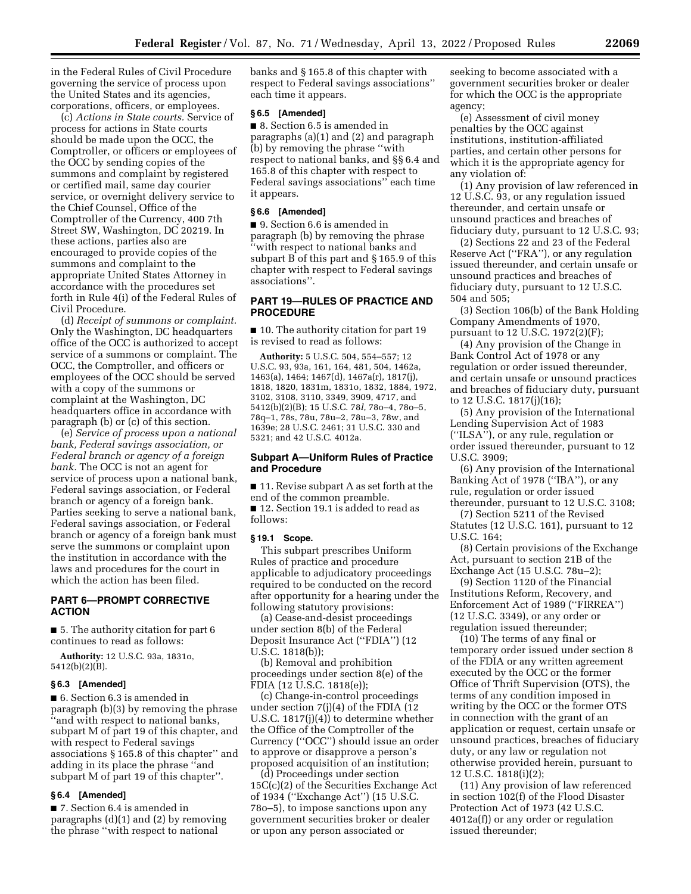in the Federal Rules of Civil Procedure governing the service of process upon the United States and its agencies, corporations, officers, or employees.

(c) *Actions in State courts.* Service of process for actions in State courts should be made upon the OCC, the Comptroller, or officers or employees of the OCC by sending copies of the summons and complaint by registered or certified mail, same day courier service, or overnight delivery service to the Chief Counsel, Office of the Comptroller of the Currency, 400 7th Street SW, Washington, DC 20219. In these actions, parties also are encouraged to provide copies of the summons and complaint to the appropriate United States Attorney in accordance with the procedures set forth in Rule 4(i) of the Federal Rules of Civil Procedure.

(d) *Receipt of summons or complaint.* Only the Washington, DC headquarters office of the OCC is authorized to accept service of a summons or complaint. The OCC, the Comptroller, and officers or employees of the OCC should be served with a copy of the summons or complaint at the Washington, DC headquarters office in accordance with paragraph (b) or (c) of this section.

(e) *Service of process upon a national bank, Federal savings association, or Federal branch or agency of a foreign bank.* The OCC is not an agent for service of process upon a national bank, Federal savings association, or Federal branch or agency of a foreign bank. Parties seeking to serve a national bank, Federal savings association, or Federal branch or agency of a foreign bank must serve the summons or complaint upon the institution in accordance with the laws and procedures for the court in which the action has been filed.

## PART 6—PROMPT CORRECTIVE ACTION

■ 5. The authority citation for part 6 continues to read as follows:

**Authority:** 12 U.S.C. 93a, 1831o, 5412(b)(2)(B).

### § 6.3 [Amended]

■ 6. Section 6.3 is amended in paragraph (b)(3) by removing the phrase "and with respect to national banks, subpart M of part 19 of this chapter, and with respect to Federal savings associations § 165.8 of this chapter" and adding in its place the phrase "and subpart M of part 19 of this chapter".

### § 6.4 [Amended]

■ 7. Section 6.4 is amended in paragraphs (d)(1) and (2) by removing the phrase "with respect to national banks and § 165.8 of this chapter with respect to Federal savings associations" each time it appears.

### § 6.5 [Amended]

■ 8. Section 6.5 is amended in paragraphs (a)(1) and (2) and paragraph (b) by removing the phrase "with respect to national banks, and §§ 6.4 and 165.8 of this chapter with respect to Federal savings associations" each time it appears.

### § 6.6 [Amended]

■ 9. Section 6.6 is amended in paragraph (b) by removing the phrase "with respect to national banks and subpart B of this part and § 165.9 of this chapter with respect to Federal savings associations".

## PART 19—RULES OF PRACTICE AND PROCEDURE

■ 10. The authority citation for part 19 is revised to read as follows:

**Authority:** 5 U.S.C. 504, 554–557; 12 U.S.C. 93, 93a, 161, 164, 481, 504, 1462a, 1463(a), 1464; 1467(d), 1467a(r), 1817(j), 1818, 1820, 1831m, 1831o, 1832, 1884, 1972, 3102, 3108, 3110, 3349, 3909, 4717, and 5412(b)(2)(B); 15 U.S.C. 78*l*, 78o–4, 78o–5, 78q–1, 78s, 78u, 78u–2, 78u–3, 78w, and 1639e; 28 U.S.C. 2461; 31 U.S.C. 330 and 5321; and 42 U.S.C. 4012a.

### Subpart A—Uniform Rules of Practice and Procedure

■ 11. Revise subpart A as set forth at the end of the common preamble.

■ 12. Section 19.1 is added to read as follows:

### § 19.1 Scope.

This subpart prescribes Uniform Rules of practice and procedure applicable to adjudicatory proceedings required to be conducted on the record after opportunity for a hearing under the following statutory provisions:

(a) Cease-and-desist proceedings under section 8(b) of the Federal Deposit Insurance Act ("FDIA") (12 U.S.C. 1818(b));

(b) Removal and prohibition proceedings under section 8(e) of the FDIA (12 U.S.C. 1818(e));

(c) Change-in-control proceedings under section 7(j)(4) of the FDIA (12 U.S.C. 1817(j)(4)) to determine whether the Office of the Comptroller of the Currency ("OCC") should issue an order to approve or disapprove a person's proposed acquisition of an institution;

(d) Proceedings under section 15C(c)(2) of the Securities Exchange Act of 1934 ("Exchange Act") (15 U.S.C. 78o–5), to impose sanctions upon any government securities broker or dealer or upon any person associated or seeking to become associated with a government securities broker or dealer for which the OCC is the appropriate agency;

(e) Assessment of civil money penalties by the OCC against institutions, institution-affiliated parties, and certain other persons for which it is the appropriate agency for any violation of:

(1) Any provision of law referenced in 12 U.S.C. 93, or any regulation issued thereunder, and certain unsafe or unsound practices and breaches of fiduciary duty, pursuant to 12 U.S.C. 93;

(2) Sections 22 and 23 of the Federal Reserve Act ("FRA"), or any regulation issued thereunder, and certain unsafe or unsound practices and breaches of fiduciary duty, pursuant to 12 U.S.C. 504 and 505;

(3) Section 106(b) of the Bank Holding Company Amendments of 1970, pursuant to 12 U.S.C. 1972(2)(F);

(4) Any provision of the Change in Bank Control Act of 1978 or any regulation or order issued thereunder, and certain unsafe or unsound practices and breaches of fiduciary duty, pursuant to 12 U.S.C. 1817(j)(16);

(5) Any provision of the International Lending Supervision Act of 1983 ("ILSA"), or any rule, regulation or order issued thereunder, pursuant to 12 U.S.C. 3909;

(6) Any provision of the International Banking Act of 1978 ("IBA"), or any rule, regulation or order issued thereunder, pursuant to 12 U.S.C. 3108;

(7) Section 5211 of the Revised Statutes (12 U.S.C. 161), pursuant to 12 U.S.C. 164;

(8) Certain provisions of the Exchange Act, pursuant to section 21B of the Exchange Act (15 U.S.C. 78u–2);

(9) Section 1120 of the Financial Institutions Reform, Recovery, and Enforcement Act of 1989 ("FIRREA") (12 U.S.C. 3349), or any order or regulation issued thereunder;

(10) The terms of any final or temporary order issued under section 8 of the FDIA or any written agreement executed by the OCC or the former Office of Thrift Supervision (OTS), the terms of any condition imposed in writing by the OCC or the former OTS in connection with the grant of an application or request, certain unsafe or unsound practices, breaches of fiduciary duty, or any law or regulation not otherwise provided herein, pursuant to 12 U.S.C. 1818(i)(2);

(11) Any provision of law referenced in section 102(f) of the Flood Disaster Protection Act of 1973 (42 U.S.C. 4012a(f)) or any order or regulation issued thereunder;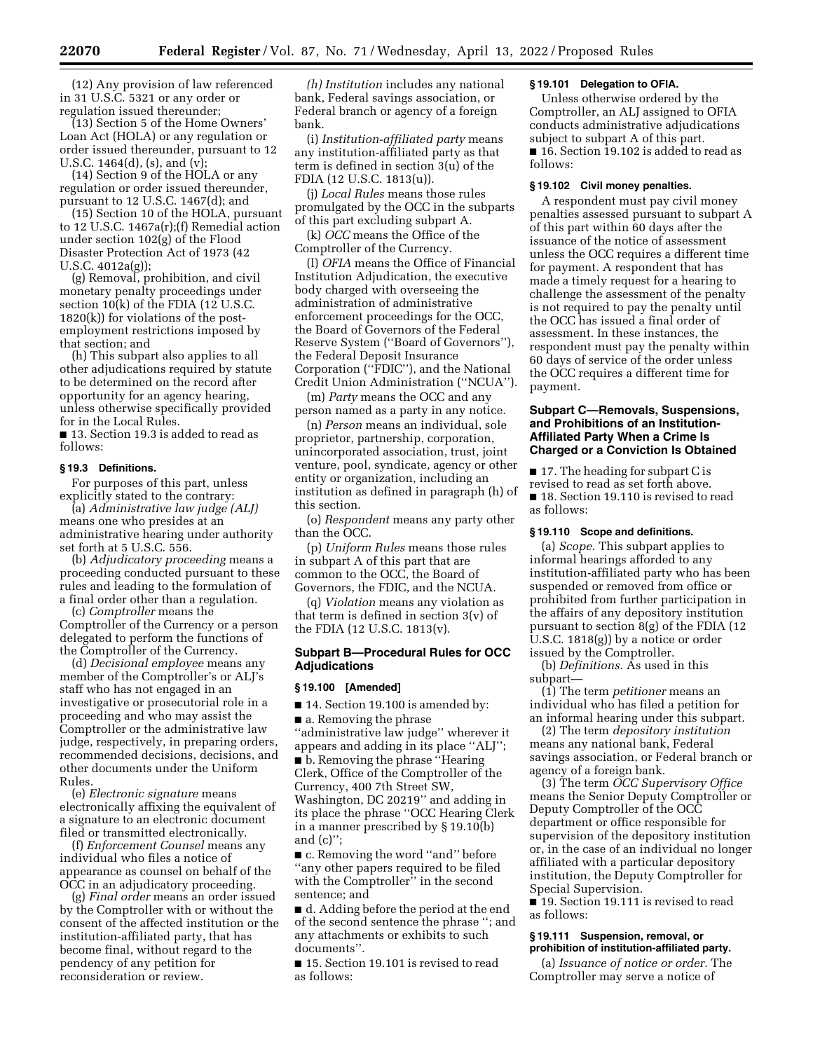(12) Any provision of law referenced in 31 U.S.C. 5321 or any order or regulation issued thereunder;

(13) Section 5 of the Home Owners' Loan Act (HOLA) or any regulation or order issued thereunder, pursuant to 12 U.S.C. 1464(d), (s), and (v);

(14) Section 9 of the HOLA or any regulation or order issued thereunder, pursuant to 12 U.S.C. 1467(d); and

(15) Section 10 of the HOLA, pursuant to 12 U.S.C. 1467a(r);(f) Remedial action under section 102(g) of the Flood Disaster Protection Act of 1973 (42 U.S.C. 4012a(g));

(g) Removal, prohibition, and civil monetary penalty proceedings under section 10(k) of the FDIA (12 U.S.C. 1820(k)) for violations of the post-employment restrictions imposed by that section; and

(h) This subpart also applies to all other adjudications required by statute to be determined on the record after opportunity for an agency hearing, unless otherwise specifically provided for in the Local Rules.

■ 13. Section 19.3 is added to read as follows:

**§ 19.3 Definitions.**

For purposes of this part, unless explicitly stated to the contrary:

(a) *Administrative law judge (ALJ)* means one who presides at an administrative hearing under authority set forth at 5 U.S.C. 556.

(b) *Adjudicatory proceeding* means a proceeding conducted pursuant to these rules and leading to the formulation of a final order other than a regulation.

(c) *Comptroller* means the Comptroller of the Currency or a person delegated to perform the functions of the Comptroller of the Currency.

(d) *Decisional employee* means any member of the Comptroller's or ALJ's staff who has not engaged in an investigative or prosecutorial role in a proceeding and who may assist the Comptroller or the administrative law judge, respectively, in preparing orders, recommended decisions, decisions, and other documents under the Uniform Rules.

(e) *Electronic signature* means electronically affixing the equivalent of a signature to an electronic document filed or transmitted electronically.

(f) *Enforcement Counsel* means any individual who files a notice of appearance as counsel on behalf of the OCC in an adjudicatory proceeding.

(g) *Final order* means an order issued by the Comptroller with or without the consent of the affected institution or the institution-affiliated party, that has become final, without regard to the pendency of any petition for reconsideration or review.

*(h) Institution* includes any national bank, Federal savings association, or Federal branch or agency of a foreign bank.

(i) *Institution-affiliated party* means any institution-affiliated party as that term is defined in section 3(u) of the FDIA (12 U.S.C. 1813(u)).

(j) *Local Rules* means those rules promulgated by the OCC in the subparts of this part excluding subpart A.

(k) *OCC* means the Office of the Comptroller of the Currency.

(l) *OFIA* means the Office of Financial Institution Adjudication, the executive body charged with overseeing the administration of administrative enforcement proceedings for the OCC, the Board of Governors of the Federal Reserve System (''Board of Governors''), the Federal Deposit Insurance Corporation (''FDIC''), and the National Credit Union Administration (''NCUA'').

(m) *Party* means the OCC and any person named as a party in any notice.

(n) *Person* means an individual, sole proprietor, partnership, corporation, unincorporated association, trust, joint venture, pool, syndicate, agency or other entity or organization, including an institution as defined in paragraph (h) of this section.

(o) *Respondent* means any party other than the OCC.

(p) *Uniform Rules* means those rules in subpart A of this part that are common to the OCC, the Board of Governors, the FDIC, and the NCUA.

(q) *Violation* means any violation as that term is defined in section 3(v) of the FDIA (12 U.S.C. 1813(v).

## Subpart B—Procedural Rules for OCC Adjudications

**§ 19.100 [Amended]**

■ 14. Section 19.100 is amended by:

■ a. Removing the phrase ''administrative law judge'' wherever it appears and adding in its place ''ALJ'';

■ b. Removing the phrase ''Hearing Clerk, Office of the Comptroller of the Currency, 400 7th Street SW, Washington, DC 20219'' and adding in its place the phrase ''OCC Hearing Clerk in a manner prescribed by § 19.10(b) and (c)'';

■ c. Removing the word ''and'' before ''any other papers required to be filed with the Comptroller'' in the second sentence; and

■ d. Adding before the period at the end of the second sentence the phrase ''; and any attachments or exhibits to such documents''.

■ 15. Section 19.101 is revised to read as follows:

**§ 19.101 Delegation to OFIA.**

Unless otherwise ordered by the Comptroller, an ALJ assigned to OFIA conducts administrative adjudications subject to subpart A of this part.

■ 16. Section 19.102 is added to read as follows:

**§ 19.102 Civil money penalties.**

A respondent must pay civil money penalties assessed pursuant to subpart A of this part within 60 days after the issuance of the notice of assessment unless the OCC requires a different time for payment. A respondent that has made a timely request for a hearing to challenge the assessment of the penalty is not required to pay the penalty until the OCC has issued a final order of assessment. In these instances, the respondent must pay the penalty within 60 days of service of the order unless the OCC requires a different time for payment.

## Subpart C—Removals, Suspensions, and Prohibitions of an Institution-Affiliated Party When a Crime Is Charged or a Conviction Is Obtained

■ 17. The heading for subpart C is revised to read as set forth above.

■ 18. Section 19.110 is revised to read as follows:

**§ 19.110 Scope and definitions.**

(a) *Scope.* This subpart applies to informal hearings afforded to any institution-affiliated party who has been suspended or removed from office or prohibited from further participation in the affairs of any depository institution pursuant to section 8(g) of the FDIA (12 U.S.C. 1818(g)) by a notice or order issued by the Comptroller.

(b) *Definitions.* As used in this subpart—

(1) The term *petitioner* means an individual who has filed a petition for an informal hearing under this subpart.

(2) The term *depository institution* means any national bank, Federal savings association, or Federal branch or agency of a foreign bank.

(3) The term *OCC Supervisory Office* means the Senior Deputy Comptroller or Deputy Comptroller of the OCC department or office responsible for supervision of the depository institution or, in the case of an individual no longer affiliated with a particular depository institution, the Deputy Comptroller for Special Supervision.

■ 19. Section 19.111 is revised to read as follows:

**§ 19.111 Suspension, removal, or prohibition of institution-affiliated party.**

(a) *Issuance of notice or order.* The Comptroller may serve a notice of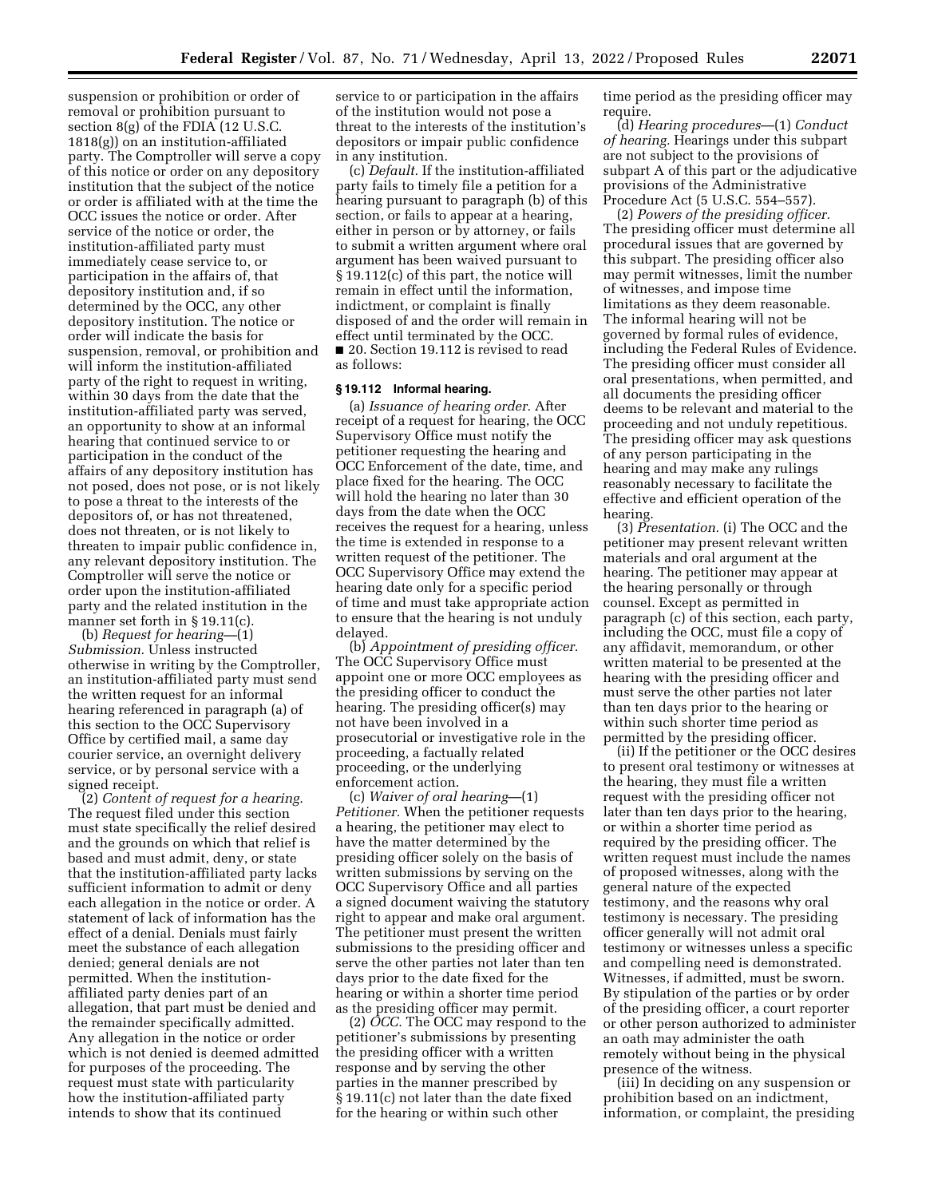suspension or prohibition or order of removal or prohibition pursuant to section 8(g) of the FDIA (12 U.S.C. 1818(g)) on an institution-affiliated party. The Comptroller will serve a copy of this notice or order on any depository institution that the subject of the notice or order is affiliated with at the time the OCC issues the notice or order. After service of the notice or order, the institution-affiliated party must immediately cease service to, or participation in the affairs of, that depository institution and, if so determined by the OCC, any other depository institution. The notice or order will indicate the basis for suspension, removal, or prohibition and will inform the institution-affiliated party of the right to request in writing, within 30 days from the date that the institution-affiliated party was served, an opportunity to show at an informal hearing that continued service to or participation in the conduct of the affairs of any depository institution has not posed, does not pose, or is not likely to pose a threat to the interests of the depositors of, or has not threatened, does not threaten, or is not likely to threaten to impair public confidence in, any relevant depository institution. The Comptroller will serve the notice or order upon the institution-affiliated party and the related institution in the manner set forth in § 19.11(c).

(b) *Request for hearing*—(1) *Submission.* Unless instructed otherwise in writing by the Comptroller, an institution-affiliated party must send the written request for an informal hearing referenced in paragraph (a) of this section to the OCC Supervisory Office by certified mail, a same day courier service, an overnight delivery service, or by personal service with a signed receipt.

(2) *Content of request for a hearing.* The request filed under this section must state specifically the relief desired and the grounds on which that relief is based and must admit, deny, or state that the institution-affiliated party lacks sufficient information to admit or deny each allegation in the notice or order. A statement of lack of information has the effect of a denial. Denials must fairly meet the substance of each allegation denied; general denials are not permitted. When the institution-affiliated party denies part of an allegation, that part must be denied and the remainder specifically admitted. Any allegation in the notice or order which is not denied is deemed admitted for purposes of the proceeding. The request must state with particularity how the institution-affiliated party intends to show that its continued service to or participation in the affairs of the institution would not pose a threat to the interests of the institution's depositors or impair public confidence in any institution.

(c) *Default.* If the institution-affiliated party fails to timely file a petition for a hearing pursuant to paragraph (b) of this section, or fails to appear at a hearing, either in person or by attorney, or fails to submit a written argument where oral argument has been waived pursuant to § 19.112(c) of this part, the notice will remain in effect until the information, indictment, or complaint is finally disposed of and the order will remain in effect until terminated by the OCC.

■ 20. Section 19.112 is revised to read as follows:

### § 19.112 Informal hearing.

(a) *Issuance of hearing order.* After receipt of a request for hearing, the OCC Supervisory Office must notify the petitioner requesting the hearing and OCC Enforcement of the date, time, and place fixed for the hearing. The OCC will hold the hearing no later than 30 days from the date when the OCC receives the request for a hearing, unless the time is extended in response to a written request of the petitioner. The OCC Supervisory Office may extend the hearing date only for a specific period of time and must take appropriate action to ensure that the hearing is not unduly delayed.

(b) *Appointment of presiding officer.* The OCC Supervisory Office must appoint one or more OCC employees as the presiding officer to conduct the hearing. The presiding officer(s) may not have been involved in a prosecutorial or investigative role in the proceeding, a factually related proceeding, or the underlying enforcement action.

(c) *Waiver of oral hearing*—(1) *Petitioner.* When the petitioner requests a hearing, the petitioner may elect to have the matter determined by the presiding officer solely on the basis of written submissions by serving on the OCC Supervisory Office and all parties a signed document waiving the statutory right to appear and make oral argument. The petitioner must present the written submissions to the presiding officer and serve the other parties not later than ten days prior to the date fixed for the hearing or within a shorter time period as the presiding officer may permit.

(2) *OCC.* The OCC may respond to the petitioner's submissions by presenting the presiding officer with a written response and by serving the other parties in the manner prescribed by § 19.11(c) not later than the date fixed for the hearing or within such other time period as the presiding officer may require.

(d) *Hearing procedures*—(1) *Conduct of hearing.* Hearings under this subpart are not subject to the provisions of subpart A of this part or the adjudicative provisions of the Administrative Procedure Act (5 U.S.C. 554–557).

(2) *Powers of the presiding officer.* The presiding officer must determine all procedural issues that are governed by this subpart. The presiding officer also may permit witnesses, limit the number of witnesses, and impose time limitations as they deem reasonable. The informal hearing will not be governed by formal rules of evidence, including the Federal Rules of Evidence. The presiding officer must consider all oral presentations, when permitted, and all documents the presiding officer deems to be relevant and material to the proceeding and not unduly repetitious. The presiding officer may ask questions of any person participating in the hearing and may make any rulings reasonably necessary to facilitate the effective and efficient operation of the hearing.

(3) *Presentation.* (i) The OCC and the petitioner may present relevant written materials and oral argument at the hearing. The petitioner may appear at the hearing personally or through counsel. Except as permitted in paragraph (c) of this section, each party, including the OCC, must file a copy of any affidavit, memorandum, or other written material to be presented at the hearing with the presiding officer and must serve the other parties not later than ten days prior to the hearing or within such shorter time period as permitted by the presiding officer.

(ii) If the petitioner or the OCC desires to present oral testimony or witnesses at the hearing, they must file a written request with the presiding officer not later than ten days prior to the hearing, or within a shorter time period as required by the presiding officer. The written request must include the names of proposed witnesses, along with the general nature of the expected testimony, and the reasons why oral testimony is necessary. The presiding officer generally will not admit oral testimony or witnesses unless a specific and compelling need is demonstrated. Witnesses, if admitted, must be sworn. By stipulation of the parties or by order of the presiding officer, a court reporter or other person authorized to administer an oath may administer the oath remotely without being in the physical presence of the witness.

(iii) In deciding on any suspension or prohibition based on an indictment, information, or complaint, the presiding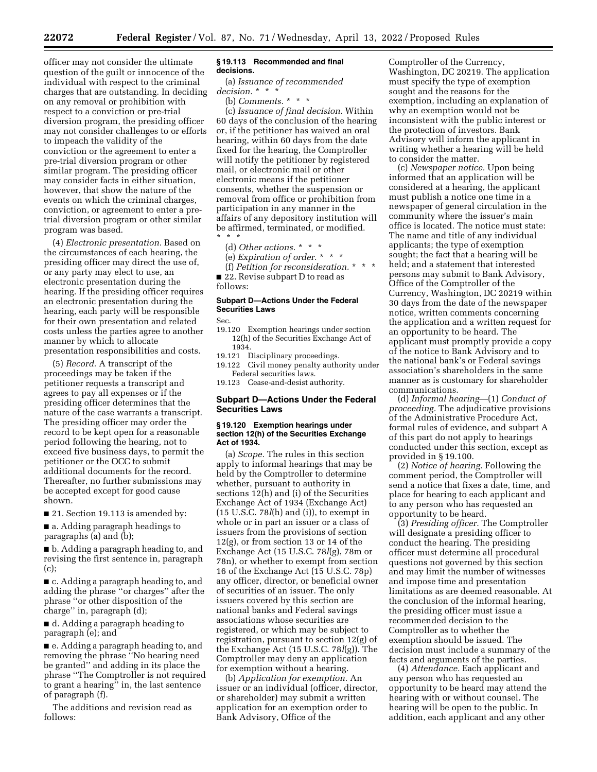officer may not consider the ultimate question of the guilt or innocence of the individual with respect to the criminal charges that are outstanding. In deciding on any removal or prohibition with respect to a conviction or pre-trial diversion program, the presiding officer may not consider challenges to or efforts to impeach the validity of the conviction or the agreement to enter a pre-trial diversion program or other similar program. The presiding officer may consider facts in either situation, however, that show the nature of the events on which the criminal charges, conviction, or agreement to enter a pre-trial diversion program or other similar program was based.

(4) *Electronic presentation.* Based on the circumstances of each hearing, the presiding officer may direct the use of, or any party may elect to use, an electronic presentation during the hearing. If the presiding officer requires an electronic presentation during the hearing, each party will be responsible for their own presentation and related costs unless the parties agree to another manner by which to allocate presentation responsibilities and costs.

(5) *Record.* A transcript of the proceedings may be taken if the petitioner requests a transcript and agrees to pay all expenses or if the presiding officer determines that the nature of the case warrants a transcript. The presiding officer may order the record to be kept open for a reasonable period following the hearing, not to exceed five business days, to permit the petitioner or the OCC to submit additional documents for the record. Thereafter, no further submissions may be accepted except for good cause shown.

■ 21. Section 19.113 is amended by:

■ a. Adding paragraph headings to paragraphs (a) and (b);

■ b. Adding a paragraph heading to, and revising the first sentence in, paragraph (c);

■ c. Adding a paragraph heading to, and adding the phrase ''or charges'' after the phrase ''or other disposition of the charge'' in, paragraph (d);

■ d. Adding a paragraph heading to paragraph (e); and

■ e. Adding a paragraph heading to, and removing the phrase ''No hearing need be granted'' and adding in its place the phrase ''The Comptroller is not required to grant a hearing'' in, the last sentence of paragraph (f).

The additions and revision read as follows:

**§ 19.113 Recommended and final decisions.**

(a) *Issuance of recommended decision.* * * *

(b) *Comments.* * * *

(c) *Issuance of final decision.* Within 60 days of the conclusion of the hearing or, if the petitioner has waived an oral hearing, within 60 days from the date fixed for the hearing, the Comptroller will notify the petitioner by registered mail, or electronic mail or other electronic means if the petitioner consents, whether the suspension or removal from office or prohibition from participation in any manner in the affairs of any depository institution will be affirmed, terminated, or modified. * * *

(d) *Other actions.* * * *

(e) *Expiration of order.* * * *

(f) *Petition for reconsideration.* * * *

■ 22. Revise subpart D to read as follows:

## Subpart D—Actions Under the Federal Securities Laws

Sec.
19.120 Exemption hearings under section 12(h) of the Securities Exchange Act of 1934.
19.121 Disciplinary proceedings.
19.122 Civil money penalty authority under Federal securities laws.
19.123 Cease-and-desist authority.

## Subpart D—Actions Under the Federal Securities Laws

**§ 19.120 Exemption hearings under section 12(h) of the Securities Exchange Act of 1934.**

(a) *Scope.* The rules in this section apply to informal hearings that may be held by the Comptroller to determine whether, pursuant to authority in sections 12(h) and (i) of the Securities Exchange Act of 1934 (Exchange Act) (15 U.S.C. 78*l*(h) and (i)), to exempt in whole or in part an issuer or a class of issuers from the provisions of section 12(g), or from section 13 or 14 of the Exchange Act (15 U.S.C. 78*l*(g), 78m or 78n), or whether to exempt from section 16 of the Exchange Act (15 U.S.C. 78p) any officer, director, or beneficial owner of securities of an issuer. The only issuers covered by this section are national banks and Federal savings associations whose securities are registered, or which may be subject to registration, pursuant to section 12(g) of the Exchange Act (15 U.S.C. 78*l*(g)). The Comptroller may deny an application for exemption without a hearing.

(b) *Application for exemption.* An issuer or an individual (officer, director, or shareholder) may submit a written application for an exemption order to Bank Advisory, Office of the Comptroller of the Currency, Washington, DC 20219. The application must specify the type of exemption sought and the reasons for the exemption, including an explanation of why an exemption would not be inconsistent with the public interest or the protection of investors. Bank Advisory will inform the applicant in writing whether a hearing will be held to consider the matter.

(c) *Newspaper notice.* Upon being informed that an application will be considered at a hearing, the applicant must publish a notice one time in a newspaper of general circulation in the community where the issuer's main office is located. The notice must state: The name and title of any individual applicants; the type of exemption sought; the fact that a hearing will be held; and a statement that interested persons may submit to Bank Advisory, Office of the Comptroller of the Currency, Washington, DC 20219 within 30 days from the date of the newspaper notice, written comments concerning the application and a written request for an opportunity to be heard. The applicant must promptly provide a copy of the notice to Bank Advisory and to the national bank's or Federal savings association's shareholders in the same manner as is customary for shareholder communications.

(d) *Informal hearing*—(1) *Conduct of proceeding.* The adjudicative provisions of the Administrative Procedure Act, formal rules of evidence, and subpart A of this part do not apply to hearings conducted under this section, except as provided in § 19.100.

(2) *Notice of hearing.* Following the comment period, the Comptroller will send a notice that fixes a date, time, and place for hearing to each applicant and to any person who has requested an opportunity to be heard.

(3) *Presiding officer.* The Comptroller will designate a presiding officer to conduct the hearing. The presiding officer must determine all procedural questions not governed by this section and may limit the number of witnesses and impose time and presentation limitations as are deemed reasonable. At the conclusion of the informal hearing, the presiding officer must issue a recommended decision to the Comptroller as to whether the exemption should be issued. The decision must include a summary of the facts and arguments of the parties.

(4) *Attendance.* Each applicant and any person who has requested an opportunity to be heard may attend the hearing with or without counsel. The hearing will be open to the public. In addition, each applicant and any other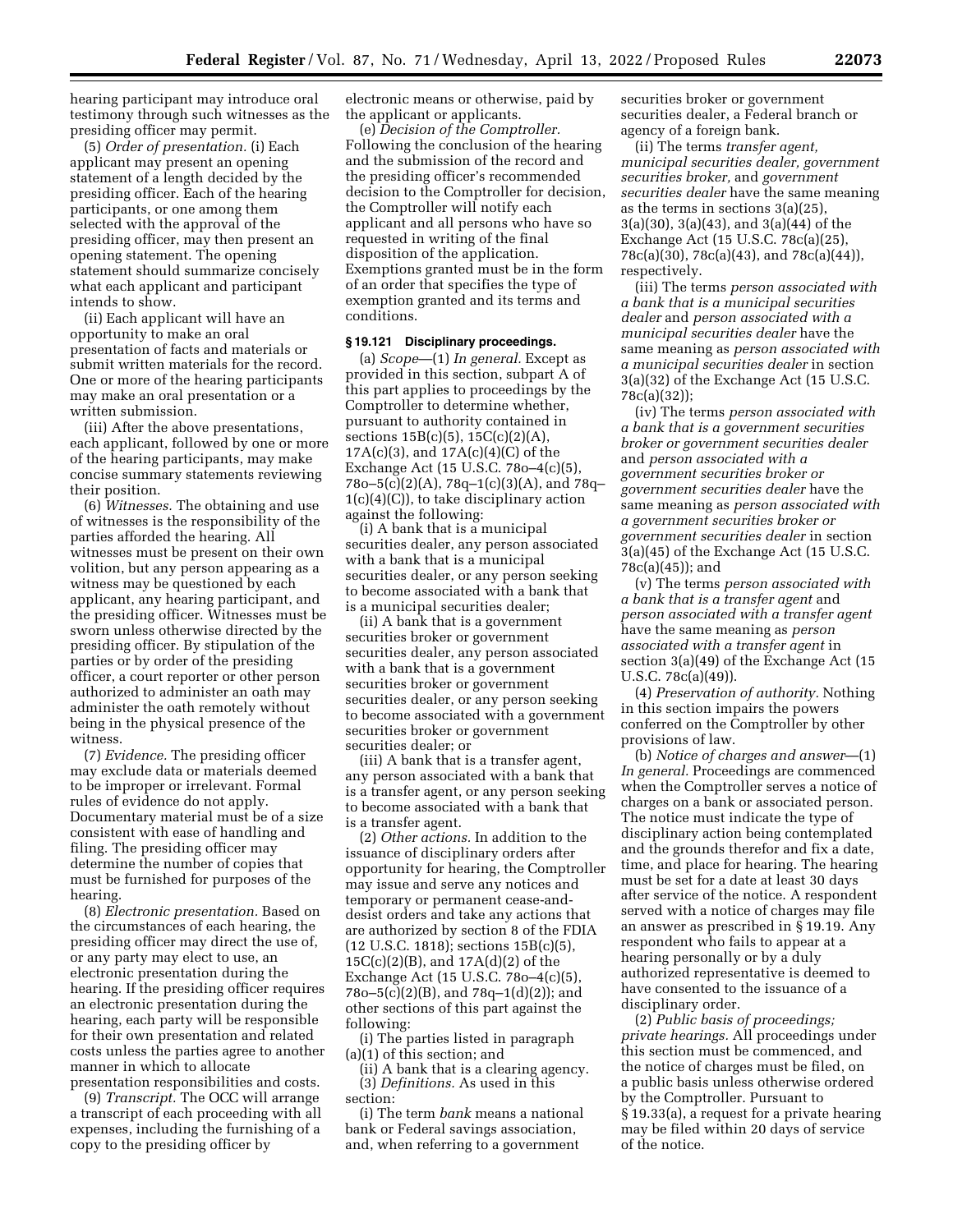hearing participant may introduce oral testimony through such witnesses as the presiding officer may permit.

(5) *Order of presentation.* (i) Each applicant may present an opening statement of a length decided by the presiding officer. Each of the hearing participants, or one among them selected with the approval of the presiding officer, may then present an opening statement. The opening statement should summarize concisely what each applicant and participant intends to show.

(ii) Each applicant will have an opportunity to make an oral presentation of facts and materials or submit written materials for the record. One or more of the hearing participants may make an oral presentation or a written submission.

(iii) After the above presentations, each applicant, followed by one or more of the hearing participants, may make concise summary statements reviewing their position.

(6) *Witnesses.* The obtaining and use of witnesses is the responsibility of the parties afforded the hearing. All witnesses must be present on their own volition, but any person appearing as a witness may be questioned by each applicant, any hearing participant, and the presiding officer. Witnesses must be sworn unless otherwise directed by the presiding officer. By stipulation of the parties or by order of the presiding officer, a court reporter or other person authorized to administer an oath may administer the oath remotely without being in the physical presence of the witness.

(7) *Evidence.* The presiding officer may exclude data or materials deemed to be improper or irrelevant. Formal rules of evidence do not apply. Documentary material must be of a size consistent with ease of handling and filing. The presiding officer may determine the number of copies that must be furnished for purposes of the hearing.

(8) *Electronic presentation.* Based on the circumstances of each hearing, the presiding officer may direct the use of, or any party may elect to use, an electronic presentation during the hearing. If the presiding officer requires an electronic presentation during the hearing, each party will be responsible for their own presentation and related costs unless the parties agree to another manner in which to allocate presentation responsibilities and costs.

(9) *Transcript.* The OCC will arrange a transcript of each proceeding with all expenses, including the furnishing of a copy to the presiding officer by electronic means or otherwise, paid by the applicant or applicants.

(e) *Decision of the Comptroller.* Following the conclusion of the hearing and the submission of the record and the presiding officer's recommended decision to the Comptroller for decision, the Comptroller will notify each applicant and all persons who have so requested in writing of the final disposition of the application. Exemptions granted must be in the form of an order that specifies the type of exemption granted and its terms and conditions.

**§ 19.121 Disciplinary proceedings.**

(a) *Scope*—(1) *In general.* Except as provided in this section, subpart A of this part applies to proceedings by the Comptroller to determine whether, pursuant to authority contained in sections 15B(c)(5), 15C(c)(2)(A), 17A(c)(3), and 17A(c)(4)(C) of the Exchange Act (15 U.S.C. 78o–4(c)(5), 78o–5(c)(2)(A), 78q–1(c)(3)(A), and 78q–1(c)(4)(C)), to take disciplinary action against the following:

(i) A bank that is a municipal securities dealer, any person associated with a bank that is a municipal securities dealer, or any person seeking to become associated with a bank that is a municipal securities dealer;

(ii) A bank that is a government securities broker or government securities dealer, any person associated with a bank that is a government securities broker or government securities dealer, or any person seeking to become associated with a government securities broker or government securities dealer; or

(iii) A bank that is a transfer agent, any person associated with a bank that is a transfer agent, or any person seeking to become associated with a bank that is a transfer agent.

(2) *Other actions.* In addition to the issuance of disciplinary orders after opportunity for hearing, the Comptroller may issue and serve any notices and temporary or permanent cease-and-desist orders and take any actions that are authorized by section 8 of the FDIA (12 U.S.C. 1818); sections 15B(c)(5), 15C(c)(2)(B), and 17A(d)(2) of the Exchange Act (15 U.S.C. 78o–4(c)(5), 78o–5(c)(2)(B), and 78q–1(d)(2)); and other sections of this part against the following:

(i) The parties listed in paragraph (a)(1) of this section; and

(ii) A bank that is a clearing agency.

(3) *Definitions.* As used in this section:

(i) The term *bank* means a national bank or Federal savings association, and, when referring to a government securities broker or government securities dealer, a Federal branch or agency of a foreign bank.

(ii) The terms *transfer agent, municipal securities dealer, government securities broker,* and *government securities dealer* have the same meaning as the terms in sections 3(a)(25), 3(a)(30), 3(a)(43), and 3(a)(44) of the Exchange Act (15 U.S.C. 78c(a)(25), 78c(a)(30), 78c(a)(43), and 78c(a)(44)), respectively.

(iii) The terms *person associated with a bank that is a municipal securities dealer* and *person associated with a municipal securities dealer* have the same meaning as *person associated with a municipal securities dealer* in section 3(a)(32) of the Exchange Act (15 U.S.C. 78c(a)(32));

(iv) The terms *person associated with a bank that is a government securities broker or government securities dealer* and *person associated with a government securities broker or government securities dealer* have the same meaning as *person associated with a government securities broker or government securities dealer* in section 3(a)(45) of the Exchange Act (15 U.S.C. 78c(a)(45)); and

(v) The terms *person associated with a bank that is a transfer agent* and *person associated with a transfer agent* have the same meaning as *person associated with a transfer agent* in section 3(a)(49) of the Exchange Act (15 U.S.C. 78c(a)(49)).

(4) *Preservation of authority.* Nothing in this section impairs the powers conferred on the Comptroller by other provisions of law.

(b) *Notice of charges and answer*—(1) *In general.* Proceedings are commenced when the Comptroller serves a notice of charges on a bank or associated person. The notice must indicate the type of disciplinary action being contemplated and the grounds therefor and fix a date, time, and place for hearing. The hearing must be set for a date at least 30 days after service of the notice. A respondent served with a notice of charges may file an answer as prescribed in § 19.19. Any respondent who fails to appear at a hearing personally or by a duly authorized representative is deemed to have consented to the issuance of a disciplinary order.

(2) *Public basis of proceedings; private hearings.* All proceedings under this section must be commenced, and the notice of charges must be filed, on a public basis unless otherwise ordered by the Comptroller. Pursuant to § 19.33(a), a request for a private hearing may be filed within 20 days of service of the notice.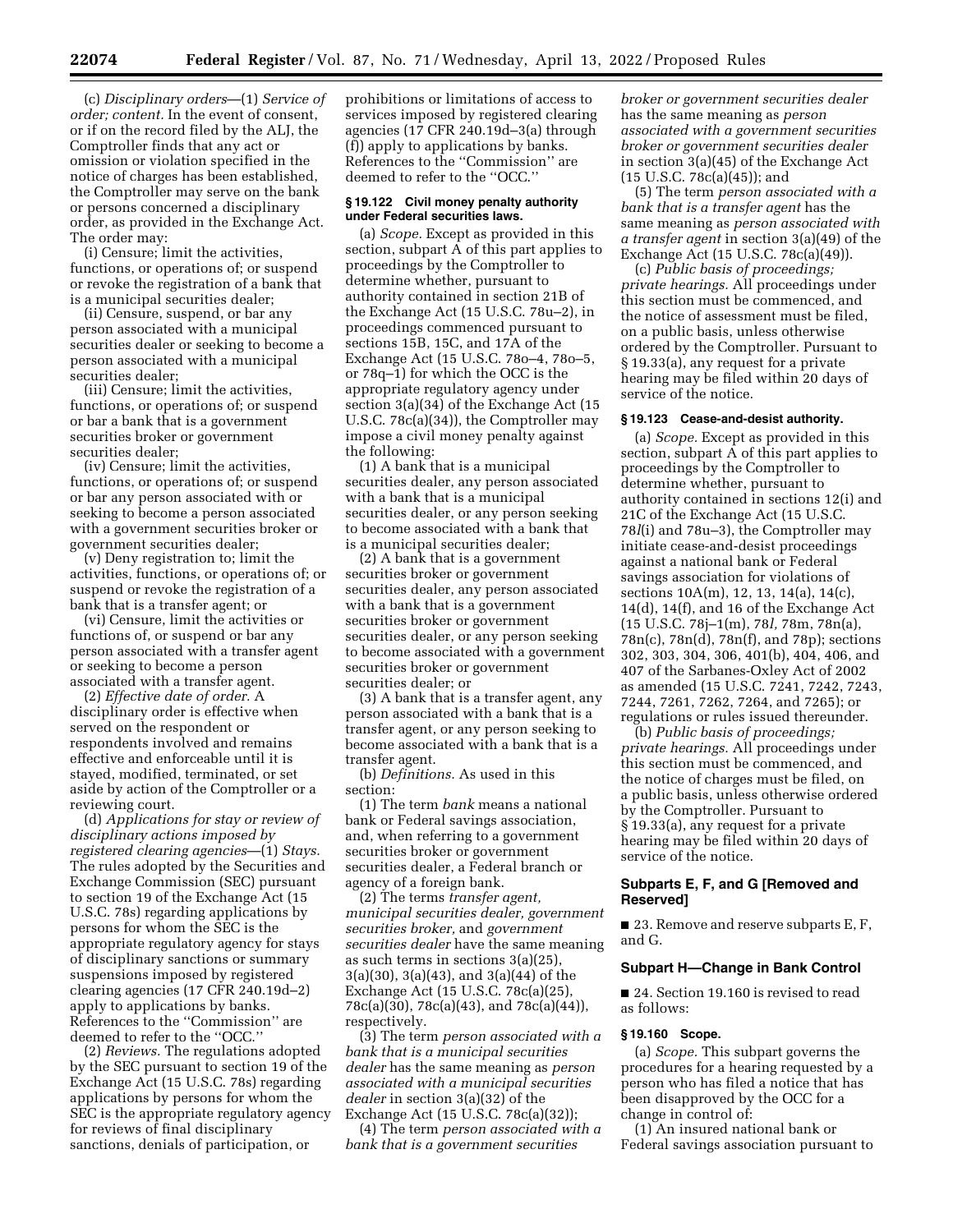(c) *Disciplinary orders*—(1) *Service of order; content.* In the event of consent, or if on the record filed by the ALJ, the Comptroller finds that any act or omission or violation specified in the notice of charges has been established, the Comptroller may serve on the bank or persons concerned a disciplinary order, as provided in the Exchange Act. The order may:

(i) Censure; limit the activities, functions, or operations of; or suspend or revoke the registration of a bank that is a municipal securities dealer;

(ii) Censure, suspend, or bar any person associated with a municipal securities dealer or seeking to become a person associated with a municipal securities dealer;

(iii) Censure; limit the activities, functions, or operations of; or suspend or bar a bank that is a government securities broker or government securities dealer;

(iv) Censure; limit the activities, functions, or operations of; or suspend or bar any person associated with or seeking to become a person associated with a government securities broker or government securities dealer;

(v) Deny registration to; limit the activities, functions, or operations of; or suspend or revoke the registration of a bank that is a transfer agent; or

(vi) Censure, limit the activities or functions of, or suspend or bar any person associated with a transfer agent or seeking to become a person associated with a transfer agent.

(2) *Effective date of order.* A disciplinary order is effective when served on the respondent or respondents involved and remains effective and enforceable until it is stayed, modified, terminated, or set aside by action of the Comptroller or a reviewing court.

(d) *Applications for stay or review of disciplinary actions imposed by registered clearing agencies*—(1) *Stays.* The rules adopted by the Securities and Exchange Commission (SEC) pursuant to section 19 of the Exchange Act (15 U.S.C. 78s) regarding applications by persons for whom the SEC is the appropriate regulatory agency for stays of disciplinary sanctions or summary suspensions imposed by registered clearing agencies (17 CFR 240.19d–2) apply to applications by banks. References to the "Commission" are deemed to refer to the "OCC."

(2) *Reviews.* The regulations adopted by the SEC pursuant to section 19 of the Exchange Act (15 U.S.C. 78s) regarding applications by persons for whom the SEC is the appropriate regulatory agency for reviews of final disciplinary sanctions, denials of participation, or prohibitions or limitations of access to services imposed by registered clearing agencies (17 CFR 240.19d–3(a) through (f)) apply to applications by banks. References to the "Commission" are deemed to refer to the "OCC."

**§ 19.122 Civil money penalty authority under Federal securities laws.**

(a) *Scope.* Except as provided in this section, subpart A of this part applies to proceedings by the Comptroller to determine whether, pursuant to authority contained in section 21B of the Exchange Act (15 U.S.C. 78u–2), in proceedings commenced pursuant to sections 15B, 15C, and 17A of the Exchange Act (15 U.S.C. 78o–4, 78o–5, or 78q–1) for which the OCC is the appropriate regulatory agency under section 3(a)(34) of the Exchange Act (15 U.S.C. 78c(a)(34)), the Comptroller may impose a civil money penalty against the following:

(1) A bank that is a municipal securities dealer, any person associated with a bank that is a municipal securities dealer, or any person seeking to become associated with a bank that is a municipal securities dealer;

(2) A bank that is a government securities broker or government securities dealer, any person associated with a bank that is a government securities broker or government securities dealer, or any person seeking to become associated with a government securities broker or government securities dealer; or

(3) A bank that is a transfer agent, any person associated with a bank that is a transfer agent, or any person seeking to become associated with a bank that is a transfer agent.

(b) *Definitions.* As used in this section:

(1) The term *bank* means a national bank or Federal savings association, and, when referring to a government securities broker or government securities dealer, a Federal branch or agency of a foreign bank.

(2) The terms *transfer agent, municipal securities dealer, government securities broker,* and *government securities dealer* have the same meaning as such terms in sections 3(a)(25), 3(a)(30), 3(a)(43), and 3(a)(44) of the Exchange Act (15 U.S.C. 78c(a)(25), 78c(a)(30), 78c(a)(43), and 78c(a)(44)), respectively.

(3) The term *person associated with a bank that is a municipal securities dealer* has the same meaning as *person associated with a municipal securities dealer* in section 3(a)(32) of the Exchange Act (15 U.S.C. 78c(a)(32));

(4) The term *person associated with a bank that is a government securities broker or government securities dealer* has the same meaning as *person associated with a government securities broker or government securities dealer* in section 3(a)(45) of the Exchange Act (15 U.S.C. 78c(a)(45)); and

(5) The term *person associated with a bank that is a transfer agent* has the same meaning as *person associated with a transfer agent* in section 3(a)(49) of the Exchange Act (15 U.S.C. 78c(a)(49)).

(c) *Public basis of proceedings; private hearings.* All proceedings under this section must be commenced, and the notice of assessment must be filed, on a public basis, unless otherwise ordered by the Comptroller. Pursuant to § 19.33(a), any request for a private hearing may be filed within 20 days of service of the notice.

**§ 19.123 Cease-and-desist authority.**

(a) *Scope.* Except as provided in this section, subpart A of this part applies to proceedings by the Comptroller to determine whether, pursuant to authority contained in sections 12(i) and 21C of the Exchange Act (15 U.S.C. 78*l*(i) and 78u–3), the Comptroller may initiate cease-and-desist proceedings against a national bank or Federal savings association for violations of sections 10A(m), 12, 13, 14(a), 14(c), 14(d), 14(f), and 16 of the Exchange Act (15 U.S.C. 78j–1(m), 78*l*, 78m, 78n(a), 78n(c), 78n(d), 78n(f), and 78p); sections 302, 303, 304, 306, 401(b), 404, 406, and 407 of the Sarbanes-Oxley Act of 2002 as amended (15 U.S.C. 7241, 7242, 7243, 7244, 7261, 7262, 7264, and 7265); or regulations or rules issued thereunder.

(b) *Public basis of proceedings; private hearings.* All proceedings under this section must be commenced, and the notice of charges must be filed, on a public basis, unless otherwise ordered by the Comptroller. Pursuant to § 19.33(a), any request for a private hearing may be filed within 20 days of service of the notice.

## Subparts E, F, and G [Removed and Reserved]

■ 23. Remove and reserve subparts E, F, and G.

## Subpart H—Change in Bank Control

■ 24. Section 19.160 is revised to read as follows:

**§ 19.160 Scope.**

(a) *Scope.* This subpart governs the procedures for a hearing requested by a person who has filed a notice that has been disapproved by the OCC for a change in control of:

(1) An insured national bank or Federal savings association pursuant to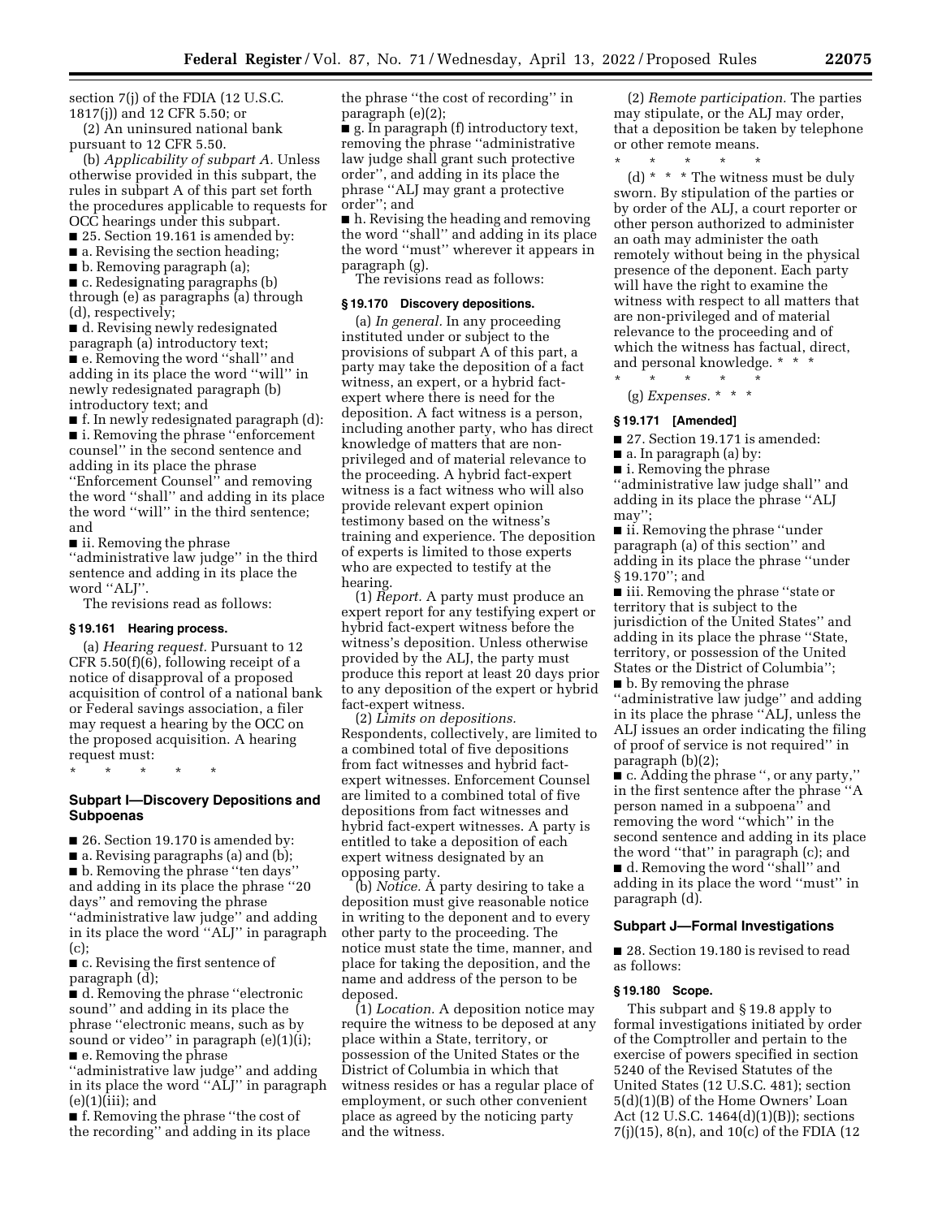section 7(j) of the FDIA (12 U.S.C. 1817(j)) and 12 CFR 5.50; or

(2) An uninsured national bank pursuant to 12 CFR 5.50.

(b) *Applicability of subpart A.* Unless otherwise provided in this subpart, the rules in subpart A of this part set forth the procedures applicable to requests for OCC hearings under this subpart.

■ 25. Section 19.161 is amended by:

■ a. Revising the section heading;

■ b. Removing paragraph (a);

■ c. Redesignating paragraphs (b) through (e) as paragraphs (a) through (d), respectively;

■ d. Revising newly redesignated paragraph (a) introductory text;

■ e. Removing the word "shall" and adding in its place the word "will" in newly redesignated paragraph (b) introductory text; and

■ f. In newly redesignated paragraph (d):

■ i. Removing the phrase "enforcement counsel" in the second sentence and adding in its place the phrase "Enforcement Counsel" and removing the word "shall" and adding in its place the word "will" in the third sentence; and

■ ii. Removing the phrase "administrative law judge" in the third sentence and adding in its place the word "ALJ".

The revisions read as follows:

**§ 19.161 Hearing process.**

(a) *Hearing request.* Pursuant to 12 CFR 5.50(f)(6), following receipt of a notice of disapproval of a proposed acquisition of control of a national bank or Federal savings association, a filer may request a hearing by the OCC on the proposed acquisition. A hearing request must:

\* \* \* \* \*

## Subpart I—Discovery Depositions and Subpoenas

■ 26. Section 19.170 is amended by:

■ a. Revising paragraphs (a) and (b);

■ b. Removing the phrase "ten days" and adding in its place the phrase "20 days" and removing the phrase "administrative law judge" and adding in its place the word "ALJ" in paragraph (c);

■ c. Revising the first sentence of paragraph (d);

■ d. Removing the phrase "electronic sound" and adding in its place the phrase "electronic means, such as by sound or video" in paragraph (e)(1)(i);

■ e. Removing the phrase "administrative law judge" and adding in its place the word "ALJ" in paragraph (e)(1)(iii); and

■ f. Removing the phrase "the cost of the recording" and adding in its place the phrase "the cost of recording" in paragraph (e)(2);

■ g. In paragraph (f) introductory text, removing the phrase "administrative law judge shall grant such protective order", and adding in its place the phrase "ALJ may grant a protective order"; and

■ h. Revising the heading and removing the word "shall" and adding in its place the word "must" wherever it appears in paragraph (g).

The revisions read as follows:

**§ 19.170 Discovery depositions.**

(a) *In general.* In any proceeding instituted under or subject to the provisions of subpart A of this part, a party may take the deposition of a fact witness, an expert, or a hybrid fact-expert where there is need for the deposition. A fact witness is a person, including another party, who has direct knowledge of matters that are non-privileged and of material relevance to the proceeding. A hybrid fact-expert witness is a fact witness who will also provide relevant expert opinion testimony based on the witness's training and experience. The deposition of experts is limited to those experts who are expected to testify at the hearing.

(1) *Report.* A party must produce an expert report for any testifying expert or hybrid fact-expert witness before the witness's deposition. Unless otherwise provided by the ALJ, the party must produce this report at least 20 days prior to any deposition of the expert or hybrid fact-expert witness.

(2) *Limits on depositions.* Respondents, collectively, are limited to a combined total of five depositions from fact witnesses and hybrid fact-expert witnesses. Enforcement Counsel are limited to a combined total of five depositions from fact witnesses and hybrid fact-expert witnesses. A party is entitled to take a deposition of each expert witness designated by an opposing party.

(b) *Notice.* A party desiring to take a deposition must give reasonable notice in writing to the deponent and to every other party to the proceeding. The notice must state the time, manner, and place for taking the deposition, and the name and address of the person to be deposed.

(1) *Location.* A deposition notice may require the witness to be deposed at any place within a State, territory, or possession of the United States or the District of Columbia in which that witness resides or has a regular place of employment, or such other convenient place as agreed by the noticing party and the witness.

(2) *Remote participation.* The parties may stipulate, or the ALJ may order, that a deposition be taken by telephone or other remote means.

\* \* \* \* \*

(d) \* \* \* The witness must be duly sworn. By stipulation of the parties or by order of the ALJ, a court reporter or other person authorized to administer an oath may administer the oath remotely without being in the physical presence of the deponent. Each party will have the right to examine the witness with respect to all matters that are non-privileged and of material relevance to the proceeding and of which the witness has factual, direct, and personal knowledge. \* \* \*

\* \* \* \* \*

(g) *Expenses.* \* \* \*

**§ 19.171 [Amended]**

■ 27. Section 19.171 is amended:

■ a. In paragraph (a) by:

■ i. Removing the phrase "administrative law judge shall" and adding in its place the phrase "ALJ may";

■ ii. Removing the phrase "under paragraph (a) of this section" and adding in its place the phrase "under § 19.170"; and

■ iii. Removing the phrase "state or territory that is subject to the jurisdiction of the United States" and adding in its place the phrase "State, territory, or possession of the United States or the District of Columbia";

■ b. By removing the phrase "administrative law judge" and adding in its place the phrase "ALJ, unless the ALJ issues an order indicating the filing of proof of service is not required" in paragraph (b)(2);

■ c. Adding the phrase ", or any party," in the first sentence after the phrase "A person named in a subpoena" and removing the word "which" in the second sentence and adding in its place the word "that" in paragraph (c); and

■ d. Removing the word "shall" and adding in its place the word "must" in paragraph (d).

## Subpart J—Formal Investigations

■ 28. Section 19.180 is revised to read as follows:

**§ 19.180 Scope.**

This subpart and § 19.8 apply to formal investigations initiated by order of the Comptroller and pertain to the exercise of powers specified in section 5240 of the Revised Statutes of the United States (12 U.S.C. 481); section 5(d)(1)(B) of the Home Owners' Loan Act (12 U.S.C. 1464(d)(1)(B)); sections 7(j)(15), 8(n), and 10(c) of the FDIA (12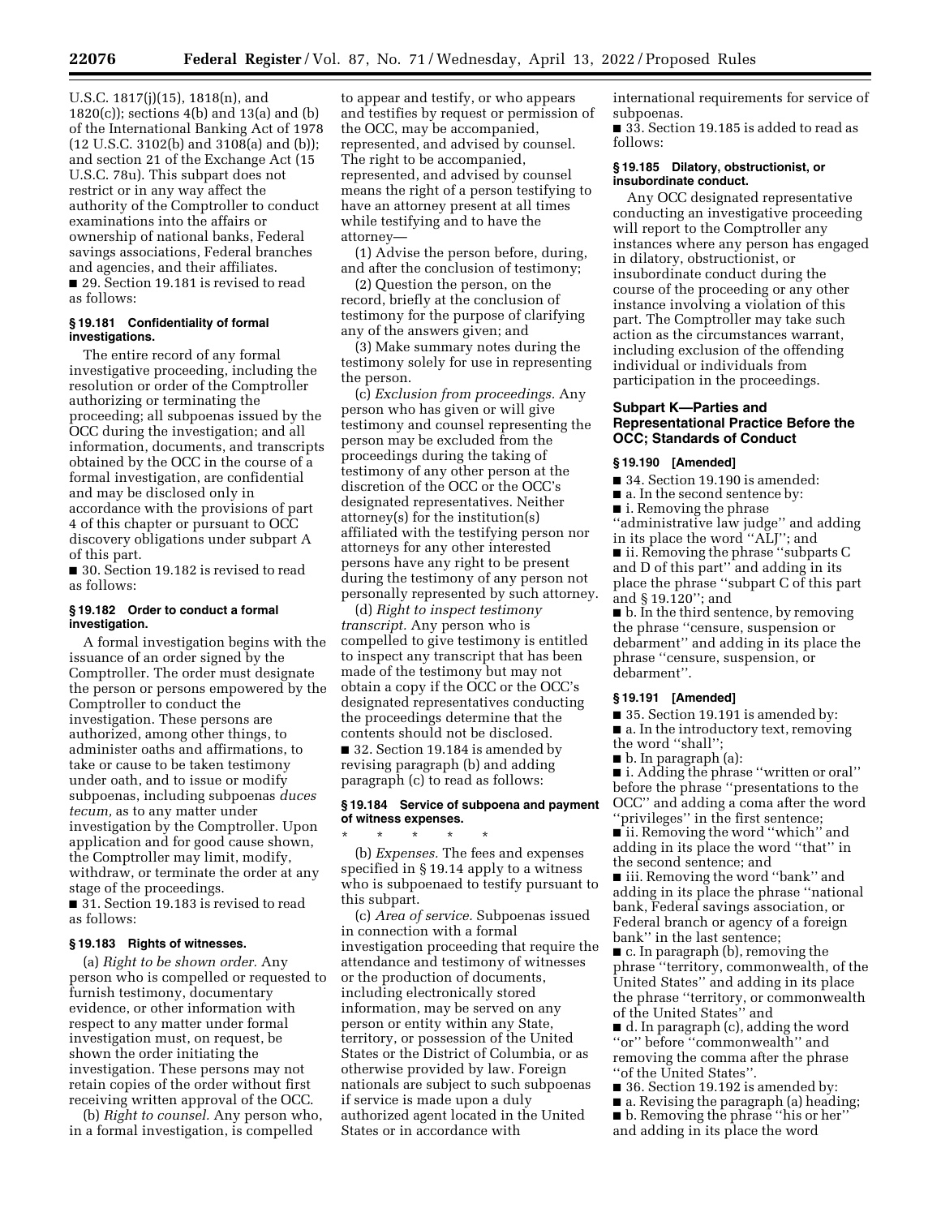U.S.C. 1817(j)(15), 1818(n), and 1820(c)); sections 4(b) and 13(a) and (b) of the International Banking Act of 1978 (12 U.S.C. 3102(b) and 3108(a) and (b)); and section 21 of the Exchange Act (15 U.S.C. 78u). This subpart does not restrict or in any way affect the authority of the Comptroller to conduct examinations into the affairs or ownership of national banks, Federal savings associations, Federal branches and agencies, and their affiliates.

■ 29. Section 19.181 is revised to read as follows:

### § 19.181 Confidentiality of formal investigations.

The entire record of any formal investigative proceeding, including the resolution or order of the Comptroller authorizing or terminating the proceeding; all subpoenas issued by the OCC during the investigation; and all information, documents, and transcripts obtained by the OCC in the course of a formal investigation, are confidential and may be disclosed only in accordance with the provisions of part 4 of this chapter or pursuant to OCC discovery obligations under subpart A of this part.

■ 30. Section 19.182 is revised to read as follows:

### § 19.182 Order to conduct a formal investigation.

A formal investigation begins with the issuance of an order signed by the Comptroller. The order must designate the person or persons empowered by the Comptroller to conduct the investigation. These persons are authorized, among other things, to administer oaths and affirmations, to take or cause to be taken testimony under oath, and to issue or modify subpoenas, including subpoenas *duces tecum,* as to any matter under investigation by the Comptroller. Upon application and for good cause shown, the Comptroller may limit, modify, withdraw, or terminate the order at any stage of the proceedings.

■ 31. Section 19.183 is revised to read as follows:

### § 19.183 Rights of witnesses.

(a) *Right to be shown order.* Any person who is compelled or requested to furnish testimony, documentary evidence, or other information with respect to any matter under formal investigation must, on request, be shown the order initiating the investigation. These persons may not retain copies of the order without first receiving written approval of the OCC.

(b) *Right to counsel.* Any person who, in a formal investigation, is compelled to appear and testify, or who appears and testifies by request or permission of the OCC, may be accompanied, represented, and advised by counsel. The right to be accompanied, represented, and advised by counsel means the right of a person testifying to have an attorney present at all times while testifying and to have the attorney—

(1) Advise the person before, during, and after the conclusion of testimony;

(2) Question the person, on the record, briefly at the conclusion of testimony for the purpose of clarifying any of the answers given; and

(3) Make summary notes during the testimony solely for use in representing the person.

(c) *Exclusion from proceedings.* Any person who has given or will give testimony and counsel representing the person may be excluded from the proceedings during the taking of testimony of any other person at the discretion of the OCC or the OCC's designated representatives. Neither attorney(s) for the institution(s) affiliated with the testifying person nor attorneys for any other interested persons have any right to be present during the testimony of any person not personally represented by such attorney.

(d) *Right to inspect testimony transcript.* Any person who is compelled to give testimony is entitled to inspect any transcript that has been made of the testimony but may not obtain a copy if the OCC or the OCC's designated representatives conducting the proceedings determine that the contents should not be disclosed.

■ 32. Section 19.184 is amended by revising paragraph (b) and adding paragraph (c) to read as follows:

### § 19.184 Service of subpoena and payment of witness expenses.

\* \* \* \* \*

(b) *Expenses.* The fees and expenses specified in § 19.14 apply to a witness who is subpoenaed to testify pursuant to this subpart.

(c) *Area of service.* Subpoenas issued in connection with a formal investigation proceeding that require the attendance and testimony of witnesses or the production of documents, including electronically stored information, may be served on any person or entity within any State, territory, or possession of the United States or the District of Columbia, or as otherwise provided by law. Foreign nationals are subject to such subpoenas if service is made upon a duly authorized agent located in the United States or in accordance with international requirements for service of subpoenas.

■ 33. Section 19.185 is added to read as follows:

### § 19.185 Dilatory, obstructionist, or insubordinate conduct.

Any OCC designated representative conducting an investigative proceeding will report to the Comptroller any instances where any person has engaged in dilatory, obstructionist, or insubordinate conduct during the course of the proceeding or any other instance involving a violation of this part. The Comptroller may take such action as the circumstances warrant, including exclusion of the offending individual or individuals from participation in the proceedings.

## Subpart K—Parties and Representational Practice Before the OCC; Standards of Conduct

### § 19.190 [Amended]

■ 34. Section 19.190 is amended:

■ a. In the second sentence by:

■ i. Removing the phrase ''administrative law judge'' and adding in its place the word ''ALJ''; and

■ ii. Removing the phrase ''subparts C and D of this part'' and adding in its place the phrase ''subpart C of this part and § 19.120''; and

■ b. In the third sentence, by removing the phrase ''censure, suspension or debarment'' and adding in its place the phrase ''censure, suspension, or debarment''.

### § 19.191 [Amended]

■ 35. Section 19.191 is amended by:

■ a. In the introductory text, removing the word ''shall'';

■ b. In paragraph (a):

■ i. Adding the phrase ''written or oral'' before the phrase ''presentations to the OCC'' and adding a coma after the word ''privileges'' in the first sentence;

■ ii. Removing the word ''which'' and adding in its place the word ''that'' in the second sentence; and

■ iii. Removing the word ''bank'' and adding in its place the phrase ''national bank, Federal savings association, or Federal branch or agency of a foreign bank'' in the last sentence;

■ c. In paragraph (b), removing the phrase ''territory, commonwealth, of the United States'' and adding in its place the phrase ''territory, or commonwealth of the United States'' and

■ d. In paragraph (c), adding the word ''or'' before ''commonwealth'' and removing the comma after the phrase ''of the United States''.

■ 36. Section 19.192 is amended by:

■ a. Revising the paragraph (a) heading;

■ b. Removing the phrase ''his or her'' and adding in its place the word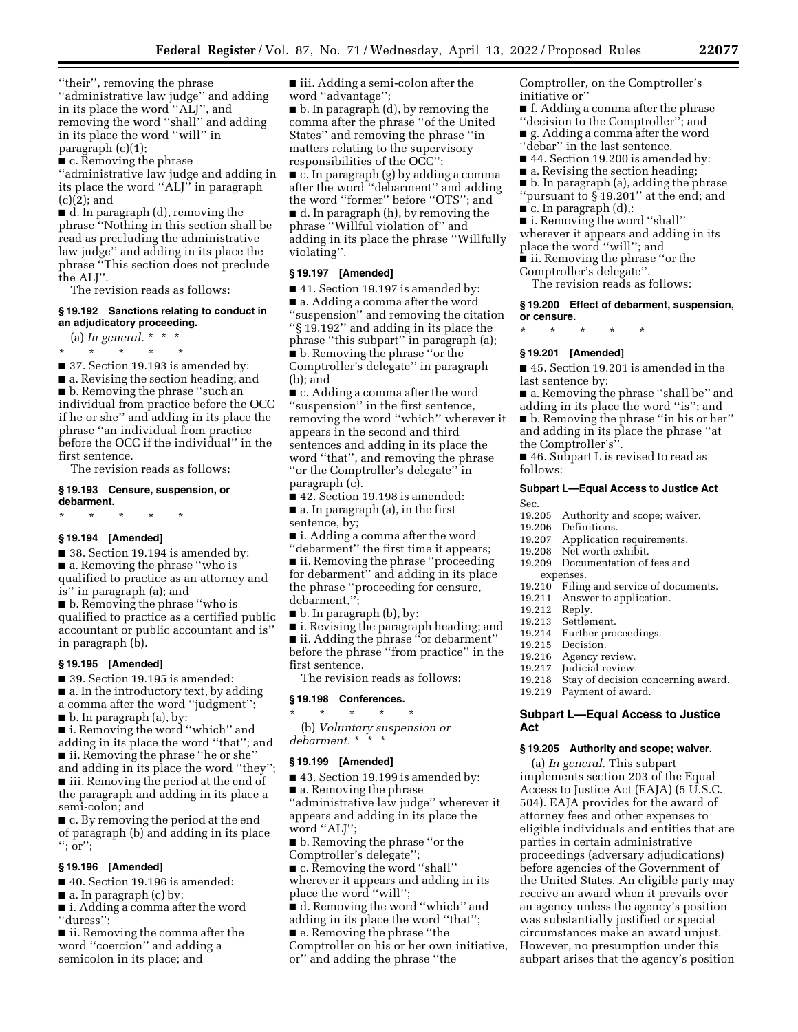"their", removing the phrase "administrative law judge" and adding in its place the word "ALJ", and removing the word "shall" and adding in its place the word "will" in paragraph (c)(1);

■ c. Removing the phrase "administrative law judge and adding in its place the word "ALJ" in paragraph (c)(2); and

■ d. In paragraph (d), removing the phrase "Nothing in this section shall be read as precluding the administrative law judge" and adding in its place the phrase "This section does not preclude the ALJ".

The revision reads as follows:

### § 19.192 Sanctions relating to conduct in an adjudicatory proceeding.

(a) *In general.* * * *

\* \* \* \* \*

■ 37. Section 19.193 is amended by:

■ a. Revising the section heading; and

■ b. Removing the phrase "such an individual from practice before the OCC if he or she" and adding in its place the phrase "an individual from practice before the OCC if the individual" in the first sentence.

The revision reads as follows:

### § 19.193 Censure, suspension, or debarment.

\* \* \* \* \*

### § 19.194 [Amended]

■ 38. Section 19.194 is amended by:

■ a. Removing the phrase "who is qualified to practice as an attorney and is" in paragraph (a); and

■ b. Removing the phrase "who is qualified to practice as a certified public accountant or public accountant and is" in paragraph (b).

### § 19.195 [Amended]

■ 39. Section 19.195 is amended:

■ a. In the introductory text, by adding a comma after the word "judgment";

■ b. In paragraph (a), by:

■ i. Removing the word "which" and adding in its place the word "that"; and

■ ii. Removing the phrase "he or she" and adding in its place the word "they";

■ iii. Removing the period at the end of the paragraph and adding in its place a semi-colon; and

■ c. By removing the period at the end of paragraph (b) and adding in its place "; or";

### § 19.196 [Amended]

■ 40. Section 19.196 is amended:

■ a. In paragraph (c) by:

■ i. Adding a comma after the word "duress";

■ ii. Removing the comma after the word "coercion" and adding a semicolon in its place; and

■ iii. Adding a semi-colon after the word "advantage";

■ b. In paragraph (d), by removing the comma after the phrase "of the United States" and removing the phrase "in matters relating to the supervisory responsibilities of the OCC";

■ c. In paragraph (g) by adding a comma after the word "debarment" and adding the word "former" before "OTS"; and

■ d. In paragraph (h), by removing the phrase "Willful violation of" and adding in its place the phrase "Willfully violating".

### § 19.197 [Amended]

■ 41. Section 19.197 is amended by:

■ a. Adding a comma after the word "suspension" and removing the citation "§ 19.192" and adding in its place the phrase "this subpart" in paragraph (a);

■ b. Removing the phrase "or the Comptroller's delegate" in paragraph (b); and

■ c. Adding a comma after the word "suspension" in the first sentence, removing the word "which" wherever it appears in the second and third sentences and adding in its place the word "that", and removing the phrase "or the Comptroller's delegate" in paragraph (c).

■ 42. Section 19.198 is amended:

■ a. In paragraph (a), in the first sentence, by;

■ i. Adding a comma after the word "debarment" the first time it appears;

■ ii. Removing the phrase "proceeding for debarment" and adding in its place the phrase "proceeding for censure, debarment,";

■ b. In paragraph (b), by:

■ i. Revising the paragraph heading; and

■ ii. Adding the phrase "or debarment" before the phrase "from practice" in the first sentence.

The revision reads as follows:

### § 19.198 Conferences.

\* \* \* \* \*

(b) *Voluntary suspension or debarment.* * * *

### § 19.199 [Amended]

■ 43. Section 19.199 is amended by:

■ a. Removing the phrase "administrative law judge" wherever it appears and adding in its place the word "ALJ";

■ b. Removing the phrase "or the Comptroller's delegate";

■ c. Removing the word "shall" wherever it appears and adding in its place the word "will";

■ d. Removing the word "which" and adding in its place the word "that";

■ e. Removing the phrase "the Comptroller on his or her own initiative, or" and adding the phrase "the Comptroller, on the Comptroller's initiative or"

■ f. Adding a comma after the phrase "decision to the Comptroller"; and

■ g. Adding a comma after the word "debar" in the last sentence.

■ 44. Section 19.200 is amended by:

■ a. Revising the section heading;

■ b. In paragraph (a), adding the phrase "pursuant to § 19.201" at the end; and

■ c. In paragraph (d),:

■ i. Removing the word "shall" wherever it appears and adding in its place the word "will"; and

■ ii. Removing the phrase "or the Comptroller's delegate".

The revision reads as follows:

### § 19.200 Effect of debarment, suspension, or censure.

\* \* \* \* \*

### § 19.201 [Amended]

■ 45. Section 19.201 is amended in the last sentence by:

■ a. Removing the phrase "shall be" and adding in its place the word "is"; and

■ b. Removing the phrase "in his or her" and adding in its place the phrase "at the Comptroller's".

■ 46. Subpart L is revised to read as follows:

### Subpart L—Equal Access to Justice Act

Sec.
19.205 Authority and scope; waiver.
19.206 Definitions.
19.207 Application requirements.
19.208 Net worth exhibit.
19.209 Documentation of fees and expenses.
19.210 Filing and service of documents.
19.211 Answer to application.
19.212 Reply.
19.213 Settlement.
19.214 Further proceedings.
19.215 Decision.
19.216 Agency review.
19.217 Judicial review.
19.218 Stay of decision concerning award.
19.219 Payment of award.

## Subpart L—Equal Access to Justice Act

### § 19.205 Authority and scope; waiver.

(a) *In general.* This subpart implements section 203 of the Equal Access to Justice Act (EAJA) (5 U.S.C. 504). EAJA provides for the award of attorney fees and other expenses to eligible individuals and entities that are parties in certain administrative proceedings (adversary adjudications) before agencies of the Government of the United States. An eligible party may receive an award when it prevails over an agency unless the agency's position was substantially justified or special circumstances make an award unjust. However, no presumption under this subpart arises that the agency's position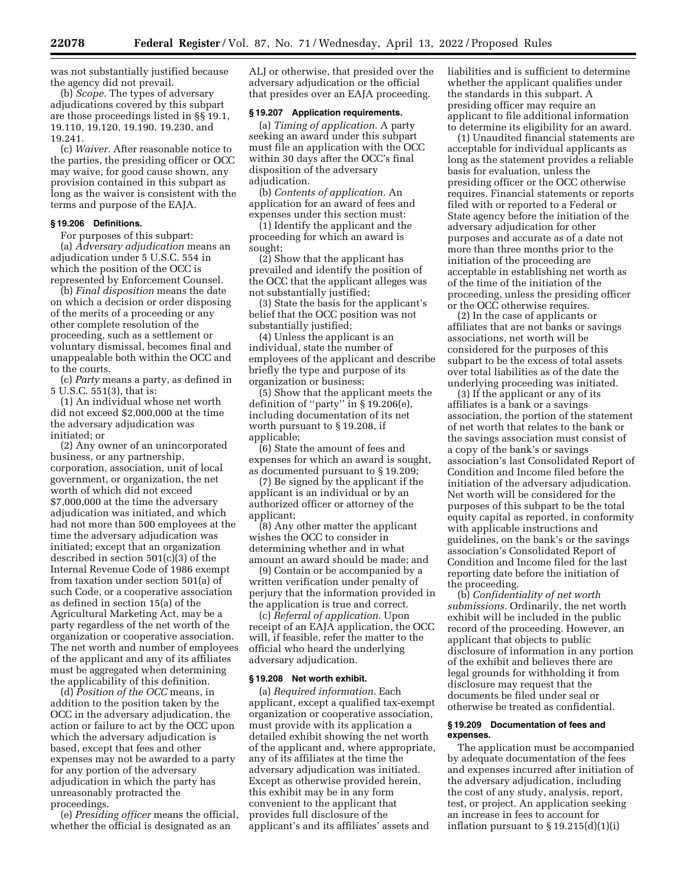was not substantially justified because the agency did not prevail.

(b) *Scope.* The types of adversary adjudications covered by this subpart are those proceedings listed in §§ 19.1, 19.110, 19.120, 19.190. 19.230, and 19.241.

(c) *Waiver.* After reasonable notice to the parties, the presiding officer or OCC may waive, for good cause shown, any provision contained in this subpart as long as the waiver is consistent with the terms and purpose of the EAJA.

### § 19.206 Definitions.

For purposes of this subpart:

(a) *Adversary adjudication* means an adjudication under 5 U.S.C. 554 in which the position of the OCC is represented by Enforcement Counsel.

(b) *Final disposition* means the date on which a decision or order disposing of the merits of a proceeding or any other complete resolution of the proceeding, such as a settlement or voluntary dismissal, becomes final and unappealable both within the OCC and to the courts.

(c) *Party* means a party, as defined in 5 U.S.C. 551(3), that is:

(1) An individual whose net worth did not exceed $2,000,000 at the time the adversary adjudication was initiated; or

(2) Any owner of an unincorporated business, or any partnership, corporation, association, unit of local government, or organization, the net worth of which did not exceed $7,000,000 at the time the adversary adjudication was initiated, and which had not more than 500 employees at the time the adversary adjudication was initiated; except that an organization described in section 501(c)(3) of the Internal Revenue Code of 1986 exempt from taxation under section 501(a) of such Code, or a cooperative association as defined in section 15(a) of the Agricultural Marketing Act, may be a party regardless of the net worth of the organization or cooperative association. The net worth and number of employees of the applicant and any of its affiliates must be aggregated when determining the applicability of this definition.

(d) *Position of the OCC* means, in addition to the position taken by the OCC in the adversary adjudication, the action or failure to act by the OCC upon which the adversary adjudication is based, except that fees and other expenses may not be awarded to a party for any portion of the adversary adjudication in which the party has unreasonably protracted the proceedings.

(e) *Presiding officer* means the official, whether the official is designated as an ALJ or otherwise, that presided over the adversary adjudication or the official that presides over an EAJA proceeding.

### § 19.207 Application requirements.

(a) *Timing of application.* A party seeking an award under this subpart must file an application with the OCC within 30 days after the OCC's final disposition of the adversary adjudication.

(b) *Contents of application.* An application for an award of fees and expenses under this section must:

(1) Identify the applicant and the proceeding for which an award is sought;

(2) Show that the applicant has prevailed and identify the position of the OCC that the applicant alleges was not substantially justified;

(3) State the basis for the applicant's belief that the OCC position was not substantially justified;

(4) Unless the applicant is an individual, state the number of employees of the applicant and describe briefly the type and purpose of its organization or business;

(5) Show that the applicant meets the definition of ''party'' in § 19.206(e), including documentation of its net worth pursuant to § 19.208, if applicable;

(6) State the amount of fees and expenses for which an award is sought, as documented pursuant to § 19.209;

(7) Be signed by the applicant if the applicant is an individual or by an authorized officer or attorney of the applicant;

(8) Any other matter the applicant wishes the OCC to consider in determining whether and in what amount an award should be made; and

(9) Contain or be accompanied by a written verification under penalty of perjury that the information provided in the application is true and correct.

(c) *Referral of application.* Upon receipt of an EAJA application, the OCC will, if feasible, refer the matter to the official who heard the underlying adversary adjudication.

### § 19.208 Net worth exhibit.

(a) *Required information.* Each applicant, except a qualified tax-exempt organization or cooperative association, must provide with its application a detailed exhibit showing the net worth of the applicant and, where appropriate, any of its affiliates at the time the adversary adjudication was initiated. Except as otherwise provided herein, this exhibit may be in any form convenient to the applicant that provides full disclosure of the applicant's and its affiliates' assets and liabilities and is sufficient to determine whether the applicant qualifies under the standards in this subpart. A presiding officer may require an applicant to file additional information to determine its eligibility for an award.

(1) Unaudited financial statements are acceptable for individual applicants as long as the statement provides a reliable basis for evaluation, unless the presiding officer or the OCC otherwise requires. Financial statements or reports filed with or reported to a Federal or State agency before the initiation of the adversary adjudication for other purposes and accurate as of a date not more than three months prior to the initiation of the proceeding are acceptable in establishing net worth as of the time of the initiation of the proceeding, unless the presiding officer or the OCC otherwise requires.

(2) In the case of applicants or affiliates that are not banks or savings associations, net worth will be considered for the purposes of this subpart to be the excess of total assets over total liabilities as of the date the underlying proceeding was initiated.

(3) If the applicant or any of its affiliates is a bank or a savings association, the portion of the statement of net worth that relates to the bank or the savings association must consist of a copy of the bank's or savings association's last Consolidated Report of Condition and Income filed before the initiation of the adversary adjudication. Net worth will be considered for the purposes of this subpart to be the total equity capital as reported, in conformity with applicable instructions and guidelines, on the bank's or the savings association's Consolidated Report of Condition and Income filed for the last reporting date before the initiation of the proceeding.

(b) *Confidentiality of net worth submissions.* Ordinarily, the net worth exhibit will be included in the public record of the proceeding. However, an applicant that objects to public disclosure of information in any portion of the exhibit and believes there are legal grounds for withholding it from disclosure may request that the documents be filed under seal or otherwise be treated as confidential.

### § 19.209 Documentation of fees and expenses.

The application must be accompanied by adequate documentation of the fees and expenses incurred after initiation of the adversary adjudication, including the cost of any study, analysis, report, test, or project. An application seeking an increase in fees to account for inflation pursuant to § 19.215(d)(1)(i)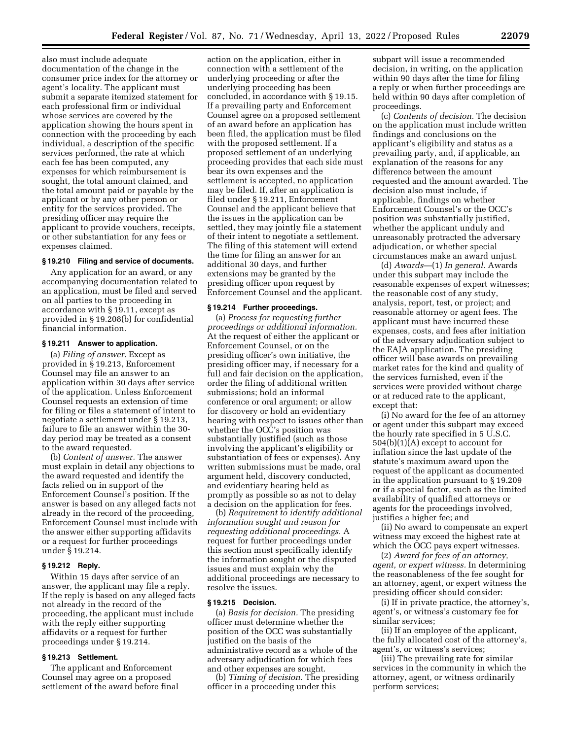also must include adequate documentation of the change in the consumer price index for the attorney or agent's locality. The applicant must submit a separate itemized statement for each professional firm or individual whose services are covered by the application showing the hours spent in connection with the proceeding by each individual, a description of the specific services performed, the rate at which each fee has been computed, any expenses for which reimbursement is sought, the total amount claimed, and the total amount paid or payable by the applicant or by any other person or entity for the services provided. The presiding officer may require the applicant to provide vouchers, receipts, or other substantiation for any fees or expenses claimed.

### § 19.210 Filing and service of documents.

Any application for an award, or any accompanying documentation related to an application, must be filed and served on all parties to the proceeding in accordance with § 19.11, except as provided in § 19.208(b) for confidential financial information.

### § 19.211 Answer to application.

(a) *Filing of answer.* Except as provided in § 19.213, Enforcement Counsel may file an answer to an application within 30 days after service of the application. Unless Enforcement Counsel requests an extension of time for filing or files a statement of intent to negotiate a settlement under § 19.213, failure to file an answer within the 30-day period may be treated as a consent to the award requested.

(b) *Content of answer.* The answer must explain in detail any objections to the award requested and identify the facts relied on in support of the Enforcement Counsel's position. If the answer is based on any alleged facts not already in the record of the proceeding, Enforcement Counsel must include with the answer either supporting affidavits or a request for further proceedings under § 19.214.

### § 19.212 Reply.

Within 15 days after service of an answer, the applicant may file a reply. If the reply is based on any alleged facts not already in the record of the proceeding, the applicant must include with the reply either supporting affidavits or a request for further proceedings under § 19.214.

### § 19.213 Settlement.

The applicant and Enforcement Counsel may agree on a proposed settlement of the award before final action on the application, either in connection with a settlement of the underlying proceeding or after the underlying proceeding has been concluded, in accordance with § 19.15. If a prevailing party and Enforcement Counsel agree on a proposed settlement of an award before an application has been filed, the application must be filed with the proposed settlement. If a proposed settlement of an underlying proceeding provides that each side must bear its own expenses and the settlement is accepted, no application may be filed. If, after an application is filed under § 19.211, Enforcement Counsel and the applicant believe that the issues in the application can be settled, they may jointly file a statement of their intent to negotiate a settlement. The filing of this statement will extend the time for filing an answer for an additional 30 days, and further extensions may be granted by the presiding officer upon request by Enforcement Counsel and the applicant.

### § 19.214 Further proceedings.

(a) *Process for requesting further proceedings or additional information.* At the request of either the applicant or Enforcement Counsel, or on the presiding officer's own initiative, the presiding officer may, if necessary for a full and fair decision on the application, order the filing of additional written submissions; hold an informal conference or oral argument; or allow for discovery or hold an evidentiary hearing with respect to issues other than whether the OCC's position was substantially justified (such as those involving the applicant's eligibility or substantiation of fees or expenses). Any written submissions must be made, oral argument held, discovery conducted, and evidentiary hearing held as promptly as possible so as not to delay a decision on the application for fees.

(b) *Requirement to identify additional information sought and reason for requesting additional proceedings.* A request for further proceedings under this section must specifically identify the information sought or the disputed issues and must explain why the additional proceedings are necessary to resolve the issues.

### § 19.215 Decision.

(a) *Basis for decision.* The presiding officer must determine whether the position of the OCC was substantially justified on the basis of the administrative record as a whole of the adversary adjudication for which fees and other expenses are sought.

(b) *Timing of decision.* The presiding officer in a proceeding under this subpart will issue a recommended decision, in writing, on the application within 90 days after the time for filing a reply or when further proceedings are held within 90 days after completion of proceedings.

(c) *Contents of decision.* The decision on the application must include written findings and conclusions on the applicant's eligibility and status as a prevailing party, and, if applicable, an explanation of the reasons for any difference between the amount requested and the amount awarded. The decision also must include, if applicable, findings on whether Enforcement Counsel's or the OCC's position was substantially justified, whether the applicant unduly and unreasonably protracted the adversary adjudication, or whether special circumstances make an award unjust.

(d) *Awards*—(1) *In general.* Awards under this subpart may include the reasonable expenses of expert witnesses; the reasonable cost of any study, analysis, report, test, or project; and reasonable attorney or agent fees. The applicant must have incurred these expenses, costs, and fees after initiation of the adversary adjudication subject to the EAJA application. The presiding officer will base awards on prevailing market rates for the kind and quality of the services furnished, even if the services were provided without charge or at reduced rate to the applicant, except that:

(i) No award for the fee of an attorney or agent under this subpart may exceed the hourly rate specified in 5 U.S.C. 504(b)(1)(A) except to account for inflation since the last update of the statute's maximum award upon the request of the applicant as documented in the application pursuant to § 19.209 or if a special factor, such as the limited availability of qualified attorneys or agents for the proceedings involved, justifies a higher fee; and

(ii) No award to compensate an expert witness may exceed the highest rate at which the OCC pays expert witnesses.

(2) *Award for fees of an attorney, agent, or expert witness.* In determining the reasonableness of the fee sought for an attorney, agent, or expert witness the presiding officer should consider:

(i) If in private practice, the attorney's, agent's, or witness's customary fee for similar services;

(ii) If an employee of the applicant, the fully allocated cost of the attorney's, agent's, or witness's services;

(iii) The prevailing rate for similar services in the community in which the attorney, agent, or witness ordinarily perform services;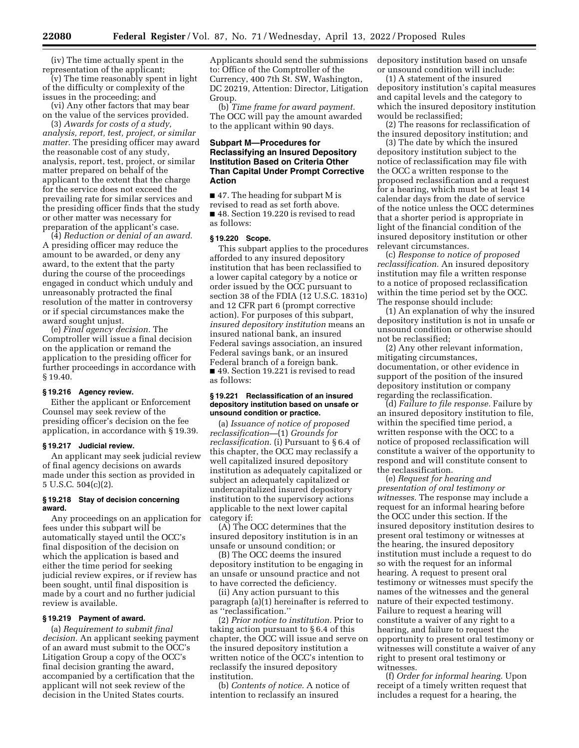(iv) The time actually spent in the representation of the applicant;

(v) The time reasonably spent in light of the difficulty or complexity of the issues in the proceeding; and

(vi) Any other factors that may bear on the value of the services provided.

(3) *Awards for costs of a study, analysis, report, test, project, or similar matter.* The presiding officer may award the reasonable cost of any study, analysis, report, test, project, or similar matter prepared on behalf of the applicant to the extent that the charge for the service does not exceed the prevailing rate for similar services and the presiding officer finds that the study or other matter was necessary for preparation of the applicant's case.

(4) *Reduction or denial of an award.* A presiding officer may reduce the amount to be awarded, or deny any award, to the extent that the party during the course of the proceedings engaged in conduct which unduly and unreasonably protracted the final resolution of the matter in controversy or if special circumstances make the award sought unjust.

(e) *Final agency decision.* The Comptroller will issue a final decision on the application or remand the application to the presiding officer for further proceedings in accordance with § 19.40.

### § 19.216 Agency review.

Either the applicant or Enforcement Counsel may seek review of the presiding officer's decision on the fee application, in accordance with § 19.39.

### § 19.217 Judicial review.

An applicant may seek judicial review of final agency decisions on awards made under this section as provided in 5 U.S.C. 504(c)(2).

### § 19.218 Stay of decision concerning award.

Any proceedings on an application for fees under this subpart will be automatically stayed until the OCC's final disposition of the decision on which the application is based and either the time period for seeking judicial review expires, or if review has been sought, until final disposition is made by a court and no further judicial review is available.

### § 19.219 Payment of award.

(a) *Requirement to submit final decision.* An applicant seeking payment of an award must submit to the OCC's Litigation Group a copy of the OCC's final decision granting the award, accompanied by a certification that the applicant will not seek review of the decision in the United States courts. Applicants should send the submissions to: Office of the Comptroller of the Currency, 400 7th St. SW, Washington, DC 20219, Attention: Director, Litigation Group.

(b) *Time frame for award payment.* The OCC will pay the amount awarded to the applicant within 90 days.

## Subpart M—Procedures for Reclassifying an Insured Depository Institution Based on Criteria Other Than Capital Under Prompt Corrective Action

■ 47. The heading for subpart M is revised to read as set forth above.

■ 48. Section 19.220 is revised to read as follows:

### § 19.220 Scope.

This subpart applies to the procedures afforded to any insured depository institution that has been reclassified to a lower capital category by a notice or order issued by the OCC pursuant to section 38 of the FDIA (12 U.S.C. 1831o) and 12 CFR part 6 (prompt corrective action). For purposes of this subpart, *insured depository institution* means an insured national bank, an insured Federal savings association, an insured Federal savings bank, or an insured Federal branch of a foreign bank.

■ 49. Section 19.221 is revised to read as follows:

### § 19.221 Reclassification of an insured depository institution based on unsafe or unsound condition or practice.

(a) *Issuance of notice of proposed reclassification*—(1) *Grounds for reclassification.* (i) Pursuant to § 6.4 of this chapter, the OCC may reclassify a well capitalized insured depository institution as adequately capitalized or subject an adequately capitalized or undercapitalized insured depository institution to the supervisory actions applicable to the next lower capital category if:

(A) The OCC determines that the insured depository institution is in an unsafe or unsound condition; or

(B) The OCC deems the insured depository institution to be engaging in an unsafe or unsound practice and not to have corrected the deficiency.

(ii) Any action pursuant to this paragraph (a)(1) hereinafter is referred to as "reclassification."

(2) *Prior notice to institution.* Prior to taking action pursuant to § 6.4 of this chapter, the OCC will issue and serve on the insured depository institution a written notice of the OCC's intention to reclassify the insured depository institution.

(b) *Contents of notice.* A notice of intention to reclassify an insured depository institution based on unsafe or unsound condition will include:

(1) A statement of the insured depository institution's capital measures and capital levels and the category to which the insured depository institution would be reclassified;

(2) The reasons for reclassification of the insured depository institution; and

(3) The date by which the insured depository institution subject to the notice of reclassification may file with the OCC a written response to the proposed reclassification and a request for a hearing, which must be at least 14 calendar days from the date of service of the notice unless the OCC determines that a shorter period is appropriate in light of the financial condition of the insured depository institution or other relevant circumstances.

(c) *Response to notice of proposed reclassification.* An insured depository institution may file a written response to a notice of proposed reclassification within the time period set by the OCC. The response should include:

(1) An explanation of why the insured depository institution is not in unsafe or unsound condition or otherwise should not be reclassified;

(2) Any other relevant information, mitigating circumstances, documentation, or other evidence in support of the position of the insured depository institution or company regarding the reclassification.

(d) *Failure to file response.* Failure by an insured depository institution to file, within the specified time period, a written response with the OCC to a notice of proposed reclassification will constitute a waiver of the opportunity to respond and will constitute consent to the reclassification.

(e) *Request for hearing and presentation of oral testimony or witnesses.* The response may include a request for an informal hearing before the OCC under this section. If the insured depository institution desires to present oral testimony or witnesses at the hearing, the insured depository institution must include a request to do so with the request for an informal hearing. A request to present oral testimony or witnesses must specify the names of the witnesses and the general nature of their expected testimony. Failure to request a hearing will constitute a waiver of any right to a hearing, and failure to request the opportunity to present oral testimony or witnesses will constitute a waiver of any right to present oral testimony or witnesses.

(f) *Order for informal hearing.* Upon receipt of a timely written request that includes a request for a hearing, the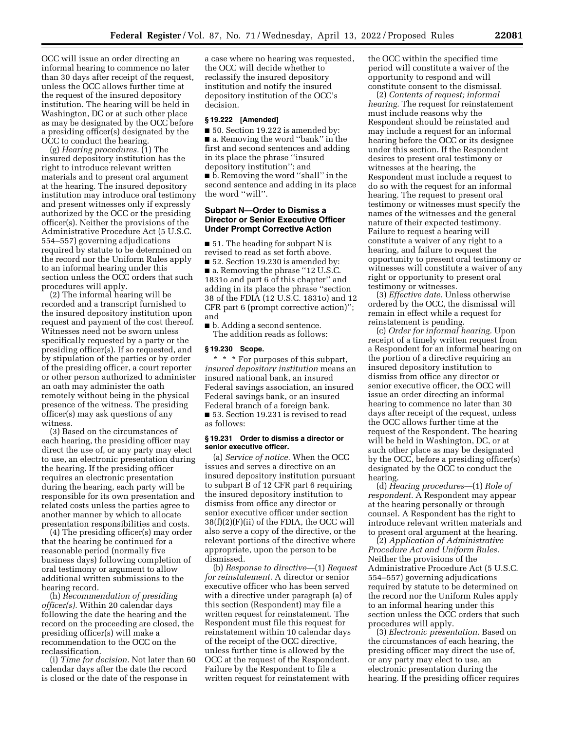OCC will issue an order directing an informal hearing to commence no later than 30 days after receipt of the request, unless the OCC allows further time at the request of the insured depository institution. The hearing will be held in Washington, DC or at such other place as may be designated by the OCC before a presiding officer(s) designated by the OCC to conduct the hearing.

(g) *Hearing procedures.* (1) The insured depository institution has the right to introduce relevant written materials and to present oral argument at the hearing. The insured depository institution may introduce oral testimony and present witnesses only if expressly authorized by the OCC or the presiding officer(s). Neither the provisions of the Administrative Procedure Act (5 U.S.C. 554–557) governing adjudications required by statute to be determined on the record nor the Uniform Rules apply to an informal hearing under this section unless the OCC orders that such procedures will apply.

(2) The informal hearing will be recorded and a transcript furnished to the insured depository institution upon request and payment of the cost thereof. Witnesses need not be sworn unless specifically requested by a party or the presiding officer(s). If so requested, and by stipulation of the parties or by order of the presiding officer, a court reporter or other person authorized to administer an oath may administer the oath remotely without being in the physical presence of the witness. The presiding officer(s) may ask questions of any witness.

(3) Based on the circumstances of each hearing, the presiding officer may direct the use of, or any party may elect to use, an electronic presentation during the hearing. If the presiding officer requires an electronic presentation during the hearing, each party will be responsible for its own presentation and related costs unless the parties agree to another manner by which to allocate presentation responsibilities and costs.

(4) The presiding officer(s) may order that the hearing be continued for a reasonable period (normally five business days) following completion of oral testimony or argument to allow additional written submissions to the hearing record.

(h) *Recommendation of presiding officer(s).* Within 20 calendar days following the date the hearing and the record on the proceeding are closed, the presiding officer(s) will make a recommendation to the OCC on the reclassification.

(i) *Time for decision.* Not later than 60 calendar days after the date the record is closed or the date of the response in a case where no hearing was requested, the OCC will decide whether to reclassify the insured depository institution and notify the insured depository institution of the OCC's decision.

**§ 19.222 [Amended]**

■ 50. Section 19.222 is amended by:

■ a. Removing the word "bank" in the first and second sentences and adding in its place the phrase "insured depository institution"; and

■ b. Removing the word "shall" in the second sentence and adding in its place the word "will".

## Subpart N—Order to Dismiss a Director or Senior Executive Officer Under Prompt Corrective Action

■ 51. The heading for subpart N is revised to read as set forth above.

■ 52. Section 19.230 is amended by:

■ a. Removing the phrase "12 U.S.C. 1831o and part 6 of this chapter" and adding in its place the phrase "section 38 of the FDIA (12 U.S.C. 1831o) and 12 CFR part 6 (prompt corrective action)"; and

■ b. Adding a second sentence.

The addition reads as follows:

**§ 19.230 Scope.**

\* \* \* For purposes of this subpart, *insured depository institution* means an insured national bank, an insured Federal savings association, an insured Federal savings bank, or an insured Federal branch of a foreign bank.

■ 53. Section 19.231 is revised to read as follows:

**§ 19.231 Order to dismiss a director or senior executive officer.**

(a) *Service of notice.* When the OCC issues and serves a directive on an insured depository institution pursuant to subpart B of 12 CFR part 6 requiring the insured depository institution to dismiss from office any director or senior executive officer under section 38(f)(2)(F)(ii) of the FDIA, the OCC will also serve a copy of the directive, or the relevant portions of the directive where appropriate, upon the person to be dismissed.

(b) *Response to directive*—(1) *Request for reinstatement.* A director or senior executive officer who has been served with a directive under paragraph (a) of this section (Respondent) may file a written request for reinstatement. The Respondent must file this request for reinstatement within 10 calendar days of the receipt of the OCC directive, unless further time is allowed by the OCC at the request of the Respondent. Failure by the Respondent to file a written request for reinstatement with the OCC within the specified time period will constitute a waiver of the opportunity to respond and will constitute consent to the dismissal.

(2) *Contents of request; informal hearing.* The request for reinstatement must include reasons why the Respondent should be reinstated and may include a request for an informal hearing before the OCC or its designee under this section. If the Respondent desires to present oral testimony or witnesses at the hearing, the Respondent must include a request to do so with the request for an informal hearing. The request to present oral testimony or witnesses must specify the names of the witnesses and the general nature of their expected testimony. Failure to request a hearing will constitute a waiver of any right to a hearing, and failure to request the opportunity to present oral testimony or witnesses will constitute a waiver of any right or opportunity to present oral testimony or witnesses.

(3) *Effective date.* Unless otherwise ordered by the OCC, the dismissal will remain in effect while a request for reinstatement is pending.

(c) *Order for informal hearing.* Upon receipt of a timely written request from a Respondent for an informal hearing on the portion of a directive requiring an insured depository institution to dismiss from office any director or senior executive officer, the OCC will issue an order directing an informal hearing to commence no later than 30 days after receipt of the request, unless the OCC allows further time at the request of the Respondent. The hearing will be held in Washington, DC, or at such other place as may be designated by the OCC, before a presiding officer(s) designated by the OCC to conduct the hearing.

(d) *Hearing procedures*—(1) *Role of respondent.* A Respondent may appear at the hearing personally or through counsel. A Respondent has the right to introduce relevant written materials and to present oral argument at the hearing.

(2) *Application of Administrative Procedure Act and Uniform Rules.* Neither the provisions of the Administrative Procedure Act (5 U.S.C. 554–557) governing adjudications required by statute to be determined on the record nor the Uniform Rules apply to an informal hearing under this section unless the OCC orders that such procedures will apply.

(3) *Electronic presentation.* Based on the circumstances of each hearing, the presiding officer may direct the use of, or any party may elect to use, an electronic presentation during the hearing. If the presiding officer requires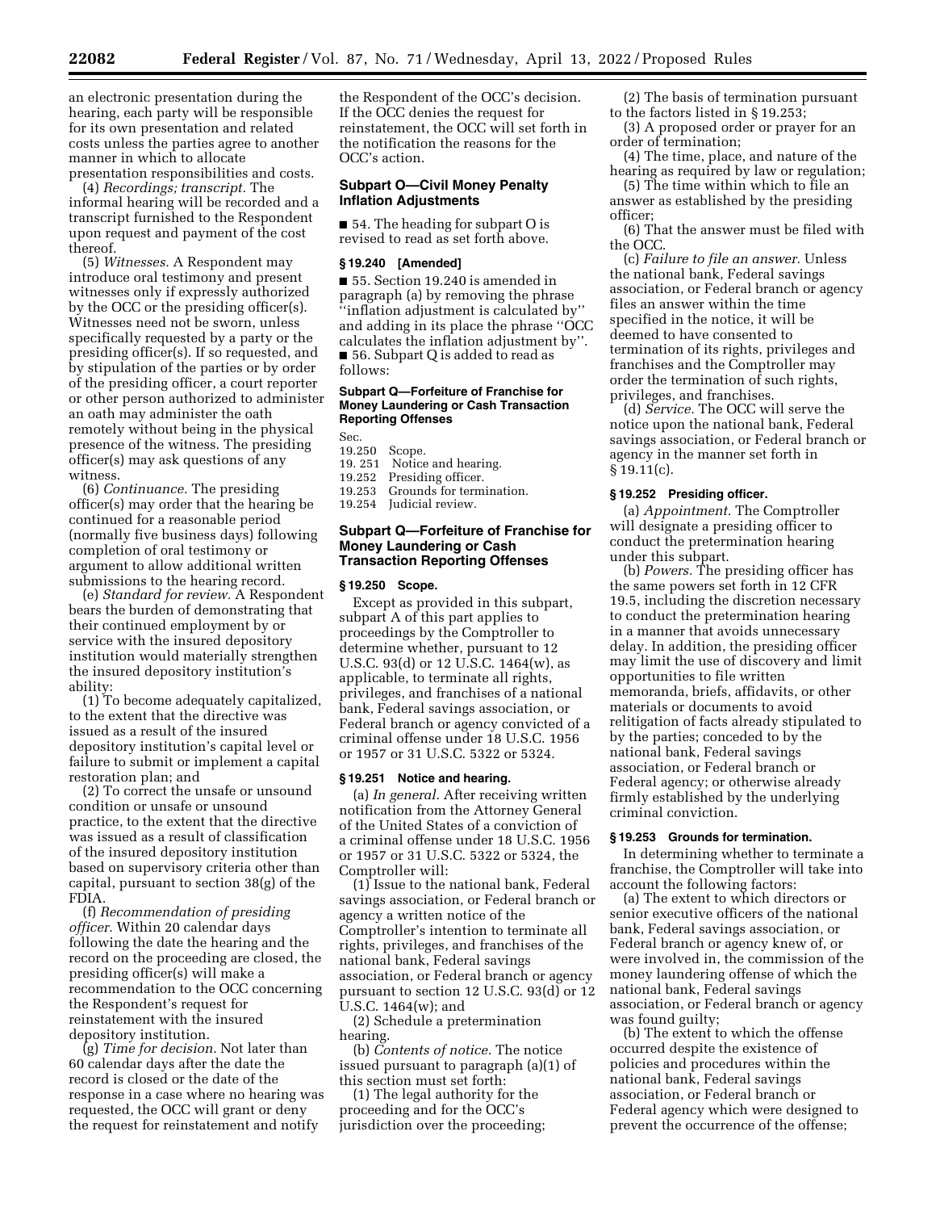an electronic presentation during the hearing, each party will be responsible for its own presentation and related costs unless the parties agree to another manner in which to allocate presentation responsibilities and costs.

(4) *Recordings; transcript.* The informal hearing will be recorded and a transcript furnished to the Respondent upon request and payment of the cost thereof.

(5) *Witnesses.* A Respondent may introduce oral testimony and present witnesses only if expressly authorized by the OCC or the presiding officer(s). Witnesses need not be sworn, unless specifically requested by a party or the presiding officer(s). If so requested, and by stipulation of the parties or by order of the presiding officer, a court reporter or other person authorized to administer an oath may administer the oath remotely without being in the physical presence of the witness. The presiding officer(s) may ask questions of any witness.

(6) *Continuance.* The presiding officer(s) may order that the hearing be continued for a reasonable period (normally five business days) following completion of oral testimony or argument to allow additional written submissions to the hearing record.

(e) *Standard for review.* A Respondent bears the burden of demonstrating that their continued employment by or service with the insured depository institution would materially strengthen the insured depository institution's ability:

(1) To become adequately capitalized, to the extent that the directive was issued as a result of the insured depository institution's capital level or failure to submit or implement a capital restoration plan; and

(2) To correct the unsafe or unsound condition or unsafe or unsound practice, to the extent that the directive was issued as a result of classification of the insured depository institution based on supervisory criteria other than capital, pursuant to section 38(g) of the FDIA.

(f) *Recommendation of presiding officer.* Within 20 calendar days following the date the hearing and the record on the proceeding are closed, the presiding officer(s) will make a recommendation to the OCC concerning the Respondent's request for reinstatement with the insured depository institution.

(g) *Time for decision.* Not later than 60 calendar days after the date the record is closed or the date of the response in a case where no hearing was requested, the OCC will grant or deny the request for reinstatement and notify the Respondent of the OCC's decision. If the OCC denies the request for reinstatement, the OCC will set forth in the notification the reasons for the OCC's action.

## Subpart O—Civil Money Penalty Inflation Adjustments

■ 54. The heading for subpart O is revised to read as set forth above.

### § 19.240 [Amended]

■ 55. Section 19.240 is amended in paragraph (a) by removing the phrase ''inflation adjustment is calculated by'' and adding in its place the phrase ''OCC calculates the inflation adjustment by''.

■ 56. Subpart Q is added to read as follows:

**Subpart Q—Forfeiture of Franchise for Money Laundering or Cash Transaction Reporting Offenses**

Sec.
19.250 Scope.
19.251 Notice and hearing.
19.252 Presiding officer.
19.253 Grounds for termination.
19.254 Judicial review.

## Subpart Q—Forfeiture of Franchise for Money Laundering or Cash Transaction Reporting Offenses

### § 19.250 Scope.

Except as provided in this subpart, subpart A of this part applies to proceedings by the Comptroller to determine whether, pursuant to 12 U.S.C. 93(d) or 12 U.S.C. 1464(w), as applicable, to terminate all rights, privileges, and franchises of a national bank, Federal savings association, or Federal branch or agency convicted of a criminal offense under 18 U.S.C. 1956 or 1957 or 31 U.S.C. 5322 or 5324.

### § 19.251 Notice and hearing.

(a) *In general.* After receiving written notification from the Attorney General of the United States of a conviction of a criminal offense under 18 U.S.C. 1956 or 1957 or 31 U.S.C. 5322 or 5324, the Comptroller will:

(1) Issue to the national bank, Federal savings association, or Federal branch or agency a written notice of the Comptroller's intention to terminate all rights, privileges, and franchises of the national bank, Federal savings association, or Federal branch or agency pursuant to section 12 U.S.C. 93(d) or 12 U.S.C. 1464(w); and

(2) Schedule a pretermination hearing.

(b) *Contents of notice.* The notice issued pursuant to paragraph (a)(1) of this section must set forth:

(1) The legal authority for the proceeding and for the OCC's jurisdiction over the proceeding;

(2) The basis of termination pursuant to the factors listed in § 19.253;

(3) A proposed order or prayer for an order of termination;

(4) The time, place, and nature of the hearing as required by law or regulation;

(5) The time within which to file an answer as established by the presiding officer;

(6) That the answer must be filed with the OCC.

(c) *Failure to file an answer.* Unless the national bank, Federal savings association, or Federal branch or agency files an answer within the time specified in the notice, it will be deemed to have consented to termination of its rights, privileges and franchises and the Comptroller may order the termination of such rights, privileges, and franchises.

(d) *Service.* The OCC will serve the notice upon the national bank, Federal savings association, or Federal branch or agency in the manner set forth in § 19.11(c).

### § 19.252 Presiding officer.

(a) *Appointment.* The Comptroller will designate a presiding officer to conduct the pretermination hearing under this subpart.

(b) *Powers.* The presiding officer has the same powers set forth in 12 CFR 19.5, including the discretion necessary to conduct the pretermination hearing in a manner that avoids unnecessary delay. In addition, the presiding officer may limit the use of discovery and limit opportunities to file written memoranda, briefs, affidavits, or other materials or documents to avoid relitigation of facts already stipulated to by the parties; conceded to by the national bank, Federal savings association, or Federal branch or Federal agency; or otherwise already firmly established by the underlying criminal conviction.

### § 19.253 Grounds for termination.

In determining whether to terminate a franchise, the Comptroller will take into account the following factors:

(a) The extent to which directors or senior executive officers of the national bank, Federal savings association, or Federal branch or agency knew of, or were involved in, the commission of the money laundering offense of which the national bank, Federal savings association, or Federal branch or agency was found guilty;

(b) The extent to which the offense occurred despite the existence of policies and procedures within the national bank, Federal savings association, or Federal branch or Federal agency which were designed to prevent the occurrence of the offense;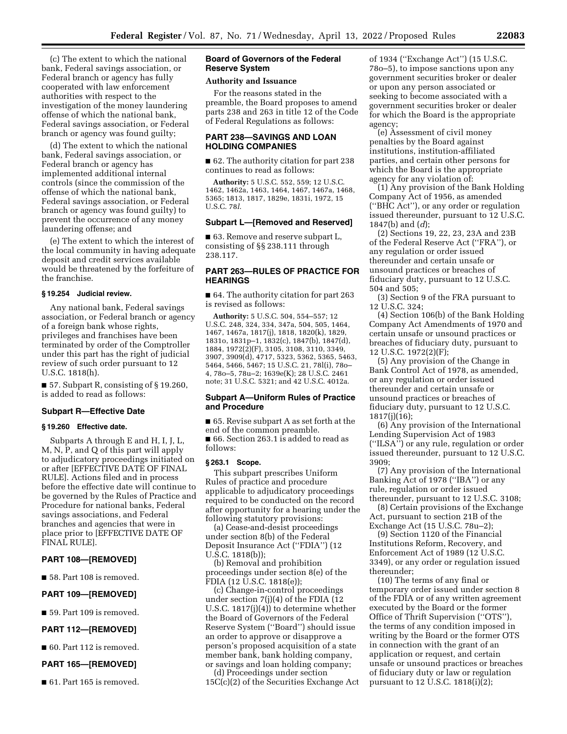(c) The extent to which the national bank, Federal savings association, or Federal branch or agency has fully cooperated with law enforcement authorities with respect to the investigation of the money laundering offense of which the national bank, Federal savings association, or Federal branch or agency was found guilty;

(d) The extent to which the national bank, Federal savings association, or Federal branch or agency has implemented additional internal controls (since the commission of the offense of which the national bank, Federal savings association, or Federal branch or agency was found guilty) to prevent the occurrence of any money laundering offense; and

(e) The extent to which the interest of the local community in having adequate deposit and credit services available would be threatened by the forfeiture of the franchise.

#### § 19.254 Judicial review.

Any national bank, Federal savings association, or Federal branch or agency of a foreign bank whose rights, privileges and franchises have been terminated by order of the Comptroller under this part has the right of judicial review of such order pursuant to 12 U.S.C. 1818(h).

■ 57. Subpart R, consisting of § 19.260, is added to read as follows:

### Subpart R—Effective Date

#### § 19.260 Effective date.

Subparts A through E and H, I, J, L, M, N, P, and Q of this part will apply to adjudicatory proceedings initiated on or after [EFFECTIVE DATE OF FINAL RULE]. Actions filed and in process before the effective date will continue to be governed by the Rules of Practice and Procedure for national banks, Federal savings associations, and Federal branches and agencies that were in place prior to [EFFECTIVE DATE OF FINAL RULE].

## PART 108—[REMOVED]

■ 58. Part 108 is removed.

## PART 109—[REMOVED]

■ 59. Part 109 is removed.

## PART 112—[REMOVED]

■ 60. Part 112 is removed.

## PART 165—[REMOVED]

■ 61. Part 165 is removed.

## Board of Governors of the Federal Reserve System

### Authority and Issuance

For the reasons stated in the preamble, the Board proposes to amend parts 238 and 263 in title 12 of the Code of Federal Regulations as follows:

## PART 238—SAVINGS AND LOAN HOLDING COMPANIES

■ 62. The authority citation for part 238 continues to read as follows:

**Authority:** 5 U.S.C. 552, 559; 12 U.S.C. 1462, 1462a, 1463, 1464, 1467, 1467a, 1468, 5365; 1813, 1817, 1829e, 1831i, 1972, 15 U.S.C. 78*l*.

### Subpart L—[Removed and Reserved]

■ 63. Remove and reserve subpart L, consisting of §§ 238.111 through 238.117.

## PART 263—RULES OF PRACTICE FOR HEARINGS

■ 64. The authority citation for part 263 is revised as follows:

**Authority:** 5 U.S.C. 504, 554–557; 12 U.S.C. 248, 324, 334, 347a, 504, 505, 1464, 1467, 1467a, 1817(j), 1818, 1820(k), 1829, 1831o, 1831p–1, 1832(c), 1847(b), 1847(d), 1884, 1972(2)(F), 3105, 3108, 3110, 3349, 3907, 3909(d), 4717, 5323, 5362, 5365, 5463, 5464, 5466, 5467; 15 U.S.C. 21, 78l(i), 78o–4, 78o–5, 78u–2; 1639e(K); 28 U.S.C. 2461 note; 31 U.S.C. 5321; and 42 U.S.C. 4012a.

### Subpart A—Uniform Rules of Practice and Procedure

■ 65. Revise subpart A as set forth at the end of the common preamble.

■ 66. Section 263.1 is added to read as follows:

#### § 263.1 Scope.

This subpart prescribes Uniform Rules of practice and procedure applicable to adjudicatory proceedings required to be conducted on the record after opportunity for a hearing under the following statutory provisions:

(a) Cease-and-desist proceedings under section 8(b) of the Federal Deposit Insurance Act (''FDIA'') (12 U.S.C. 1818(b));

(b) Removal and prohibition proceedings under section 8(e) of the FDIA (12 U.S.C. 1818(e));

(c) Change-in-control proceedings under section 7(j)(4) of the FDIA (12 U.S.C. 1817(j)(4)) to determine whether the Board of Governors of the Federal Reserve System (''Board'') should issue an order to approve or disapprove a person's proposed acquisition of a state member bank, bank holding company, or savings and loan holding company;

(d) Proceedings under section 15C(c)(2) of the Securities Exchange Act of 1934 (''Exchange Act'') (15 U.S.C. 78o–5), to impose sanctions upon any government securities broker or dealer or upon any person associated or seeking to become associated with a government securities broker or dealer for which the Board is the appropriate agency;

(e) Assessment of civil money penalties by the Board against institutions, institution-affiliated parties, and certain other persons for which the Board is the appropriate agency for any violation of:

(1) Any provision of the Bank Holding Company Act of 1956, as amended (''BHC Act''), or any order or regulation issued thereunder, pursuant to 12 U.S.C. 1847(b) and (*d*);

(2) Sections 19, 22, 23, 23A and 23B of the Federal Reserve Act (''FRA''), or any regulation or order issued thereunder and certain unsafe or unsound practices or breaches of fiduciary duty, pursuant to 12 U.S.C. 504 and 505;

(3) Section 9 of the FRA pursuant to 12 U.S.C. 324;

(4) Section 106(b) of the Bank Holding Company Act Amendments of 1970 and certain unsafe or unsound practices or breaches of fiduciary duty, pursuant to 12 U.S.C. 1972(2)(F);

(5) Any provision of the Change in Bank Control Act of 1978, as amended, or any regulation or order issued thereunder and certain unsafe or unsound practices or breaches of fiduciary duty, pursuant to 12 U.S.C. 1817(j)(16);

(6) Any provision of the International Lending Supervision Act of 1983 (''ILSA'') or any rule, regulation or order issued thereunder, pursuant to 12 U.S.C. 3909;

(7) Any provision of the International Banking Act of 1978 (''IBA'') or any rule, regulation or order issued thereunder, pursuant to 12 U.S.C. 3108;

(8) Certain provisions of the Exchange Act, pursuant to section 21B of the Exchange Act (15 U.S.C. 78u–2);

(9) Section 1120 of the Financial Institutions Reform, Recovery, and Enforcement Act of 1989 (12 U.S.C. 3349), or any order or regulation issued thereunder;

(10) The terms of any final or temporary order issued under section 8 of the FDIA or of any written agreement executed by the Board or the former Office of Thrift Supervision (''OTS''), the terms of any condition imposed in writing by the Board or the former OTS in connection with the grant of an application or request, and certain unsafe or unsound practices or breaches of fiduciary duty or law or regulation pursuant to 12 U.S.C. 1818(i)(2);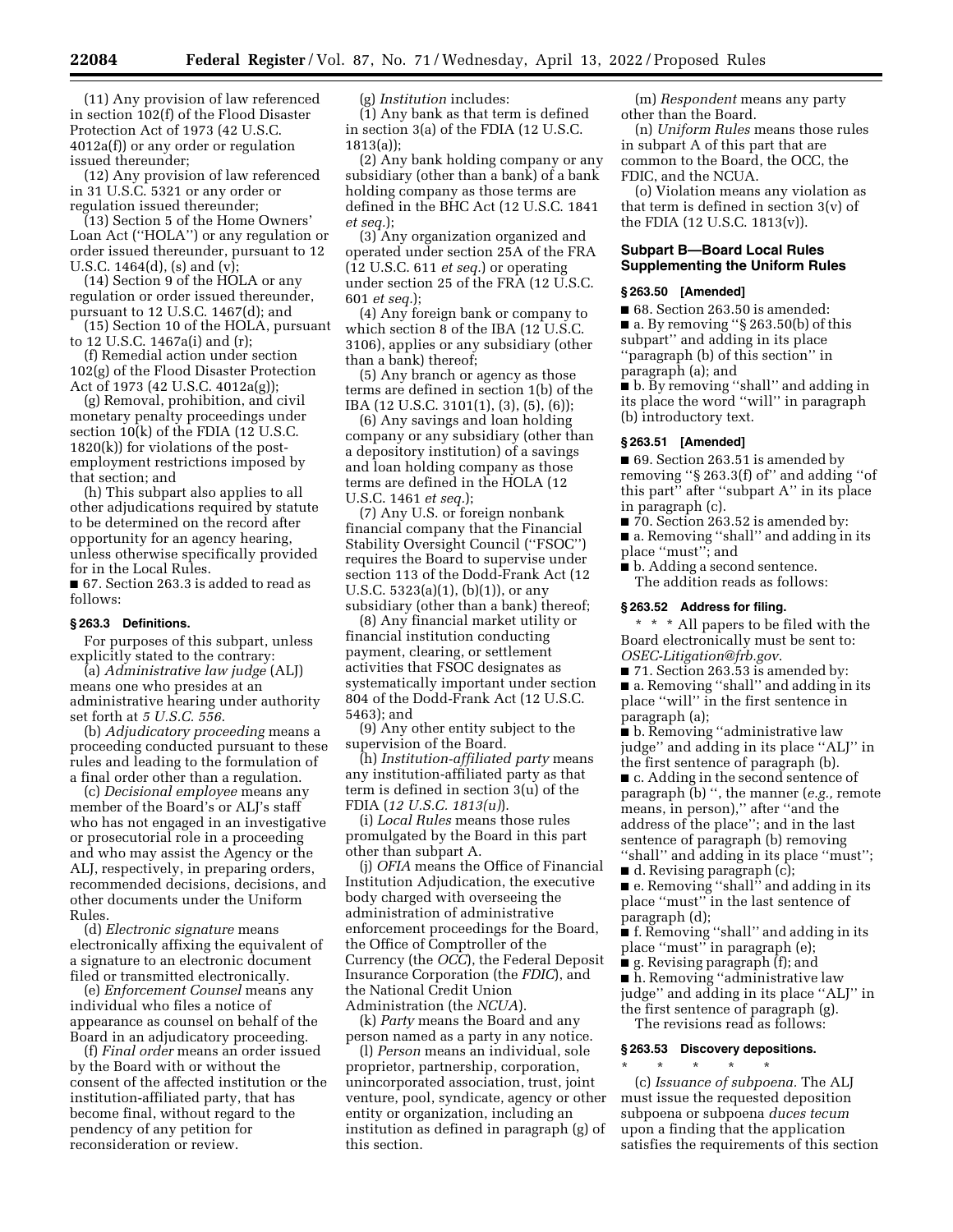(11) Any provision of law referenced in section 102(f) of the Flood Disaster Protection Act of 1973 (42 U.S.C. 4012a(f)) or any order or regulation issued thereunder;

(12) Any provision of law referenced in 31 U.S.C. 5321 or any order or regulation issued thereunder;

(13) Section 5 of the Home Owners' Loan Act (''HOLA'') or any regulation or order issued thereunder, pursuant to 12 U.S.C. 1464(d), (s) and (v);

(14) Section 9 of the HOLA or any regulation or order issued thereunder, pursuant to 12 U.S.C. 1467(d); and

(15) Section 10 of the HOLA, pursuant to 12 U.S.C. 1467a(i) and (r);

(f) Remedial action under section 102(g) of the Flood Disaster Protection Act of 1973 (42 U.S.C. 4012a(g));

(g) Removal, prohibition, and civil monetary penalty proceedings under section 10(k) of the FDIA (12 U.S.C. 1820(k)) for violations of the post-employment restrictions imposed by that section; and

(h) This subpart also applies to all other adjudications required by statute to be determined on the record after opportunity for an agency hearing, unless otherwise specifically provided for in the Local Rules.

■ 67. Section 263.3 is added to read as follows:

### § 263.3 Definitions.

For purposes of this subpart, unless explicitly stated to the contrary:

(a) *Administrative law judge* (ALJ) means one who presides at an administrative hearing under authority set forth at *5 U.S.C. 556*.

(b) *Adjudicatory proceeding* means a proceeding conducted pursuant to these rules and leading to the formulation of a final order other than a regulation.

(c) *Decisional employee* means any member of the Board's or ALJ's staff who has not engaged in an investigative or prosecutorial role in a proceeding and who may assist the Agency or the ALJ, respectively, in preparing orders, recommended decisions, decisions, and other documents under the Uniform Rules.

(d) *Electronic signature* means electronically affixing the equivalent of a signature to an electronic document filed or transmitted electronically.

(e) *Enforcement Counsel* means any individual who files a notice of appearance as counsel on behalf of the Board in an adjudicatory proceeding.

(f) *Final order* means an order issued by the Board with or without the consent of the affected institution or the institution-affiliated party, that has become final, without regard to the pendency of any petition for reconsideration or review.

(g) *Institution* includes:

(1) Any bank as that term is defined in section 3(a) of the FDIA (12 U.S.C. 1813(a));

(2) Any bank holding company or any subsidiary (other than a bank) of a bank holding company as those terms are defined in the BHC Act (12 U.S.C. 1841 *et seq.*);

(3) Any organization organized and operated under section 25A of the FRA (12 U.S.C. 611 *et seq.*) or operating under section 25 of the FRA (12 U.S.C. 601 *et seq.*);

(4) Any foreign bank or company to which section 8 of the IBA (12 U.S.C. 3106), applies or any subsidiary (other than a bank) thereof;

(5) Any branch or agency as those terms are defined in section 1(b) of the IBA (12 U.S.C. 3101(1), (3), (5), (6));

(6) Any savings and loan holding company or any subsidiary (other than a depository institution) of a savings and loan holding company as those terms are defined in the HOLA (12 U.S.C. 1461 *et seq.*);

(7) Any U.S. or foreign nonbank financial company that the Financial Stability Oversight Council (''FSOC'') requires the Board to supervise under section 113 of the Dodd-Frank Act (12 U.S.C. 5323(a)(1), (b)(1)), or any subsidiary (other than a bank) thereof;

(8) Any financial market utility or financial institution conducting payment, clearing, or settlement activities that FSOC designates as systematically important under section 804 of the Dodd-Frank Act (12 U.S.C. 5463); and

(9) Any other entity subject to the supervision of the Board.

(h) *Institution-affiliated party* means any institution-affiliated party as that term is defined in section 3(u) of the FDIA (*12 U.S.C. 1813(u)*).

(i) *Local Rules* means those rules promulgated by the Board in this part other than subpart A.

(j) *OFIA* means the Office of Financial Institution Adjudication, the executive body charged with overseeing the administration of administrative enforcement proceedings for the Board, the Office of Comptroller of the Currency (the *OCC*), the Federal Deposit Insurance Corporation (the *FDIC*), and the National Credit Union Administration (the *NCUA*).

(k) *Party* means the Board and any person named as a party in any notice.

(l) *Person* means an individual, sole proprietor, partnership, corporation, unincorporated association, trust, joint venture, pool, syndicate, agency or other entity or organization, including an institution as defined in paragraph (g) of this section.

(m) *Respondent* means any party other than the Board.

(n) *Uniform Rules* means those rules in subpart A of this part that are common to the Board, the OCC, the FDIC, and the NCUA.

(o) Violation means any violation as that term is defined in section 3(v) of the FDIA (12 U.S.C. 1813(v)).

## Subpart B—Board Local Rules Supplementing the Uniform Rules

### § 263.50 [Amended]

■ 68. Section 263.50 is amended:

■ a. By removing ''§ 263.50(b) of this subpart'' and adding in its place ''paragraph (b) of this section'' in paragraph (a); and

■ b. By removing ''shall'' and adding in its place the word ''will'' in paragraph (b) introductory text.

### § 263.51 [Amended]

■ 69. Section 263.51 is amended by removing ''§ 263.3(f) of'' and adding ''of this part'' after ''subpart A'' in its place in paragraph (c).

■ 70. Section 263.52 is amended by:

■ a. Removing ''shall'' and adding in its place ''must''; and

■ b. Adding a second sentence.

The addition reads as follows:

### § 263.52 Address for filing.

\* \* \* All papers to be filed with the Board electronically must be sent to: *OSEC-Litigation@frb.gov*.

■ 71. Section 263.53 is amended by:

■ a. Removing ''shall'' and adding in its place ''will'' in the first sentence in paragraph (a);

■ b. Removing ''administrative law judge'' and adding in its place ''ALJ'' in the first sentence of paragraph (b).

■ c. Adding in the second sentence of paragraph (b) '', the manner (*e.g.,* remote means, in person),'' after ''and the address of the place''; and in the last sentence of paragraph (b) removing ''shall'' and adding in its place ''must'';

■ d. Revising paragraph (c);

■ e. Removing ''shall'' and adding in its place ''must'' in the last sentence of paragraph (d);

■ f. Removing ''shall'' and adding in its place ''must'' in paragraph (e);

■ g. Revising paragraph (f); and

■ h. Removing ''administrative law judge'' and adding in its place ''ALJ'' in the first sentence of paragraph (g).

The revisions read as follows:

### § 263.53 Discovery depositions.

\* \* \* \* \*

(c) *Issuance of subpoena.* The ALJ must issue the requested deposition subpoena or subpoena *duces tecum* upon a finding that the application satisfies the requirements of this section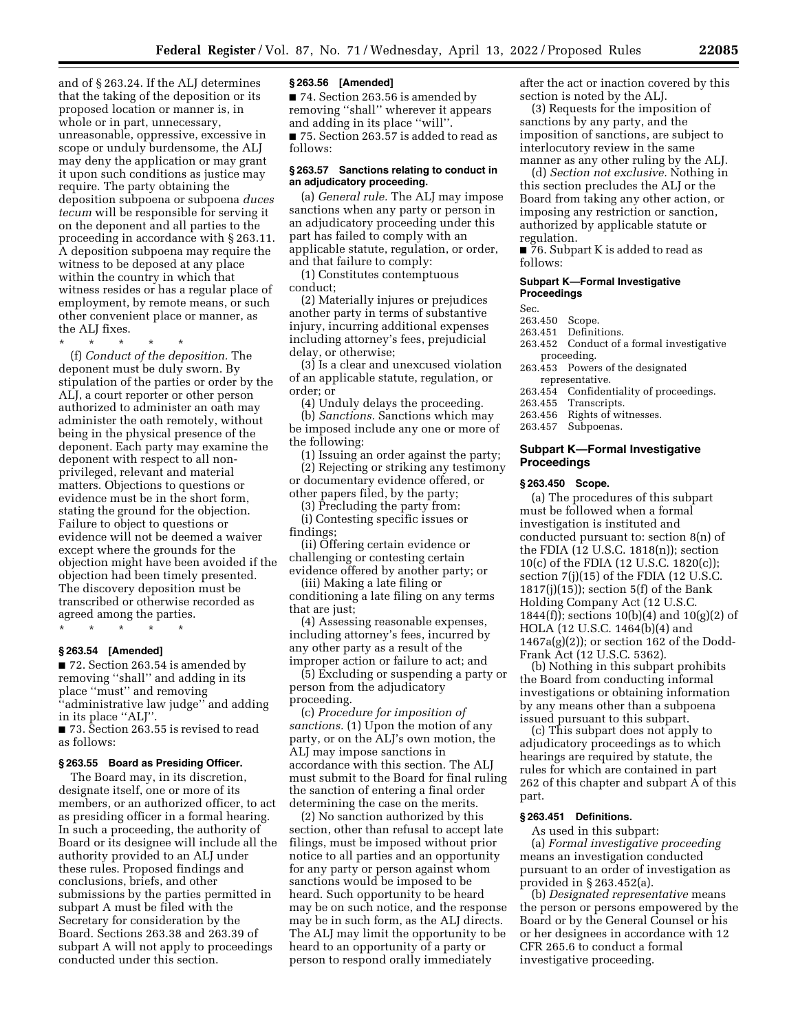and of § 263.24. If the ALJ determines that the taking of the deposition or its proposed location or manner is, in whole or in part, unnecessary, unreasonable, oppressive, excessive in scope or unduly burdensome, the ALJ may deny the application or may grant it upon such conditions as justice may require. The party obtaining the deposition subpoena or subpoena *duces tecum* will be responsible for serving it on the deponent and all parties to the proceeding in accordance with § 263.11. A deposition subpoena may require the witness to be deposed at any place within the country in which that witness resides or has a regular place of employment, by remote means, or such other convenient place or manner, as the ALJ fixes.

\* \* \* \* \*

(f) *Conduct of the deposition.* The deponent must be duly sworn. By stipulation of the parties or order by the ALJ, a court reporter or other person authorized to administer an oath may administer the oath remotely, without being in the physical presence of the deponent. Each party may examine the deponent with respect to all non-privileged, relevant and material matters. Objections to questions or evidence must be in the short form, stating the ground for the objection. Failure to object to questions or evidence will not be deemed a waiver except where the grounds for the objection might have been avoided if the objection had been timely presented. The discovery deposition must be transcribed or otherwise recorded as agreed among the parties.

\* \* \* \* \*

**§ 263.54 [Amended]**

■ 72. Section 263.54 is amended by removing ''shall'' and adding in its place ''must'' and removing ''administrative law judge'' and adding in its place ''ALJ''.

■ 73. Section 263.55 is revised to read as follows:

**§ 263.55 Board as Presiding Officer.**

The Board may, in its discretion, designate itself, one or more of its members, or an authorized officer, to act as presiding officer in a formal hearing. In such a proceeding, the authority of Board or its designee will include all the authority provided to an ALJ under these rules. Proposed findings and conclusions, briefs, and other submissions by the parties permitted in subpart A must be filed with the Secretary for consideration by the Board. Sections 263.38 and 263.39 of subpart A will not apply to proceedings conducted under this section.

**§ 263.56 [Amended]**

■ 74. Section 263.56 is amended by removing ''shall'' wherever it appears and adding in its place ''will''.

■ 75. Section 263.57 is added to read as follows:

**§ 263.57 Sanctions relating to conduct in an adjudicatory proceeding.**

(a) *General rule.* The ALJ may impose sanctions when any party or person in an adjudicatory proceeding under this part has failed to comply with an applicable statute, regulation, or order, and that failure to comply:

(1) Constitutes contemptuous conduct;

(2) Materially injures or prejudices another party in terms of substantive injury, incurring additional expenses including attorney's fees, prejudicial delay, or otherwise;

(3) Is a clear and unexcused violation of an applicable statute, regulation, or order; or

(4) Unduly delays the proceeding.

(b) *Sanctions.* Sanctions which may be imposed include any one or more of the following:

(1) Issuing an order against the party;

(2) Rejecting or striking any testimony or documentary evidence offered, or other papers filed, by the party;

(3) Precluding the party from:

(i) Contesting specific issues or findings;

(ii) Offering certain evidence or challenging or contesting certain evidence offered by another party; or

(iii) Making a late filing or conditioning a late filing on any terms that are just;

(4) Assessing reasonable expenses, including attorney's fees, incurred by any other party as a result of the improper action or failure to act; and

(5) Excluding or suspending a party or person from the adjudicatory proceeding.

(c) *Procedure for imposition of sanctions.* (1) Upon the motion of any party, or on the ALJ's own motion, the ALJ may impose sanctions in accordance with this section. The ALJ must submit to the Board for final ruling the sanction of entering a final order determining the case on the merits.

(2) No sanction authorized by this section, other than refusal to accept late filings, must be imposed without prior notice to all parties and an opportunity for any party or person against whom sanctions would be imposed to be heard. Such opportunity to be heard may be on such notice, and the response may be in such form, as the ALJ directs. The ALJ may limit the opportunity to be heard to an opportunity of a party or person to respond orally immediately after the act or inaction covered by this section is noted by the ALJ.

(3) Requests for the imposition of sanctions by any party, and the imposition of sanctions, are subject to interlocutory review in the same manner as any other ruling by the ALJ.

(d) *Section not exclusive.* Nothing in this section precludes the ALJ or the Board from taking any other action, or imposing any restriction or sanction, authorized by applicable statute or regulation.

■ 76. Subpart K is added to read as follows:

**Subpart K—Formal Investigative Proceedings**

Sec.
263.450 Scope.
263.451 Definitions.
263.452 Conduct of a formal investigative proceeding.
263.453 Powers of the designated representative.
263.454 Confidentiality of proceedings.
263.455 Transcripts.
263.456 Rights of witnesses.
263.457 Subpoenas.

## Subpart K—Formal Investigative Proceedings

**§ 263.450 Scope.**

(a) The procedures of this subpart must be followed when a formal investigation is instituted and conducted pursuant to: section 8(n) of the FDIA (12 U.S.C. 1818(n)); section 10(c) of the FDIA (12 U.S.C. 1820(c)); section 7(j)(15) of the FDIA (12 U.S.C. 1817(j)(15)); section 5(f) of the Bank Holding Company Act (12 U.S.C. 1844(f)); sections 10(b)(4) and 10(g)(2) of HOLA (12 U.S.C. 1464(b)(4) and 1467a(g)(2)); or section 162 of the Dodd-Frank Act (12 U.S.C. 5362).

(b) Nothing in this subpart prohibits the Board from conducting informal investigations or obtaining information by any means other than a subpoena issued pursuant to this subpart.

(c) This subpart does not apply to adjudicatory proceedings as to which hearings are required by statute, the rules for which are contained in part 262 of this chapter and subpart A of this part.

**§ 263.451 Definitions.**

As used in this subpart:

(a) *Formal investigative proceeding* means an investigation conducted pursuant to an order of investigation as provided in § 263.452(a).

(b) *Designated representative* means the person or persons empowered by the Board or by the General Counsel or his or her designees in accordance with 12 CFR 265.6 to conduct a formal investigative proceeding.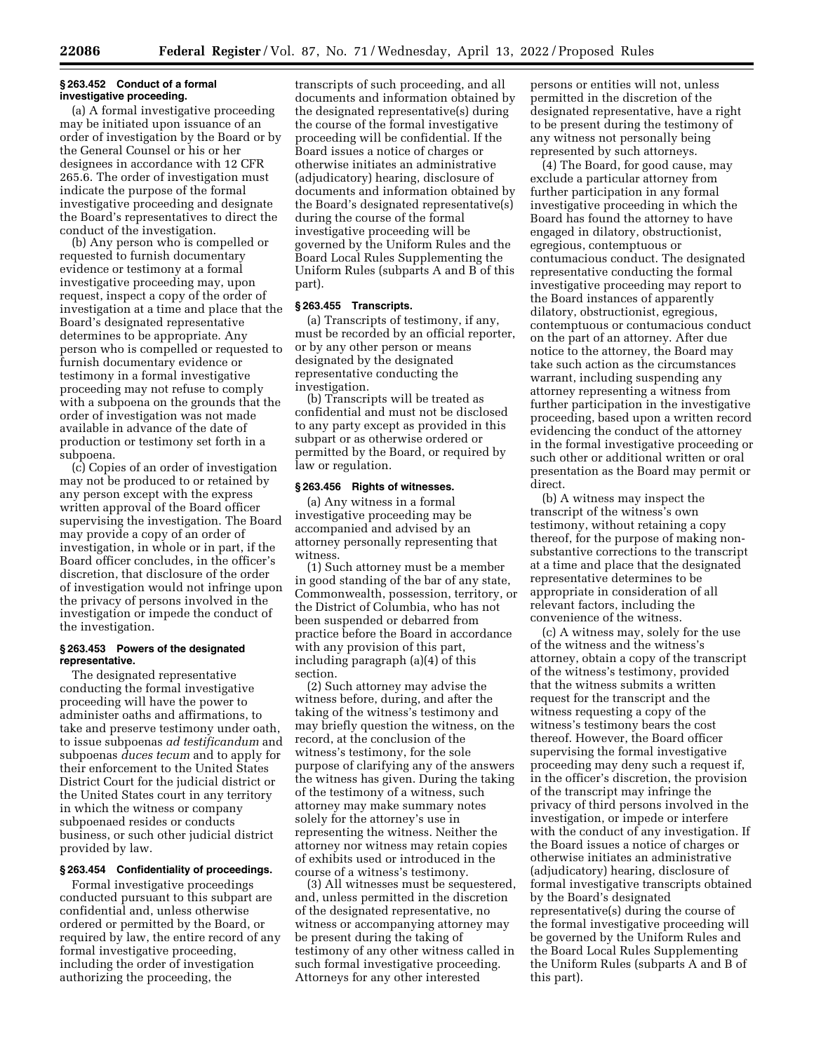### § 263.452 Conduct of a formal investigative proceeding.

(a) A formal investigative proceeding may be initiated upon issuance of an order of investigation by the Board or by the General Counsel or his or her designees in accordance with 12 CFR 265.6. The order of investigation must indicate the purpose of the formal investigative proceeding and designate the Board's representatives to direct the conduct of the investigation.

(b) Any person who is compelled or requested to furnish documentary evidence or testimony at a formal investigative proceeding may, upon request, inspect a copy of the order of investigation at a time and place that the Board's designated representative determines to be appropriate. Any person who is compelled or requested to furnish documentary evidence or testimony in a formal investigative proceeding may not refuse to comply with a subpoena on the grounds that the order of investigation was not made available in advance of the date of production or testimony set forth in a subpoena.

(c) Copies of an order of investigation may not be produced to or retained by any person except with the express written approval of the Board officer supervising the investigation. The Board may provide a copy of an order of investigation, in whole or in part, if the Board officer concludes, in the officer's discretion, that disclosure of the order of investigation would not infringe upon the privacy of persons involved in the investigation or impede the conduct of the investigation.

### § 263.453 Powers of the designated representative.

The designated representative conducting the formal investigative proceeding will have the power to administer oaths and affirmations, to take and preserve testimony under oath, to issue subpoenas *ad testificandum* and subpoenas *duces tecum* and to apply for their enforcement to the United States District Court for the judicial district or the United States court in any territory in which the witness or company subpoenaed resides or conducts business, or such other judicial district provided by law.

### § 263.454 Confidentiality of proceedings.

Formal investigative proceedings conducted pursuant to this subpart are confidential and, unless otherwise ordered or permitted by the Board, or required by law, the entire record of any formal investigative proceeding, including the order of investigation authorizing the proceeding, the transcripts of such proceeding, and all documents and information obtained by the designated representative(s) during the course of the formal investigative proceeding will be confidential. If the Board issues a notice of charges or otherwise initiates an administrative (adjudicatory) hearing, disclosure of documents and information obtained by the Board's designated representative(s) during the course of the formal investigative proceeding will be governed by the Uniform Rules and the Board Local Rules Supplementing the Uniform Rules (subparts A and B of this part).

### § 263.455 Transcripts.

(a) Transcripts of testimony, if any, must be recorded by an official reporter, or by any other person or means designated by the designated representative conducting the investigation.

(b) Transcripts will be treated as confidential and must not be disclosed to any party except as provided in this subpart or as otherwise ordered or permitted by the Board, or required by law or regulation.

### § 263.456 Rights of witnesses.

(a) Any witness in a formal investigative proceeding may be accompanied and advised by an attorney personally representing that witness.

(1) Such attorney must be a member in good standing of the bar of any state, Commonwealth, possession, territory, or the District of Columbia, who has not been suspended or debarred from practice before the Board in accordance with any provision of this part, including paragraph (a)(4) of this section.

(2) Such attorney may advise the witness before, during, and after the taking of the witness's testimony and may briefly question the witness, on the record, at the conclusion of the witness's testimony, for the sole purpose of clarifying any of the answers the witness has given. During the taking of the testimony of a witness, such attorney may make summary notes solely for the attorney's use in representing the witness. Neither the attorney nor witness may retain copies of exhibits used or introduced in the course of a witness's testimony.

(3) All witnesses must be sequestered, and, unless permitted in the discretion of the designated representative, no witness or accompanying attorney may be present during the taking of testimony of any other witness called in such formal investigative proceeding. Attorneys for any other interested persons or entities will not, unless permitted in the discretion of the designated representative, have a right to be present during the testimony of any witness not personally being represented by such attorneys.

(4) The Board, for good cause, may exclude a particular attorney from further participation in any formal investigative proceeding in which the Board has found the attorney to have engaged in dilatory, obstructionist, egregious, contemptuous or contumacious conduct. The designated representative conducting the formal investigative proceeding may report to the Board instances of apparently dilatory, obstructionist, egregious, contemptuous or contumacious conduct on the part of an attorney. After due notice to the attorney, the Board may take such action as the circumstances warrant, including suspending any attorney representing a witness from further participation in the investigative proceeding, based upon a written record evidencing the conduct of the attorney in the formal investigative proceeding or such other or additional written or oral presentation as the Board may permit or direct.

(b) A witness may inspect the transcript of the witness's own testimony, without retaining a copy thereof, for the purpose of making non-substantive corrections to the transcript at a time and place that the designated representative determines to be appropriate in consideration of all relevant factors, including the convenience of the witness.

(c) A witness may, solely for the use of the witness and the witness's attorney, obtain a copy of the transcript of the witness's testimony, provided that the witness submits a written request for the transcript and the witness requesting a copy of the witness's testimony bears the cost thereof. However, the Board officer supervising the formal investigative proceeding may deny such a request if, in the officer's discretion, the provision of the transcript may infringe the privacy of third persons involved in the investigation, or impede or interfere with the conduct of any investigation. If the Board issues a notice of charges or otherwise initiates an administrative (adjudicatory) hearing, disclosure of formal investigative transcripts obtained by the Board's designated representative(s) during the course of the formal investigative proceeding will be governed by the Uniform Rules and the Board Local Rules Supplementing the Uniform Rules (subparts A and B of this part).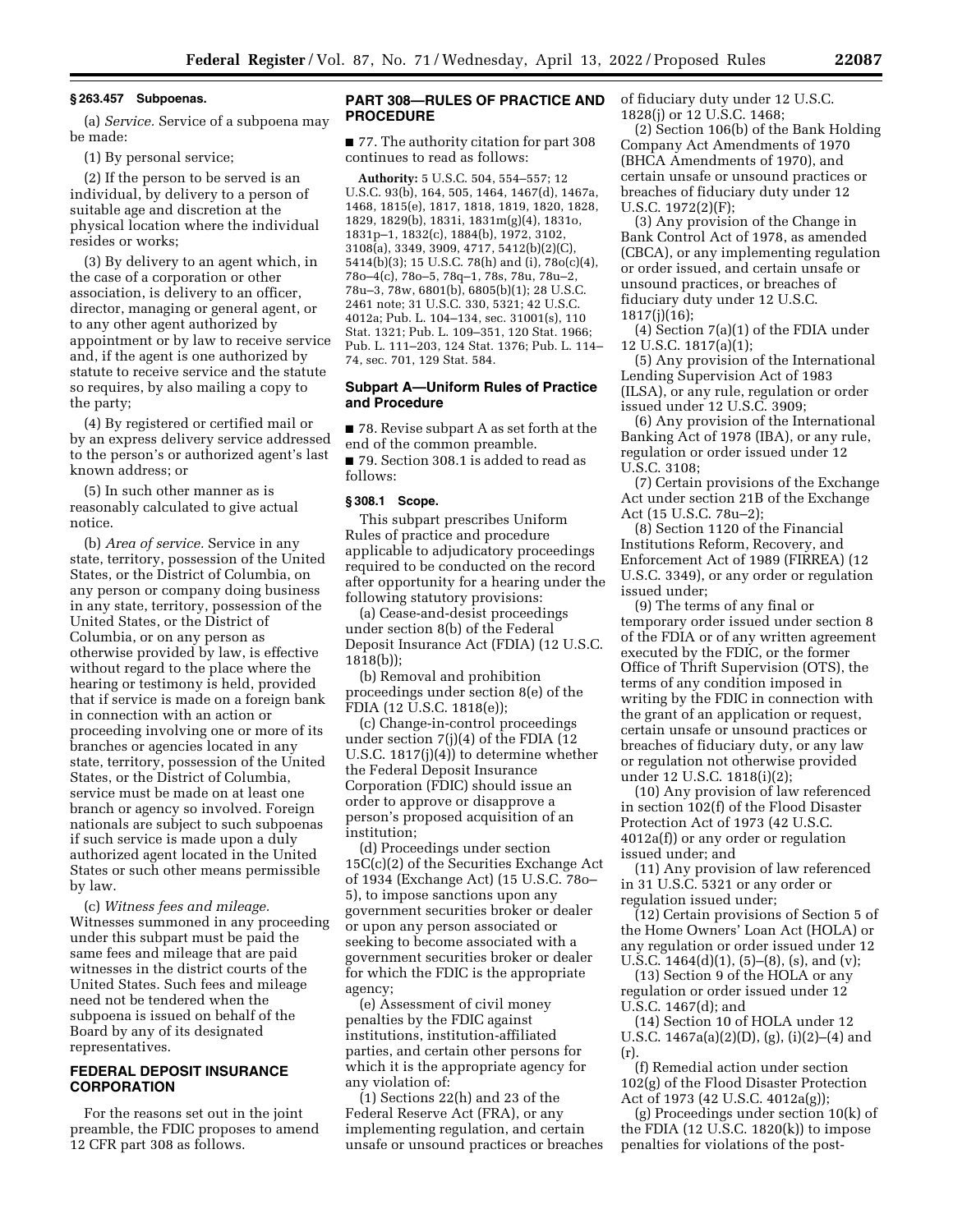### § 263.457 Subpoenas.

(a) *Service.* Service of a subpoena may be made:

(1) By personal service;

(2) If the person to be served is an individual, by delivery to a person of suitable age and discretion at the physical location where the individual resides or works;

(3) By delivery to an agent which, in the case of a corporation or other association, is delivery to an officer, director, managing or general agent, or to any other agent authorized by appointment or by law to receive service and, if the agent is one authorized by statute to receive service and the statute so requires, by also mailing a copy to the party;

(4) By registered or certified mail or by an express delivery service addressed to the person's or authorized agent's last known address; or

(5) In such other manner as is reasonably calculated to give actual notice.

(b) *Area of service.* Service in any state, territory, possession of the United States, or the District of Columbia, on any person or company doing business in any state, territory, possession of the United States, or the District of Columbia, or on any person as otherwise provided by law, is effective without regard to the place where the hearing or testimony is held, provided that if service is made on a foreign bank in connection with an action or proceeding involving one or more of its branches or agencies located in any state, territory, possession of the United States, or the District of Columbia, service must be made on at least one branch or agency so involved. Foreign nationals are subject to such subpoenas if such service is made upon a duly authorized agent located in the United States or such other means permissible by law.

(c) *Witness fees and mileage.* Witnesses summoned in any proceeding under this subpart must be paid the same fees and mileage that are paid witnesses in the district courts of the United States. Such fees and mileage need not be tendered when the subpoena is issued on behalf of the Board by any of its designated representatives.

## FEDERAL DEPOSIT INSURANCE CORPORATION

For the reasons set out in the joint preamble, the FDIC proposes to amend 12 CFR part 308 as follows.

## PART 308—RULES OF PRACTICE AND PROCEDURE

■ 77. The authority citation for part 308 continues to read as follows:

**Authority:** 5 U.S.C. 504, 554–557; 12 U.S.C. 93(b), 164, 505, 1464, 1467(d), 1467a, 1468, 1815(e), 1817, 1818, 1819, 1820, 1828, 1829, 1829(b), 1831i, 1831m(g)(4), 1831o, 1831p–1, 1832(c), 1884(b), 1972, 3102, 3108(a), 3349, 3909, 4717, 5412(b)(2)(C), 5414(b)(3); 15 U.S.C. 78(h) and (i), 78o(c)(4), 78o–4(c), 78o–5, 78q–1, 78s, 78u, 78u–2, 78u–3, 78w, 6801(b), 6805(b)(1); 28 U.S.C. 2461 note; 31 U.S.C. 330, 5321; 42 U.S.C. 4012a; Pub. L. 104–134, sec. 31001(s), 110 Stat. 1321; Pub. L. 109–351, 120 Stat. 1966; Pub. L. 111–203, 124 Stat. 1376; Pub. L. 114–74, sec. 701, 129 Stat. 584.

### Subpart A—Uniform Rules of Practice and Procedure

■ 78. Revise subpart A as set forth at the end of the common preamble.

■ 79. Section 308.1 is added to read as follows:

### § 308.1 Scope.

This subpart prescribes Uniform Rules of practice and procedure applicable to adjudicatory proceedings required to be conducted on the record after opportunity for a hearing under the following statutory provisions:

(a) Cease-and-desist proceedings under section 8(b) of the Federal Deposit Insurance Act (FDIA) (12 U.S.C. 1818(b));

(b) Removal and prohibition proceedings under section 8(e) of the FDIA (12 U.S.C. 1818(e));

(c) Change-in-control proceedings under section 7(j)(4) of the FDIA (12 U.S.C. 1817(j)(4)) to determine whether the Federal Deposit Insurance Corporation (FDIC) should issue an order to approve or disapprove a person's proposed acquisition of an institution;

(d) Proceedings under section 15C(c)(2) of the Securities Exchange Act of 1934 (Exchange Act) (15 U.S.C. 78o–5), to impose sanctions upon any government securities broker or dealer or upon any person associated or seeking to become associated with a government securities broker or dealer for which the FDIC is the appropriate agency;

(e) Assessment of civil money penalties by the FDIC against institutions, institution-affiliated parties, and certain other persons for which it is the appropriate agency for any violation of:

(1) Sections 22(h) and 23 of the Federal Reserve Act (FRA), or any implementing regulation, and certain unsafe or unsound practices or breaches of fiduciary duty under 12 U.S.C. 1828(j) or 12 U.S.C. 1468;

(2) Section 106(b) of the Bank Holding Company Act Amendments of 1970 (BHCA Amendments of 1970), and certain unsafe or unsound practices or breaches of fiduciary duty under 12 U.S.C. 1972(2)(F);

(3) Any provision of the Change in Bank Control Act of 1978, as amended (CBCA), or any implementing regulation or order issued, and certain unsafe or unsound practices, or breaches of fiduciary duty under 12 U.S.C. 1817(j)(16);

(4) Section 7(a)(1) of the FDIA under 12 U.S.C. 1817(a)(1);

(5) Any provision of the International Lending Supervision Act of 1983 (ILSA), or any rule, regulation or order issued under 12 U.S.C. 3909;

(6) Any provision of the International Banking Act of 1978 (IBA), or any rule, regulation or order issued under 12 U.S.C. 3108;

(7) Certain provisions of the Exchange Act under section 21B of the Exchange Act (15 U.S.C. 78u–2);

(8) Section 1120 of the Financial Institutions Reform, Recovery, and Enforcement Act of 1989 (FIRREA) (12 U.S.C. 3349), or any order or regulation issued under;

(9) The terms of any final or temporary order issued under section 8 of the FDIA or of any written agreement executed by the FDIC, or the former Office of Thrift Supervision (OTS), the terms of any condition imposed in writing by the FDIC in connection with the grant of an application or request, certain unsafe or unsound practices or breaches of fiduciary duty, or any law or regulation not otherwise provided under 12 U.S.C. 1818(i)(2);

(10) Any provision of law referenced in section 102(f) of the Flood Disaster Protection Act of 1973 (42 U.S.C. 4012a(f)) or any order or regulation issued under; and

(11) Any provision of law referenced in 31 U.S.C. 5321 or any order or regulation issued under;

(12) Certain provisions of Section 5 of the Home Owners' Loan Act (HOLA) or any regulation or order issued under 12 U.S.C. 1464(d)(1), (5)–(8), (s), and (v);

(13) Section 9 of the HOLA or any regulation or order issued under 12 U.S.C. 1467(d); and

(14) Section 10 of HOLA under 12 U.S.C. 1467a(a)(2)(D), (g), (i)(2)–(4) and (r).

(f) Remedial action under section 102(g) of the Flood Disaster Protection Act of 1973 (42 U.S.C. 4012a(g));

(g) Proceedings under section 10(k) of the FDIA (12 U.S.C. 1820(k)) to impose penalties for violations of the post-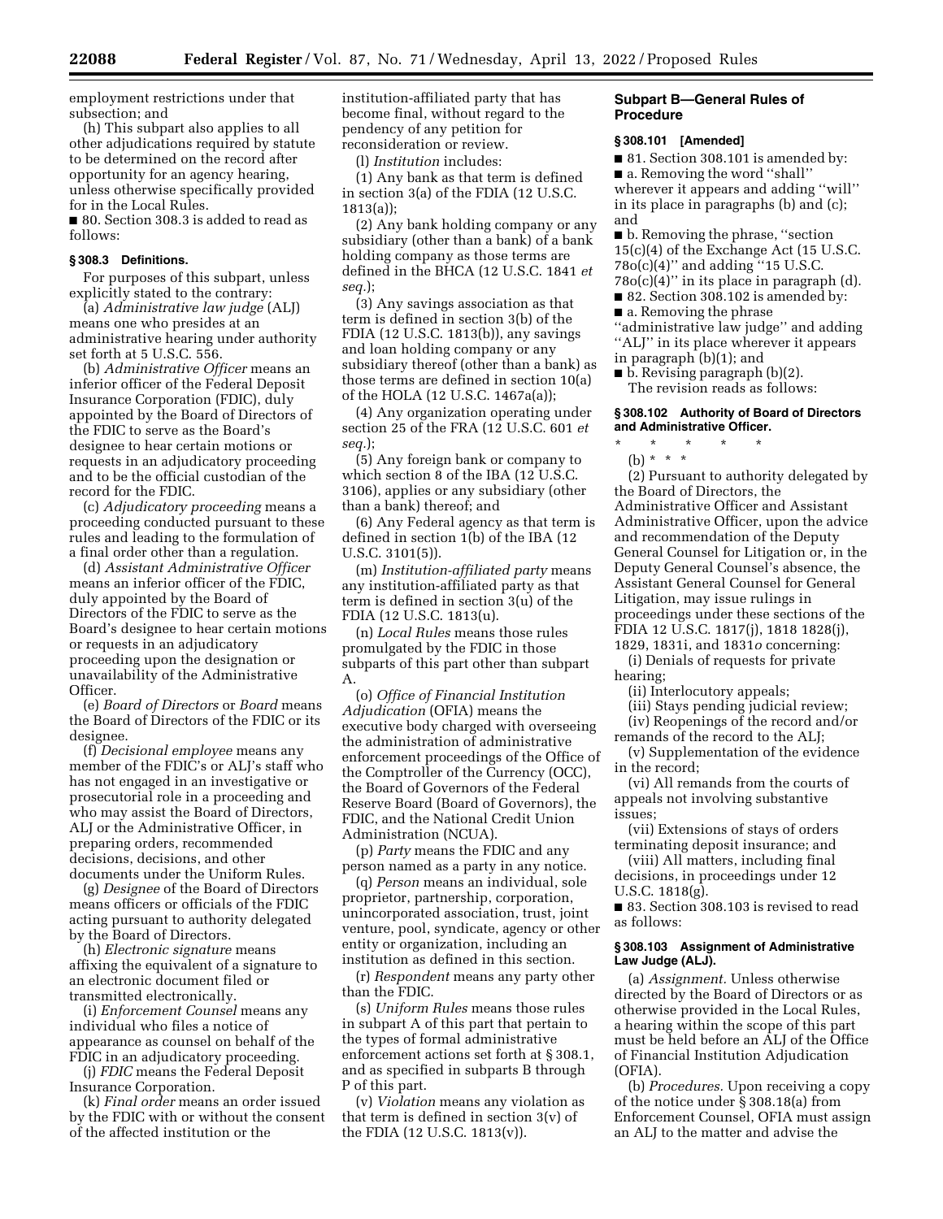employment restrictions under that subsection; and

(h) This subpart also applies to all other adjudications required by statute to be determined on the record after opportunity for an agency hearing, unless otherwise specifically provided for in the Local Rules.

■ 80. Section 308.3 is added to read as follows:

### § 308.3 Definitions.

For purposes of this subpart, unless explicitly stated to the contrary:

(a) *Administrative law judge* (ALJ) means one who presides at an administrative hearing under authority set forth at 5 U.S.C. 556.

(b) *Administrative Officer* means an inferior officer of the Federal Deposit Insurance Corporation (FDIC), duly appointed by the Board of Directors of the FDIC to serve as the Board's designee to hear certain motions or requests in an adjudicatory proceeding and to be the official custodian of the record for the FDIC.

(c) *Adjudicatory proceeding* means a proceeding conducted pursuant to these rules and leading to the formulation of a final order other than a regulation.

(d) *Assistant Administrative Officer* means an inferior officer of the FDIC, duly appointed by the Board of Directors of the FDIC to serve as the Board's designee to hear certain motions or requests in an adjudicatory proceeding upon the designation or unavailability of the Administrative Officer.

(e) *Board of Directors* or *Board* means the Board of Directors of the FDIC or its designee.

(f) *Decisional employee* means any member of the FDIC's or ALJ's staff who has not engaged in an investigative or prosecutorial role in a proceeding and who may assist the Board of Directors, ALJ or the Administrative Officer, in preparing orders, recommended decisions, decisions, and other documents under the Uniform Rules.

(g) *Designee* of the Board of Directors means officers or officials of the FDIC acting pursuant to authority delegated by the Board of Directors.

(h) *Electronic signature* means affixing the equivalent of a signature to an electronic document filed or transmitted electronically.

(i) *Enforcement Counsel* means any individual who files a notice of appearance as counsel on behalf of the FDIC in an adjudicatory proceeding.

(j) *FDIC* means the Federal Deposit Insurance Corporation.

(k) *Final order* means an order issued by the FDIC with or without the consent of the affected institution or the institution-affiliated party that has become final, without regard to the pendency of any petition for reconsideration or review.

(l) *Institution* includes:

(1) Any bank as that term is defined in section 3(a) of the FDIA (12 U.S.C. 1813(a));

(2) Any bank holding company or any subsidiary (other than a bank) of a bank holding company as those terms are defined in the BHCA (12 U.S.C. 1841 *et seq.*);

(3) Any savings association as that term is defined in section 3(b) of the FDIA (12 U.S.C. 1813(b)), any savings and loan holding company or any subsidiary thereof (other than a bank) as those terms are defined in section 10(a) of the HOLA (12 U.S.C. 1467a(a));

(4) Any organization operating under section 25 of the FRA (12 U.S.C. 601 *et seq.*);

(5) Any foreign bank or company to which section 8 of the IBA (12 U.S.C. 3106), applies or any subsidiary (other than a bank) thereof; and

(6) Any Federal agency as that term is defined in section 1(b) of the IBA (12 U.S.C. 3101(5)).

(m) *Institution-affiliated party* means any institution-affiliated party as that term is defined in section 3(u) of the FDIA (12 U.S.C. 1813(u).

(n) *Local Rules* means those rules promulgated by the FDIC in those subparts of this part other than subpart A.

(o) *Office of Financial Institution Adjudication* (OFIA) means the executive body charged with overseeing the administration of administrative enforcement proceedings of the Office of the Comptroller of the Currency (OCC), the Board of Governors of the Federal Reserve Board (Board of Governors), the FDIC, and the National Credit Union Administration (NCUA).

(p) *Party* means the FDIC and any person named as a party in any notice.

(q) *Person* means an individual, sole proprietor, partnership, corporation, unincorporated association, trust, joint venture, pool, syndicate, agency or other entity or organization, including an institution as defined in this section.

(r) *Respondent* means any party other than the FDIC.

(s) *Uniform Rules* means those rules in subpart A of this part that pertain to the types of formal administrative enforcement actions set forth at § 308.1, and as specified in subparts B through P of this part.

(v) *Violation* means any violation as that term is defined in section 3(v) of the FDIA (12 U.S.C. 1813(v)).

## Subpart B—General Rules of Procedure

### § 308.101 [Amended]

■ 81. Section 308.101 is amended by:

■ a. Removing the word "shall" wherever it appears and adding "will" in its place in paragraphs (b) and (c); and

■ b. Removing the phrase, "section 15(c)(4) of the Exchange Act (15 U.S.C. 78o(c)(4)" and adding "15 U.S.C. 78o(c)(4)" in its place in paragraph (d).

■ 82. Section 308.102 is amended by:

■ a. Removing the phrase "administrative law judge" and adding "ALJ" in its place wherever it appears in paragraph (b)(1); and

■ b. Revising paragraph (b)(2).

The revision reads as follows:

### § 308.102 Authority of Board of Directors and Administrative Officer.

\* \* \* \* \*

(b) \* \* \*

(2) Pursuant to authority delegated by the Board of Directors, the Administrative Officer and Assistant Administrative Officer, upon the advice and recommendation of the Deputy General Counsel for Litigation or, in the Deputy General Counsel's absence, the Assistant General Counsel for General Litigation, may issue rulings in proceedings under these sections of the FDIA 12 U.S.C. 1817(j), 1818 1828(j), 1829, 1831i, and 1831*o* concerning:

(i) Denials of requests for private hearing;

(ii) Interlocutory appeals;

(iii) Stays pending judicial review;

(iv) Reopenings of the record and/or remands of the record to the ALJ;

(v) Supplementation of the evidence in the record;

(vi) All remands from the courts of appeals not involving substantive issues;

(vii) Extensions of stays of orders terminating deposit insurance; and

(viii) All matters, including final decisions, in proceedings under 12 U.S.C. 1818(g).

■ 83. Section 308.103 is revised to read as follows:

### § 308.103 Assignment of Administrative Law Judge (ALJ).

(a) *Assignment.* Unless otherwise directed by the Board of Directors or as otherwise provided in the Local Rules, a hearing within the scope of this part must be held before an ALJ of the Office of Financial Institution Adjudication (OFIA).

(b) *Procedures.* Upon receiving a copy of the notice under § 308.18(a) from Enforcement Counsel, OFIA must assign an ALJ to the matter and advise the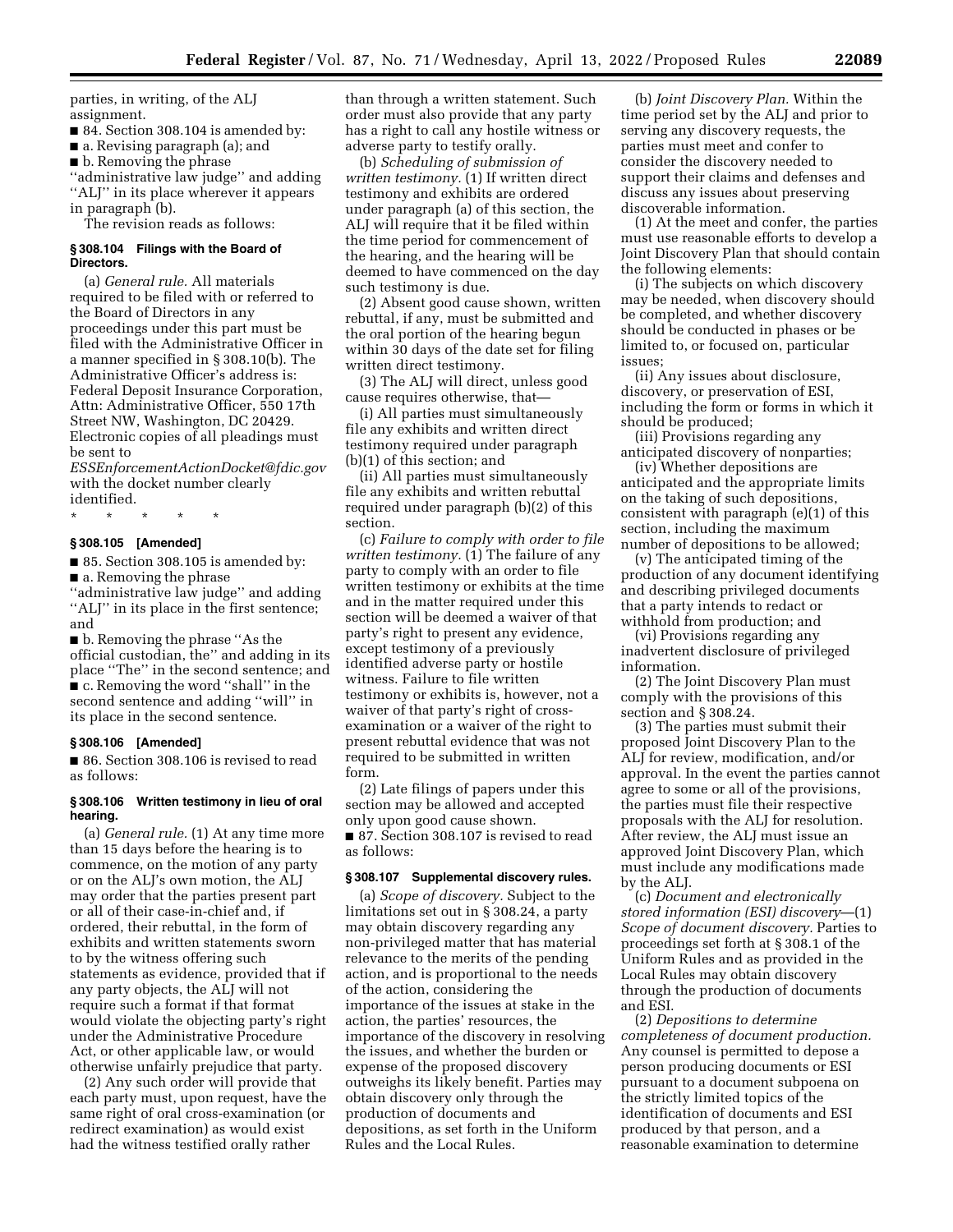parties, in writing, of the ALJ assignment.

■ 84. Section 308.104 is amended by:

■ a. Revising paragraph (a); and

■ b. Removing the phrase ''administrative law judge'' and adding ''ALJ'' in its place wherever it appears in paragraph (b).

The revision reads as follows:

#### § 308.104 Filings with the Board of Directors.

(a) *General rule.* All materials required to be filed with or referred to the Board of Directors in any proceedings under this part must be filed with the Administrative Officer in a manner specified in § 308.10(b). The Administrative Officer's address is: Federal Deposit Insurance Corporation, Attn: Administrative Officer, 550 17th Street NW, Washington, DC 20429. Electronic copies of all pleadings must be sent to *ESSEnforcementActionDocket@fdic.gov* with the docket number clearly identified.

\* \* \* \* \*

#### § 308.105 [Amended]

■ 85. Section 308.105 is amended by:

■ a. Removing the phrase ''administrative law judge'' and adding ''ALJ'' in its place in the first sentence; and

■ b. Removing the phrase ''As the official custodian, the'' and adding in its place ''The'' in the second sentence; and

■ c. Removing the word ''shall'' in the second sentence and adding ''will'' in its place in the second sentence.

#### § 308.106 [Amended]

■ 86. Section 308.106 is revised to read as follows:

#### § 308.106 Written testimony in lieu of oral hearing.

(a) *General rule.* (1) At any time more than 15 days before the hearing is to commence, on the motion of any party or on the ALJ's own motion, the ALJ may order that the parties present part or all of their case-in-chief and, if ordered, their rebuttal, in the form of exhibits and written statements sworn to by the witness offering such statements as evidence, provided that if any party objects, the ALJ will not require such a format if that format would violate the objecting party's right under the Administrative Procedure Act, or other applicable law, or would otherwise unfairly prejudice that party.

(2) Any such order will provide that each party must, upon request, have the same right of oral cross-examination (or redirect examination) as would exist had the witness testified orally rather than through a written statement. Such order must also provide that any party has a right to call any hostile witness or adverse party to testify orally.

(b) *Scheduling of submission of written testimony.* (1) If written direct testimony and exhibits are ordered under paragraph (a) of this section, the ALJ will require that it be filed within the time period for commencement of the hearing, and the hearing will be deemed to have commenced on the day such testimony is due.

(2) Absent good cause shown, written rebuttal, if any, must be submitted and the oral portion of the hearing begun within 30 days of the date set for filing written direct testimony.

(3) The ALJ will direct, unless good cause requires otherwise, that—

(i) All parties must simultaneously file any exhibits and written direct testimony required under paragraph (b)(1) of this section; and

(ii) All parties must simultaneously file any exhibits and written rebuttal required under paragraph (b)(2) of this section.

(c) *Failure to comply with order to file written testimony.* (1) The failure of any party to comply with an order to file written testimony or exhibits at the time and in the matter required under this section will be deemed a waiver of that party's right to present any evidence, except testimony of a previously identified adverse party or hostile witness. Failure to file written testimony or exhibits is, however, not a waiver of that party's right of cross-examination or a waiver of the right to present rebuttal evidence that was not required to be submitted in written form.

(2) Late filings of papers under this section may be allowed and accepted only upon good cause shown.

■ 87. Section 308.107 is revised to read as follows:

#### § 308.107 Supplemental discovery rules.

(a) *Scope of discovery.* Subject to the limitations set out in § 308.24, a party may obtain discovery regarding any non-privileged matter that has material relevance to the merits of the pending action, and is proportional to the needs of the action, considering the importance of the issues at stake in the action, the parties' resources, the importance of the discovery in resolving the issues, and whether the burden or expense of the proposed discovery outweighs its likely benefit. Parties may obtain discovery only through the production of documents and depositions, as set forth in the Uniform Rules and the Local Rules.

(b) *Joint Discovery Plan.* Within the time period set by the ALJ and prior to serving any discovery requests, the parties must meet and confer to consider the discovery needed to support their claims and defenses and discuss any issues about preserving discoverable information.

(1) At the meet and confer, the parties must use reasonable efforts to develop a Joint Discovery Plan that should contain the following elements:

(i) The subjects on which discovery may be needed, when discovery should be completed, and whether discovery should be conducted in phases or be limited to, or focused on, particular issues;

(ii) Any issues about disclosure, discovery, or preservation of ESI, including the form or forms in which it should be produced;

(iii) Provisions regarding any anticipated discovery of nonparties;

(iv) Whether depositions are anticipated and the appropriate limits on the taking of such depositions, consistent with paragraph (e)(1) of this section, including the maximum number of depositions to be allowed;

(v) The anticipated timing of the production of any document identifying and describing privileged documents that a party intends to redact or withhold from production; and

(vi) Provisions regarding any inadvertent disclosure of privileged information.

(2) The Joint Discovery Plan must comply with the provisions of this section and § 308.24.

(3) The parties must submit their proposed Joint Discovery Plan to the ALJ for review, modification, and/or approval. In the event the parties cannot agree to some or all of the provisions, the parties must file their respective proposals with the ALJ for resolution. After review, the ALJ must issue an approved Joint Discovery Plan, which must include any modifications made by the ALJ.

(c) *Document and electronically stored information (ESI) discovery*—(1) *Scope of document discovery.* Parties to proceedings set forth at § 308.1 of the Uniform Rules and as provided in the Local Rules may obtain discovery through the production of documents and ESI.

(2) *Depositions to determine completeness of document production.* Any counsel is permitted to depose a person producing documents or ESI pursuant to a document subpoena on the strictly limited topics of the identification of documents and ESI produced by that person, and a reasonable examination to determine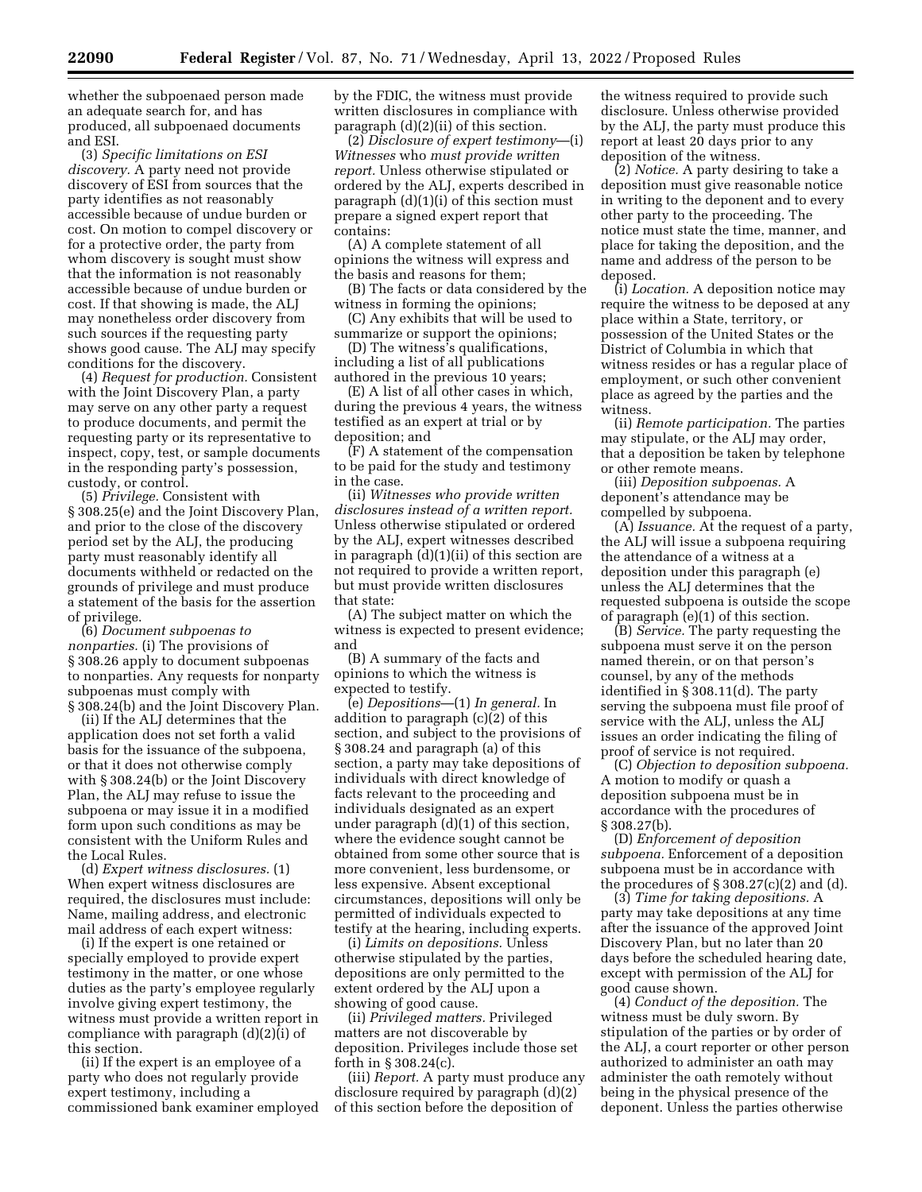whether the subpoenaed person made an adequate search for, and has produced, all subpoenaed documents and ESI.

(3) *Specific limitations on ESI discovery.* A party need not provide discovery of ESI from sources that the party identifies as not reasonably accessible because of undue burden or cost. On motion to compel discovery or for a protective order, the party from whom discovery is sought must show that the information is not reasonably accessible because of undue burden or cost. If that showing is made, the ALJ may nonetheless order discovery from such sources if the requesting party shows good cause. The ALJ may specify conditions for the discovery.

(4) *Request for production.* Consistent with the Joint Discovery Plan, a party may serve on any other party a request to produce documents, and permit the requesting party or its representative to inspect, copy, test, or sample documents in the responding party's possession, custody, or control.

(5) *Privilege.* Consistent with § 308.25(e) and the Joint Discovery Plan, and prior to the close of the discovery period set by the ALJ, the producing party must reasonably identify all documents withheld or redacted on the grounds of privilege and must produce a statement of the basis for the assertion of privilege.

(6) *Document subpoenas to nonparties.* (i) The provisions of § 308.26 apply to document subpoenas to nonparties. Any requests for nonparty subpoenas must comply with § 308.24(b) and the Joint Discovery Plan.

(ii) If the ALJ determines that the application does not set forth a valid basis for the issuance of the subpoena, or that it does not otherwise comply with § 308.24(b) or the Joint Discovery Plan, the ALJ may refuse to issue the subpoena or may issue it in a modified form upon such conditions as may be consistent with the Uniform Rules and the Local Rules.

(d) *Expert witness disclosures.* (1) When expert witness disclosures are required, the disclosures must include: Name, mailing address, and electronic mail address of each expert witness:

(i) If the expert is one retained or specially employed to provide expert testimony in the matter, or one whose duties as the party's employee regularly involve giving expert testimony, the witness must provide a written report in compliance with paragraph (d)(2)(i) of this section.

(ii) If the expert is an employee of a party who does not regularly provide expert testimony, including a commissioned bank examiner employed by the FDIC, the witness must provide written disclosures in compliance with paragraph (d)(2)(ii) of this section.

(2) *Disclosure of expert testimony*—(i) *Witnesses* who *must provide written report.* Unless otherwise stipulated or ordered by the ALJ, experts described in paragraph (d)(1)(i) of this section must prepare a signed expert report that contains:

(A) A complete statement of all opinions the witness will express and the basis and reasons for them;

(B) The facts or data considered by the witness in forming the opinions;

(C) Any exhibits that will be used to summarize or support the opinions;

(D) The witness's qualifications, including a list of all publications authored in the previous 10 years;

(E) A list of all other cases in which, during the previous 4 years, the witness testified as an expert at trial or by deposition; and

(F) A statement of the compensation to be paid for the study and testimony in the case.

(ii) *Witnesses who provide written disclosures instead of a written report.* Unless otherwise stipulated or ordered by the ALJ, expert witnesses described in paragraph (d)(1)(ii) of this section are not required to provide a written report, but must provide written disclosures that state:

(A) The subject matter on which the witness is expected to present evidence; and

(B) A summary of the facts and opinions to which the witness is expected to testify.

(e) *Depositions*—(1) *In general.* In addition to paragraph (c)(2) of this section, and subject to the provisions of § 308.24 and paragraph (a) of this section, a party may take depositions of individuals with direct knowledge of facts relevant to the proceeding and individuals designated as an expert under paragraph (d)(1) of this section, where the evidence sought cannot be obtained from some other source that is more convenient, less burdensome, or less expensive. Absent exceptional circumstances, depositions will only be permitted of individuals expected to testify at the hearing, including experts.

(i) *Limits on depositions.* Unless otherwise stipulated by the parties, depositions are only permitted to the extent ordered by the ALJ upon a showing of good cause.

(ii) *Privileged matters.* Privileged matters are not discoverable by deposition. Privileges include those set forth in § 308.24(c).

(iii) *Report.* A party must produce any disclosure required by paragraph (d)(2) of this section before the deposition of the witness required to provide such disclosure. Unless otherwise provided by the ALJ, the party must produce this report at least 20 days prior to any deposition of the witness.

(2) *Notice.* A party desiring to take a deposition must give reasonable notice in writing to the deponent and to every other party to the proceeding. The notice must state the time, manner, and place for taking the deposition, and the name and address of the person to be deposed.

(i) *Location.* A deposition notice may require the witness to be deposed at any place within a State, territory, or possession of the United States or the District of Columbia in which that witness resides or has a regular place of employment, or such other convenient place as agreed by the parties and the witness.

(ii) *Remote participation.* The parties may stipulate, or the ALJ may order, that a deposition be taken by telephone or other remote means.

(iii) *Deposition subpoenas.* A deponent's attendance may be compelled by subpoena.

(A) *Issuance.* At the request of a party, the ALJ will issue a subpoena requiring the attendance of a witness at a deposition under this paragraph (e) unless the ALJ determines that the requested subpoena is outside the scope of paragraph (e)(1) of this section.

(B) *Service.* The party requesting the subpoena must serve it on the person named therein, or on that person's counsel, by any of the methods identified in § 308.11(d). The party serving the subpoena must file proof of service with the ALJ, unless the ALJ issues an order indicating the filing of proof of service is not required.

(C) *Objection to deposition subpoena.* A motion to modify or quash a deposition subpoena must be in accordance with the procedures of § 308.27(b).

(D) *Enforcement of deposition subpoena.* Enforcement of a deposition subpoena must be in accordance with the procedures of § 308.27(c)(2) and (d).

(3) *Time for taking depositions.* A party may take depositions at any time after the issuance of the approved Joint Discovery Plan, but no later than 20 days before the scheduled hearing date, except with permission of the ALJ for good cause shown.

(4) *Conduct of the deposition.* The witness must be duly sworn. By stipulation of the parties or by order of the ALJ, a court reporter or other person authorized to administer an oath may administer the oath remotely without being in the physical presence of the deponent. Unless the parties otherwise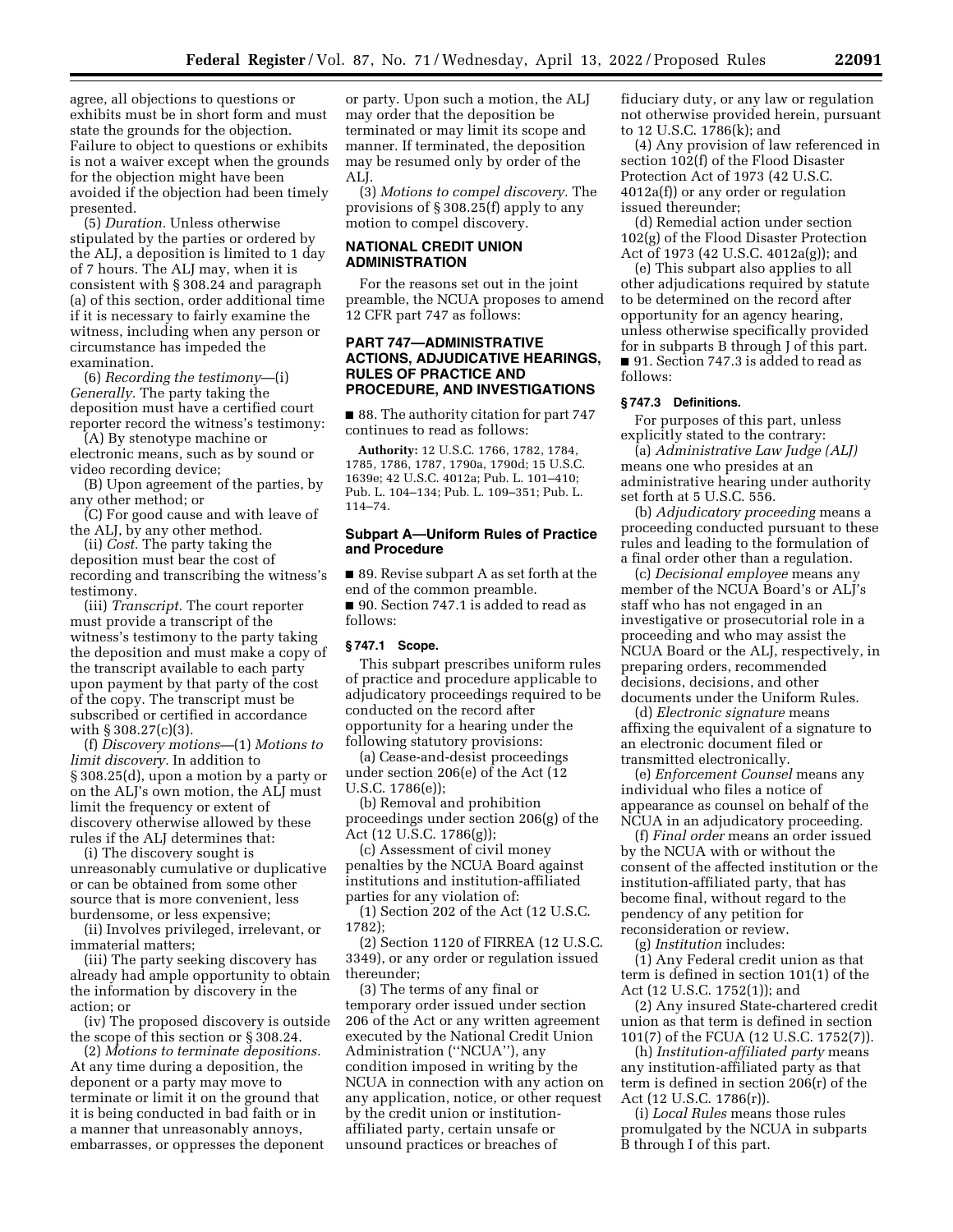agree, all objections to questions or exhibits must be in short form and must state the grounds for the objection. Failure to object to questions or exhibits is not a waiver except when the grounds for the objection might have been avoided if the objection had been timely presented.

(5) *Duration.* Unless otherwise stipulated by the parties or ordered by the ALJ, a deposition is limited to 1 day of 7 hours. The ALJ may, when it is consistent with § 308.24 and paragraph (a) of this section, order additional time if it is necessary to fairly examine the witness, including when any person or circumstance has impeded the examination.

(6) *Recording the testimony*—(i) *Generally.* The party taking the deposition must have a certified court reporter record the witness's testimony:

(A) By stenotype machine or electronic means, such as by sound or video recording device;

(B) Upon agreement of the parties, by any other method; or

(C) For good cause and with leave of the ALJ, by any other method.

(ii) *Cost.* The party taking the deposition must bear the cost of recording and transcribing the witness's testimony.

(iii) *Transcript.* The court reporter must provide a transcript of the witness's testimony to the party taking the deposition and must make a copy of the transcript available to each party upon payment by that party of the cost of the copy. The transcript must be subscribed or certified in accordance with § 308.27(c)(3).

(f) *Discovery motions*—(1) *Motions to limit discovery.* In addition to § 308.25(d), upon a motion by a party or on the ALJ's own motion, the ALJ must limit the frequency or extent of discovery otherwise allowed by these rules if the ALJ determines that:

(i) The discovery sought is unreasonably cumulative or duplicative or can be obtained from some other source that is more convenient, less burdensome, or less expensive;

(ii) Involves privileged, irrelevant, or immaterial matters;

(iii) The party seeking discovery has already had ample opportunity to obtain the information by discovery in the action; or

(iv) The proposed discovery is outside the scope of this section or § 308.24.

(2) *Motions to terminate depositions.* At any time during a deposition, the deponent or a party may move to terminate or limit it on the ground that it is being conducted in bad faith or in a manner that unreasonably annoys, embarrasses, or oppresses the deponent or party. Upon such a motion, the ALJ may order that the deposition be terminated or may limit its scope and manner. If terminated, the deposition may be resumed only by order of the ALJ.

(3) *Motions to compel discovery.* The provisions of § 308.25(f) apply to any motion to compel discovery.

## NATIONAL CREDIT UNION ADMINISTRATION

For the reasons set out in the joint preamble, the NCUA proposes to amend 12 CFR part 747 as follows:

## PART 747—ADMINISTRATIVE ACTIONS, ADJUDICATIVE HEARINGS, RULES OF PRACTICE AND PROCEDURE, AND INVESTIGATIONS

■ 88. The authority citation for part 747 continues to read as follows:

**Authority:** 12 U.S.C. 1766, 1782, 1784, 1785, 1786, 1787, 1790a, 1790d; 15 U.S.C. 1639e; 42 U.S.C. 4012a; Pub. L. 101–410; Pub. L. 104–134; Pub. L. 109–351; Pub. L. 114–74.

### Subpart A—Uniform Rules of Practice and Procedure

■ 89. Revise subpart A as set forth at the end of the common preamble.

■ 90. Section 747.1 is added to read as follows:

#### § 747.1 Scope.

This subpart prescribes uniform rules of practice and procedure applicable to adjudicatory proceedings required to be conducted on the record after opportunity for a hearing under the following statutory provisions:

(a) Cease-and-desist proceedings under section 206(e) of the Act (12 U.S.C. 1786(e));

(b) Removal and prohibition proceedings under section 206(g) of the Act (12 U.S.C. 1786(g));

(c) Assessment of civil money penalties by the NCUA Board against institutions and institution-affiliated parties for any violation of:

(1) Section 202 of the Act (12 U.S.C. 1782);

(2) Section 1120 of FIRREA (12 U.S.C. 3349), or any order or regulation issued thereunder;

(3) The terms of any final or temporary order issued under section 206 of the Act or any written agreement executed by the National Credit Union Administration (''NCUA''), any condition imposed in writing by the NCUA in connection with any action on any application, notice, or other request by the credit union or institution-affiliated party, certain unsafe or unsound practices or breaches of fiduciary duty, or any law or regulation not otherwise provided herein, pursuant to 12 U.S.C. 1786(k); and

(4) Any provision of law referenced in section 102(f) of the Flood Disaster Protection Act of 1973 (42 U.S.C. 4012a(f)) or any order or regulation issued thereunder;

(d) Remedial action under section 102(g) of the Flood Disaster Protection Act of 1973 (42 U.S.C. 4012a(g)); and

(e) This subpart also applies to all other adjudications required by statute to be determined on the record after opportunity for an agency hearing, unless otherwise specifically provided for in subparts B through J of this part.

■ 91. Section 747.3 is added to read as follows:

#### § 747.3 Definitions.

For purposes of this part, unless explicitly stated to the contrary:

(a) *Administrative Law Judge (ALJ)* means one who presides at an administrative hearing under authority set forth at 5 U.S.C. 556.

(b) *Adjudicatory proceeding* means a proceeding conducted pursuant to these rules and leading to the formulation of a final order other than a regulation.

(c) *Decisional employee* means any member of the NCUA Board's or ALJ's staff who has not engaged in an investigative or prosecutorial role in a proceeding and who may assist the NCUA Board or the ALJ, respectively, in preparing orders, recommended decisions, decisions, and other documents under the Uniform Rules.

(d) *Electronic signature* means affixing the equivalent of a signature to an electronic document filed or transmitted electronically.

(e) *Enforcement Counsel* means any individual who files a notice of appearance as counsel on behalf of the NCUA in an adjudicatory proceeding.

(f) *Final order* means an order issued by the NCUA with or without the consent of the affected institution or the institution-affiliated party, that has become final, without regard to the pendency of any petition for reconsideration or review.

(g) *Institution* includes:

(1) Any Federal credit union as that term is defined in section 101(1) of the Act (12 U.S.C. 1752(1)); and

(2) Any insured State-chartered credit union as that term is defined in section 101(7) of the FCUA (12 U.S.C. 1752(7)).

(h) *Institution-affiliated party* means any institution-affiliated party as that term is defined in section 206(r) of the Act (12 U.S.C. 1786(r)).

(i) *Local Rules* means those rules promulgated by the NCUA in subparts B through I of this part.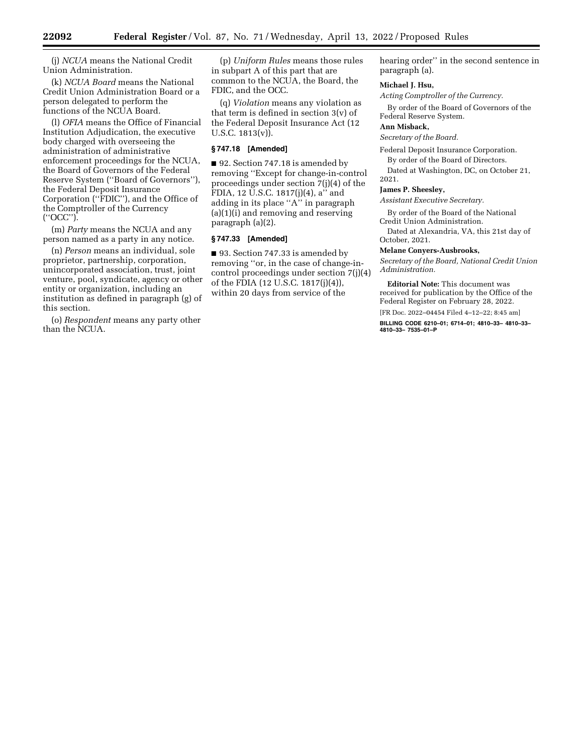(j) *NCUA* means the National Credit Union Administration.

(k) *NCUA Board* means the National Credit Union Administration Board or a person delegated to perform the functions of the NCUA Board.

(l) *OFIA* means the Office of Financial Institution Adjudication, the executive body charged with overseeing the administration of administrative enforcement proceedings for the NCUA, the Board of Governors of the Federal Reserve System (''Board of Governors''), the Federal Deposit Insurance Corporation (''FDIC''), and the Office of the Comptroller of the Currency (''OCC'').

(m) *Party* means the NCUA and any person named as a party in any notice.

(n) *Person* means an individual, sole proprietor, partnership, corporation, unincorporated association, trust, joint venture, pool, syndicate, agency or other entity or organization, including an institution as defined in paragraph (g) of this section.

(o) *Respondent* means any party other than the NCUA.

(p) *Uniform Rules* means those rules in subpart A of this part that are common to the NCUA, the Board, the FDIC, and the OCC.

(q) *Violation* means any violation as that term is defined in section 3(v) of the Federal Deposit Insurance Act (12 U.S.C. 1813(v)).

### § 747.18 [Amended]

■ 92. Section 747.18 is amended by removing ''Except for change-in-control proceedings under section 7(j)(4) of the FDIA, 12 U.S.C. 1817(j)(4), a'' and adding in its place ''A'' in paragraph (a)(1)(i) and removing and reserving paragraph (a)(2).

### § 747.33 [Amended]

■ 93. Section 747.33 is amended by removing ''or, in the case of change-in-control proceedings under section 7(j)(4) of the FDIA (12 U.S.C. 1817(j)(4)), within 20 days from service of the hearing order'' in the second sentence in paragraph (a).

**Michael J. Hsu,**

*Acting Comptroller of the Currency.*

By order of the Board of Governors of the Federal Reserve System.

**Ann Misback,**

*Secretary of the Board.*

Federal Deposit Insurance Corporation.

By order of the Board of Directors.

Dated at Washington, DC, on October 21, 2021.

**James P. Sheesley,**

*Assistant Executive Secretary.*

By order of the Board of the National Credit Union Administration.

Dated at Alexandria, VA, this 21st day of October, 2021.

**Melane Conyers-Ausbrooks,**

*Secretary of the Board, National Credit Union Administration.*

**Editorial Note:** This document was received for publication by the Office of the Federal Register on February 28, 2022.

[FR Doc. 2022–04454 Filed 4–12–22; 8:45 am]

**BILLING CODE 6210–01; 6714–01; 4810–33– 4810–33– 4810–33– 7535–01–P**